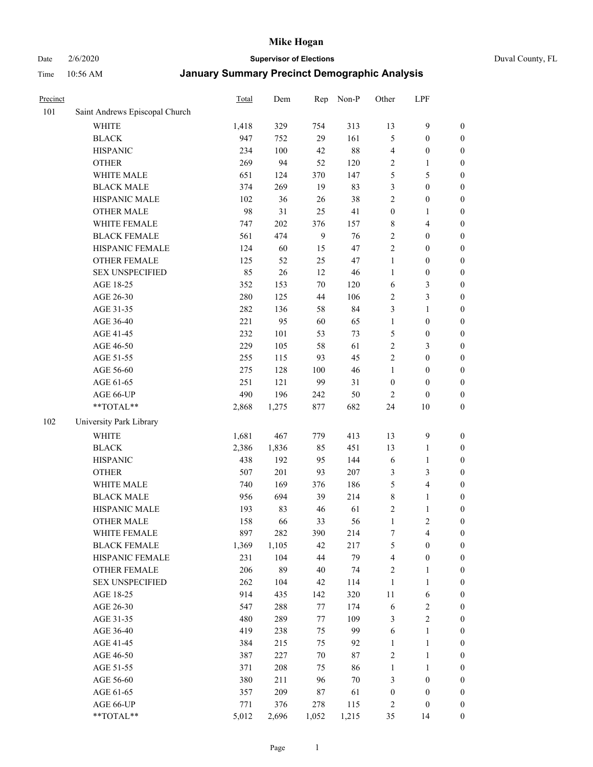# Mike Hogan

Date 2/6/2020 **Supervisor of Elections** Duval County, FL

Time 10:56 AM **January Summary Precinct Demographic Analysis**

| Precinct | | Total | Dem | Rep | Non-P | Other | LPF | |
|---|---|---|---|---|---|---|---|---|
| 101 | Saint Andrews Episcopal Church | | | | | | | |
| | WHITE | 1,418 | 329 | 754 | 313 | 13 | 9 | 0 |
| | BLACK | 947 | 752 | 29 | 161 | 5 | 0 | 0 |
| | HISPANIC | 234 | 100 | 42 | 88 | 4 | 0 | 0 |
| | OTHER | 269 | 94 | 52 | 120 | 2 | 1 | 0 |
| | WHITE MALE | 651 | 124 | 370 | 147 | 5 | 5 | 0 |
| | BLACK MALE | 374 | 269 | 19 | 83 | 3 | 0 | 0 |
| | HISPANIC MALE | 102 | 36 | 26 | 38 | 2 | 0 | 0 |
| | OTHER MALE | 98 | 31 | 25 | 41 | 0 | 1 | 0 |
| | WHITE FEMALE | 747 | 202 | 376 | 157 | 8 | 4 | 0 |
| | BLACK FEMALE | 561 | 474 | 9 | 76 | 2 | 0 | 0 |
| | HISPANIC FEMALE | 124 | 60 | 15 | 47 | 2 | 0 | 0 |
| | OTHER FEMALE | 125 | 52 | 25 | 47 | 1 | 0 | 0 |
| | SEX UNSPECIFIED | 85 | 26 | 12 | 46 | 1 | 0 | 0 |
| | AGE 18-25 | 352 | 153 | 70 | 120 | 6 | 3 | 0 |
| | AGE 26-30 | 280 | 125 | 44 | 106 | 2 | 3 | 0 |
| | AGE 31-35 | 282 | 136 | 58 | 84 | 3 | 1 | 0 |
| | AGE 36-40 | 221 | 95 | 60 | 65 | 1 | 0 | 0 |
| | AGE 41-45 | 232 | 101 | 53 | 73 | 5 | 0 | 0 |
| | AGE 46-50 | 229 | 105 | 58 | 61 | 2 | 3 | 0 |
| | AGE 51-55 | 255 | 115 | 93 | 45 | 2 | 0 | 0 |
| | AGE 56-60 | 275 | 128 | 100 | 46 | 1 | 0 | 0 |
| | AGE 61-65 | 251 | 121 | 99 | 31 | 0 | 0 | 0 |
| | AGE 66-UP | 490 | 196 | 242 | 50 | 2 | 0 | 0 |
| | **TOTAL** | 2,868 | 1,275 | 877 | 682 | 24 | 10 | 0 |
| 102 | University Park Library | | | | | | | |
| | WHITE | 1,681 | 467 | 779 | 413 | 13 | 9 | 0 |
| | BLACK | 2,386 | 1,836 | 85 | 451 | 13 | 1 | 0 |
| | HISPANIC | 438 | 192 | 95 | 144 | 6 | 1 | 0 |
| | OTHER | 507 | 201 | 93 | 207 | 3 | 3 | 0 |
| | WHITE MALE | 740 | 169 | 376 | 186 | 5 | 4 | 0 |
| | BLACK MALE | 956 | 694 | 39 | 214 | 8 | 1 | 0 |
| | HISPANIC MALE | 193 | 83 | 46 | 61 | 2 | 1 | 0 |
| | OTHER MALE | 158 | 66 | 33 | 56 | 1 | 2 | 0 |
| | WHITE FEMALE | 897 | 282 | 390 | 214 | 7 | 4 | 0 |
| | BLACK FEMALE | 1,369 | 1,105 | 42 | 217 | 5 | 0 | 0 |
| | HISPANIC FEMALE | 231 | 104 | 44 | 79 | 4 | 0 | 0 |
| | OTHER FEMALE | 206 | 89 | 40 | 74 | 2 | 1 | 0 |
| | SEX UNSPECIFIED | 262 | 104 | 42 | 114 | 1 | 1 | 0 |
| | AGE 18-25 | 914 | 435 | 142 | 320 | 11 | 6 | 0 |
| | AGE 26-30 | 547 | 288 | 77 | 174 | 6 | 2 | 0 |
| | AGE 31-35 | 480 | 289 | 77 | 109 | 3 | 2 | 0 |
| | AGE 36-40 | 419 | 238 | 75 | 99 | 6 | 1 | 0 |
| | AGE 41-45 | 384 | 215 | 75 | 92 | 1 | 1 | 0 |
| | AGE 46-50 | 387 | 227 | 70 | 87 | 2 | 1 | 0 |
| | AGE 51-55 | 371 | 208 | 75 | 86 | 1 | 1 | 0 |
| | AGE 56-60 | 380 | 211 | 96 | 70 | 3 | 0 | 0 |
| | AGE 61-65 | 357 | 209 | 87 | 61 | 0 | 0 | 0 |
| | AGE 66-UP | 771 | 376 | 278 | 115 | 2 | 0 | 0 |
| | **TOTAL** | 5,012 | 2,696 | 1,052 | 1,215 | 35 | 14 | 0 |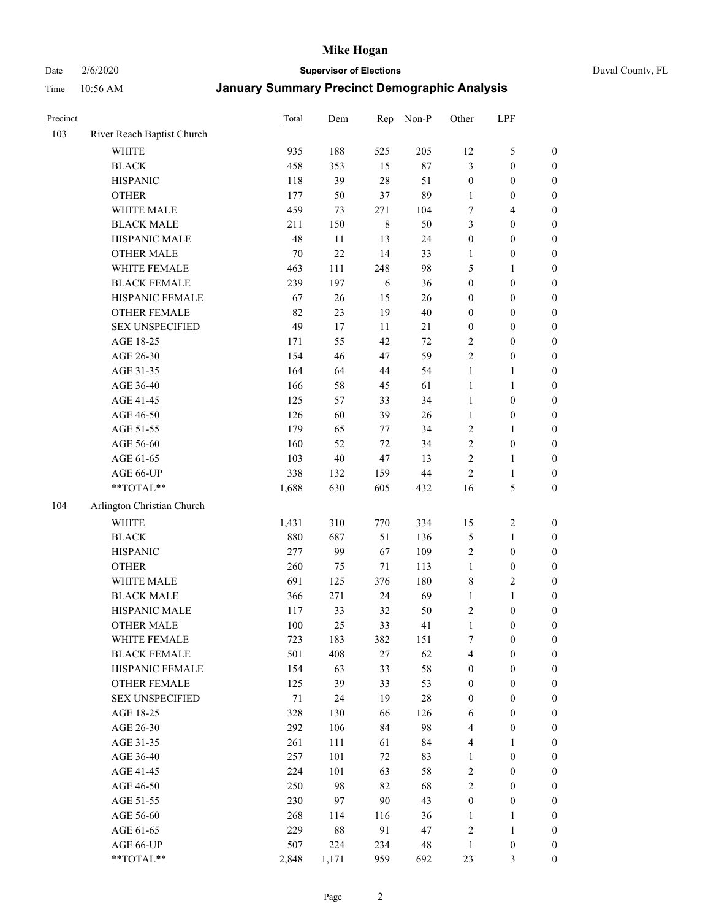# Mike Hogan

Date 2/6/2020 **Supervisor of Elections** Duval County, FL

Time 10:56 AM **January Summary Precinct Demographic Analysis**

| Precinct | | Total | Dem | Rep | Non-P | Other | LPF | |
|---|---|---|---|---|---|---|---|---|
| 103 | River Reach Baptist Church | | | | | | | |
| | WHITE | 935 | 188 | 525 | 205 | 12 | 5 | 0 |
| | BLACK | 458 | 353 | 15 | 87 | 3 | 0 | 0 |
| | HISPANIC | 118 | 39 | 28 | 51 | 0 | 0 | 0 |
| | OTHER | 177 | 50 | 37 | 89 | 1 | 0 | 0 |
| | WHITE MALE | 459 | 73 | 271 | 104 | 7 | 4 | 0 |
| | BLACK MALE | 211 | 150 | 8 | 50 | 3 | 0 | 0 |
| | HISPANIC MALE | 48 | 11 | 13 | 24 | 0 | 0 | 0 |
| | OTHER MALE | 70 | 22 | 14 | 33 | 1 | 0 | 0 |
| | WHITE FEMALE | 463 | 111 | 248 | 98 | 5 | 1 | 0 |
| | BLACK FEMALE | 239 | 197 | 6 | 36 | 0 | 0 | 0 |
| | HISPANIC FEMALE | 67 | 26 | 15 | 26 | 0 | 0 | 0 |
| | OTHER FEMALE | 82 | 23 | 19 | 40 | 0 | 0 | 0 |
| | SEX UNSPECIFIED | 49 | 17 | 11 | 21 | 0 | 0 | 0 |
| | AGE 18-25 | 171 | 55 | 42 | 72 | 2 | 0 | 0 |
| | AGE 26-30 | 154 | 46 | 47 | 59 | 2 | 0 | 0 |
| | AGE 31-35 | 164 | 64 | 44 | 54 | 1 | 1 | 0 |
| | AGE 36-40 | 166 | 58 | 45 | 61 | 1 | 1 | 0 |
| | AGE 41-45 | 125 | 57 | 33 | 34 | 1 | 0 | 0 |
| | AGE 46-50 | 126 | 60 | 39 | 26 | 1 | 0 | 0 |
| | AGE 51-55 | 179 | 65 | 77 | 34 | 2 | 1 | 0 |
| | AGE 56-60 | 160 | 52 | 72 | 34 | 2 | 0 | 0 |
| | AGE 61-65 | 103 | 40 | 47 | 13 | 2 | 1 | 0 |
| | AGE 66-UP | 338 | 132 | 159 | 44 | 2 | 1 | 0 |
| | **TOTAL** | 1,688 | 630 | 605 | 432 | 16 | 5 | 0 |
| 104 | Arlington Christian Church | | | | | | | |
| | WHITE | 1,431 | 310 | 770 | 334 | 15 | 2 | 0 |
| | BLACK | 880 | 687 | 51 | 136 | 5 | 1 | 0 |
| | HISPANIC | 277 | 99 | 67 | 109 | 2 | 0 | 0 |
| | OTHER | 260 | 75 | 71 | 113 | 1 | 0 | 0 |
| | WHITE MALE | 691 | 125 | 376 | 180 | 8 | 2 | 0 |
| | BLACK MALE | 366 | 271 | 24 | 69 | 1 | 1 | 0 |
| | HISPANIC MALE | 117 | 33 | 32 | 50 | 2 | 0 | 0 |
| | OTHER MALE | 100 | 25 | 33 | 41 | 1 | 0 | 0 |
| | WHITE FEMALE | 723 | 183 | 382 | 151 | 7 | 0 | 0 |
| | BLACK FEMALE | 501 | 408 | 27 | 62 | 4 | 0 | 0 |
| | HISPANIC FEMALE | 154 | 63 | 33 | 58 | 0 | 0 | 0 |
| | OTHER FEMALE | 125 | 39 | 33 | 53 | 0 | 0 | 0 |
| | SEX UNSPECIFIED | 71 | 24 | 19 | 28 | 0 | 0 | 0 |
| | AGE 18-25 | 328 | 130 | 66 | 126 | 6 | 0 | 0 |
| | AGE 26-30 | 292 | 106 | 84 | 98 | 4 | 0 | 0 |
| | AGE 31-35 | 261 | 111 | 61 | 84 | 4 | 1 | 0 |
| | AGE 36-40 | 257 | 101 | 72 | 83 | 1 | 0 | 0 |
| | AGE 41-45 | 224 | 101 | 63 | 58 | 2 | 0 | 0 |
| | AGE 46-50 | 250 | 98 | 82 | 68 | 2 | 0 | 0 |
| | AGE 51-55 | 230 | 97 | 90 | 43 | 0 | 0 | 0 |
| | AGE 56-60 | 268 | 114 | 116 | 36 | 1 | 1 | 0 |
| | AGE 61-65 | 229 | 88 | 91 | 47 | 2 | 1 | 0 |
| | AGE 66-UP | 507 | 224 | 234 | 48 | 1 | 0 | 0 |
| | **TOTAL** | 2,848 | 1,171 | 959 | 692 | 23 | 3 | 0 |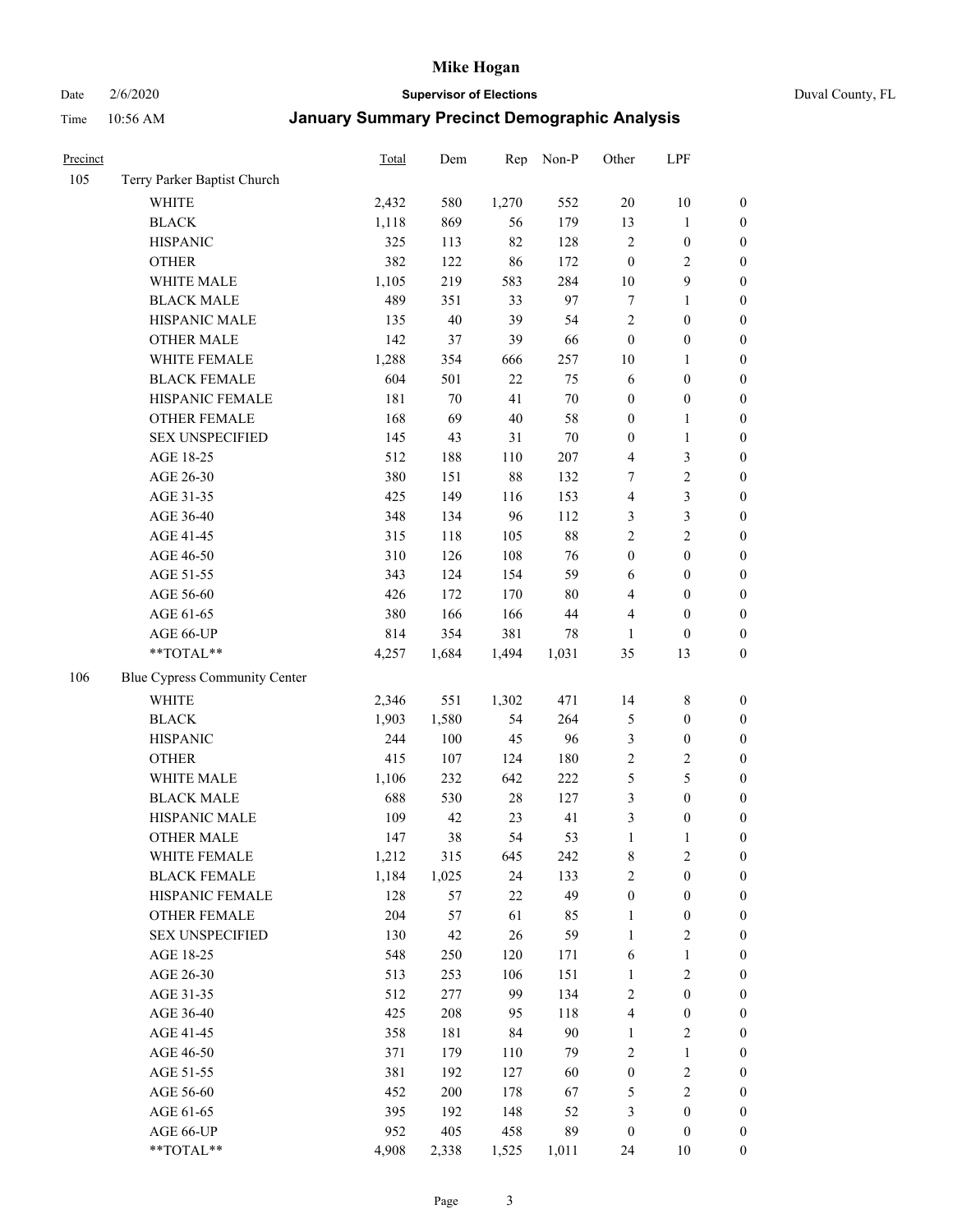# Mike Hogan

Date 2/6/2020 **Supervisor of Elections** Duval County, FL

Time 10:56 AM **January Summary Precinct Demographic Analysis**

| Precinct | | Total | Dem | Rep | Non-P | Other | LPF | |
|---|---|---|---|---|---|---|---|---|
| 105 | Terry Parker Baptist Church | | | | | | | |
| | WHITE | 2,432 | 580 | 1,270 | 552 | 20 | 10 | 0 |
| | BLACK | 1,118 | 869 | 56 | 179 | 13 | 1 | 0 |
| | HISPANIC | 325 | 113 | 82 | 128 | 2 | 0 | 0 |
| | OTHER | 382 | 122 | 86 | 172 | 0 | 2 | 0 |
| | WHITE MALE | 1,105 | 219 | 583 | 284 | 10 | 9 | 0 |
| | BLACK MALE | 489 | 351 | 33 | 97 | 7 | 1 | 0 |
| | HISPANIC MALE | 135 | 40 | 39 | 54 | 2 | 0 | 0 |
| | OTHER MALE | 142 | 37 | 39 | 66 | 0 | 0 | 0 |
| | WHITE FEMALE | 1,288 | 354 | 666 | 257 | 10 | 1 | 0 |
| | BLACK FEMALE | 604 | 501 | 22 | 75 | 6 | 0 | 0 |
| | HISPANIC FEMALE | 181 | 70 | 41 | 70 | 0 | 0 | 0 |
| | OTHER FEMALE | 168 | 69 | 40 | 58 | 0 | 1 | 0 |
| | SEX UNSPECIFIED | 145 | 43 | 31 | 70 | 0 | 1 | 0 |
| | AGE 18-25 | 512 | 188 | 110 | 207 | 4 | 3 | 0 |
| | AGE 26-30 | 380 | 151 | 88 | 132 | 7 | 2 | 0 |
| | AGE 31-35 | 425 | 149 | 116 | 153 | 4 | 3 | 0 |
| | AGE 36-40 | 348 | 134 | 96 | 112 | 3 | 3 | 0 |
| | AGE 41-45 | 315 | 118 | 105 | 88 | 2 | 2 | 0 |
| | AGE 46-50 | 310 | 126 | 108 | 76 | 0 | 0 | 0 |
| | AGE 51-55 | 343 | 124 | 154 | 59 | 6 | 0 | 0 |
| | AGE 56-60 | 426 | 172 | 170 | 80 | 4 | 0 | 0 |
| | AGE 61-65 | 380 | 166 | 166 | 44 | 4 | 0 | 0 |
| | AGE 66-UP | 814 | 354 | 381 | 78 | 1 | 0 | 0 |
| | **TOTAL** | 4,257 | 1,684 | 1,494 | 1,031 | 35 | 13 | 0 |
| 106 | Blue Cypress Community Center | | | | | | | |
| | WHITE | 2,346 | 551 | 1,302 | 471 | 14 | 8 | 0 |
| | BLACK | 1,903 | 1,580 | 54 | 264 | 5 | 0 | 0 |
| | HISPANIC | 244 | 100 | 45 | 96 | 3 | 0 | 0 |
| | OTHER | 415 | 107 | 124 | 180 | 2 | 2 | 0 |
| | WHITE MALE | 1,106 | 232 | 642 | 222 | 5 | 5 | 0 |
| | BLACK MALE | 688 | 530 | 28 | 127 | 3 | 0 | 0 |
| | HISPANIC MALE | 109 | 42 | 23 | 41 | 3 | 0 | 0 |
| | OTHER MALE | 147 | 38 | 54 | 53 | 1 | 1 | 0 |
| | WHITE FEMALE | 1,212 | 315 | 645 | 242 | 8 | 2 | 0 |
| | BLACK FEMALE | 1,184 | 1,025 | 24 | 133 | 2 | 0 | 0 |
| | HISPANIC FEMALE | 128 | 57 | 22 | 49 | 0 | 0 | 0 |
| | OTHER FEMALE | 204 | 57 | 61 | 85 | 1 | 0 | 0 |
| | SEX UNSPECIFIED | 130 | 42 | 26 | 59 | 1 | 2 | 0 |
| | AGE 18-25 | 548 | 250 | 120 | 171 | 6 | 1 | 0 |
| | AGE 26-30 | 513 | 253 | 106 | 151 | 1 | 2 | 0 |
| | AGE 31-35 | 512 | 277 | 99 | 134 | 2 | 0 | 0 |
| | AGE 36-40 | 425 | 208 | 95 | 118 | 4 | 0 | 0 |
| | AGE 41-45 | 358 | 181 | 84 | 90 | 1 | 2 | 0 |
| | AGE 46-50 | 371 | 179 | 110 | 79 | 2 | 1 | 0 |
| | AGE 51-55 | 381 | 192 | 127 | 60 | 0 | 2 | 0 |
| | AGE 56-60 | 452 | 200 | 178 | 67 | 5 | 2 | 0 |
| | AGE 61-65 | 395 | 192 | 148 | 52 | 3 | 0 | 0 |
| | AGE 66-UP | 952 | 405 | 458 | 89 | 0 | 0 | 0 |
| | **TOTAL** | 4,908 | 2,338 | 1,525 | 1,011 | 24 | 10 | 0 |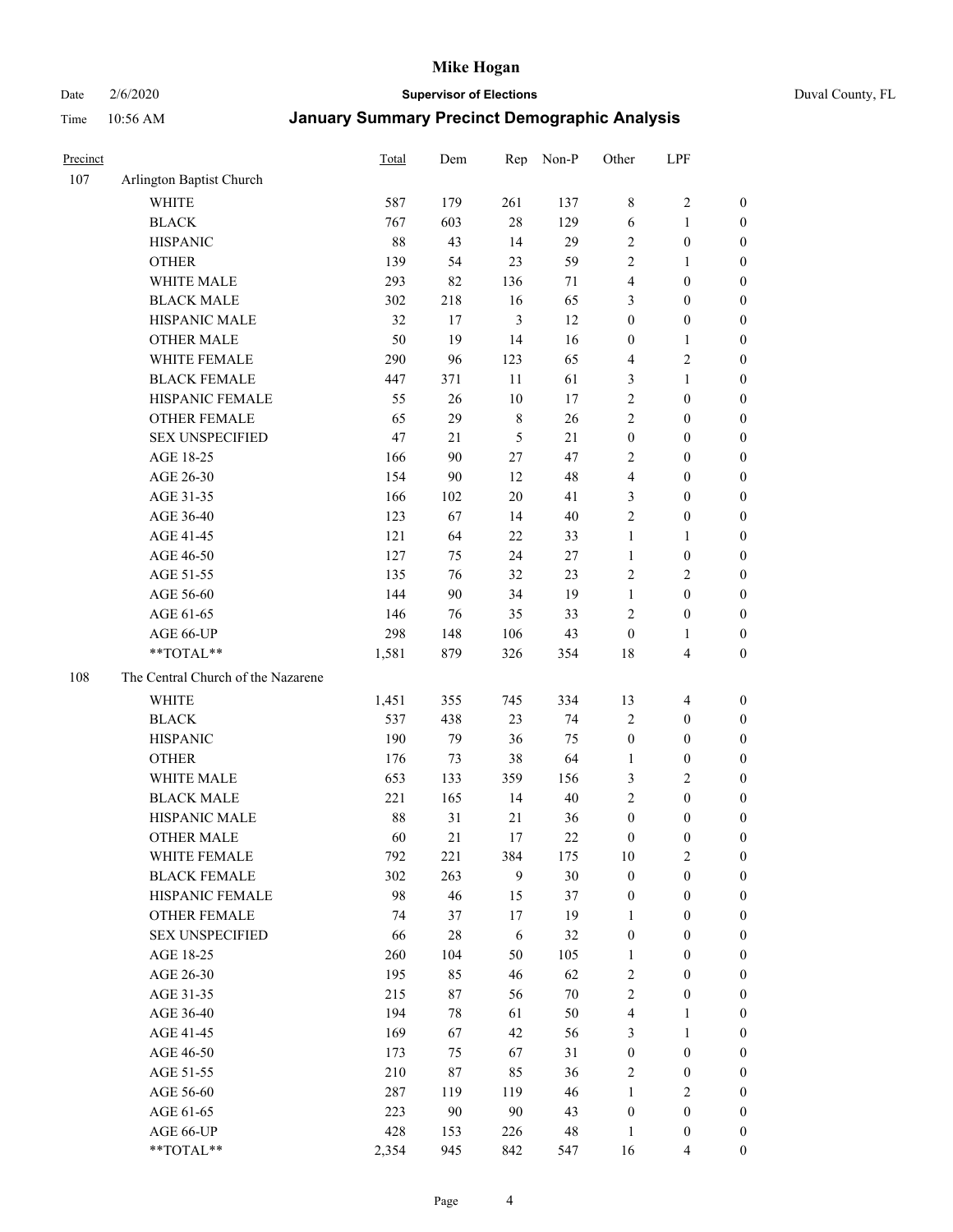# Mike Hogan

Date 2/6/2020 **Supervisor of Elections** Duval County, FL

Time 10:56 AM **January Summary Precinct Demographic Analysis**

| Precinct | | Total | Dem | Rep | Non-P | Other | LPF | |
|---|---|---|---|---|---|---|---|---|
| 107 | Arlington Baptist Church | | | | | | | |
| | WHITE | 587 | 179 | 261 | 137 | 8 | 2 | 0 |
| | BLACK | 767 | 603 | 28 | 129 | 6 | 1 | 0 |
| | HISPANIC | 88 | 43 | 14 | 29 | 2 | 0 | 0 |
| | OTHER | 139 | 54 | 23 | 59 | 2 | 1 | 0 |
| | WHITE MALE | 293 | 82 | 136 | 71 | 4 | 0 | 0 |
| | BLACK MALE | 302 | 218 | 16 | 65 | 3 | 0 | 0 |
| | HISPANIC MALE | 32 | 17 | 3 | 12 | 0 | 0 | 0 |
| | OTHER MALE | 50 | 19 | 14 | 16 | 0 | 1 | 0 |
| | WHITE FEMALE | 290 | 96 | 123 | 65 | 4 | 2 | 0 |
| | BLACK FEMALE | 447 | 371 | 11 | 61 | 3 | 1 | 0 |
| | HISPANIC FEMALE | 55 | 26 | 10 | 17 | 2 | 0 | 0 |
| | OTHER FEMALE | 65 | 29 | 8 | 26 | 2 | 0 | 0 |
| | SEX UNSPECIFIED | 47 | 21 | 5 | 21 | 0 | 0 | 0 |
| | AGE 18-25 | 166 | 90 | 27 | 47 | 2 | 0 | 0 |
| | AGE 26-30 | 154 | 90 | 12 | 48 | 4 | 0 | 0 |
| | AGE 31-35 | 166 | 102 | 20 | 41 | 3 | 0 | 0 |
| | AGE 36-40 | 123 | 67 | 14 | 40 | 2 | 0 | 0 |
| | AGE 41-45 | 121 | 64 | 22 | 33 | 1 | 1 | 0 |
| | AGE 46-50 | 127 | 75 | 24 | 27 | 1 | 0 | 0 |
| | AGE 51-55 | 135 | 76 | 32 | 23 | 2 | 2 | 0 |
| | AGE 56-60 | 144 | 90 | 34 | 19 | 1 | 0 | 0 |
| | AGE 61-65 | 146 | 76 | 35 | 33 | 2 | 0 | 0 |
| | AGE 66-UP | 298 | 148 | 106 | 43 | 0 | 1 | 0 |
| | **TOTAL** | 1,581 | 879 | 326 | 354 | 18 | 4 | 0 |
| 108 | The Central Church of the Nazarene | | | | | | | |
| | WHITE | 1,451 | 355 | 745 | 334 | 13 | 4 | 0 |
| | BLACK | 537 | 438 | 23 | 74 | 2 | 0 | 0 |
| | HISPANIC | 190 | 79 | 36 | 75 | 0 | 0 | 0 |
| | OTHER | 176 | 73 | 38 | 64 | 1 | 0 | 0 |
| | WHITE MALE | 653 | 133 | 359 | 156 | 3 | 2 | 0 |
| | BLACK MALE | 221 | 165 | 14 | 40 | 2 | 0 | 0 |
| | HISPANIC MALE | 88 | 31 | 21 | 36 | 0 | 0 | 0 |
| | OTHER MALE | 60 | 21 | 17 | 22 | 0 | 0 | 0 |
| | WHITE FEMALE | 792 | 221 | 384 | 175 | 10 | 2 | 0 |
| | BLACK FEMALE | 302 | 263 | 9 | 30 | 0 | 0 | 0 |
| | HISPANIC FEMALE | 98 | 46 | 15 | 37 | 0 | 0 | 0 |
| | OTHER FEMALE | 74 | 37 | 17 | 19 | 1 | 0 | 0 |
| | SEX UNSPECIFIED | 66 | 28 | 6 | 32 | 0 | 0 | 0 |
| | AGE 18-25 | 260 | 104 | 50 | 105 | 1 | 0 | 0 |
| | AGE 26-30 | 195 | 85 | 46 | 62 | 2 | 0 | 0 |
| | AGE 31-35 | 215 | 87 | 56 | 70 | 2 | 0 | 0 |
| | AGE 36-40 | 194 | 78 | 61 | 50 | 4 | 1 | 0 |
| | AGE 41-45 | 169 | 67 | 42 | 56 | 3 | 1 | 0 |
| | AGE 46-50 | 173 | 75 | 67 | 31 | 0 | 0 | 0 |
| | AGE 51-55 | 210 | 87 | 85 | 36 | 2 | 0 | 0 |
| | AGE 56-60 | 287 | 119 | 119 | 46 | 1 | 2 | 0 |
| | AGE 61-65 | 223 | 90 | 90 | 43 | 0 | 0 | 0 |
| | AGE 66-UP | 428 | 153 | 226 | 48 | 1 | 0 | 0 |
| | **TOTAL** | 2,354 | 945 | 842 | 547 | 16 | 4 | 0 |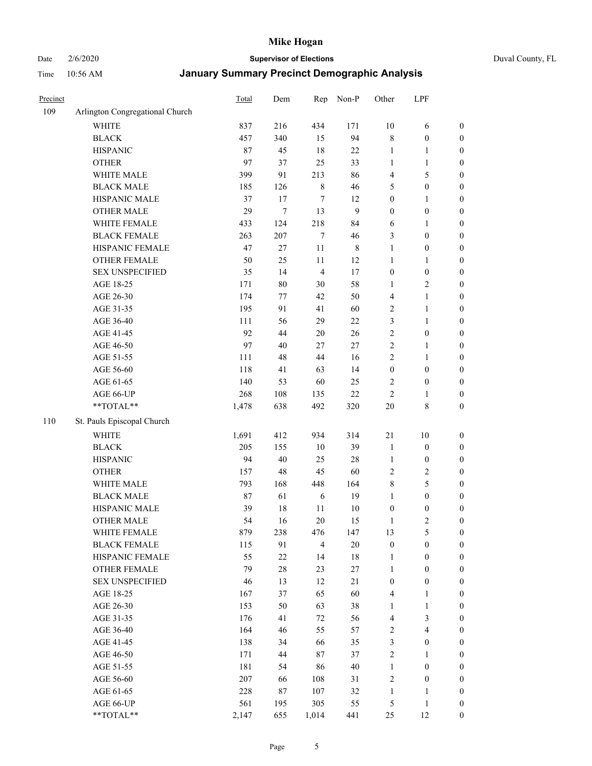# Mike Hogan

Date 2/6/2020 **Supervisor of Elections** Duval County, FL

Time 10:56 AM **January Summary Precinct Demographic Analysis**

| Precinct | | Total | Dem | Rep | Non-P | Other | LPF | |
|---|---|---|---|---|---|---|---|---|
| 109 | Arlington Congregational Church | | | | | | | |
| | WHITE | 837 | 216 | 434 | 171 | 10 | 6 | 0 |
| | BLACK | 457 | 340 | 15 | 94 | 8 | 0 | 0 |
| | HISPANIC | 87 | 45 | 18 | 22 | 1 | 1 | 0 |
| | OTHER | 97 | 37 | 25 | 33 | 1 | 1 | 0 |
| | WHITE MALE | 399 | 91 | 213 | 86 | 4 | 5 | 0 |
| | BLACK MALE | 185 | 126 | 8 | 46 | 5 | 0 | 0 |
| | HISPANIC MALE | 37 | 17 | 7 | 12 | 0 | 1 | 0 |
| | OTHER MALE | 29 | 7 | 13 | 9 | 0 | 0 | 0 |
| | WHITE FEMALE | 433 | 124 | 218 | 84 | 6 | 1 | 0 |
| | BLACK FEMALE | 263 | 207 | 7 | 46 | 3 | 0 | 0 |
| | HISPANIC FEMALE | 47 | 27 | 11 | 8 | 1 | 0 | 0 |
| | OTHER FEMALE | 50 | 25 | 11 | 12 | 1 | 1 | 0 |
| | SEX UNSPECIFIED | 35 | 14 | 4 | 17 | 0 | 0 | 0 |
| | AGE 18-25 | 171 | 80 | 30 | 58 | 1 | 2 | 0 |
| | AGE 26-30 | 174 | 77 | 42 | 50 | 4 | 1 | 0 |
| | AGE 31-35 | 195 | 91 | 41 | 60 | 2 | 1 | 0 |
| | AGE 36-40 | 111 | 56 | 29 | 22 | 3 | 1 | 0 |
| | AGE 41-45 | 92 | 44 | 20 | 26 | 2 | 0 | 0 |
| | AGE 46-50 | 97 | 40 | 27 | 27 | 2 | 1 | 0 |
| | AGE 51-55 | 111 | 48 | 44 | 16 | 2 | 1 | 0 |
| | AGE 56-60 | 118 | 41 | 63 | 14 | 0 | 0 | 0 |
| | AGE 61-65 | 140 | 53 | 60 | 25 | 2 | 0 | 0 |
| | AGE 66-UP | 268 | 108 | 135 | 22 | 2 | 1 | 0 |
| | **TOTAL** | 1,478 | 638 | 492 | 320 | 20 | 8 | 0 |
| 110 | St. Pauls Episcopal Church | | | | | | | |
| | WHITE | 1,691 | 412 | 934 | 314 | 21 | 10 | 0 |
| | BLACK | 205 | 155 | 10 | 39 | 1 | 0 | 0 |
| | HISPANIC | 94 | 40 | 25 | 28 | 1 | 0 | 0 |
| | OTHER | 157 | 48 | 45 | 60 | 2 | 2 | 0 |
| | WHITE MALE | 793 | 168 | 448 | 164 | 8 | 5 | 0 |
| | BLACK MALE | 87 | 61 | 6 | 19 | 1 | 0 | 0 |
| | HISPANIC MALE | 39 | 18 | 11 | 10 | 0 | 0 | 0 |
| | OTHER MALE | 54 | 16 | 20 | 15 | 1 | 2 | 0 |
| | WHITE FEMALE | 879 | 238 | 476 | 147 | 13 | 5 | 0 |
| | BLACK FEMALE | 115 | 91 | 4 | 20 | 0 | 0 | 0 |
| | HISPANIC FEMALE | 55 | 22 | 14 | 18 | 1 | 0 | 0 |
| | OTHER FEMALE | 79 | 28 | 23 | 27 | 1 | 0 | 0 |
| | SEX UNSPECIFIED | 46 | 13 | 12 | 21 | 0 | 0 | 0 |
| | AGE 18-25 | 167 | 37 | 65 | 60 | 4 | 1 | 0 |
| | AGE 26-30 | 153 | 50 | 63 | 38 | 1 | 1 | 0 |
| | AGE 31-35 | 176 | 41 | 72 | 56 | 4 | 3 | 0 |
| | AGE 36-40 | 164 | 46 | 55 | 57 | 2 | 4 | 0 |
| | AGE 41-45 | 138 | 34 | 66 | 35 | 3 | 0 | 0 |
| | AGE 46-50 | 171 | 44 | 87 | 37 | 2 | 1 | 0 |
| | AGE 51-55 | 181 | 54 | 86 | 40 | 1 | 0 | 0 |
| | AGE 56-60 | 207 | 66 | 108 | 31 | 2 | 0 | 0 |
| | AGE 61-65 | 228 | 87 | 107 | 32 | 1 | 1 | 0 |
| | AGE 66-UP | 561 | 195 | 305 | 55 | 5 | 1 | 0 |
| | **TOTAL** | 2,147 | 655 | 1,014 | 441 | 25 | 12 | 0 |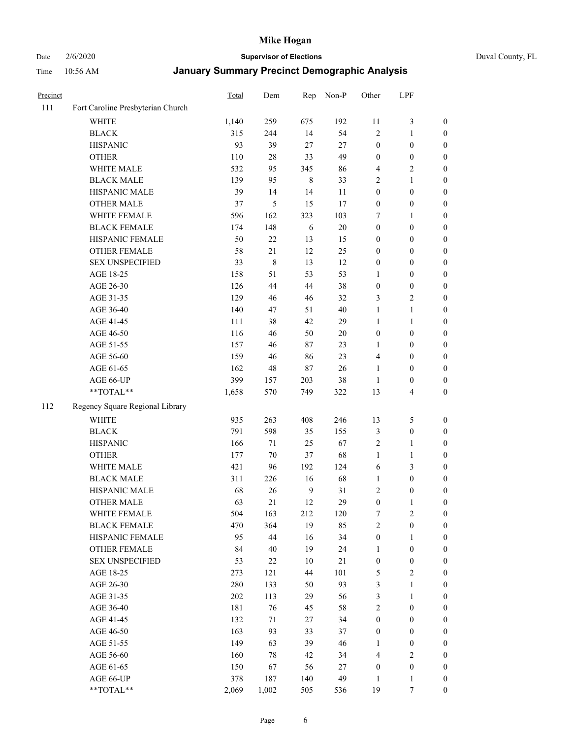# Mike Hogan

Date 2/6/2020 **Supervisor of Elections** Duval County, FL

Time 10:56 AM **January Summary Precinct Demographic Analysis**

| Precinct | | Total | Dem | Rep | Non-P | Other | LPF | |
|---|---|---|---|---|---|---|---|---|
| 111 | Fort Caroline Presbyterian Church | | | | | | | |
| | WHITE | 1,140 | 259 | 675 | 192 | 11 | 3 | 0 |
| | BLACK | 315 | 244 | 14 | 54 | 2 | 1 | 0 |
| | HISPANIC | 93 | 39 | 27 | 27 | 0 | 0 | 0 |
| | OTHER | 110 | 28 | 33 | 49 | 0 | 0 | 0 |
| | WHITE MALE | 532 | 95 | 345 | 86 | 4 | 2 | 0 |
| | BLACK MALE | 139 | 95 | 8 | 33 | 2 | 1 | 0 |
| | HISPANIC MALE | 39 | 14 | 14 | 11 | 0 | 0 | 0 |
| | OTHER MALE | 37 | 5 | 15 | 17 | 0 | 0 | 0 |
| | WHITE FEMALE | 596 | 162 | 323 | 103 | 7 | 1 | 0 |
| | BLACK FEMALE | 174 | 148 | 6 | 20 | 0 | 0 | 0 |
| | HISPANIC FEMALE | 50 | 22 | 13 | 15 | 0 | 0 | 0 |
| | OTHER FEMALE | 58 | 21 | 12 | 25 | 0 | 0 | 0 |
| | SEX UNSPECIFIED | 33 | 8 | 13 | 12 | 0 | 0 | 0 |
| | AGE 18-25 | 158 | 51 | 53 | 53 | 1 | 0 | 0 |
| | AGE 26-30 | 126 | 44 | 44 | 38 | 0 | 0 | 0 |
| | AGE 31-35 | 129 | 46 | 46 | 32 | 3 | 2 | 0 |
| | AGE 36-40 | 140 | 47 | 51 | 40 | 1 | 1 | 0 |
| | AGE 41-45 | 111 | 38 | 42 | 29 | 1 | 1 | 0 |
| | AGE 46-50 | 116 | 46 | 50 | 20 | 0 | 0 | 0 |
| | AGE 51-55 | 157 | 46 | 87 | 23 | 1 | 0 | 0 |
| | AGE 56-60 | 159 | 46 | 86 | 23 | 4 | 0 | 0 |
| | AGE 61-65 | 162 | 48 | 87 | 26 | 1 | 0 | 0 |
| | AGE 66-UP | 399 | 157 | 203 | 38 | 1 | 0 | 0 |
| | **TOTAL** | 1,658 | 570 | 749 | 322 | 13 | 4 | 0 |
| 112 | Regency Square Regional Library | | | | | | | |
| | WHITE | 935 | 263 | 408 | 246 | 13 | 5 | 0 |
| | BLACK | 791 | 598 | 35 | 155 | 3 | 0 | 0 |
| | HISPANIC | 166 | 71 | 25 | 67 | 2 | 1 | 0 |
| | OTHER | 177 | 70 | 37 | 68 | 1 | 1 | 0 |
| | WHITE MALE | 421 | 96 | 192 | 124 | 6 | 3 | 0 |
| | BLACK MALE | 311 | 226 | 16 | 68 | 1 | 0 | 0 |
| | HISPANIC MALE | 68 | 26 | 9 | 31 | 2 | 0 | 0 |
| | OTHER MALE | 63 | 21 | 12 | 29 | 0 | 1 | 0 |
| | WHITE FEMALE | 504 | 163 | 212 | 120 | 7 | 2 | 0 |
| | BLACK FEMALE | 470 | 364 | 19 | 85 | 2 | 0 | 0 |
| | HISPANIC FEMALE | 95 | 44 | 16 | 34 | 0 | 1 | 0 |
| | OTHER FEMALE | 84 | 40 | 19 | 24 | 1 | 0 | 0 |
| | SEX UNSPECIFIED | 53 | 22 | 10 | 21 | 0 | 0 | 0 |
| | AGE 18-25 | 273 | 121 | 44 | 101 | 5 | 2 | 0 |
| | AGE 26-30 | 280 | 133 | 50 | 93 | 3 | 1 | 0 |
| | AGE 31-35 | 202 | 113 | 29 | 56 | 3 | 1 | 0 |
| | AGE 36-40 | 181 | 76 | 45 | 58 | 2 | 0 | 0 |
| | AGE 41-45 | 132 | 71 | 27 | 34 | 0 | 0 | 0 |
| | AGE 46-50 | 163 | 93 | 33 | 37 | 0 | 0 | 0 |
| | AGE 51-55 | 149 | 63 | 39 | 46 | 1 | 0 | 0 |
| | AGE 56-60 | 160 | 78 | 42 | 34 | 4 | 2 | 0 |
| | AGE 61-65 | 150 | 67 | 56 | 27 | 0 | 0 | 0 |
| | AGE 66-UP | 378 | 187 | 140 | 49 | 1 | 1 | 0 |
| | **TOTAL** | 2,069 | 1,002 | 505 | 536 | 19 | 7 | 0 |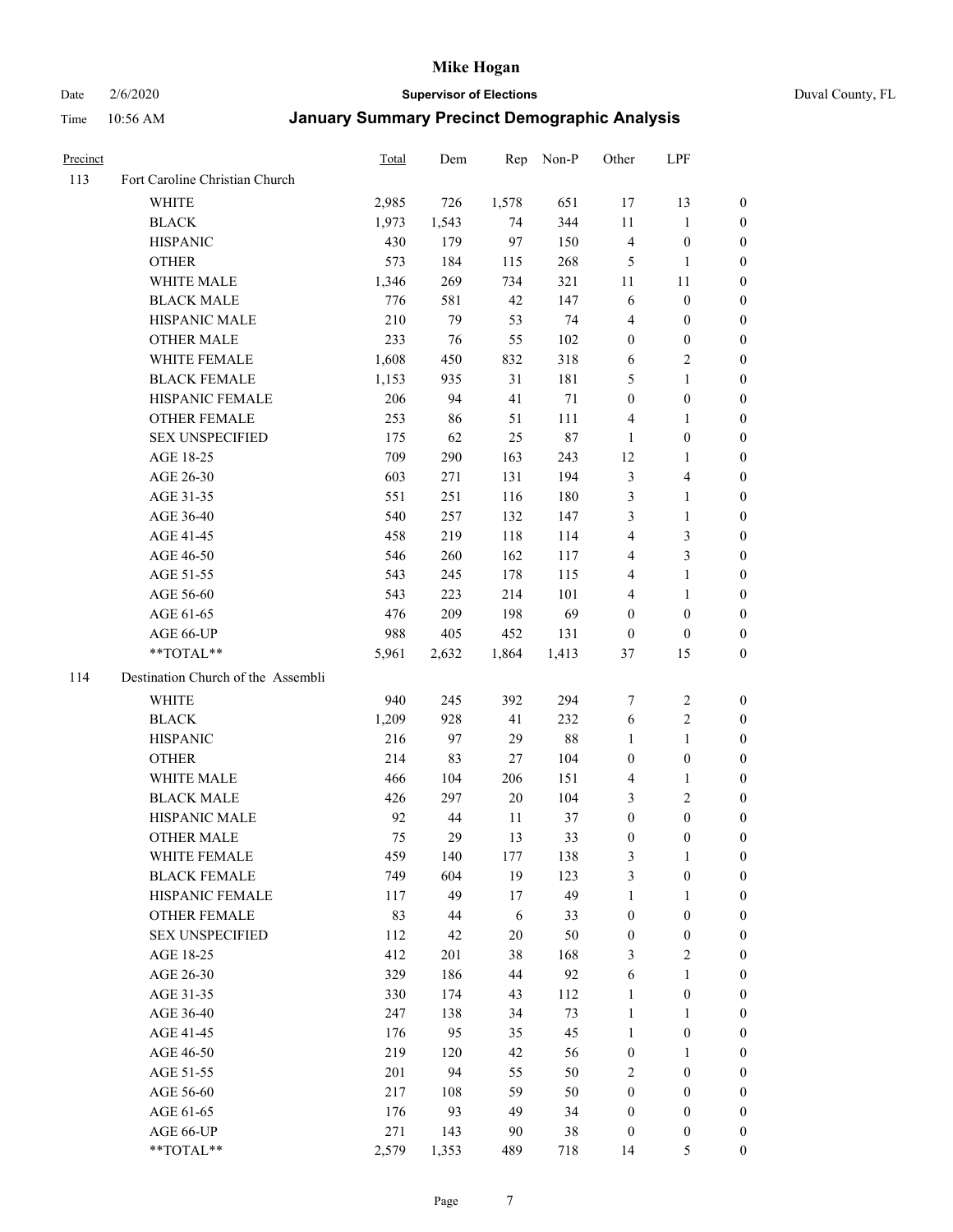| Precinct | | Total | Dem | Rep | Non-P | Other | LPF | |
|---|---|---|---|---|---|---|---|---|
| 113 | Fort Caroline Christian Church | | | | | | | |
| | WHITE | 2,985 | 726 | 1,578 | 651 | 17 | 13 | 0 |
| | BLACK | 1,973 | 1,543 | 74 | 344 | 11 | 1 | 0 |
| | HISPANIC | 430 | 179 | 97 | 150 | 4 | 0 | 0 |
| | OTHER | 573 | 184 | 115 | 268 | 5 | 1 | 0 |
| | WHITE MALE | 1,346 | 269 | 734 | 321 | 11 | 11 | 0 |
| | BLACK MALE | 776 | 581 | 42 | 147 | 6 | 0 | 0 |
| | HISPANIC MALE | 210 | 79 | 53 | 74 | 4 | 0 | 0 |
| | OTHER MALE | 233 | 76 | 55 | 102 | 0 | 0 | 0 |
| | WHITE FEMALE | 1,608 | 450 | 832 | 318 | 6 | 2 | 0 |
| | BLACK FEMALE | 1,153 | 935 | 31 | 181 | 5 | 1 | 0 |
| | HISPANIC FEMALE | 206 | 94 | 41 | 71 | 0 | 0 | 0 |
| | OTHER FEMALE | 253 | 86 | 51 | 111 | 4 | 1 | 0 |
| | SEX UNSPECIFIED | 175 | 62 | 25 | 87 | 1 | 0 | 0 |
| | AGE 18-25 | 709 | 290 | 163 | 243 | 12 | 1 | 0 |
| | AGE 26-30 | 603 | 271 | 131 | 194 | 3 | 4 | 0 |
| | AGE 31-35 | 551 | 251 | 116 | 180 | 3 | 1 | 0 |
| | AGE 36-40 | 540 | 257 | 132 | 147 | 3 | 1 | 0 |
| | AGE 41-45 | 458 | 219 | 118 | 114 | 4 | 3 | 0 |
| | AGE 46-50 | 546 | 260 | 162 | 117 | 4 | 3 | 0 |
| | AGE 51-55 | 543 | 245 | 178 | 115 | 4 | 1 | 0 |
| | AGE 56-60 | 543 | 223 | 214 | 101 | 4 | 1 | 0 |
| | AGE 61-65 | 476 | 209 | 198 | 69 | 0 | 0 | 0 |
| | AGE 66-UP | 988 | 405 | 452 | 131 | 0 | 0 | 0 |
| | **TOTAL** | 5,961 | 2,632 | 1,864 | 1,413 | 37 | 15 | 0 |
| 114 | Destination Church of the Assembli | | | | | | | |
| | WHITE | 940 | 245 | 392 | 294 | 7 | 2 | 0 |
| | BLACK | 1,209 | 928 | 41 | 232 | 6 | 2 | 0 |
| | HISPANIC | 216 | 97 | 29 | 88 | 1 | 1 | 0 |
| | OTHER | 214 | 83 | 27 | 104 | 0 | 0 | 0 |
| | WHITE MALE | 466 | 104 | 206 | 151 | 4 | 1 | 0 |
| | BLACK MALE | 426 | 297 | 20 | 104 | 3 | 2 | 0 |
| | HISPANIC MALE | 92 | 44 | 11 | 37 | 0 | 0 | 0 |
| | OTHER MALE | 75 | 29 | 13 | 33 | 0 | 0 | 0 |
| | WHITE FEMALE | 459 | 140 | 177 | 138 | 3 | 1 | 0 |
| | BLACK FEMALE | 749 | 604 | 19 | 123 | 3 | 0 | 0 |
| | HISPANIC FEMALE | 117 | 49 | 17 | 49 | 1 | 1 | 0 |
| | OTHER FEMALE | 83 | 44 | 6 | 33 | 0 | 0 | 0 |
| | SEX UNSPECIFIED | 112 | 42 | 20 | 50 | 0 | 0 | 0 |
| | AGE 18-25 | 412 | 201 | 38 | 168 | 3 | 2 | 0 |
| | AGE 26-30 | 329 | 186 | 44 | 92 | 6 | 1 | 0 |
| | AGE 31-35 | 330 | 174 | 43 | 112 | 1 | 0 | 0 |
| | AGE 36-40 | 247 | 138 | 34 | 73 | 1 | 1 | 0 |
| | AGE 41-45 | 176 | 95 | 35 | 45 | 1 | 0 | 0 |
| | AGE 46-50 | 219 | 120 | 42 | 56 | 0 | 1 | 0 |
| | AGE 51-55 | 201 | 94 | 55 | 50 | 2 | 0 | 0 |
| | AGE 56-60 | 217 | 108 | 59 | 50 | 0 | 0 | 0 |
| | AGE 61-65 | 176 | 93 | 49 | 34 | 0 | 0 | 0 |
| | AGE 66-UP | 271 | 143 | 90 | 38 | 0 | 0 | 0 |
| | **TOTAL** | 2,579 | 1,353 | 489 | 718 | 14 | 5 | 0 |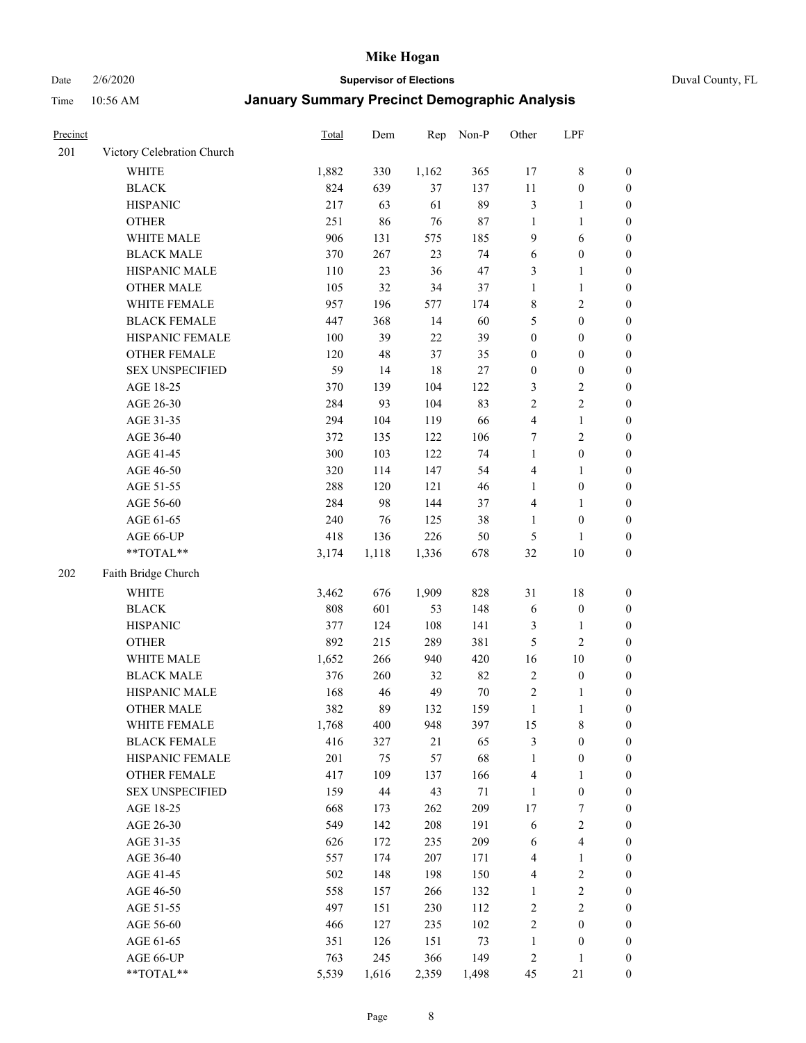# Mike Hogan

Date 2/6/2020 **Supervisor of Elections** Duval County, FL

Time 10:56 AM **January Summary Precinct Demographic Analysis**

| Precinct | | Total | Dem | Rep | Non-P | Other | LPF | |
|---|---|---|---|---|---|---|---|---|
| 201 | Victory Celebration Church | | | | | | | |
| | WHITE | 1,882 | 330 | 1,162 | 365 | 17 | 8 | 0 |
| | BLACK | 824 | 639 | 37 | 137 | 11 | 0 | 0 |
| | HISPANIC | 217 | 63 | 61 | 89 | 3 | 1 | 0 |
| | OTHER | 251 | 86 | 76 | 87 | 1 | 1 | 0 |
| | WHITE MALE | 906 | 131 | 575 | 185 | 9 | 6 | 0 |
| | BLACK MALE | 370 | 267 | 23 | 74 | 6 | 0 | 0 |
| | HISPANIC MALE | 110 | 23 | 36 | 47 | 3 | 1 | 0 |
| | OTHER MALE | 105 | 32 | 34 | 37 | 1 | 1 | 0 |
| | WHITE FEMALE | 957 | 196 | 577 | 174 | 8 | 2 | 0 |
| | BLACK FEMALE | 447 | 368 | 14 | 60 | 5 | 0 | 0 |
| | HISPANIC FEMALE | 100 | 39 | 22 | 39 | 0 | 0 | 0 |
| | OTHER FEMALE | 120 | 48 | 37 | 35 | 0 | 0 | 0 |
| | SEX UNSPECIFIED | 59 | 14 | 18 | 27 | 0 | 0 | 0 |
| | AGE 18-25 | 370 | 139 | 104 | 122 | 3 | 2 | 0 |
| | AGE 26-30 | 284 | 93 | 104 | 83 | 2 | 2 | 0 |
| | AGE 31-35 | 294 | 104 | 119 | 66 | 4 | 1 | 0 |
| | AGE 36-40 | 372 | 135 | 122 | 106 | 7 | 2 | 0 |
| | AGE 41-45 | 300 | 103 | 122 | 74 | 1 | 0 | 0 |
| | AGE 46-50 | 320 | 114 | 147 | 54 | 4 | 1 | 0 |
| | AGE 51-55 | 288 | 120 | 121 | 46 | 1 | 0 | 0 |
| | AGE 56-60 | 284 | 98 | 144 | 37 | 4 | 1 | 0 |
| | AGE 61-65 | 240 | 76 | 125 | 38 | 1 | 0 | 0 |
| | AGE 66-UP | 418 | 136 | 226 | 50 | 5 | 1 | 0 |
| | **TOTAL** | 3,174 | 1,118 | 1,336 | 678 | 32 | 10 | 0 |
| 202 | Faith Bridge Church | | | | | | | |
| | WHITE | 3,462 | 676 | 1,909 | 828 | 31 | 18 | 0 |
| | BLACK | 808 | 601 | 53 | 148 | 6 | 0 | 0 |
| | HISPANIC | 377 | 124 | 108 | 141 | 3 | 1 | 0 |
| | OTHER | 892 | 215 | 289 | 381 | 5 | 2 | 0 |
| | WHITE MALE | 1,652 | 266 | 940 | 420 | 16 | 10 | 0 |
| | BLACK MALE | 376 | 260 | 32 | 82 | 2 | 0 | 0 |
| | HISPANIC MALE | 168 | 46 | 49 | 70 | 2 | 1 | 0 |
| | OTHER MALE | 382 | 89 | 132 | 159 | 1 | 1 | 0 |
| | WHITE FEMALE | 1,768 | 400 | 948 | 397 | 15 | 8 | 0 |
| | BLACK FEMALE | 416 | 327 | 21 | 65 | 3 | 0 | 0 |
| | HISPANIC FEMALE | 201 | 75 | 57 | 68 | 1 | 0 | 0 |
| | OTHER FEMALE | 417 | 109 | 137 | 166 | 4 | 1 | 0 |
| | SEX UNSPECIFIED | 159 | 44 | 43 | 71 | 1 | 0 | 0 |
| | AGE 18-25 | 668 | 173 | 262 | 209 | 17 | 7 | 0 |
| | AGE 26-30 | 549 | 142 | 208 | 191 | 6 | 2 | 0 |
| | AGE 31-35 | 626 | 172 | 235 | 209 | 6 | 4 | 0 |
| | AGE 36-40 | 557 | 174 | 207 | 171 | 4 | 1 | 0 |
| | AGE 41-45 | 502 | 148 | 198 | 150 | 4 | 2 | 0 |
| | AGE 46-50 | 558 | 157 | 266 | 132 | 1 | 2 | 0 |
| | AGE 51-55 | 497 | 151 | 230 | 112 | 2 | 2 | 0 |
| | AGE 56-60 | 466 | 127 | 235 | 102 | 2 | 0 | 0 |
| | AGE 61-65 | 351 | 126 | 151 | 73 | 1 | 0 | 0 |
| | AGE 66-UP | 763 | 245 | 366 | 149 | 2 | 1 | 0 |
| | **TOTAL** | 5,539 | 1,616 | 2,359 | 1,498 | 45 | 21 | 0 |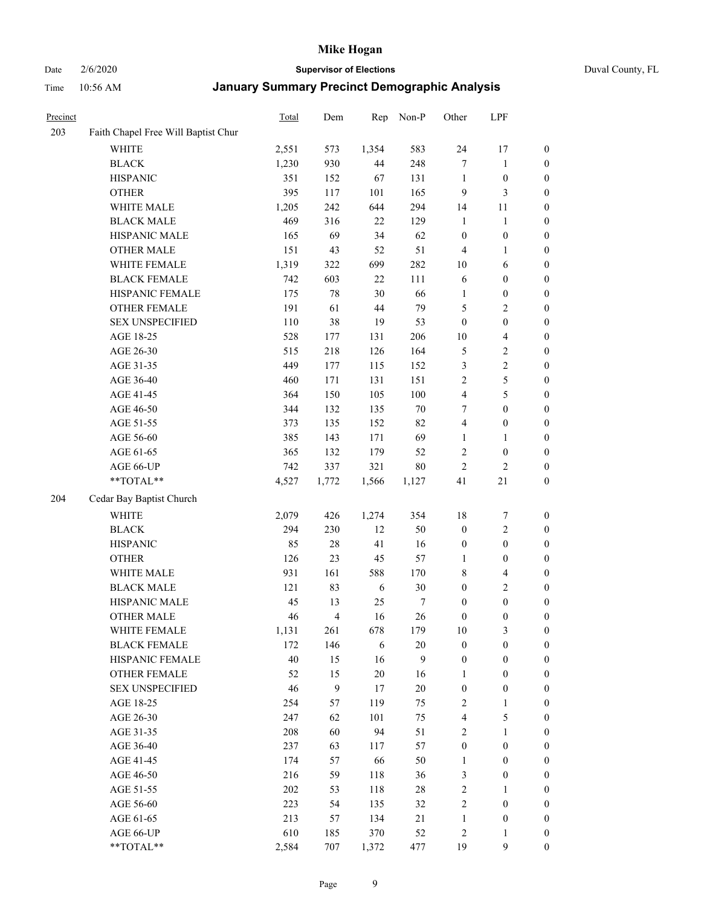# Mike Hogan

Date 2/6/2020 **Supervisor of Elections** Duval County, FL

Time 10:56 AM **January Summary Precinct Demographic Analysis**

| Precinct | | Total | Dem | Rep | Non-P | Other | LPF | |
|---|---|---|---|---|---|---|---|---|
| 203 | Faith Chapel Free Will Baptist Chur | | | | | | | |
| | WHITE | 2,551 | 573 | 1,354 | 583 | 24 | 17 | 0 |
| | BLACK | 1,230 | 930 | 44 | 248 | 7 | 1 | 0 |
| | HISPANIC | 351 | 152 | 67 | 131 | 1 | 0 | 0 |
| | OTHER | 395 | 117 | 101 | 165 | 9 | 3 | 0 |
| | WHITE MALE | 1,205 | 242 | 644 | 294 | 14 | 11 | 0 |
| | BLACK MALE | 469 | 316 | 22 | 129 | 1 | 1 | 0 |
| | HISPANIC MALE | 165 | 69 | 34 | 62 | 0 | 0 | 0 |
| | OTHER MALE | 151 | 43 | 52 | 51 | 4 | 1 | 0 |
| | WHITE FEMALE | 1,319 | 322 | 699 | 282 | 10 | 6 | 0 |
| | BLACK FEMALE | 742 | 603 | 22 | 111 | 6 | 0 | 0 |
| | HISPANIC FEMALE | 175 | 78 | 30 | 66 | 1 | 0 | 0 |
| | OTHER FEMALE | 191 | 61 | 44 | 79 | 5 | 2 | 0 |
| | SEX UNSPECIFIED | 110 | 38 | 19 | 53 | 0 | 0 | 0 |
| | AGE 18-25 | 528 | 177 | 131 | 206 | 10 | 4 | 0 |
| | AGE 26-30 | 515 | 218 | 126 | 164 | 5 | 2 | 0 |
| | AGE 31-35 | 449 | 177 | 115 | 152 | 3 | 2 | 0 |
| | AGE 36-40 | 460 | 171 | 131 | 151 | 2 | 5 | 0 |
| | AGE 41-45 | 364 | 150 | 105 | 100 | 4 | 5 | 0 |
| | AGE 46-50 | 344 | 132 | 135 | 70 | 7 | 0 | 0 |
| | AGE 51-55 | 373 | 135 | 152 | 82 | 4 | 0 | 0 |
| | AGE 56-60 | 385 | 143 | 171 | 69 | 1 | 1 | 0 |
| | AGE 61-65 | 365 | 132 | 179 | 52 | 2 | 0 | 0 |
| | AGE 66-UP | 742 | 337 | 321 | 80 | 2 | 2 | 0 |
| | **TOTAL** | 4,527 | 1,772 | 1,566 | 1,127 | 41 | 21 | 0 |
| 204 | Cedar Bay Baptist Church | | | | | | | |
| | WHITE | 2,079 | 426 | 1,274 | 354 | 18 | 7 | 0 |
| | BLACK | 294 | 230 | 12 | 50 | 0 | 2 | 0 |
| | HISPANIC | 85 | 28 | 41 | 16 | 0 | 0 | 0 |
| | OTHER | 126 | 23 | 45 | 57 | 1 | 0 | 0 |
| | WHITE MALE | 931 | 161 | 588 | 170 | 8 | 4 | 0 |
| | BLACK MALE | 121 | 83 | 6 | 30 | 0 | 2 | 0 |
| | HISPANIC MALE | 45 | 13 | 25 | 7 | 0 | 0 | 0 |
| | OTHER MALE | 46 | 4 | 16 | 26 | 0 | 0 | 0 |
| | WHITE FEMALE | 1,131 | 261 | 678 | 179 | 10 | 3 | 0 |
| | BLACK FEMALE | 172 | 146 | 6 | 20 | 0 | 0 | 0 |
| | HISPANIC FEMALE | 40 | 15 | 16 | 9 | 0 | 0 | 0 |
| | OTHER FEMALE | 52 | 15 | 20 | 16 | 1 | 0 | 0 |
| | SEX UNSPECIFIED | 46 | 9 | 17 | 20 | 0 | 0 | 0 |
| | AGE 18-25 | 254 | 57 | 119 | 75 | 2 | 1 | 0 |
| | AGE 26-30 | 247 | 62 | 101 | 75 | 4 | 5 | 0 |
| | AGE 31-35 | 208 | 60 | 94 | 51 | 2 | 1 | 0 |
| | AGE 36-40 | 237 | 63 | 117 | 57 | 0 | 0 | 0 |
| | AGE 41-45 | 174 | 57 | 66 | 50 | 1 | 0 | 0 |
| | AGE 46-50 | 216 | 59 | 118 | 36 | 3 | 0 | 0 |
| | AGE 51-55 | 202 | 53 | 118 | 28 | 2 | 1 | 0 |
| | AGE 56-60 | 223 | 54 | 135 | 32 | 2 | 0 | 0 |
| | AGE 61-65 | 213 | 57 | 134 | 21 | 1 | 0 | 0 |
| | AGE 66-UP | 610 | 185 | 370 | 52 | 2 | 1 | 0 |
| | **TOTAL** | 2,584 | 707 | 1,372 | 477 | 19 | 9 | 0 |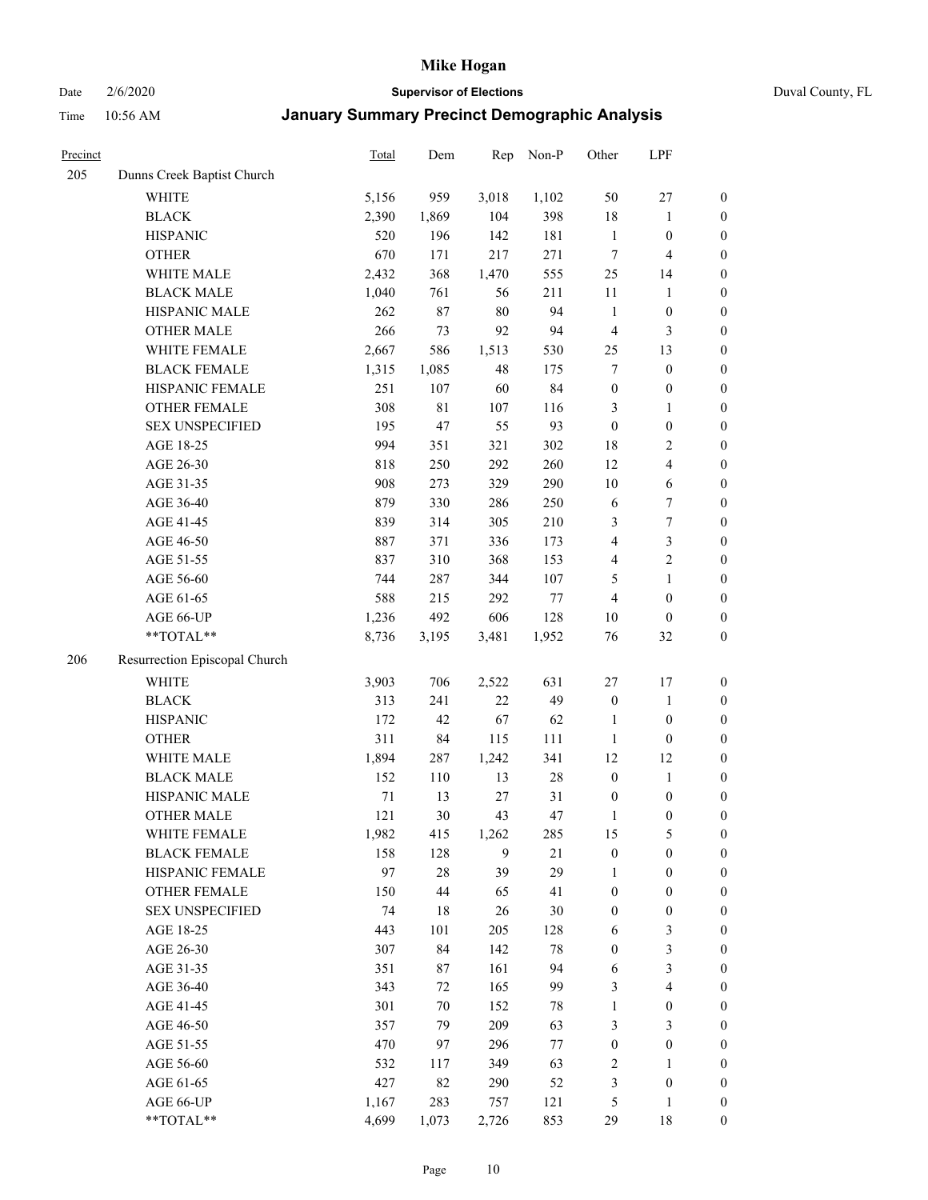| Precinct | | Total | Dem | Rep | Non-P | Other | LPF | |
|---|---|---|---|---|---|---|---|---|
| 205 | Dunns Creek Baptist Church | | | | | | | |
| | WHITE | 5,156 | 959 | 3,018 | 1,102 | 50 | 27 | 0 |
| | BLACK | 2,390 | 1,869 | 104 | 398 | 18 | 1 | 0 |
| | HISPANIC | 520 | 196 | 142 | 181 | 1 | 0 | 0 |
| | OTHER | 670 | 171 | 217 | 271 | 7 | 4 | 0 |
| | WHITE MALE | 2,432 | 368 | 1,470 | 555 | 25 | 14 | 0 |
| | BLACK MALE | 1,040 | 761 | 56 | 211 | 11 | 1 | 0 |
| | HISPANIC MALE | 262 | 87 | 80 | 94 | 1 | 0 | 0 |
| | OTHER MALE | 266 | 73 | 92 | 94 | 4 | 3 | 0 |
| | WHITE FEMALE | 2,667 | 586 | 1,513 | 530 | 25 | 13 | 0 |
| | BLACK FEMALE | 1,315 | 1,085 | 48 | 175 | 7 | 0 | 0 |
| | HISPANIC FEMALE | 251 | 107 | 60 | 84 | 0 | 0 | 0 |
| | OTHER FEMALE | 308 | 81 | 107 | 116 | 3 | 1 | 0 |
| | SEX UNSPECIFIED | 195 | 47 | 55 | 93 | 0 | 0 | 0 |
| | AGE 18-25 | 994 | 351 | 321 | 302 | 18 | 2 | 0 |
| | AGE 26-30 | 818 | 250 | 292 | 260 | 12 | 4 | 0 |
| | AGE 31-35 | 908 | 273 | 329 | 290 | 10 | 6 | 0 |
| | AGE 36-40 | 879 | 330 | 286 | 250 | 6 | 7 | 0 |
| | AGE 41-45 | 839 | 314 | 305 | 210 | 3 | 7 | 0 |
| | AGE 46-50 | 887 | 371 | 336 | 173 | 4 | 3 | 0 |
| | AGE 51-55 | 837 | 310 | 368 | 153 | 4 | 2 | 0 |
| | AGE 56-60 | 744 | 287 | 344 | 107 | 5 | 1 | 0 |
| | AGE 61-65 | 588 | 215 | 292 | 77 | 4 | 0 | 0 |
| | AGE 66-UP | 1,236 | 492 | 606 | 128 | 10 | 0 | 0 |
| | **TOTAL** | 8,736 | 3,195 | 3,481 | 1,952 | 76 | 32 | 0 |
| 206 | Resurrection Episcopal Church | | | | | | | |
| | WHITE | 3,903 | 706 | 2,522 | 631 | 27 | 17 | 0 |
| | BLACK | 313 | 241 | 22 | 49 | 0 | 1 | 0 |
| | HISPANIC | 172 | 42 | 67 | 62 | 1 | 0 | 0 |
| | OTHER | 311 | 84 | 115 | 111 | 1 | 0 | 0 |
| | WHITE MALE | 1,894 | 287 | 1,242 | 341 | 12 | 12 | 0 |
| | BLACK MALE | 152 | 110 | 13 | 28 | 0 | 1 | 0 |
| | HISPANIC MALE | 71 | 13 | 27 | 31 | 0 | 0 | 0 |
| | OTHER MALE | 121 | 30 | 43 | 47 | 1 | 0 | 0 |
| | WHITE FEMALE | 1,982 | 415 | 1,262 | 285 | 15 | 5 | 0 |
| | BLACK FEMALE | 158 | 128 | 9 | 21 | 0 | 0 | 0 |
| | HISPANIC FEMALE | 97 | 28 | 39 | 29 | 1 | 0 | 0 |
| | OTHER FEMALE | 150 | 44 | 65 | 41 | 0 | 0 | 0 |
| | SEX UNSPECIFIED | 74 | 18 | 26 | 30 | 0 | 0 | 0 |
| | AGE 18-25 | 443 | 101 | 205 | 128 | 6 | 3 | 0 |
| | AGE 26-30 | 307 | 84 | 142 | 78 | 0 | 3 | 0 |
| | AGE 31-35 | 351 | 87 | 161 | 94 | 6 | 3 | 0 |
| | AGE 36-40 | 343 | 72 | 165 | 99 | 3 | 4 | 0 |
| | AGE 41-45 | 301 | 70 | 152 | 78 | 1 | 0 | 0 |
| | AGE 46-50 | 357 | 79 | 209 | 63 | 3 | 3 | 0 |
| | AGE 51-55 | 470 | 97 | 296 | 77 | 0 | 0 | 0 |
| | AGE 56-60 | 532 | 117 | 349 | 63 | 2 | 1 | 0 |
| | AGE 61-65 | 427 | 82 | 290 | 52 | 3 | 0 | 0 |
| | AGE 66-UP | 1,167 | 283 | 757 | 121 | 5 | 1 | 0 |
| | **TOTAL** | 4,699 | 1,073 | 2,726 | 853 | 29 | 18 | 0 |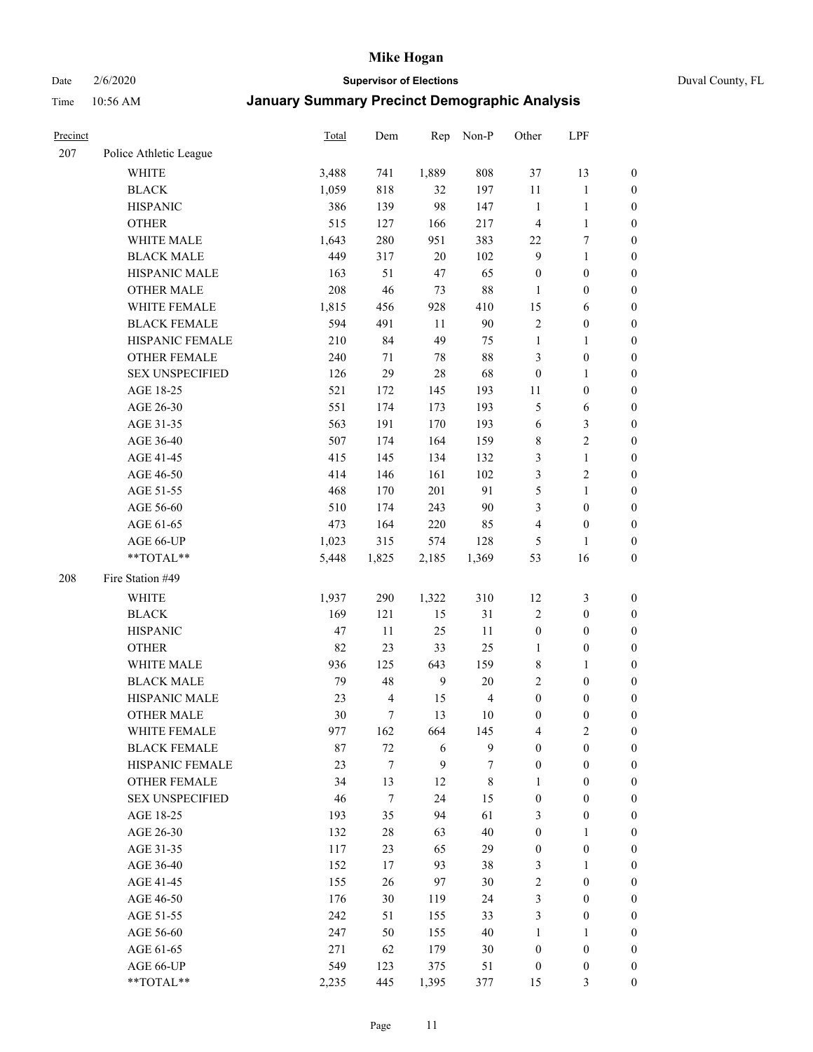# Mike Hogan

Date 2/6/2020 **Supervisor of Elections** Duval County, FL

Time 10:56 AM **January Summary Precinct Demographic Analysis**

| Precinct | | Total | Dem | Rep | Non-P | Other | LPF | |
|---|---|---|---|---|---|---|---|---|
| 207 | Police Athletic League | | | | | | | |
| | WHITE | 3,488 | 741 | 1,889 | 808 | 37 | 13 | 0 |
| | BLACK | 1,059 | 818 | 32 | 197 | 11 | 1 | 0 |
| | HISPANIC | 386 | 139 | 98 | 147 | 1 | 1 | 0 |
| | OTHER | 515 | 127 | 166 | 217 | 4 | 1 | 0 |
| | WHITE MALE | 1,643 | 280 | 951 | 383 | 22 | 7 | 0 |
| | BLACK MALE | 449 | 317 | 20 | 102 | 9 | 1 | 0 |
| | HISPANIC MALE | 163 | 51 | 47 | 65 | 0 | 0 | 0 |
| | OTHER MALE | 208 | 46 | 73 | 88 | 1 | 0 | 0 |
| | WHITE FEMALE | 1,815 | 456 | 928 | 410 | 15 | 6 | 0 |
| | BLACK FEMALE | 594 | 491 | 11 | 90 | 2 | 0 | 0 |
| | HISPANIC FEMALE | 210 | 84 | 49 | 75 | 1 | 1 | 0 |
| | OTHER FEMALE | 240 | 71 | 78 | 88 | 3 | 0 | 0 |
| | SEX UNSPECIFIED | 126 | 29 | 28 | 68 | 0 | 1 | 0 |
| | AGE 18-25 | 521 | 172 | 145 | 193 | 11 | 0 | 0 |
| | AGE 26-30 | 551 | 174 | 173 | 193 | 5 | 6 | 0 |
| | AGE 31-35 | 563 | 191 | 170 | 193 | 6 | 3 | 0 |
| | AGE 36-40 | 507 | 174 | 164 | 159 | 8 | 2 | 0 |
| | AGE 41-45 | 415 | 145 | 134 | 132 | 3 | 1 | 0 |
| | AGE 46-50 | 414 | 146 | 161 | 102 | 3 | 2 | 0 |
| | AGE 51-55 | 468 | 170 | 201 | 91 | 5 | 1 | 0 |
| | AGE 56-60 | 510 | 174 | 243 | 90 | 3 | 0 | 0 |
| | AGE 61-65 | 473 | 164 | 220 | 85 | 4 | 0 | 0 |
| | AGE 66-UP | 1,023 | 315 | 574 | 128 | 5 | 1 | 0 |
| | **TOTAL** | 5,448 | 1,825 | 2,185 | 1,369 | 53 | 16 | 0 |
| 208 | Fire Station #49 | | | | | | | |
| | WHITE | 1,937 | 290 | 1,322 | 310 | 12 | 3 | 0 |
| | BLACK | 169 | 121 | 15 | 31 | 2 | 0 | 0 |
| | HISPANIC | 47 | 11 | 25 | 11 | 0 | 0 | 0 |
| | OTHER | 82 | 23 | 33 | 25 | 1 | 0 | 0 |
| | WHITE MALE | 936 | 125 | 643 | 159 | 8 | 1 | 0 |
| | BLACK MALE | 79 | 48 | 9 | 20 | 2 | 0 | 0 |
| | HISPANIC MALE | 23 | 4 | 15 | 4 | 0 | 0 | 0 |
| | OTHER MALE | 30 | 7 | 13 | 10 | 0 | 0 | 0 |
| | WHITE FEMALE | 977 | 162 | 664 | 145 | 4 | 2 | 0 |
| | BLACK FEMALE | 87 | 72 | 6 | 9 | 0 | 0 | 0 |
| | HISPANIC FEMALE | 23 | 7 | 9 | 7 | 0 | 0 | 0 |
| | OTHER FEMALE | 34 | 13 | 12 | 8 | 1 | 0 | 0 |
| | SEX UNSPECIFIED | 46 | 7 | 24 | 15 | 0 | 0 | 0 |
| | AGE 18-25 | 193 | 35 | 94 | 61 | 3 | 0 | 0 |
| | AGE 26-30 | 132 | 28 | 63 | 40 | 0 | 1 | 0 |
| | AGE 31-35 | 117 | 23 | 65 | 29 | 0 | 0 | 0 |
| | AGE 36-40 | 152 | 17 | 93 | 38 | 3 | 1 | 0 |
| | AGE 41-45 | 155 | 26 | 97 | 30 | 2 | 0 | 0 |
| | AGE 46-50 | 176 | 30 | 119 | 24 | 3 | 0 | 0 |
| | AGE 51-55 | 242 | 51 | 155 | 33 | 3 | 0 | 0 |
| | AGE 56-60 | 247 | 50 | 155 | 40 | 1 | 1 | 0 |
| | AGE 61-65 | 271 | 62 | 179 | 30 | 0 | 0 | 0 |
| | AGE 66-UP | 549 | 123 | 375 | 51 | 0 | 0 | 0 |
| | **TOTAL** | 2,235 | 445 | 1,395 | 377 | 15 | 3 | 0 |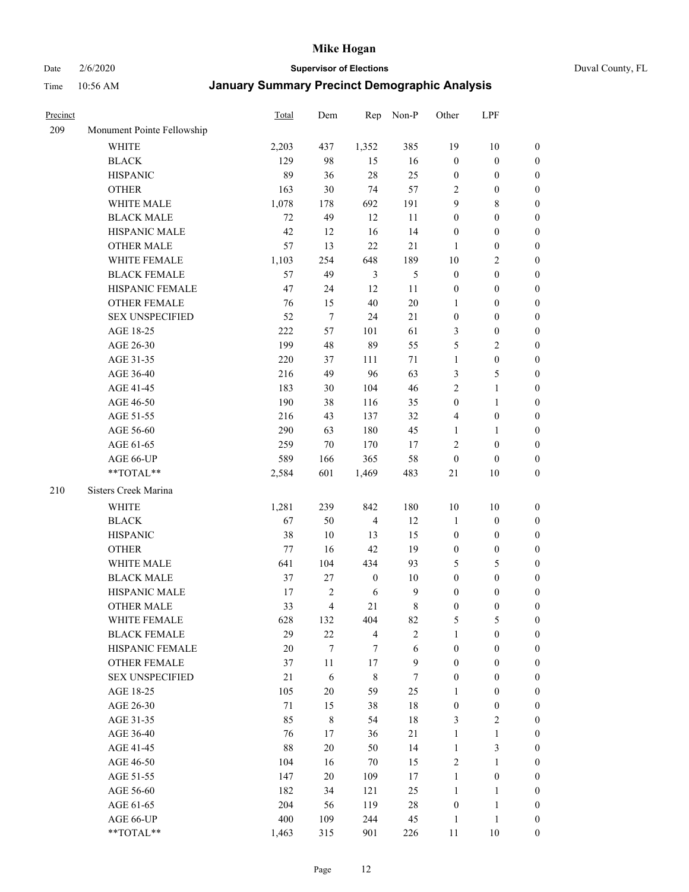# Mike Hogan

Date 2/6/2020 **Supervisor of Elections** Duval County, FL

Time 10:56 AM **January Summary Precinct Demographic Analysis**

| Precinct | | Total | Dem | Rep | Non-P | Other | LPF | |
|---|---|---|---|---|---|---|---|---|
| 209 | Monument Pointe Fellowship | | | | | | | |
| | WHITE | 2,203 | 437 | 1,352 | 385 | 19 | 10 | 0 |
| | BLACK | 129 | 98 | 15 | 16 | 0 | 0 | 0 |
| | HISPANIC | 89 | 36 | 28 | 25 | 0 | 0 | 0 |
| | OTHER | 163 | 30 | 74 | 57 | 2 | 0 | 0 |
| | WHITE MALE | 1,078 | 178 | 692 | 191 | 9 | 8 | 0 |
| | BLACK MALE | 72 | 49 | 12 | 11 | 0 | 0 | 0 |
| | HISPANIC MALE | 42 | 12 | 16 | 14 | 0 | 0 | 0 |
| | OTHER MALE | 57 | 13 | 22 | 21 | 1 | 0 | 0 |
| | WHITE FEMALE | 1,103 | 254 | 648 | 189 | 10 | 2 | 0 |
| | BLACK FEMALE | 57 | 49 | 3 | 5 | 0 | 0 | 0 |
| | HISPANIC FEMALE | 47 | 24 | 12 | 11 | 0 | 0 | 0 |
| | OTHER FEMALE | 76 | 15 | 40 | 20 | 1 | 0 | 0 |
| | SEX UNSPECIFIED | 52 | 7 | 24 | 21 | 0 | 0 | 0 |
| | AGE 18-25 | 222 | 57 | 101 | 61 | 3 | 0 | 0 |
| | AGE 26-30 | 199 | 48 | 89 | 55 | 5 | 2 | 0 |
| | AGE 31-35 | 220 | 37 | 111 | 71 | 1 | 0 | 0 |
| | AGE 36-40 | 216 | 49 | 96 | 63 | 3 | 5 | 0 |
| | AGE 41-45 | 183 | 30 | 104 | 46 | 2 | 1 | 0 |
| | AGE 46-50 | 190 | 38 | 116 | 35 | 0 | 1 | 0 |
| | AGE 51-55 | 216 | 43 | 137 | 32 | 4 | 0 | 0 |
| | AGE 56-60 | 290 | 63 | 180 | 45 | 1 | 1 | 0 |
| | AGE 61-65 | 259 | 70 | 170 | 17 | 2 | 0 | 0 |
| | AGE 66-UP | 589 | 166 | 365 | 58 | 0 | 0 | 0 |
| | **TOTAL** | 2,584 | 601 | 1,469 | 483 | 21 | 10 | 0 |
| 210 | Sisters Creek Marina | | | | | | | |
| | WHITE | 1,281 | 239 | 842 | 180 | 10 | 10 | 0 |
| | BLACK | 67 | 50 | 4 | 12 | 1 | 0 | 0 |
| | HISPANIC | 38 | 10 | 13 | 15 | 0 | 0 | 0 |
| | OTHER | 77 | 16 | 42 | 19 | 0 | 0 | 0 |
| | WHITE MALE | 641 | 104 | 434 | 93 | 5 | 5 | 0 |
| | BLACK MALE | 37 | 27 | 0 | 10 | 0 | 0 | 0 |
| | HISPANIC MALE | 17 | 2 | 6 | 9 | 0 | 0 | 0 |
| | OTHER MALE | 33 | 4 | 21 | 8 | 0 | 0 | 0 |
| | WHITE FEMALE | 628 | 132 | 404 | 82 | 5 | 5 | 0 |
| | BLACK FEMALE | 29 | 22 | 4 | 2 | 1 | 0 | 0 |
| | HISPANIC FEMALE | 20 | 7 | 7 | 6 | 0 | 0 | 0 |
| | OTHER FEMALE | 37 | 11 | 17 | 9 | 0 | 0 | 0 |
| | SEX UNSPECIFIED | 21 | 6 | 8 | 7 | 0 | 0 | 0 |
| | AGE 18-25 | 105 | 20 | 59 | 25 | 1 | 0 | 0 |
| | AGE 26-30 | 71 | 15 | 38 | 18 | 0 | 0 | 0 |
| | AGE 31-35 | 85 | 8 | 54 | 18 | 3 | 2 | 0 |
| | AGE 36-40 | 76 | 17 | 36 | 21 | 1 | 1 | 0 |
| | AGE 41-45 | 88 | 20 | 50 | 14 | 1 | 3 | 0 |
| | AGE 46-50 | 104 | 16 | 70 | 15 | 2 | 1 | 0 |
| | AGE 51-55 | 147 | 20 | 109 | 17 | 1 | 0 | 0 |
| | AGE 56-60 | 182 | 34 | 121 | 25 | 1 | 1 | 0 |
| | AGE 61-65 | 204 | 56 | 119 | 28 | 0 | 1 | 0 |
| | AGE 66-UP | 400 | 109 | 244 | 45 | 1 | 1 | 0 |
| | **TOTAL** | 1,463 | 315 | 901 | 226 | 11 | 10 | 0 |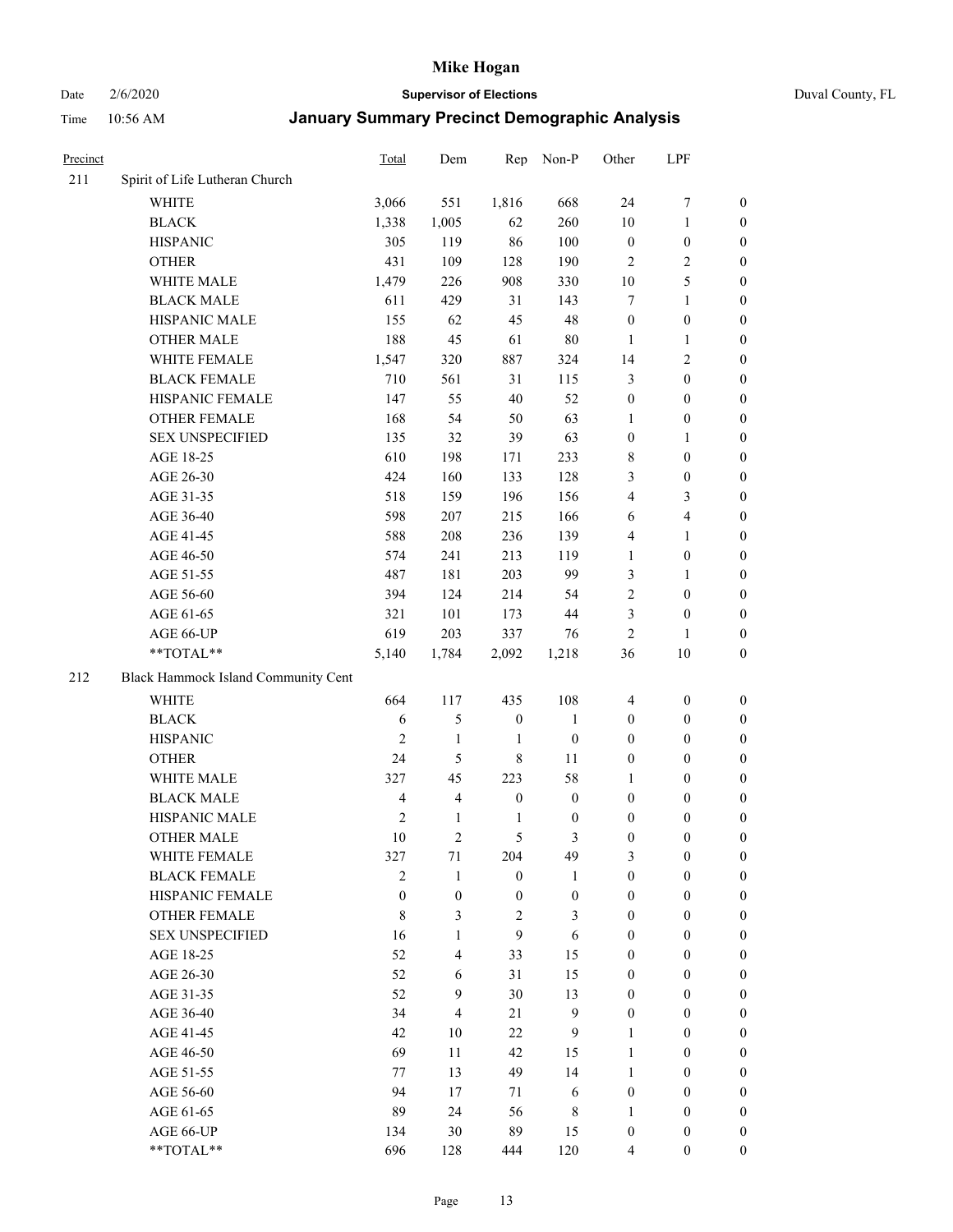# Mike Hogan

Date 2/6/2020 **Supervisor of Elections** Duval County, FL

Time 10:56 AM **January Summary Precinct Demographic Analysis**

| Precinct | | Total | Dem | Rep | Non-P | Other | LPF | |
|---|---|---|---|---|---|---|---|---|
| 211 | Spirit of Life Lutheran Church | | | | | | | |
| | WHITE | 3,066 | 551 | 1,816 | 668 | 24 | 7 | 0 |
| | BLACK | 1,338 | 1,005 | 62 | 260 | 10 | 1 | 0 |
| | HISPANIC | 305 | 119 | 86 | 100 | 0 | 0 | 0 |
| | OTHER | 431 | 109 | 128 | 190 | 2 | 2 | 0 |
| | WHITE MALE | 1,479 | 226 | 908 | 330 | 10 | 5 | 0 |
| | BLACK MALE | 611 | 429 | 31 | 143 | 7 | 1 | 0 |
| | HISPANIC MALE | 155 | 62 | 45 | 48 | 0 | 0 | 0 |
| | OTHER MALE | 188 | 45 | 61 | 80 | 1 | 1 | 0 |
| | WHITE FEMALE | 1,547 | 320 | 887 | 324 | 14 | 2 | 0 |
| | BLACK FEMALE | 710 | 561 | 31 | 115 | 3 | 0 | 0 |
| | HISPANIC FEMALE | 147 | 55 | 40 | 52 | 0 | 0 | 0 |
| | OTHER FEMALE | 168 | 54 | 50 | 63 | 1 | 0 | 0 |
| | SEX UNSPECIFIED | 135 | 32 | 39 | 63 | 0 | 1 | 0 |
| | AGE 18-25 | 610 | 198 | 171 | 233 | 8 | 0 | 0 |
| | AGE 26-30 | 424 | 160 | 133 | 128 | 3 | 0 | 0 |
| | AGE 31-35 | 518 | 159 | 196 | 156 | 4 | 3 | 0 |
| | AGE 36-40 | 598 | 207 | 215 | 166 | 6 | 4 | 0 |
| | AGE 41-45 | 588 | 208 | 236 | 139 | 4 | 1 | 0 |
| | AGE 46-50 | 574 | 241 | 213 | 119 | 1 | 0 | 0 |
| | AGE 51-55 | 487 | 181 | 203 | 99 | 3 | 1 | 0 |
| | AGE 56-60 | 394 | 124 | 214 | 54 | 2 | 0 | 0 |
| | AGE 61-65 | 321 | 101 | 173 | 44 | 3 | 0 | 0 |
| | AGE 66-UP | 619 | 203 | 337 | 76 | 2 | 1 | 0 |
| | **TOTAL** | 5,140 | 1,784 | 2,092 | 1,218 | 36 | 10 | 0 |
| 212 | Black Hammock Island Community Cent | | | | | | | |
| | WHITE | 664 | 117 | 435 | 108 | 4 | 0 | 0 |
| | BLACK | 6 | 5 | 0 | 1 | 0 | 0 | 0 |
| | HISPANIC | 2 | 1 | 1 | 0 | 0 | 0 | 0 |
| | OTHER | 24 | 5 | 8 | 11 | 0 | 0 | 0 |
| | WHITE MALE | 327 | 45 | 223 | 58 | 1 | 0 | 0 |
| | BLACK MALE | 4 | 4 | 0 | 0 | 0 | 0 | 0 |
| | HISPANIC MALE | 2 | 1 | 1 | 0 | 0 | 0 | 0 |
| | OTHER MALE | 10 | 2 | 5 | 3 | 0 | 0 | 0 |
| | WHITE FEMALE | 327 | 71 | 204 | 49 | 3 | 0 | 0 |
| | BLACK FEMALE | 2 | 1 | 0 | 1 | 0 | 0 | 0 |
| | HISPANIC FEMALE | 0 | 0 | 0 | 0 | 0 | 0 | 0 |
| | OTHER FEMALE | 8 | 3 | 2 | 3 | 0 | 0 | 0 |
| | SEX UNSPECIFIED | 16 | 1 | 9 | 6 | 0 | 0 | 0 |
| | AGE 18-25 | 52 | 4 | 33 | 15 | 0 | 0 | 0 |
| | AGE 26-30 | 52 | 6 | 31 | 15 | 0 | 0 | 0 |
| | AGE 31-35 | 52 | 9 | 30 | 13 | 0 | 0 | 0 |
| | AGE 36-40 | 34 | 4 | 21 | 9 | 0 | 0 | 0 |
| | AGE 41-45 | 42 | 10 | 22 | 9 | 1 | 0 | 0 |
| | AGE 46-50 | 69 | 11 | 42 | 15 | 1 | 0 | 0 |
| | AGE 51-55 | 77 | 13 | 49 | 14 | 1 | 0 | 0 |
| | AGE 56-60 | 94 | 17 | 71 | 6 | 0 | 0 | 0 |
| | AGE 61-65 | 89 | 24 | 56 | 8 | 1 | 0 | 0 |
| | AGE 66-UP | 134 | 30 | 89 | 15 | 0 | 0 | 0 |
| | **TOTAL** | 696 | 128 | 444 | 120 | 4 | 0 | 0 |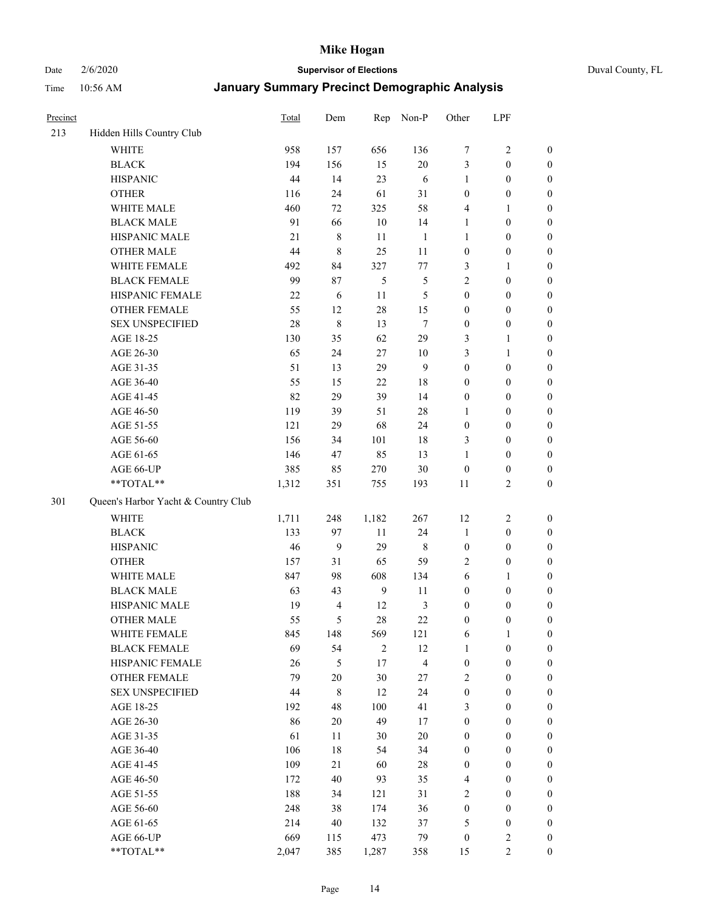# Mike Hogan

Date 2/6/2020 **Supervisor of Elections** Duval County, FL

Time 10:56 AM **January Summary Precinct Demographic Analysis**

| Precinct | | Total | Dem | Rep | Non-P | Other | LPF | |
|---|---|---|---|---|---|---|---|---|
| 213 | Hidden Hills Country Club | | | | | | | |
| | WHITE | 958 | 157 | 656 | 136 | 7 | 2 | 0 |
| | BLACK | 194 | 156 | 15 | 20 | 3 | 0 | 0 |
| | HISPANIC | 44 | 14 | 23 | 6 | 1 | 0 | 0 |
| | OTHER | 116 | 24 | 61 | 31 | 0 | 0 | 0 |
| | WHITE MALE | 460 | 72 | 325 | 58 | 4 | 1 | 0 |
| | BLACK MALE | 91 | 66 | 10 | 14 | 1 | 0 | 0 |
| | HISPANIC MALE | 21 | 8 | 11 | 1 | 1 | 0 | 0 |
| | OTHER MALE | 44 | 8 | 25 | 11 | 0 | 0 | 0 |
| | WHITE FEMALE | 492 | 84 | 327 | 77 | 3 | 1 | 0 |
| | BLACK FEMALE | 99 | 87 | 5 | 5 | 2 | 0 | 0 |
| | HISPANIC FEMALE | 22 | 6 | 11 | 5 | 0 | 0 | 0 |
| | OTHER FEMALE | 55 | 12 | 28 | 15 | 0 | 0 | 0 |
| | SEX UNSPECIFIED | 28 | 8 | 13 | 7 | 0 | 0 | 0 |
| | AGE 18-25 | 130 | 35 | 62 | 29 | 3 | 1 | 0 |
| | AGE 26-30 | 65 | 24 | 27 | 10 | 3 | 1 | 0 |
| | AGE 31-35 | 51 | 13 | 29 | 9 | 0 | 0 | 0 |
| | AGE 36-40 | 55 | 15 | 22 | 18 | 0 | 0 | 0 |
| | AGE 41-45 | 82 | 29 | 39 | 14 | 0 | 0 | 0 |
| | AGE 46-50 | 119 | 39 | 51 | 28 | 1 | 0 | 0 |
| | AGE 51-55 | 121 | 29 | 68 | 24 | 0 | 0 | 0 |
| | AGE 56-60 | 156 | 34 | 101 | 18 | 3 | 0 | 0 |
| | AGE 61-65 | 146 | 47 | 85 | 13 | 1 | 0 | 0 |
| | AGE 66-UP | 385 | 85 | 270 | 30 | 0 | 0 | 0 |
| | **TOTAL** | 1,312 | 351 | 755 | 193 | 11 | 2 | 0 |
| 301 | Queen's Harbor Yacht & Country Club | | | | | | | |
| | WHITE | 1,711 | 248 | 1,182 | 267 | 12 | 2 | 0 |
| | BLACK | 133 | 97 | 11 | 24 | 1 | 0 | 0 |
| | HISPANIC | 46 | 9 | 29 | 8 | 0 | 0 | 0 |
| | OTHER | 157 | 31 | 65 | 59 | 2 | 0 | 0 |
| | WHITE MALE | 847 | 98 | 608 | 134 | 6 | 1 | 0 |
| | BLACK MALE | 63 | 43 | 9 | 11 | 0 | 0 | 0 |
| | HISPANIC MALE | 19 | 4 | 12 | 3 | 0 | 0 | 0 |
| | OTHER MALE | 55 | 5 | 28 | 22 | 0 | 0 | 0 |
| | WHITE FEMALE | 845 | 148 | 569 | 121 | 6 | 1 | 0 |
| | BLACK FEMALE | 69 | 54 | 2 | 12 | 1 | 0 | 0 |
| | HISPANIC FEMALE | 26 | 5 | 17 | 4 | 0 | 0 | 0 |
| | OTHER FEMALE | 79 | 20 | 30 | 27 | 2 | 0 | 0 |
| | SEX UNSPECIFIED | 44 | 8 | 12 | 24 | 0 | 0 | 0 |
| | AGE 18-25 | 192 | 48 | 100 | 41 | 3 | 0 | 0 |
| | AGE 26-30 | 86 | 20 | 49 | 17 | 0 | 0 | 0 |
| | AGE 31-35 | 61 | 11 | 30 | 20 | 0 | 0 | 0 |
| | AGE 36-40 | 106 | 18 | 54 | 34 | 0 | 0 | 0 |
| | AGE 41-45 | 109 | 21 | 60 | 28 | 0 | 0 | 0 |
| | AGE 46-50 | 172 | 40 | 93 | 35 | 4 | 0 | 0 |
| | AGE 51-55 | 188 | 34 | 121 | 31 | 2 | 0 | 0 |
| | AGE 56-60 | 248 | 38 | 174 | 36 | 0 | 0 | 0 |
| | AGE 61-65 | 214 | 40 | 132 | 37 | 5 | 0 | 0 |
| | AGE 66-UP | 669 | 115 | 473 | 79 | 0 | 2 | 0 |
| | **TOTAL** | 2,047 | 385 | 1,287 | 358 | 15 | 2 | 0 |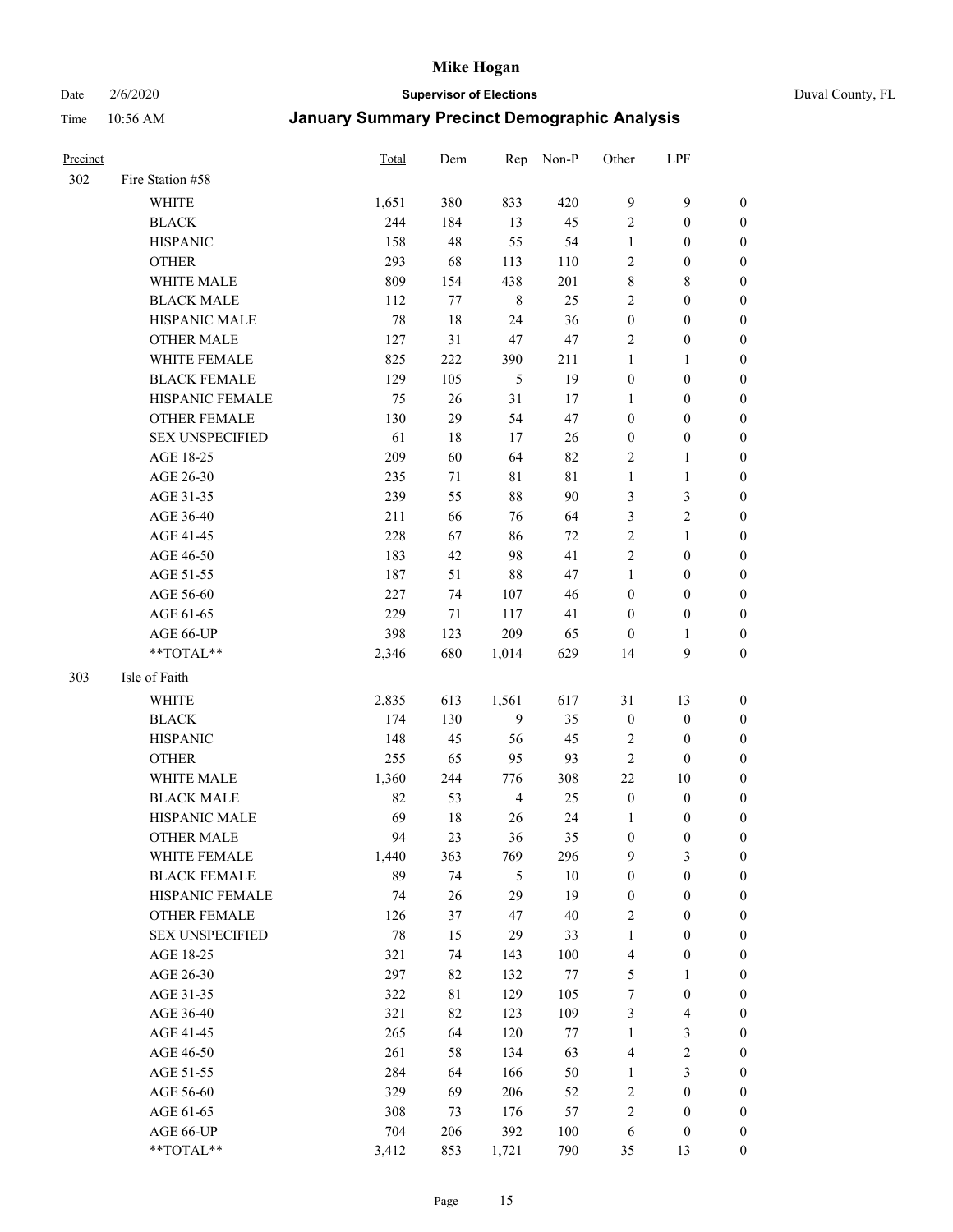# Mike Hogan

Date 2/6/2020 **Supervisor of Elections** Duval County, FL

Time 10:56 AM **January Summary Precinct Demographic Analysis**

| Precinct | | Total | Dem | Rep | Non-P | Other | LPF | |
|---|---|---|---|---|---|---|---|---|
| 302 | Fire Station #58 | | | | | | | |
| | WHITE | 1,651 | 380 | 833 | 420 | 9 | 9 | 0 |
| | BLACK | 244 | 184 | 13 | 45 | 2 | 0 | 0 |
| | HISPANIC | 158 | 48 | 55 | 54 | 1 | 0 | 0 |
| | OTHER | 293 | 68 | 113 | 110 | 2 | 0 | 0 |
| | WHITE MALE | 809 | 154 | 438 | 201 | 8 | 8 | 0 |
| | BLACK MALE | 112 | 77 | 8 | 25 | 2 | 0 | 0 |
| | HISPANIC MALE | 78 | 18 | 24 | 36 | 0 | 0 | 0 |
| | OTHER MALE | 127 | 31 | 47 | 47 | 2 | 0 | 0 |
| | WHITE FEMALE | 825 | 222 | 390 | 211 | 1 | 1 | 0 |
| | BLACK FEMALE | 129 | 105 | 5 | 19 | 0 | 0 | 0 |
| | HISPANIC FEMALE | 75 | 26 | 31 | 17 | 1 | 0 | 0 |
| | OTHER FEMALE | 130 | 29 | 54 | 47 | 0 | 0 | 0 |
| | SEX UNSPECIFIED | 61 | 18 | 17 | 26 | 0 | 0 | 0 |
| | AGE 18-25 | 209 | 60 | 64 | 82 | 2 | 1 | 0 |
| | AGE 26-30 | 235 | 71 | 81 | 81 | 1 | 1 | 0 |
| | AGE 31-35 | 239 | 55 | 88 | 90 | 3 | 3 | 0 |
| | AGE 36-40 | 211 | 66 | 76 | 64 | 3 | 2 | 0 |
| | AGE 41-45 | 228 | 67 | 86 | 72 | 2 | 1 | 0 |
| | AGE 46-50 | 183 | 42 | 98 | 41 | 2 | 0 | 0 |
| | AGE 51-55 | 187 | 51 | 88 | 47 | 1 | 0 | 0 |
| | AGE 56-60 | 227 | 74 | 107 | 46 | 0 | 0 | 0 |
| | AGE 61-65 | 229 | 71 | 117 | 41 | 0 | 0 | 0 |
| | AGE 66-UP | 398 | 123 | 209 | 65 | 0 | 1 | 0 |
| | **TOTAL** | 2,346 | 680 | 1,014 | 629 | 14 | 9 | 0 |
| 303 | Isle of Faith | | | | | | | |
| | WHITE | 2,835 | 613 | 1,561 | 617 | 31 | 13 | 0 |
| | BLACK | 174 | 130 | 9 | 35 | 0 | 0 | 0 |
| | HISPANIC | 148 | 45 | 56 | 45 | 2 | 0 | 0 |
| | OTHER | 255 | 65 | 95 | 93 | 2 | 0 | 0 |
| | WHITE MALE | 1,360 | 244 | 776 | 308 | 22 | 10 | 0 |
| | BLACK MALE | 82 | 53 | 4 | 25 | 0 | 0 | 0 |
| | HISPANIC MALE | 69 | 18 | 26 | 24 | 1 | 0 | 0 |
| | OTHER MALE | 94 | 23 | 36 | 35 | 0 | 0 | 0 |
| | WHITE FEMALE | 1,440 | 363 | 769 | 296 | 9 | 3 | 0 |
| | BLACK FEMALE | 89 | 74 | 5 | 10 | 0 | 0 | 0 |
| | HISPANIC FEMALE | 74 | 26 | 29 | 19 | 0 | 0 | 0 |
| | OTHER FEMALE | 126 | 37 | 47 | 40 | 2 | 0 | 0 |
| | SEX UNSPECIFIED | 78 | 15 | 29 | 33 | 1 | 0 | 0 |
| | AGE 18-25 | 321 | 74 | 143 | 100 | 4 | 0 | 0 |
| | AGE 26-30 | 297 | 82 | 132 | 77 | 5 | 1 | 0 |
| | AGE 31-35 | 322 | 81 | 129 | 105 | 7 | 0 | 0 |
| | AGE 36-40 | 321 | 82 | 123 | 109 | 3 | 4 | 0 |
| | AGE 41-45 | 265 | 64 | 120 | 77 | 1 | 3 | 0 |
| | AGE 46-50 | 261 | 58 | 134 | 63 | 4 | 2 | 0 |
| | AGE 51-55 | 284 | 64 | 166 | 50 | 1 | 3 | 0 |
| | AGE 56-60 | 329 | 69 | 206 | 52 | 2 | 0 | 0 |
| | AGE 61-65 | 308 | 73 | 176 | 57 | 2 | 0 | 0 |
| | AGE 66-UP | 704 | 206 | 392 | 100 | 6 | 0 | 0 |
| | **TOTAL** | 3,412 | 853 | 1,721 | 790 | 35 | 13 | 0 |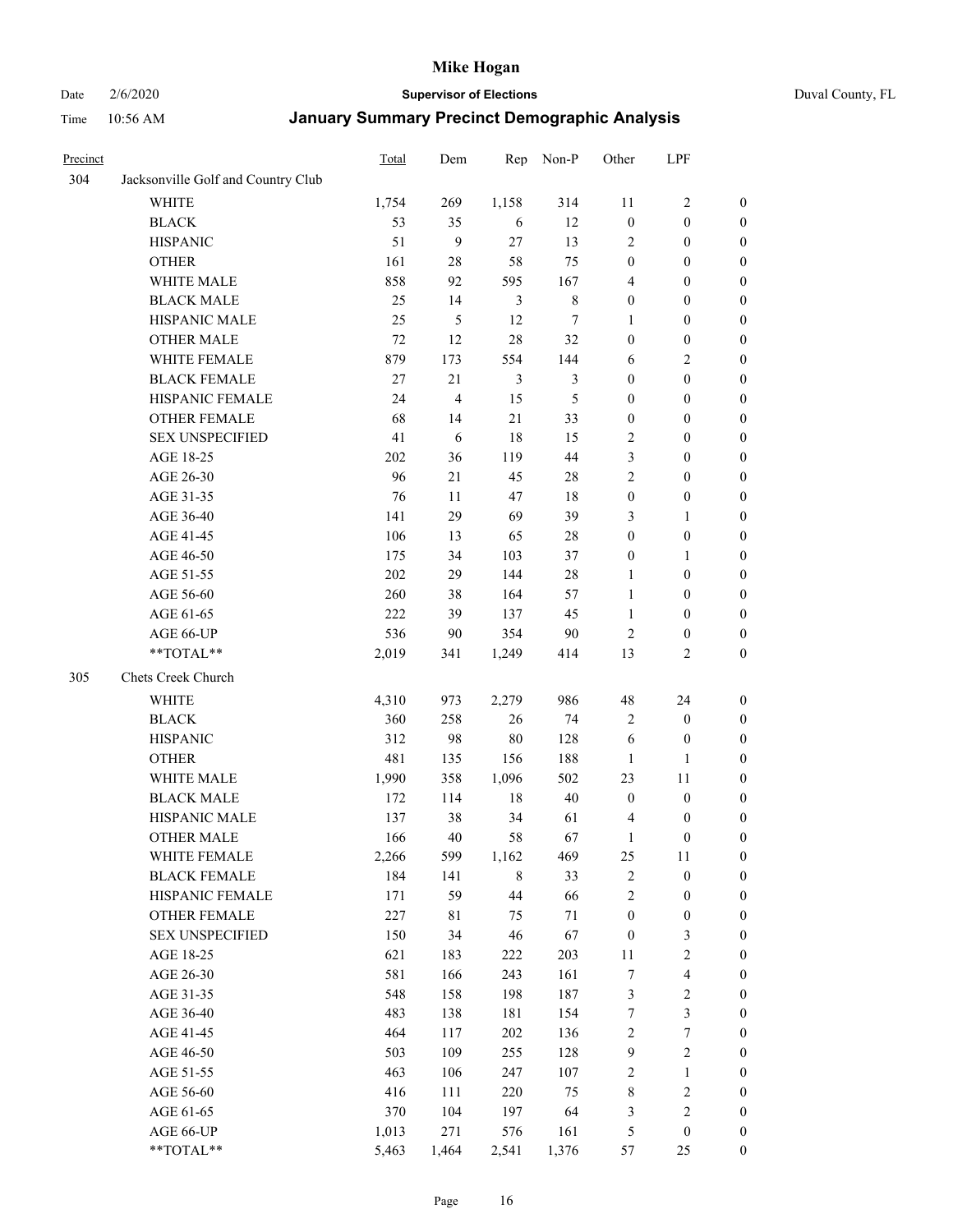| Precinct | | Total | Dem | Rep | Non-P | Other | LPF | |
|---|---|---|---|---|---|---|---|---|
| 304 | Jacksonville Golf and Country Club | | | | | | | |
| | WHITE | 1,754 | 269 | 1,158 | 314 | 11 | 2 | 0 |
| | BLACK | 53 | 35 | 6 | 12 | 0 | 0 | 0 |
| | HISPANIC | 51 | 9 | 27 | 13 | 2 | 0 | 0 |
| | OTHER | 161 | 28 | 58 | 75 | 0 | 0 | 0 |
| | WHITE MALE | 858 | 92 | 595 | 167 | 4 | 0 | 0 |
| | BLACK MALE | 25 | 14 | 3 | 8 | 0 | 0 | 0 |
| | HISPANIC MALE | 25 | 5 | 12 | 7 | 1 | 0 | 0 |
| | OTHER MALE | 72 | 12 | 28 | 32 | 0 | 0 | 0 |
| | WHITE FEMALE | 879 | 173 | 554 | 144 | 6 | 2 | 0 |
| | BLACK FEMALE | 27 | 21 | 3 | 3 | 0 | 0 | 0 |
| | HISPANIC FEMALE | 24 | 4 | 15 | 5 | 0 | 0 | 0 |
| | OTHER FEMALE | 68 | 14 | 21 | 33 | 0 | 0 | 0 |
| | SEX UNSPECIFIED | 41 | 6 | 18 | 15 | 2 | 0 | 0 |
| | AGE 18-25 | 202 | 36 | 119 | 44 | 3 | 0 | 0 |
| | AGE 26-30 | 96 | 21 | 45 | 28 | 2 | 0 | 0 |
| | AGE 31-35 | 76 | 11 | 47 | 18 | 0 | 0 | 0 |
| | AGE 36-40 | 141 | 29 | 69 | 39 | 3 | 1 | 0 |
| | AGE 41-45 | 106 | 13 | 65 | 28 | 0 | 0 | 0 |
| | AGE 46-50 | 175 | 34 | 103 | 37 | 0 | 1 | 0 |
| | AGE 51-55 | 202 | 29 | 144 | 28 | 1 | 0 | 0 |
| | AGE 56-60 | 260 | 38 | 164 | 57 | 1 | 0 | 0 |
| | AGE 61-65 | 222 | 39 | 137 | 45 | 1 | 0 | 0 |
| | AGE 66-UP | 536 | 90 | 354 | 90 | 2 | 0 | 0 |
| | **TOTAL** | 2,019 | 341 | 1,249 | 414 | 13 | 2 | 0 |
| 305 | Chets Creek Church | | | | | | | |
| | WHITE | 4,310 | 973 | 2,279 | 986 | 48 | 24 | 0 |
| | BLACK | 360 | 258 | 26 | 74 | 2 | 0 | 0 |
| | HISPANIC | 312 | 98 | 80 | 128 | 6 | 0 | 0 |
| | OTHER | 481 | 135 | 156 | 188 | 1 | 1 | 0 |
| | WHITE MALE | 1,990 | 358 | 1,096 | 502 | 23 | 11 | 0 |
| | BLACK MALE | 172 | 114 | 18 | 40 | 0 | 0 | 0 |
| | HISPANIC MALE | 137 | 38 | 34 | 61 | 4 | 0 | 0 |
| | OTHER MALE | 166 | 40 | 58 | 67 | 1 | 0 | 0 |
| | WHITE FEMALE | 2,266 | 599 | 1,162 | 469 | 25 | 11 | 0 |
| | BLACK FEMALE | 184 | 141 | 8 | 33 | 2 | 0 | 0 |
| | HISPANIC FEMALE | 171 | 59 | 44 | 66 | 2 | 0 | 0 |
| | OTHER FEMALE | 227 | 81 | 75 | 71 | 0 | 0 | 0 |
| | SEX UNSPECIFIED | 150 | 34 | 46 | 67 | 0 | 3 | 0 |
| | AGE 18-25 | 621 | 183 | 222 | 203 | 11 | 2 | 0 |
| | AGE 26-30 | 581 | 166 | 243 | 161 | 7 | 4 | 0 |
| | AGE 31-35 | 548 | 158 | 198 | 187 | 3 | 2 | 0 |
| | AGE 36-40 | 483 | 138 | 181 | 154 | 7 | 3 | 0 |
| | AGE 41-45 | 464 | 117 | 202 | 136 | 2 | 7 | 0 |
| | AGE 46-50 | 503 | 109 | 255 | 128 | 9 | 2 | 0 |
| | AGE 51-55 | 463 | 106 | 247 | 107 | 2 | 1 | 0 |
| | AGE 56-60 | 416 | 111 | 220 | 75 | 8 | 2 | 0 |
| | AGE 61-65 | 370 | 104 | 197 | 64 | 3 | 2 | 0 |
| | AGE 66-UP | 1,013 | 271 | 576 | 161 | 5 | 0 | 0 |
| | **TOTAL** | 5,463 | 1,464 | 2,541 | 1,376 | 57 | 25 | 0 |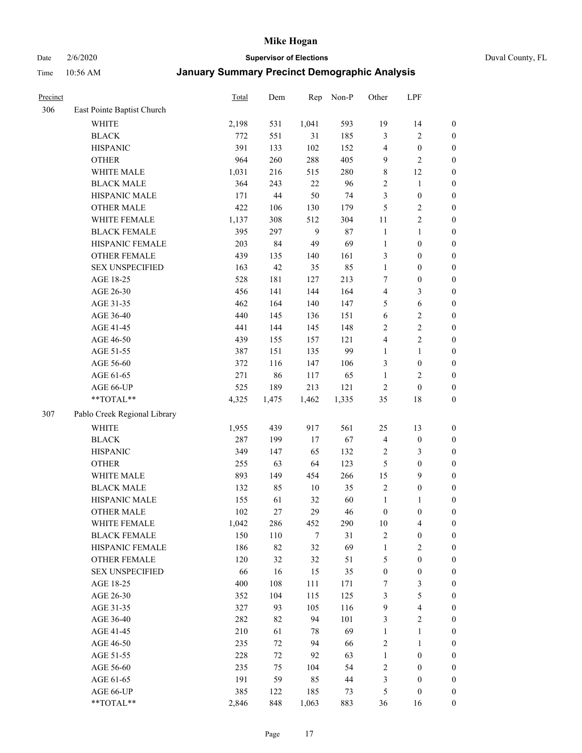# Mike Hogan

Date 2/6/2020 **Supervisor of Elections** Duval County, FL

Time 10:56 AM **January Summary Precinct Demographic Analysis**

| Precinct | | Total | Dem | Rep | Non-P | Other | LPF | |
|---|---|---|---|---|---|---|---|---|
| 306 | East Pointe Baptist Church | | | | | | | |
| | WHITE | 2,198 | 531 | 1,041 | 593 | 19 | 14 | 0 |
| | BLACK | 772 | 551 | 31 | 185 | 3 | 2 | 0 |
| | HISPANIC | 391 | 133 | 102 | 152 | 4 | 0 | 0 |
| | OTHER | 964 | 260 | 288 | 405 | 9 | 2 | 0 |
| | WHITE MALE | 1,031 | 216 | 515 | 280 | 8 | 12 | 0 |
| | BLACK MALE | 364 | 243 | 22 | 96 | 2 | 1 | 0 |
| | HISPANIC MALE | 171 | 44 | 50 | 74 | 3 | 0 | 0 |
| | OTHER MALE | 422 | 106 | 130 | 179 | 5 | 2 | 0 |
| | WHITE FEMALE | 1,137 | 308 | 512 | 304 | 11 | 2 | 0 |
| | BLACK FEMALE | 395 | 297 | 9 | 87 | 1 | 1 | 0 |
| | HISPANIC FEMALE | 203 | 84 | 49 | 69 | 1 | 0 | 0 |
| | OTHER FEMALE | 439 | 135 | 140 | 161 | 3 | 0 | 0 |
| | SEX UNSPECIFIED | 163 | 42 | 35 | 85 | 1 | 0 | 0 |
| | AGE 18-25 | 528 | 181 | 127 | 213 | 7 | 0 | 0 |
| | AGE 26-30 | 456 | 141 | 144 | 164 | 4 | 3 | 0 |
| | AGE 31-35 | 462 | 164 | 140 | 147 | 5 | 6 | 0 |
| | AGE 36-40 | 440 | 145 | 136 | 151 | 6 | 2 | 0 |
| | AGE 41-45 | 441 | 144 | 145 | 148 | 2 | 2 | 0 |
| | AGE 46-50 | 439 | 155 | 157 | 121 | 4 | 2 | 0 |
| | AGE 51-55 | 387 | 151 | 135 | 99 | 1 | 1 | 0 |
| | AGE 56-60 | 372 | 116 | 147 | 106 | 3 | 0 | 0 |
| | AGE 61-65 | 271 | 86 | 117 | 65 | 1 | 2 | 0 |
| | AGE 66-UP | 525 | 189 | 213 | 121 | 2 | 0 | 0 |
| | **TOTAL** | 4,325 | 1,475 | 1,462 | 1,335 | 35 | 18 | 0 |
| 307 | Pablo Creek Regional Library | | | | | | | |
| | WHITE | 1,955 | 439 | 917 | 561 | 25 | 13 | 0 |
| | BLACK | 287 | 199 | 17 | 67 | 4 | 0 | 0 |
| | HISPANIC | 349 | 147 | 65 | 132 | 2 | 3 | 0 |
| | OTHER | 255 | 63 | 64 | 123 | 5 | 0 | 0 |
| | WHITE MALE | 893 | 149 | 454 | 266 | 15 | 9 | 0 |
| | BLACK MALE | 132 | 85 | 10 | 35 | 2 | 0 | 0 |
| | HISPANIC MALE | 155 | 61 | 32 | 60 | 1 | 1 | 0 |
| | OTHER MALE | 102 | 27 | 29 | 46 | 0 | 0 | 0 |
| | WHITE FEMALE | 1,042 | 286 | 452 | 290 | 10 | 4 | 0 |
| | BLACK FEMALE | 150 | 110 | 7 | 31 | 2 | 0 | 0 |
| | HISPANIC FEMALE | 186 | 82 | 32 | 69 | 1 | 2 | 0 |
| | OTHER FEMALE | 120 | 32 | 32 | 51 | 5 | 0 | 0 |
| | SEX UNSPECIFIED | 66 | 16 | 15 | 35 | 0 | 0 | 0 |
| | AGE 18-25 | 400 | 108 | 111 | 171 | 7 | 3 | 0 |
| | AGE 26-30 | 352 | 104 | 115 | 125 | 3 | 5 | 0 |
| | AGE 31-35 | 327 | 93 | 105 | 116 | 9 | 4 | 0 |
| | AGE 36-40 | 282 | 82 | 94 | 101 | 3 | 2 | 0 |
| | AGE 41-45 | 210 | 61 | 78 | 69 | 1 | 1 | 0 |
| | AGE 46-50 | 235 | 72 | 94 | 66 | 2 | 1 | 0 |
| | AGE 51-55 | 228 | 72 | 92 | 63 | 1 | 0 | 0 |
| | AGE 56-60 | 235 | 75 | 104 | 54 | 2 | 0 | 0 |
| | AGE 61-65 | 191 | 59 | 85 | 44 | 3 | 0 | 0 |
| | AGE 66-UP | 385 | 122 | 185 | 73 | 5 | 0 | 0 |
| | **TOTAL** | 2,846 | 848 | 1,063 | 883 | 36 | 16 | 0 |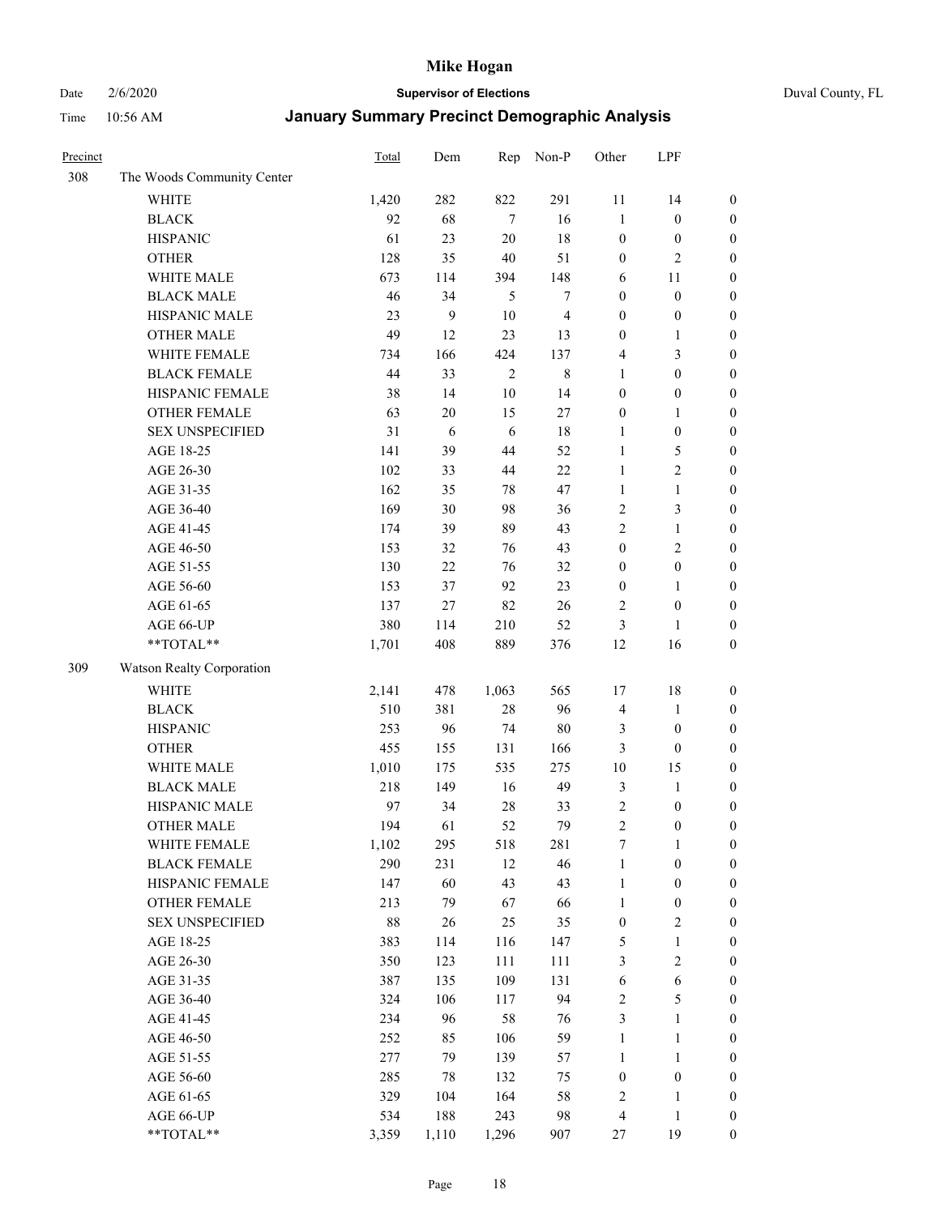# Mike Hogan

Date 2/6/2020 **Supervisor of Elections** Duval County, FL

Time 10:56 AM **January Summary Precinct Demographic Analysis**

| Precinct | | Total | Dem | Rep | Non-P | Other | LPF | |
|---|---|---|---|---|---|---|---|---|
| 308 | The Woods Community Center | | | | | | | |
| | WHITE | 1,420 | 282 | 822 | 291 | 11 | 14 | 0 |
| | BLACK | 92 | 68 | 7 | 16 | 1 | 0 | 0 |
| | HISPANIC | 61 | 23 | 20 | 18 | 0 | 0 | 0 |
| | OTHER | 128 | 35 | 40 | 51 | 0 | 2 | 0 |
| | WHITE MALE | 673 | 114 | 394 | 148 | 6 | 11 | 0 |
| | BLACK MALE | 46 | 34 | 5 | 7 | 0 | 0 | 0 |
| | HISPANIC MALE | 23 | 9 | 10 | 4 | 0 | 0 | 0 |
| | OTHER MALE | 49 | 12 | 23 | 13 | 0 | 1 | 0 |
| | WHITE FEMALE | 734 | 166 | 424 | 137 | 4 | 3 | 0 |
| | BLACK FEMALE | 44 | 33 | 2 | 8 | 1 | 0 | 0 |
| | HISPANIC FEMALE | 38 | 14 | 10 | 14 | 0 | 0 | 0 |
| | OTHER FEMALE | 63 | 20 | 15 | 27 | 0 | 1 | 0 |
| | SEX UNSPECIFIED | 31 | 6 | 6 | 18 | 1 | 0 | 0 |
| | AGE 18-25 | 141 | 39 | 44 | 52 | 1 | 5 | 0 |
| | AGE 26-30 | 102 | 33 | 44 | 22 | 1 | 2 | 0 |
| | AGE 31-35 | 162 | 35 | 78 | 47 | 1 | 1 | 0 |
| | AGE 36-40 | 169 | 30 | 98 | 36 | 2 | 3 | 0 |
| | AGE 41-45 | 174 | 39 | 89 | 43 | 2 | 1 | 0 |
| | AGE 46-50 | 153 | 32 | 76 | 43 | 0 | 2 | 0 |
| | AGE 51-55 | 130 | 22 | 76 | 32 | 0 | 0 | 0 |
| | AGE 56-60 | 153 | 37 | 92 | 23 | 0 | 1 | 0 |
| | AGE 61-65 | 137 | 27 | 82 | 26 | 2 | 0 | 0 |
| | AGE 66-UP | 380 | 114 | 210 | 52 | 3 | 1 | 0 |
| | **TOTAL** | 1,701 | 408 | 889 | 376 | 12 | 16 | 0 |
| 309 | Watson Realty Corporation | | | | | | | |
| | WHITE | 2,141 | 478 | 1,063 | 565 | 17 | 18 | 0 |
| | BLACK | 510 | 381 | 28 | 96 | 4 | 1 | 0 |
| | HISPANIC | 253 | 96 | 74 | 80 | 3 | 0 | 0 |
| | OTHER | 455 | 155 | 131 | 166 | 3 | 0 | 0 |
| | WHITE MALE | 1,010 | 175 | 535 | 275 | 10 | 15 | 0 |
| | BLACK MALE | 218 | 149 | 16 | 49 | 3 | 1 | 0 |
| | HISPANIC MALE | 97 | 34 | 28 | 33 | 2 | 0 | 0 |
| | OTHER MALE | 194 | 61 | 52 | 79 | 2 | 0 | 0 |
| | WHITE FEMALE | 1,102 | 295 | 518 | 281 | 7 | 1 | 0 |
| | BLACK FEMALE | 290 | 231 | 12 | 46 | 1 | 0 | 0 |
| | HISPANIC FEMALE | 147 | 60 | 43 | 43 | 1 | 0 | 0 |
| | OTHER FEMALE | 213 | 79 | 67 | 66 | 1 | 0 | 0 |
| | SEX UNSPECIFIED | 88 | 26 | 25 | 35 | 0 | 2 | 0 |
| | AGE 18-25 | 383 | 114 | 116 | 147 | 5 | 1 | 0 |
| | AGE 26-30 | 350 | 123 | 111 | 111 | 3 | 2 | 0 |
| | AGE 31-35 | 387 | 135 | 109 | 131 | 6 | 6 | 0 |
| | AGE 36-40 | 324 | 106 | 117 | 94 | 2 | 5 | 0 |
| | AGE 41-45 | 234 | 96 | 58 | 76 | 3 | 1 | 0 |
| | AGE 46-50 | 252 | 85 | 106 | 59 | 1 | 1 | 0 |
| | AGE 51-55 | 277 | 79 | 139 | 57 | 1 | 1 | 0 |
| | AGE 56-60 | 285 | 78 | 132 | 75 | 0 | 0 | 0 |
| | AGE 61-65 | 329 | 104 | 164 | 58 | 2 | 1 | 0 |
| | AGE 66-UP | 534 | 188 | 243 | 98 | 4 | 1 | 0 |
| | **TOTAL** | 3,359 | 1,110 | 1,296 | 907 | 27 | 19 | 0 |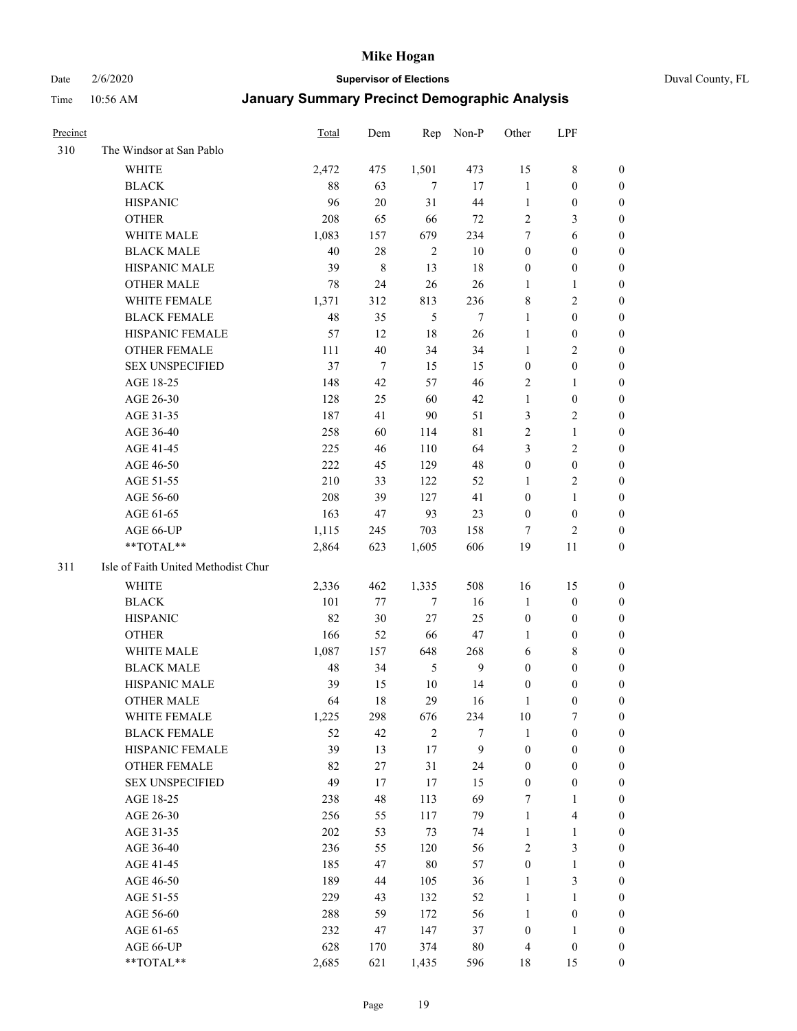| Precinct | | Total | Dem | Rep | Non-P | Other | LPF | |
|---|---|---|---|---|---|---|---|---|
| 310 | The Windsor at San Pablo | | | | | | | |
| | WHITE | 2,472 | 475 | 1,501 | 473 | 15 | 8 | 0 |
| | BLACK | 88 | 63 | 7 | 17 | 1 | 0 | 0 |
| | HISPANIC | 96 | 20 | 31 | 44 | 1 | 0 | 0 |
| | OTHER | 208 | 65 | 66 | 72 | 2 | 3 | 0 |
| | WHITE MALE | 1,083 | 157 | 679 | 234 | 7 | 6 | 0 |
| | BLACK MALE | 40 | 28 | 2 | 10 | 0 | 0 | 0 |
| | HISPANIC MALE | 39 | 8 | 13 | 18 | 0 | 0 | 0 |
| | OTHER MALE | 78 | 24 | 26 | 26 | 1 | 1 | 0 |
| | WHITE FEMALE | 1,371 | 312 | 813 | 236 | 8 | 2 | 0 |
| | BLACK FEMALE | 48 | 35 | 5 | 7 | 1 | 0 | 0 |
| | HISPANIC FEMALE | 57 | 12 | 18 | 26 | 1 | 0 | 0 |
| | OTHER FEMALE | 111 | 40 | 34 | 34 | 1 | 2 | 0 |
| | SEX UNSPECIFIED | 37 | 7 | 15 | 15 | 0 | 0 | 0 |
| | AGE 18-25 | 148 | 42 | 57 | 46 | 2 | 1 | 0 |
| | AGE 26-30 | 128 | 25 | 60 | 42 | 1 | 0 | 0 |
| | AGE 31-35 | 187 | 41 | 90 | 51 | 3 | 2 | 0 |
| | AGE 36-40 | 258 | 60 | 114 | 81 | 2 | 1 | 0 |
| | AGE 41-45 | 225 | 46 | 110 | 64 | 3 | 2 | 0 |
| | AGE 46-50 | 222 | 45 | 129 | 48 | 0 | 0 | 0 |
| | AGE 51-55 | 210 | 33 | 122 | 52 | 1 | 2 | 0 |
| | AGE 56-60 | 208 | 39 | 127 | 41 | 0 | 1 | 0 |
| | AGE 61-65 | 163 | 47 | 93 | 23 | 0 | 0 | 0 |
| | AGE 66-UP | 1,115 | 245 | 703 | 158 | 7 | 2 | 0 |
| | **TOTAL** | 2,864 | 623 | 1,605 | 606 | 19 | 11 | 0 |
| 311 | Isle of Faith United Methodist Chur | | | | | | | |
| | WHITE | 2,336 | 462 | 1,335 | 508 | 16 | 15 | 0 |
| | BLACK | 101 | 77 | 7 | 16 | 1 | 0 | 0 |
| | HISPANIC | 82 | 30 | 27 | 25 | 0 | 0 | 0 |
| | OTHER | 166 | 52 | 66 | 47 | 1 | 0 | 0 |
| | WHITE MALE | 1,087 | 157 | 648 | 268 | 6 | 8 | 0 |
| | BLACK MALE | 48 | 34 | 5 | 9 | 0 | 0 | 0 |
| | HISPANIC MALE | 39 | 15 | 10 | 14 | 0 | 0 | 0 |
| | OTHER MALE | 64 | 18 | 29 | 16 | 1 | 0 | 0 |
| | WHITE FEMALE | 1,225 | 298 | 676 | 234 | 10 | 7 | 0 |
| | BLACK FEMALE | 52 | 42 | 2 | 7 | 1 | 0 | 0 |
| | HISPANIC FEMALE | 39 | 13 | 17 | 9 | 0 | 0 | 0 |
| | OTHER FEMALE | 82 | 27 | 31 | 24 | 0 | 0 | 0 |
| | SEX UNSPECIFIED | 49 | 17 | 17 | 15 | 0 | 0 | 0 |
| | AGE 18-25 | 238 | 48 | 113 | 69 | 7 | 1 | 0 |
| | AGE 26-30 | 256 | 55 | 117 | 79 | 1 | 4 | 0 |
| | AGE 31-35 | 202 | 53 | 73 | 74 | 1 | 1 | 0 |
| | AGE 36-40 | 236 | 55 | 120 | 56 | 2 | 3 | 0 |
| | AGE 41-45 | 185 | 47 | 80 | 57 | 0 | 1 | 0 |
| | AGE 46-50 | 189 | 44 | 105 | 36 | 1 | 3 | 0 |
| | AGE 51-55 | 229 | 43 | 132 | 52 | 1 | 1 | 0 |
| | AGE 56-60 | 288 | 59 | 172 | 56 | 1 | 0 | 0 |
| | AGE 61-65 | 232 | 47 | 147 | 37 | 0 | 1 | 0 |
| | AGE 66-UP | 628 | 170 | 374 | 80 | 4 | 0 | 0 |
| | **TOTAL** | 2,685 | 621 | 1,435 | 596 | 18 | 15 | 0 |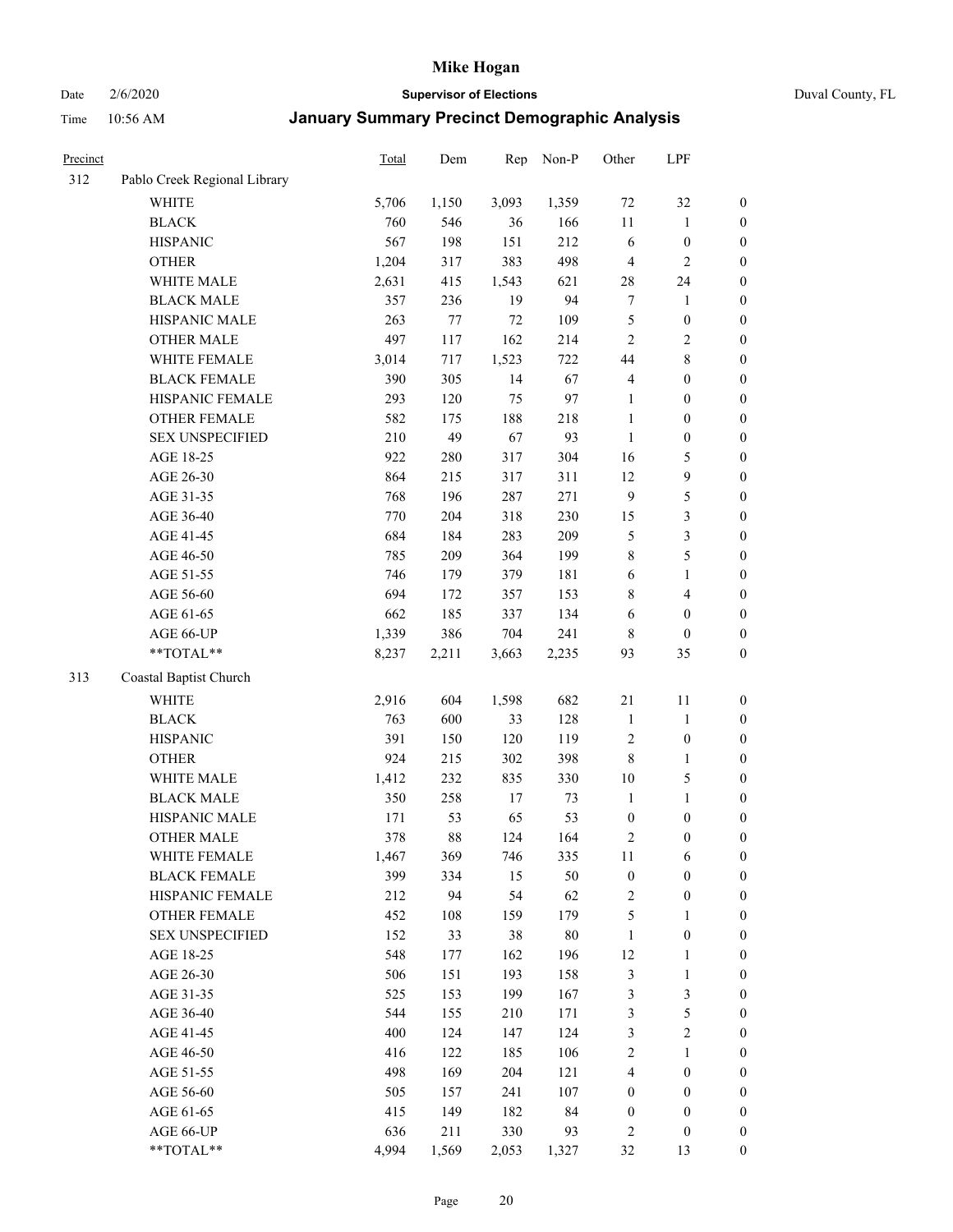# Mike Hogan

Date 2/6/2020 **Supervisor of Elections** Duval County, FL

Time 10:56 AM **January Summary Precinct Demographic Analysis**

| Precinct | | Total | Dem | Rep | Non-P | Other | LPF | |
|---|---|---|---|---|---|---|---|---|
| 312 | Pablo Creek Regional Library | | | | | | | |
| | WHITE | 5,706 | 1,150 | 3,093 | 1,359 | 72 | 32 | 0 |
| | BLACK | 760 | 546 | 36 | 166 | 11 | 1 | 0 |
| | HISPANIC | 567 | 198 | 151 | 212 | 6 | 0 | 0 |
| | OTHER | 1,204 | 317 | 383 | 498 | 4 | 2 | 0 |
| | WHITE MALE | 2,631 | 415 | 1,543 | 621 | 28 | 24 | 0 |
| | BLACK MALE | 357 | 236 | 19 | 94 | 7 | 1 | 0 |
| | HISPANIC MALE | 263 | 77 | 72 | 109 | 5 | 0 | 0 |
| | OTHER MALE | 497 | 117 | 162 | 214 | 2 | 2 | 0 |
| | WHITE FEMALE | 3,014 | 717 | 1,523 | 722 | 44 | 8 | 0 |
| | BLACK FEMALE | 390 | 305 | 14 | 67 | 4 | 0 | 0 |
| | HISPANIC FEMALE | 293 | 120 | 75 | 97 | 1 | 0 | 0 |
| | OTHER FEMALE | 582 | 175 | 188 | 218 | 1 | 0 | 0 |
| | SEX UNSPECIFIED | 210 | 49 | 67 | 93 | 1 | 0 | 0 |
| | AGE 18-25 | 922 | 280 | 317 | 304 | 16 | 5 | 0 |
| | AGE 26-30 | 864 | 215 | 317 | 311 | 12 | 9 | 0 |
| | AGE 31-35 | 768 | 196 | 287 | 271 | 9 | 5 | 0 |
| | AGE 36-40 | 770 | 204 | 318 | 230 | 15 | 3 | 0 |
| | AGE 41-45 | 684 | 184 | 283 | 209 | 5 | 3 | 0 |
| | AGE 46-50 | 785 | 209 | 364 | 199 | 8 | 5 | 0 |
| | AGE 51-55 | 746 | 179 | 379 | 181 | 6 | 1 | 0 |
| | AGE 56-60 | 694 | 172 | 357 | 153 | 8 | 4 | 0 |
| | AGE 61-65 | 662 | 185 | 337 | 134 | 6 | 0 | 0 |
| | AGE 66-UP | 1,339 | 386 | 704 | 241 | 8 | 0 | 0 |
| | **TOTAL** | 8,237 | 2,211 | 3,663 | 2,235 | 93 | 35 | 0 |
| 313 | Coastal Baptist Church | | | | | | | |
| | WHITE | 2,916 | 604 | 1,598 | 682 | 21 | 11 | 0 |
| | BLACK | 763 | 600 | 33 | 128 | 1 | 1 | 0 |
| | HISPANIC | 391 | 150 | 120 | 119 | 2 | 0 | 0 |
| | OTHER | 924 | 215 | 302 | 398 | 8 | 1 | 0 |
| | WHITE MALE | 1,412 | 232 | 835 | 330 | 10 | 5 | 0 |
| | BLACK MALE | 350 | 258 | 17 | 73 | 1 | 1 | 0 |
| | HISPANIC MALE | 171 | 53 | 65 | 53 | 0 | 0 | 0 |
| | OTHER MALE | 378 | 88 | 124 | 164 | 2 | 0 | 0 |
| | WHITE FEMALE | 1,467 | 369 | 746 | 335 | 11 | 6 | 0 |
| | BLACK FEMALE | 399 | 334 | 15 | 50 | 0 | 0 | 0 |
| | HISPANIC FEMALE | 212 | 94 | 54 | 62 | 2 | 0 | 0 |
| | OTHER FEMALE | 452 | 108 | 159 | 179 | 5 | 1 | 0 |
| | SEX UNSPECIFIED | 152 | 33 | 38 | 80 | 1 | 0 | 0 |
| | AGE 18-25 | 548 | 177 | 162 | 196 | 12 | 1 | 0 |
| | AGE 26-30 | 506 | 151 | 193 | 158 | 3 | 1 | 0 |
| | AGE 31-35 | 525 | 153 | 199 | 167 | 3 | 3 | 0 |
| | AGE 36-40 | 544 | 155 | 210 | 171 | 3 | 5 | 0 |
| | AGE 41-45 | 400 | 124 | 147 | 124 | 3 | 2 | 0 |
| | AGE 46-50 | 416 | 122 | 185 | 106 | 2 | 1 | 0 |
| | AGE 51-55 | 498 | 169 | 204 | 121 | 4 | 0 | 0 |
| | AGE 56-60 | 505 | 157 | 241 | 107 | 0 | 0 | 0 |
| | AGE 61-65 | 415 | 149 | 182 | 84 | 0 | 0 | 0 |
| | AGE 66-UP | 636 | 211 | 330 | 93 | 2 | 0 | 0 |
| | **TOTAL** | 4,994 | 1,569 | 2,053 | 1,327 | 32 | 13 | 0 |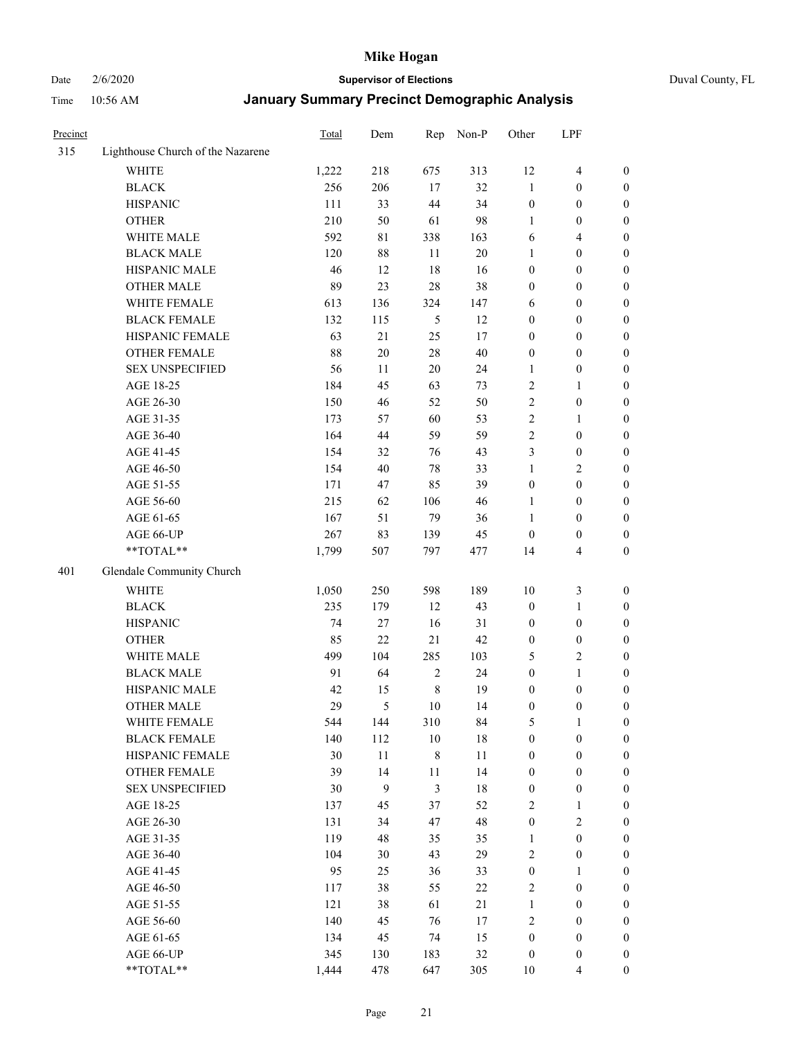# Mike Hogan

Date 2/6/2020 | **Supervisor of Elections** | Duval County, FL

Time 10:56 AM | **January Summary Precinct Demographic Analysis**

| Precinct | | Total | Dem | Rep | Non-P | Other | LPF | |
|---|---|---|---|---|---|---|---|---|
| 315 | Lighthouse Church of the Nazarene | | | | | | | |
| | WHITE | 1,222 | 218 | 675 | 313 | 12 | 4 | 0 |
| | BLACK | 256 | 206 | 17 | 32 | 1 | 0 | 0 |
| | HISPANIC | 111 | 33 | 44 | 34 | 0 | 0 | 0 |
| | OTHER | 210 | 50 | 61 | 98 | 1 | 0 | 0 |
| | WHITE MALE | 592 | 81 | 338 | 163 | 6 | 4 | 0 |
| | BLACK MALE | 120 | 88 | 11 | 20 | 1 | 0 | 0 |
| | HISPANIC MALE | 46 | 12 | 18 | 16 | 0 | 0 | 0 |
| | OTHER MALE | 89 | 23 | 28 | 38 | 0 | 0 | 0 |
| | WHITE FEMALE | 613 | 136 | 324 | 147 | 6 | 0 | 0 |
| | BLACK FEMALE | 132 | 115 | 5 | 12 | 0 | 0 | 0 |
| | HISPANIC FEMALE | 63 | 21 | 25 | 17 | 0 | 0 | 0 |
| | OTHER FEMALE | 88 | 20 | 28 | 40 | 0 | 0 | 0 |
| | SEX UNSPECIFIED | 56 | 11 | 20 | 24 | 1 | 0 | 0 |
| | AGE 18-25 | 184 | 45 | 63 | 73 | 2 | 1 | 0 |
| | AGE 26-30 | 150 | 46 | 52 | 50 | 2 | 0 | 0 |
| | AGE 31-35 | 173 | 57 | 60 | 53 | 2 | 1 | 0 |
| | AGE 36-40 | 164 | 44 | 59 | 59 | 2 | 0 | 0 |
| | AGE 41-45 | 154 | 32 | 76 | 43 | 3 | 0 | 0 |
| | AGE 46-50 | 154 | 40 | 78 | 33 | 1 | 2 | 0 |
| | AGE 51-55 | 171 | 47 | 85 | 39 | 0 | 0 | 0 |
| | AGE 56-60 | 215 | 62 | 106 | 46 | 1 | 0 | 0 |
| | AGE 61-65 | 167 | 51 | 79 | 36 | 1 | 0 | 0 |
| | AGE 66-UP | 267 | 83 | 139 | 45 | 0 | 0 | 0 |
| | **TOTAL** | 1,799 | 507 | 797 | 477 | 14 | 4 | 0 |
| 401 | Glendale Community Church | | | | | | | |
| | WHITE | 1,050 | 250 | 598 | 189 | 10 | 3 | 0 |
| | BLACK | 235 | 179 | 12 | 43 | 0 | 1 | 0 |
| | HISPANIC | 74 | 27 | 16 | 31 | 0 | 0 | 0 |
| | OTHER | 85 | 22 | 21 | 42 | 0 | 0 | 0 |
| | WHITE MALE | 499 | 104 | 285 | 103 | 5 | 2 | 0 |
| | BLACK MALE | 91 | 64 | 2 | 24 | 0 | 1 | 0 |
| | HISPANIC MALE | 42 | 15 | 8 | 19 | 0 | 0 | 0 |
| | OTHER MALE | 29 | 5 | 10 | 14 | 0 | 0 | 0 |
| | WHITE FEMALE | 544 | 144 | 310 | 84 | 5 | 1 | 0 |
| | BLACK FEMALE | 140 | 112 | 10 | 18 | 0 | 0 | 0 |
| | HISPANIC FEMALE | 30 | 11 | 8 | 11 | 0 | 0 | 0 |
| | OTHER FEMALE | 39 | 14 | 11 | 14 | 0 | 0 | 0 |
| | SEX UNSPECIFIED | 30 | 9 | 3 | 18 | 0 | 0 | 0 |
| | AGE 18-25 | 137 | 45 | 37 | 52 | 2 | 1 | 0 |
| | AGE 26-30 | 131 | 34 | 47 | 48 | 0 | 2 | 0 |
| | AGE 31-35 | 119 | 48 | 35 | 35 | 1 | 0 | 0 |
| | AGE 36-40 | 104 | 30 | 43 | 29 | 2 | 0 | 0 |
| | AGE 41-45 | 95 | 25 | 36 | 33 | 0 | 1 | 0 |
| | AGE 46-50 | 117 | 38 | 55 | 22 | 2 | 0 | 0 |
| | AGE 51-55 | 121 | 38 | 61 | 21 | 1 | 0 | 0 |
| | AGE 56-60 | 140 | 45 | 76 | 17 | 2 | 0 | 0 |
| | AGE 61-65 | 134 | 45 | 74 | 15 | 0 | 0 | 0 |
| | AGE 66-UP | 345 | 130 | 183 | 32 | 0 | 0 | 0 |
| | **TOTAL** | 1,444 | 478 | 647 | 305 | 10 | 4 | 0 |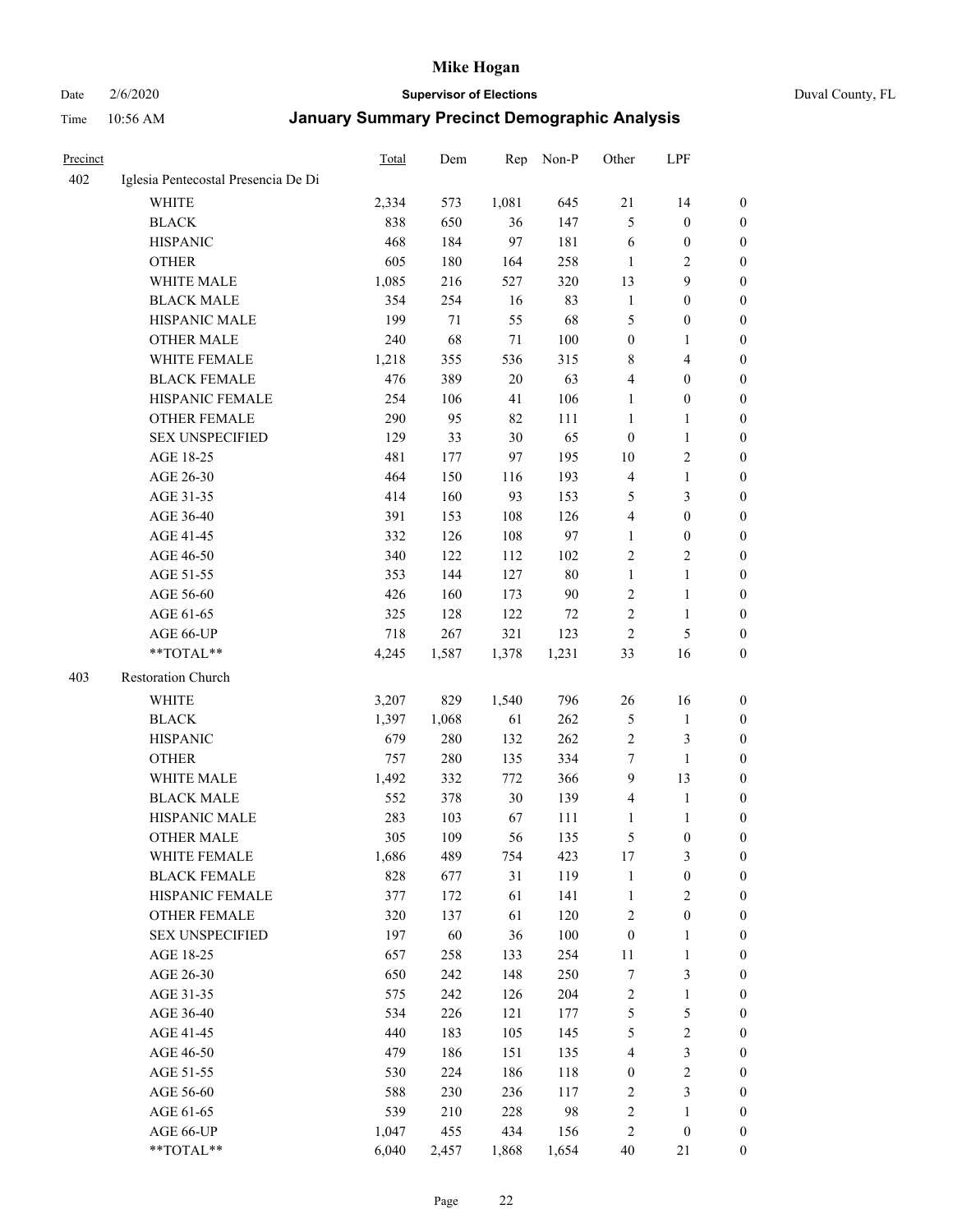# Mike Hogan

Date 2/6/2020 **Supervisor of Elections** Duval County, FL

Time 10:56 AM **January Summary Precinct Demographic Analysis**

| Precinct | | Total | Dem | Rep | Non-P | Other | LPF | |
|---|---|---|---|---|---|---|---|---|
| 402 | Iglesia Pentecostal Presencia De Di | | | | | | | |
| | WHITE | 2,334 | 573 | 1,081 | 645 | 21 | 14 | 0 |
| | BLACK | 838 | 650 | 36 | 147 | 5 | 0 | 0 |
| | HISPANIC | 468 | 184 | 97 | 181 | 6 | 0 | 0 |
| | OTHER | 605 | 180 | 164 | 258 | 1 | 2 | 0 |
| | WHITE MALE | 1,085 | 216 | 527 | 320 | 13 | 9 | 0 |
| | BLACK MALE | 354 | 254 | 16 | 83 | 1 | 0 | 0 |
| | HISPANIC MALE | 199 | 71 | 55 | 68 | 5 | 0 | 0 |
| | OTHER MALE | 240 | 68 | 71 | 100 | 0 | 1 | 0 |
| | WHITE FEMALE | 1,218 | 355 | 536 | 315 | 8 | 4 | 0 |
| | BLACK FEMALE | 476 | 389 | 20 | 63 | 4 | 0 | 0 |
| | HISPANIC FEMALE | 254 | 106 | 41 | 106 | 1 | 0 | 0 |
| | OTHER FEMALE | 290 | 95 | 82 | 111 | 1 | 1 | 0 |
| | SEX UNSPECIFIED | 129 | 33 | 30 | 65 | 0 | 1 | 0 |
| | AGE 18-25 | 481 | 177 | 97 | 195 | 10 | 2 | 0 |
| | AGE 26-30 | 464 | 150 | 116 | 193 | 4 | 1 | 0 |
| | AGE 31-35 | 414 | 160 | 93 | 153 | 5 | 3 | 0 |
| | AGE 36-40 | 391 | 153 | 108 | 126 | 4 | 0 | 0 |
| | AGE 41-45 | 332 | 126 | 108 | 97 | 1 | 0 | 0 |
| | AGE 46-50 | 340 | 122 | 112 | 102 | 2 | 2 | 0 |
| | AGE 51-55 | 353 | 144 | 127 | 80 | 1 | 1 | 0 |
| | AGE 56-60 | 426 | 160 | 173 | 90 | 2 | 1 | 0 |
| | AGE 61-65 | 325 | 128 | 122 | 72 | 2 | 1 | 0 |
| | AGE 66-UP | 718 | 267 | 321 | 123 | 2 | 5 | 0 |
| | **TOTAL** | 4,245 | 1,587 | 1,378 | 1,231 | 33 | 16 | 0 |
| 403 | Restoration Church | | | | | | | |
| | WHITE | 3,207 | 829 | 1,540 | 796 | 26 | 16 | 0 |
| | BLACK | 1,397 | 1,068 | 61 | 262 | 5 | 1 | 0 |
| | HISPANIC | 679 | 280 | 132 | 262 | 2 | 3 | 0 |
| | OTHER | 757 | 280 | 135 | 334 | 7 | 1 | 0 |
| | WHITE MALE | 1,492 | 332 | 772 | 366 | 9 | 13 | 0 |
| | BLACK MALE | 552 | 378 | 30 | 139 | 4 | 1 | 0 |
| | HISPANIC MALE | 283 | 103 | 67 | 111 | 1 | 1 | 0 |
| | OTHER MALE | 305 | 109 | 56 | 135 | 5 | 0 | 0 |
| | WHITE FEMALE | 1,686 | 489 | 754 | 423 | 17 | 3 | 0 |
| | BLACK FEMALE | 828 | 677 | 31 | 119 | 1 | 0 | 0 |
| | HISPANIC FEMALE | 377 | 172 | 61 | 141 | 1 | 2 | 0 |
| | OTHER FEMALE | 320 | 137 | 61 | 120 | 2 | 0 | 0 |
| | SEX UNSPECIFIED | 197 | 60 | 36 | 100 | 0 | 1 | 0 |
| | AGE 18-25 | 657 | 258 | 133 | 254 | 11 | 1 | 0 |
| | AGE 26-30 | 650 | 242 | 148 | 250 | 7 | 3 | 0 |
| | AGE 31-35 | 575 | 242 | 126 | 204 | 2 | 1 | 0 |
| | AGE 36-40 | 534 | 226 | 121 | 177 | 5 | 5 | 0 |
| | AGE 41-45 | 440 | 183 | 105 | 145 | 5 | 2 | 0 |
| | AGE 46-50 | 479 | 186 | 151 | 135 | 4 | 3 | 0 |
| | AGE 51-55 | 530 | 224 | 186 | 118 | 0 | 2 | 0 |
| | AGE 56-60 | 588 | 230 | 236 | 117 | 2 | 3 | 0 |
| | AGE 61-65 | 539 | 210 | 228 | 98 | 2 | 1 | 0 |
| | AGE 66-UP | 1,047 | 455 | 434 | 156 | 2 | 0 | 0 |
| | **TOTAL** | 6,040 | 2,457 | 1,868 | 1,654 | 40 | 21 | 0 |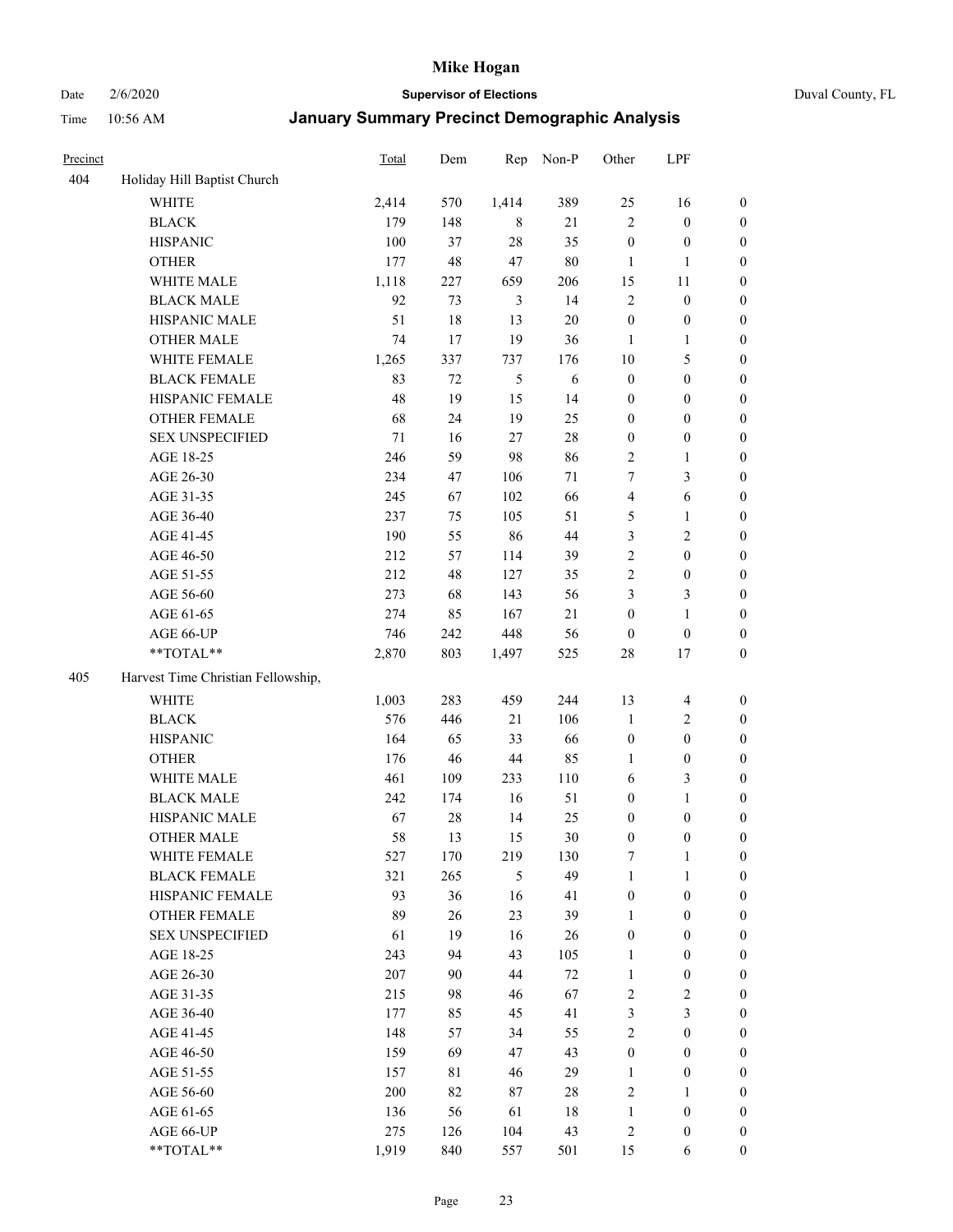| Precinct | | Total | Dem | Rep | Non-P | Other | LPF | |
|---|---|---|---|---|---|---|---|---|
| 404 | Holiday Hill Baptist Church | | | | | | | |
| | WHITE | 2,414 | 570 | 1,414 | 389 | 25 | 16 | 0 |
| | BLACK | 179 | 148 | 8 | 21 | 2 | 0 | 0 |
| | HISPANIC | 100 | 37 | 28 | 35 | 0 | 0 | 0 |
| | OTHER | 177 | 48 | 47 | 80 | 1 | 1 | 0 |
| | WHITE MALE | 1,118 | 227 | 659 | 206 | 15 | 11 | 0 |
| | BLACK MALE | 92 | 73 | 3 | 14 | 2 | 0 | 0 |
| | HISPANIC MALE | 51 | 18 | 13 | 20 | 0 | 0 | 0 |
| | OTHER MALE | 74 | 17 | 19 | 36 | 1 | 1 | 0 |
| | WHITE FEMALE | 1,265 | 337 | 737 | 176 | 10 | 5 | 0 |
| | BLACK FEMALE | 83 | 72 | 5 | 6 | 0 | 0 | 0 |
| | HISPANIC FEMALE | 48 | 19 | 15 | 14 | 0 | 0 | 0 |
| | OTHER FEMALE | 68 | 24 | 19 | 25 | 0 | 0 | 0 |
| | SEX UNSPECIFIED | 71 | 16 | 27 | 28 | 0 | 0 | 0 |
| | AGE 18-25 | 246 | 59 | 98 | 86 | 2 | 1 | 0 |
| | AGE 26-30 | 234 | 47 | 106 | 71 | 7 | 3 | 0 |
| | AGE 31-35 | 245 | 67 | 102 | 66 | 4 | 6 | 0 |
| | AGE 36-40 | 237 | 75 | 105 | 51 | 5 | 1 | 0 |
| | AGE 41-45 | 190 | 55 | 86 | 44 | 3 | 2 | 0 |
| | AGE 46-50 | 212 | 57 | 114 | 39 | 2 | 0 | 0 |
| | AGE 51-55 | 212 | 48 | 127 | 35 | 2 | 0 | 0 |
| | AGE 56-60 | 273 | 68 | 143 | 56 | 3 | 3 | 0 |
| | AGE 61-65 | 274 | 85 | 167 | 21 | 0 | 1 | 0 |
| | AGE 66-UP | 746 | 242 | 448 | 56 | 0 | 0 | 0 |
| | **TOTAL** | 2,870 | 803 | 1,497 | 525 | 28 | 17 | 0 |
| 405 | Harvest Time Christian Fellowship, | | | | | | | |
| | WHITE | 1,003 | 283 | 459 | 244 | 13 | 4 | 0 |
| | BLACK | 576 | 446 | 21 | 106 | 1 | 2 | 0 |
| | HISPANIC | 164 | 65 | 33 | 66 | 0 | 0 | 0 |
| | OTHER | 176 | 46 | 44 | 85 | 1 | 0 | 0 |
| | WHITE MALE | 461 | 109 | 233 | 110 | 6 | 3 | 0 |
| | BLACK MALE | 242 | 174 | 16 | 51 | 0 | 1 | 0 |
| | HISPANIC MALE | 67 | 28 | 14 | 25 | 0 | 0 | 0 |
| | OTHER MALE | 58 | 13 | 15 | 30 | 0 | 0 | 0 |
| | WHITE FEMALE | 527 | 170 | 219 | 130 | 7 | 1 | 0 |
| | BLACK FEMALE | 321 | 265 | 5 | 49 | 1 | 1 | 0 |
| | HISPANIC FEMALE | 93 | 36 | 16 | 41 | 0 | 0 | 0 |
| | OTHER FEMALE | 89 | 26 | 23 | 39 | 1 | 0 | 0 |
| | SEX UNSPECIFIED | 61 | 19 | 16 | 26 | 0 | 0 | 0 |
| | AGE 18-25 | 243 | 94 | 43 | 105 | 1 | 0 | 0 |
| | AGE 26-30 | 207 | 90 | 44 | 72 | 1 | 0 | 0 |
| | AGE 31-35 | 215 | 98 | 46 | 67 | 2 | 2 | 0 |
| | AGE 36-40 | 177 | 85 | 45 | 41 | 3 | 3 | 0 |
| | AGE 41-45 | 148 | 57 | 34 | 55 | 2 | 0 | 0 |
| | AGE 46-50 | 159 | 69 | 47 | 43 | 0 | 0 | 0 |
| | AGE 51-55 | 157 | 81 | 46 | 29 | 1 | 0 | 0 |
| | AGE 56-60 | 200 | 82 | 87 | 28 | 2 | 1 | 0 |
| | AGE 61-65 | 136 | 56 | 61 | 18 | 1 | 0 | 0 |
| | AGE 66-UP | 275 | 126 | 104 | 43 | 2 | 0 | 0 |
| | **TOTAL** | 1,919 | 840 | 557 | 501 | 15 | 6 | 0 |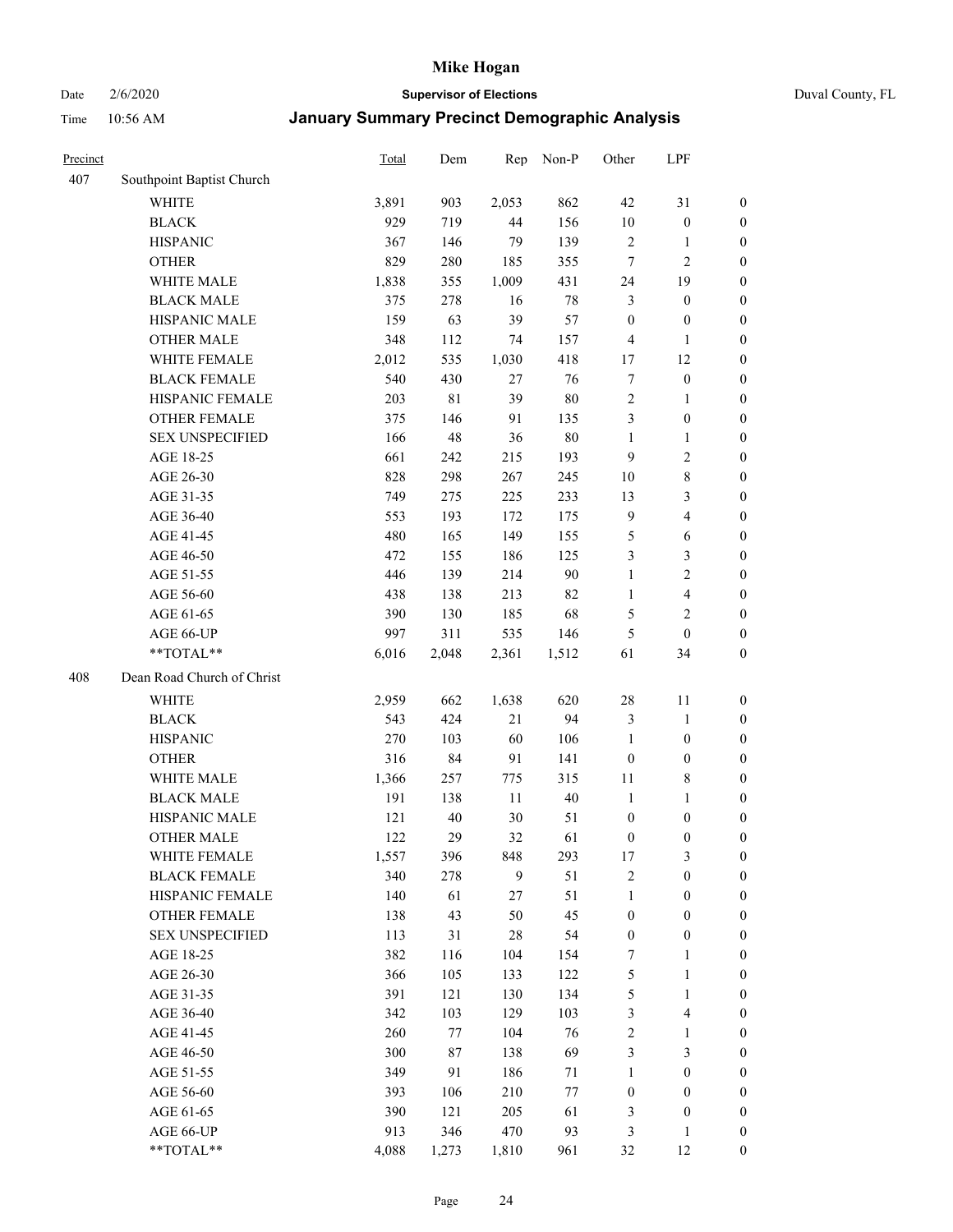| Precinct | | Total | Dem | Rep | Non-P | Other | LPF | |
|---|---|---|---|---|---|---|---|---|
| 407 | Southpoint Baptist Church | | | | | | | |
| | WHITE | 3,891 | 903 | 2,053 | 862 | 42 | 31 | 0 |
| | BLACK | 929 | 719 | 44 | 156 | 10 | 0 | 0 |
| | HISPANIC | 367 | 146 | 79 | 139 | 2 | 1 | 0 |
| | OTHER | 829 | 280 | 185 | 355 | 7 | 2 | 0 |
| | WHITE MALE | 1,838 | 355 | 1,009 | 431 | 24 | 19 | 0 |
| | BLACK MALE | 375 | 278 | 16 | 78 | 3 | 0 | 0 |
| | HISPANIC MALE | 159 | 63 | 39 | 57 | 0 | 0 | 0 |
| | OTHER MALE | 348 | 112 | 74 | 157 | 4 | 1 | 0 |
| | WHITE FEMALE | 2,012 | 535 | 1,030 | 418 | 17 | 12 | 0 |
| | BLACK FEMALE | 540 | 430 | 27 | 76 | 7 | 0 | 0 |
| | HISPANIC FEMALE | 203 | 81 | 39 | 80 | 2 | 1 | 0 |
| | OTHER FEMALE | 375 | 146 | 91 | 135 | 3 | 0 | 0 |
| | SEX UNSPECIFIED | 166 | 48 | 36 | 80 | 1 | 1 | 0 |
| | AGE 18-25 | 661 | 242 | 215 | 193 | 9 | 2 | 0 |
| | AGE 26-30 | 828 | 298 | 267 | 245 | 10 | 8 | 0 |
| | AGE 31-35 | 749 | 275 | 225 | 233 | 13 | 3 | 0 |
| | AGE 36-40 | 553 | 193 | 172 | 175 | 9 | 4 | 0 |
| | AGE 41-45 | 480 | 165 | 149 | 155 | 5 | 6 | 0 |
| | AGE 46-50 | 472 | 155 | 186 | 125 | 3 | 3 | 0 |
| | AGE 51-55 | 446 | 139 | 214 | 90 | 1 | 2 | 0 |
| | AGE 56-60 | 438 | 138 | 213 | 82 | 1 | 4 | 0 |
| | AGE 61-65 | 390 | 130 | 185 | 68 | 5 | 2 | 0 |
| | AGE 66-UP | 997 | 311 | 535 | 146 | 5 | 0 | 0 |
| | **TOTAL** | 6,016 | 2,048 | 2,361 | 1,512 | 61 | 34 | 0 |
| 408 | Dean Road Church of Christ | | | | | | | |
| | WHITE | 2,959 | 662 | 1,638 | 620 | 28 | 11 | 0 |
| | BLACK | 543 | 424 | 21 | 94 | 3 | 1 | 0 |
| | HISPANIC | 270 | 103 | 60 | 106 | 1 | 0 | 0 |
| | OTHER | 316 | 84 | 91 | 141 | 0 | 0 | 0 |
| | WHITE MALE | 1,366 | 257 | 775 | 315 | 11 | 8 | 0 |
| | BLACK MALE | 191 | 138 | 11 | 40 | 1 | 1 | 0 |
| | HISPANIC MALE | 121 | 40 | 30 | 51 | 0 | 0 | 0 |
| | OTHER MALE | 122 | 29 | 32 | 61 | 0 | 0 | 0 |
| | WHITE FEMALE | 1,557 | 396 | 848 | 293 | 17 | 3 | 0 |
| | BLACK FEMALE | 340 | 278 | 9 | 51 | 2 | 0 | 0 |
| | HISPANIC FEMALE | 140 | 61 | 27 | 51 | 1 | 0 | 0 |
| | OTHER FEMALE | 138 | 43 | 50 | 45 | 0 | 0 | 0 |
| | SEX UNSPECIFIED | 113 | 31 | 28 | 54 | 0 | 0 | 0 |
| | AGE 18-25 | 382 | 116 | 104 | 154 | 7 | 1 | 0 |
| | AGE 26-30 | 366 | 105 | 133 | 122 | 5 | 1 | 0 |
| | AGE 31-35 | 391 | 121 | 130 | 134 | 5 | 1 | 0 |
| | AGE 36-40 | 342 | 103 | 129 | 103 | 3 | 4 | 0 |
| | AGE 41-45 | 260 | 77 | 104 | 76 | 2 | 1 | 0 |
| | AGE 46-50 | 300 | 87 | 138 | 69 | 3 | 3 | 0 |
| | AGE 51-55 | 349 | 91 | 186 | 71 | 1 | 0 | 0 |
| | AGE 56-60 | 393 | 106 | 210 | 77 | 0 | 0 | 0 |
| | AGE 61-65 | 390 | 121 | 205 | 61 | 3 | 0 | 0 |
| | AGE 66-UP | 913 | 346 | 470 | 93 | 3 | 1 | 0 |
| | **TOTAL** | 4,088 | 1,273 | 1,810 | 961 | 32 | 12 | 0 |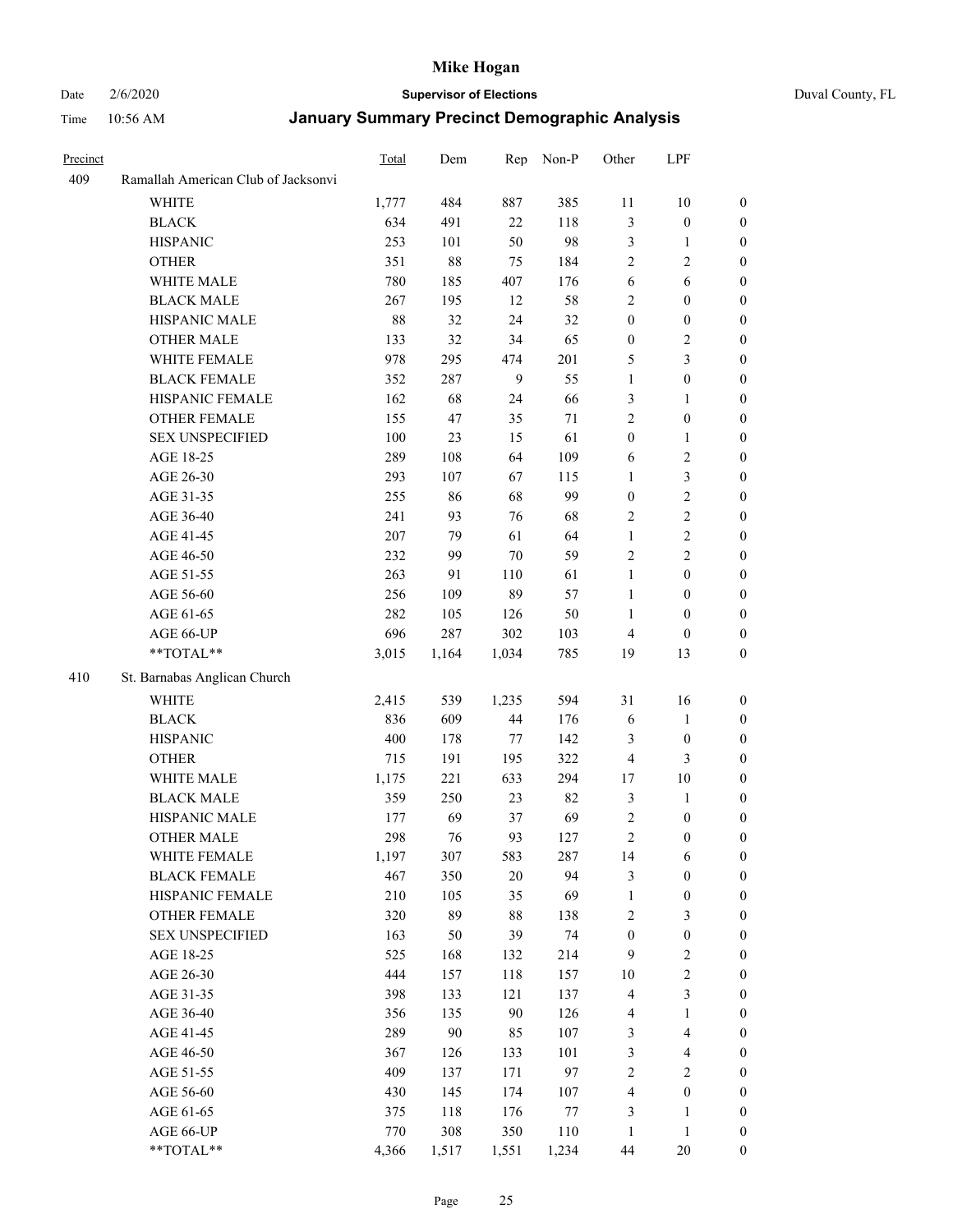| Precinct | | Total | Dem | Rep | Non-P | Other | LPF | |
|---|---|---|---|---|---|---|---|---|
| 409 | Ramallah American Club of Jacksonvi | | | | | | | |
| | WHITE | 1,777 | 484 | 887 | 385 | 11 | 10 | 0 |
| | BLACK | 634 | 491 | 22 | 118 | 3 | 0 | 0 |
| | HISPANIC | 253 | 101 | 50 | 98 | 3 | 1 | 0 |
| | OTHER | 351 | 88 | 75 | 184 | 2 | 2 | 0 |
| | WHITE MALE | 780 | 185 | 407 | 176 | 6 | 6 | 0 |
| | BLACK MALE | 267 | 195 | 12 | 58 | 2 | 0 | 0 |
| | HISPANIC MALE | 88 | 32 | 24 | 32 | 0 | 0 | 0 |
| | OTHER MALE | 133 | 32 | 34 | 65 | 0 | 2 | 0 |
| | WHITE FEMALE | 978 | 295 | 474 | 201 | 5 | 3 | 0 |
| | BLACK FEMALE | 352 | 287 | 9 | 55 | 1 | 0 | 0 |
| | HISPANIC FEMALE | 162 | 68 | 24 | 66 | 3 | 1 | 0 |
| | OTHER FEMALE | 155 | 47 | 35 | 71 | 2 | 0 | 0 |
| | SEX UNSPECIFIED | 100 | 23 | 15 | 61 | 0 | 1 | 0 |
| | AGE 18-25 | 289 | 108 | 64 | 109 | 6 | 2 | 0 |
| | AGE 26-30 | 293 | 107 | 67 | 115 | 1 | 3 | 0 |
| | AGE 31-35 | 255 | 86 | 68 | 99 | 0 | 2 | 0 |
| | AGE 36-40 | 241 | 93 | 76 | 68 | 2 | 2 | 0 |
| | AGE 41-45 | 207 | 79 | 61 | 64 | 1 | 2 | 0 |
| | AGE 46-50 | 232 | 99 | 70 | 59 | 2 | 2 | 0 |
| | AGE 51-55 | 263 | 91 | 110 | 61 | 1 | 0 | 0 |
| | AGE 56-60 | 256 | 109 | 89 | 57 | 1 | 0 | 0 |
| | AGE 61-65 | 282 | 105 | 126 | 50 | 1 | 0 | 0 |
| | AGE 66-UP | 696 | 287 | 302 | 103 | 4 | 0 | 0 |
| | **TOTAL** | 3,015 | 1,164 | 1,034 | 785 | 19 | 13 | 0 |
| 410 | St. Barnabas Anglican Church | | | | | | | |
| | WHITE | 2,415 | 539 | 1,235 | 594 | 31 | 16 | 0 |
| | BLACK | 836 | 609 | 44 | 176 | 6 | 1 | 0 |
| | HISPANIC | 400 | 178 | 77 | 142 | 3 | 0 | 0 |
| | OTHER | 715 | 191 | 195 | 322 | 4 | 3 | 0 |
| | WHITE MALE | 1,175 | 221 | 633 | 294 | 17 | 10 | 0 |
| | BLACK MALE | 359 | 250 | 23 | 82 | 3 | 1 | 0 |
| | HISPANIC MALE | 177 | 69 | 37 | 69 | 2 | 0 | 0 |
| | OTHER MALE | 298 | 76 | 93 | 127 | 2 | 0 | 0 |
| | WHITE FEMALE | 1,197 | 307 | 583 | 287 | 14 | 6 | 0 |
| | BLACK FEMALE | 467 | 350 | 20 | 94 | 3 | 0 | 0 |
| | HISPANIC FEMALE | 210 | 105 | 35 | 69 | 1 | 0 | 0 |
| | OTHER FEMALE | 320 | 89 | 88 | 138 | 2 | 3 | 0 |
| | SEX UNSPECIFIED | 163 | 50 | 39 | 74 | 0 | 0 | 0 |
| | AGE 18-25 | 525 | 168 | 132 | 214 | 9 | 2 | 0 |
| | AGE 26-30 | 444 | 157 | 118 | 157 | 10 | 2 | 0 |
| | AGE 31-35 | 398 | 133 | 121 | 137 | 4 | 3 | 0 |
| | AGE 36-40 | 356 | 135 | 90 | 126 | 4 | 1 | 0 |
| | AGE 41-45 | 289 | 90 | 85 | 107 | 3 | 4 | 0 |
| | AGE 46-50 | 367 | 126 | 133 | 101 | 3 | 4 | 0 |
| | AGE 51-55 | 409 | 137 | 171 | 97 | 2 | 2 | 0 |
| | AGE 56-60 | 430 | 145 | 174 | 107 | 4 | 0 | 0 |
| | AGE 61-65 | 375 | 118 | 176 | 77 | 3 | 1 | 0 |
| | AGE 66-UP | 770 | 308 | 350 | 110 | 1 | 1 | 0 |
| | **TOTAL** | 4,366 | 1,517 | 1,551 | 1,234 | 44 | 20 | 0 |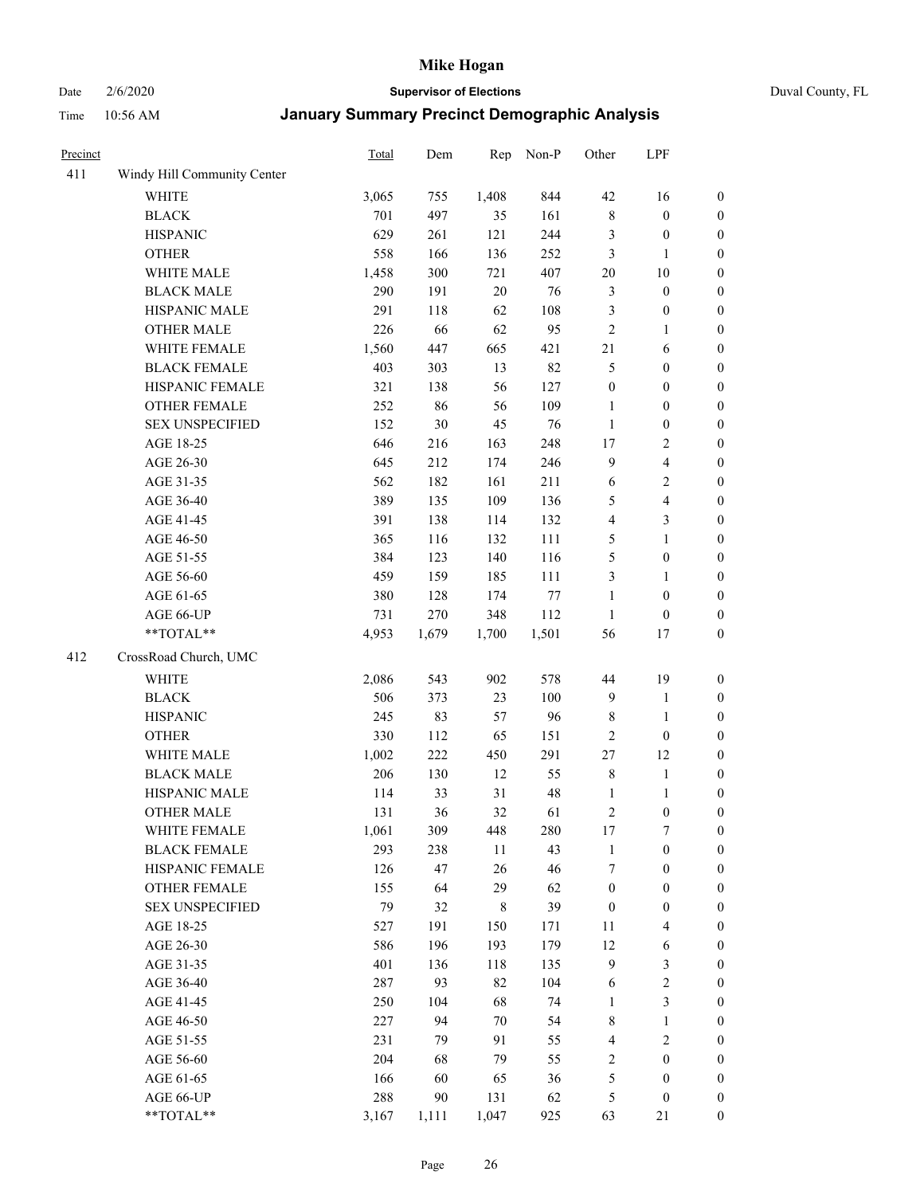# Mike Hogan

Date 2/6/2020 **Supervisor of Elections** Duval County, FL

Time 10:56 AM **January Summary Precinct Demographic Analysis**

| Precinct | | Total | Dem | Rep | Non-P | Other | LPF | |
|---|---|---|---|---|---|---|---|---|
| 411 | Windy Hill Community Center | | | | | | | |
| | WHITE | 3,065 | 755 | 1,408 | 844 | 42 | 16 | 0 |
| | BLACK | 701 | 497 | 35 | 161 | 8 | 0 | 0 |
| | HISPANIC | 629 | 261 | 121 | 244 | 3 | 0 | 0 |
| | OTHER | 558 | 166 | 136 | 252 | 3 | 1 | 0 |
| | WHITE MALE | 1,458 | 300 | 721 | 407 | 20 | 10 | 0 |
| | BLACK MALE | 290 | 191 | 20 | 76 | 3 | 0 | 0 |
| | HISPANIC MALE | 291 | 118 | 62 | 108 | 3 | 0 | 0 |
| | OTHER MALE | 226 | 66 | 62 | 95 | 2 | 1 | 0 |
| | WHITE FEMALE | 1,560 | 447 | 665 | 421 | 21 | 6 | 0 |
| | BLACK FEMALE | 403 | 303 | 13 | 82 | 5 | 0 | 0 |
| | HISPANIC FEMALE | 321 | 138 | 56 | 127 | 0 | 0 | 0 |
| | OTHER FEMALE | 252 | 86 | 56 | 109 | 1 | 0 | 0 |
| | SEX UNSPECIFIED | 152 | 30 | 45 | 76 | 1 | 0 | 0 |
| | AGE 18-25 | 646 | 216 | 163 | 248 | 17 | 2 | 0 |
| | AGE 26-30 | 645 | 212 | 174 | 246 | 9 | 4 | 0 |
| | AGE 31-35 | 562 | 182 | 161 | 211 | 6 | 2 | 0 |
| | AGE 36-40 | 389 | 135 | 109 | 136 | 5 | 4 | 0 |
| | AGE 41-45 | 391 | 138 | 114 | 132 | 4 | 3 | 0 |
| | AGE 46-50 | 365 | 116 | 132 | 111 | 5 | 1 | 0 |
| | AGE 51-55 | 384 | 123 | 140 | 116 | 5 | 0 | 0 |
| | AGE 56-60 | 459 | 159 | 185 | 111 | 3 | 1 | 0 |
| | AGE 61-65 | 380 | 128 | 174 | 77 | 1 | 0 | 0 |
| | AGE 66-UP | 731 | 270 | 348 | 112 | 1 | 0 | 0 |
| | **TOTAL** | 4,953 | 1,679 | 1,700 | 1,501 | 56 | 17 | 0 |
| 412 | CrossRoad Church, UMC | | | | | | | |
| | WHITE | 2,086 | 543 | 902 | 578 | 44 | 19 | 0 |
| | BLACK | 506 | 373 | 23 | 100 | 9 | 1 | 0 |
| | HISPANIC | 245 | 83 | 57 | 96 | 8 | 1 | 0 |
| | OTHER | 330 | 112 | 65 | 151 | 2 | 0 | 0 |
| | WHITE MALE | 1,002 | 222 | 450 | 291 | 27 | 12 | 0 |
| | BLACK MALE | 206 | 130 | 12 | 55 | 8 | 1 | 0 |
| | HISPANIC MALE | 114 | 33 | 31 | 48 | 1 | 1 | 0 |
| | OTHER MALE | 131 | 36 | 32 | 61 | 2 | 0 | 0 |
| | WHITE FEMALE | 1,061 | 309 | 448 | 280 | 17 | 7 | 0 |
| | BLACK FEMALE | 293 | 238 | 11 | 43 | 1 | 0 | 0 |
| | HISPANIC FEMALE | 126 | 47 | 26 | 46 | 7 | 0 | 0 |
| | OTHER FEMALE | 155 | 64 | 29 | 62 | 0 | 0 | 0 |
| | SEX UNSPECIFIED | 79 | 32 | 8 | 39 | 0 | 0 | 0 |
| | AGE 18-25 | 527 | 191 | 150 | 171 | 11 | 4 | 0 |
| | AGE 26-30 | 586 | 196 | 193 | 179 | 12 | 6 | 0 |
| | AGE 31-35 | 401 | 136 | 118 | 135 | 9 | 3 | 0 |
| | AGE 36-40 | 287 | 93 | 82 | 104 | 6 | 2 | 0 |
| | AGE 41-45 | 250 | 104 | 68 | 74 | 1 | 3 | 0 |
| | AGE 46-50 | 227 | 94 | 70 | 54 | 8 | 1 | 0 |
| | AGE 51-55 | 231 | 79 | 91 | 55 | 4 | 2 | 0 |
| | AGE 56-60 | 204 | 68 | 79 | 55 | 2 | 0 | 0 |
| | AGE 61-65 | 166 | 60 | 65 | 36 | 5 | 0 | 0 |
| | AGE 66-UP | 288 | 90 | 131 | 62 | 5 | 0 | 0 |
| | **TOTAL** | 3,167 | 1,111 | 1,047 | 925 | 63 | 21 | 0 |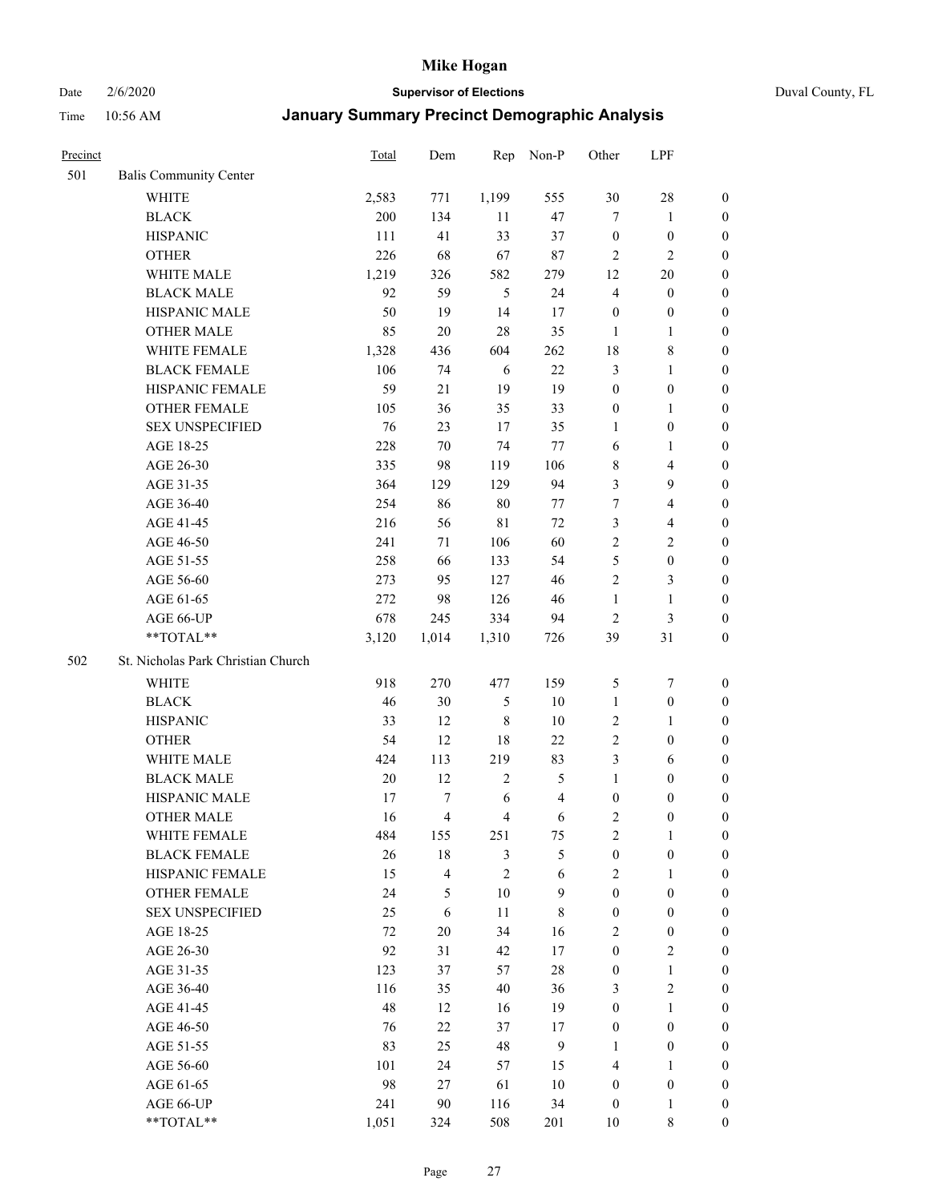# Mike Hogan

Date 2/6/2020 **Supervisor of Elections** Duval County, FL

Time 10:56 AM **January Summary Precinct Demographic Analysis**

| Precinct | | Total | Dem | Rep | Non-P | Other | LPF | |
|---|---|---|---|---|---|---|---|---|
| 501 | Balis Community Center | | | | | | | |
| | WHITE | 2,583 | 771 | 1,199 | 555 | 30 | 28 | 0 |
| | BLACK | 200 | 134 | 11 | 47 | 7 | 1 | 0 |
| | HISPANIC | 111 | 41 | 33 | 37 | 0 | 0 | 0 |
| | OTHER | 226 | 68 | 67 | 87 | 2 | 2 | 0 |
| | WHITE MALE | 1,219 | 326 | 582 | 279 | 12 | 20 | 0 |
| | BLACK MALE | 92 | 59 | 5 | 24 | 4 | 0 | 0 |
| | HISPANIC MALE | 50 | 19 | 14 | 17 | 0 | 0 | 0 |
| | OTHER MALE | 85 | 20 | 28 | 35 | 1 | 1 | 0 |
| | WHITE FEMALE | 1,328 | 436 | 604 | 262 | 18 | 8 | 0 |
| | BLACK FEMALE | 106 | 74 | 6 | 22 | 3 | 1 | 0 |
| | HISPANIC FEMALE | 59 | 21 | 19 | 19 | 0 | 0 | 0 |
| | OTHER FEMALE | 105 | 36 | 35 | 33 | 0 | 1 | 0 |
| | SEX UNSPECIFIED | 76 | 23 | 17 | 35 | 1 | 0 | 0 |
| | AGE 18-25 | 228 | 70 | 74 | 77 | 6 | 1 | 0 |
| | AGE 26-30 | 335 | 98 | 119 | 106 | 8 | 4 | 0 |
| | AGE 31-35 | 364 | 129 | 129 | 94 | 3 | 9 | 0 |
| | AGE 36-40 | 254 | 86 | 80 | 77 | 7 | 4 | 0 |
| | AGE 41-45 | 216 | 56 | 81 | 72 | 3 | 4 | 0 |
| | AGE 46-50 | 241 | 71 | 106 | 60 | 2 | 2 | 0 |
| | AGE 51-55 | 258 | 66 | 133 | 54 | 5 | 0 | 0 |
| | AGE 56-60 | 273 | 95 | 127 | 46 | 2 | 3 | 0 |
| | AGE 61-65 | 272 | 98 | 126 | 46 | 1 | 1 | 0 |
| | AGE 66-UP | 678 | 245 | 334 | 94 | 2 | 3 | 0 |
| | **TOTAL** | 3,120 | 1,014 | 1,310 | 726 | 39 | 31 | 0 |
| 502 | St. Nicholas Park Christian Church | | | | | | | |
| | WHITE | 918 | 270 | 477 | 159 | 5 | 7 | 0 |
| | BLACK | 46 | 30 | 5 | 10 | 1 | 0 | 0 |
| | HISPANIC | 33 | 12 | 8 | 10 | 2 | 1 | 0 |
| | OTHER | 54 | 12 | 18 | 22 | 2 | 0 | 0 |
| | WHITE MALE | 424 | 113 | 219 | 83 | 3 | 6 | 0 |
| | BLACK MALE | 20 | 12 | 2 | 5 | 1 | 0 | 0 |
| | HISPANIC MALE | 17 | 7 | 6 | 4 | 0 | 0 | 0 |
| | OTHER MALE | 16 | 4 | 4 | 6 | 2 | 0 | 0 |
| | WHITE FEMALE | 484 | 155 | 251 | 75 | 2 | 1 | 0 |
| | BLACK FEMALE | 26 | 18 | 3 | 5 | 0 | 0 | 0 |
| | HISPANIC FEMALE | 15 | 4 | 2 | 6 | 2 | 1 | 0 |
| | OTHER FEMALE | 24 | 5 | 10 | 9 | 0 | 0 | 0 |
| | SEX UNSPECIFIED | 25 | 6 | 11 | 8 | 0 | 0 | 0 |
| | AGE 18-25 | 72 | 20 | 34 | 16 | 2 | 0 | 0 |
| | AGE 26-30 | 92 | 31 | 42 | 17 | 0 | 2 | 0 |
| | AGE 31-35 | 123 | 37 | 57 | 28 | 0 | 1 | 0 |
| | AGE 36-40 | 116 | 35 | 40 | 36 | 3 | 2 | 0 |
| | AGE 41-45 | 48 | 12 | 16 | 19 | 0 | 1 | 0 |
| | AGE 46-50 | 76 | 22 | 37 | 17 | 0 | 0 | 0 |
| | AGE 51-55 | 83 | 25 | 48 | 9 | 1 | 0 | 0 |
| | AGE 56-60 | 101 | 24 | 57 | 15 | 4 | 1 | 0 |
| | AGE 61-65 | 98 | 27 | 61 | 10 | 0 | 0 | 0 |
| | AGE 66-UP | 241 | 90 | 116 | 34 | 0 | 1 | 0 |
| | **TOTAL** | 1,051 | 324 | 508 | 201 | 10 | 8 | 0 |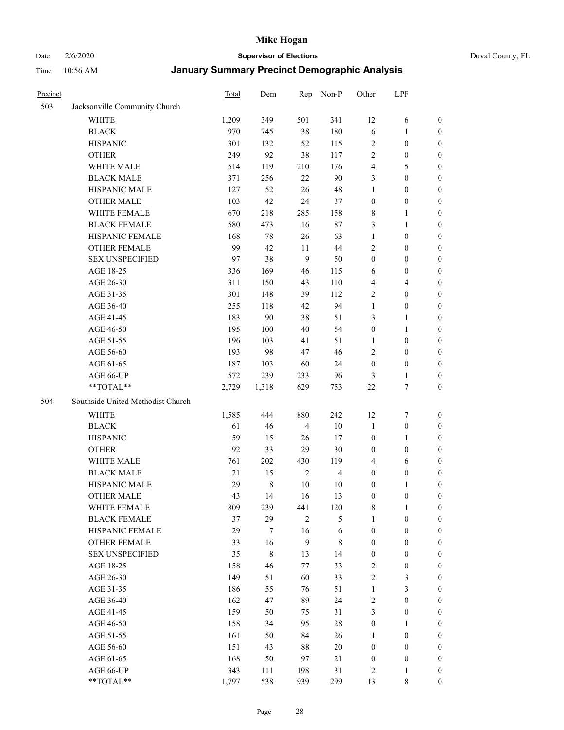# Mike Hogan

Date 2/6/2020 **Supervisor of Elections** Duval County, FL

Time 10:56 AM **January Summary Precinct Demographic Analysis**

| Precinct | | Total | Dem | Rep | Non-P | Other | LPF | |
|---|---|---|---|---|---|---|---|---|
| 503 | Jacksonville Community Church | | | | | | | |
| | WHITE | 1,209 | 349 | 501 | 341 | 12 | 6 | 0 |
| | BLACK | 970 | 745 | 38 | 180 | 6 | 1 | 0 |
| | HISPANIC | 301 | 132 | 52 | 115 | 2 | 0 | 0 |
| | OTHER | 249 | 92 | 38 | 117 | 2 | 0 | 0 |
| | WHITE MALE | 514 | 119 | 210 | 176 | 4 | 5 | 0 |
| | BLACK MALE | 371 | 256 | 22 | 90 | 3 | 0 | 0 |
| | HISPANIC MALE | 127 | 52 | 26 | 48 | 1 | 0 | 0 |
| | OTHER MALE | 103 | 42 | 24 | 37 | 0 | 0 | 0 |
| | WHITE FEMALE | 670 | 218 | 285 | 158 | 8 | 1 | 0 |
| | BLACK FEMALE | 580 | 473 | 16 | 87 | 3 | 1 | 0 |
| | HISPANIC FEMALE | 168 | 78 | 26 | 63 | 1 | 0 | 0 |
| | OTHER FEMALE | 99 | 42 | 11 | 44 | 2 | 0 | 0 |
| | SEX UNSPECIFIED | 97 | 38 | 9 | 50 | 0 | 0 | 0 |
| | AGE 18-25 | 336 | 169 | 46 | 115 | 6 | 0 | 0 |
| | AGE 26-30 | 311 | 150 | 43 | 110 | 4 | 4 | 0 |
| | AGE 31-35 | 301 | 148 | 39 | 112 | 2 | 0 | 0 |
| | AGE 36-40 | 255 | 118 | 42 | 94 | 1 | 0 | 0 |
| | AGE 41-45 | 183 | 90 | 38 | 51 | 3 | 1 | 0 |
| | AGE 46-50 | 195 | 100 | 40 | 54 | 0 | 1 | 0 |
| | AGE 51-55 | 196 | 103 | 41 | 51 | 1 | 0 | 0 |
| | AGE 56-60 | 193 | 98 | 47 | 46 | 2 | 0 | 0 |
| | AGE 61-65 | 187 | 103 | 60 | 24 | 0 | 0 | 0 |
| | AGE 66-UP | 572 | 239 | 233 | 96 | 3 | 1 | 0 |
| | **TOTAL** | 2,729 | 1,318 | 629 | 753 | 22 | 7 | 0 |
| 504 | Southside United Methodist Church | | | | | | | |
| | WHITE | 1,585 | 444 | 880 | 242 | 12 | 7 | 0 |
| | BLACK | 61 | 46 | 4 | 10 | 1 | 0 | 0 |
| | HISPANIC | 59 | 15 | 26 | 17 | 0 | 1 | 0 |
| | OTHER | 92 | 33 | 29 | 30 | 0 | 0 | 0 |
| | WHITE MALE | 761 | 202 | 430 | 119 | 4 | 6 | 0 |
| | BLACK MALE | 21 | 15 | 2 | 4 | 0 | 0 | 0 |
| | HISPANIC MALE | 29 | 8 | 10 | 10 | 0 | 1 | 0 |
| | OTHER MALE | 43 | 14 | 16 | 13 | 0 | 0 | 0 |
| | WHITE FEMALE | 809 | 239 | 441 | 120 | 8 | 1 | 0 |
| | BLACK FEMALE | 37 | 29 | 2 | 5 | 1 | 0 | 0 |
| | HISPANIC FEMALE | 29 | 7 | 16 | 6 | 0 | 0 | 0 |
| | OTHER FEMALE | 33 | 16 | 9 | 8 | 0 | 0 | 0 |
| | SEX UNSPECIFIED | 35 | 8 | 13 | 14 | 0 | 0 | 0 |
| | AGE 18-25 | 158 | 46 | 77 | 33 | 2 | 0 | 0 |
| | AGE 26-30 | 149 | 51 | 60 | 33 | 2 | 3 | 0 |
| | AGE 31-35 | 186 | 55 | 76 | 51 | 1 | 3 | 0 |
| | AGE 36-40 | 162 | 47 | 89 | 24 | 2 | 0 | 0 |
| | AGE 41-45 | 159 | 50 | 75 | 31 | 3 | 0 | 0 |
| | AGE 46-50 | 158 | 34 | 95 | 28 | 0 | 1 | 0 |
| | AGE 51-55 | 161 | 50 | 84 | 26 | 1 | 0 | 0 |
| | AGE 56-60 | 151 | 43 | 88 | 20 | 0 | 0 | 0 |
| | AGE 61-65 | 168 | 50 | 97 | 21 | 0 | 0 | 0 |
| | AGE 66-UP | 343 | 111 | 198 | 31 | 2 | 1 | 0 |
| | **TOTAL** | 1,797 | 538 | 939 | 299 | 13 | 8 | 0 |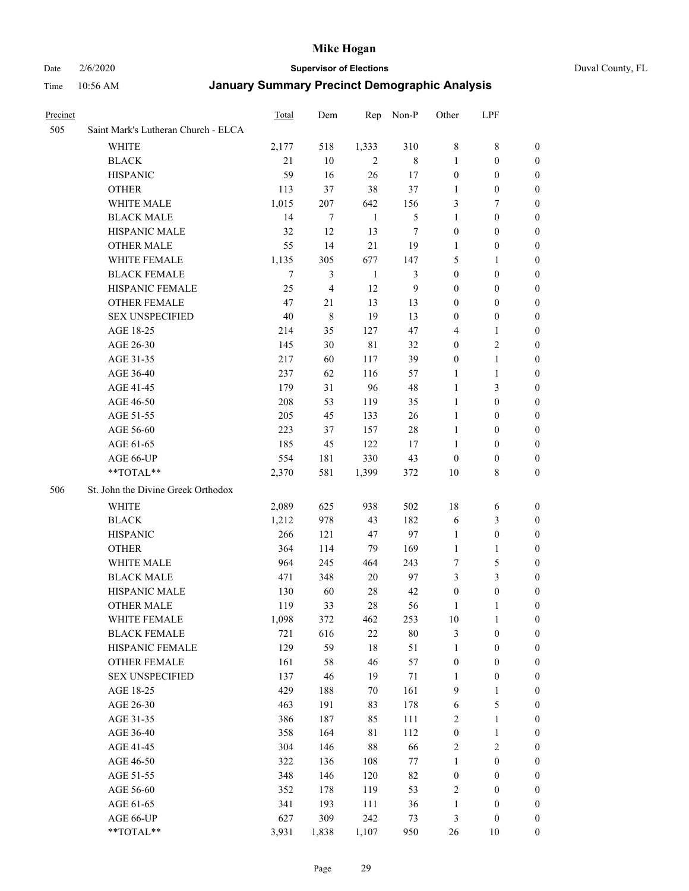| Precinct | | Total | Dem | Rep | Non-P | Other | LPF | |
|---|---|---|---|---|---|---|---|---|
| 505 | Saint Mark's Lutheran Church - ELCA | | | | | | | |
| | WHITE | 2,177 | 518 | 1,333 | 310 | 8 | 8 | 0 |
| | BLACK | 21 | 10 | 2 | 8 | 1 | 0 | 0 |
| | HISPANIC | 59 | 16 | 26 | 17 | 0 | 0 | 0 |
| | OTHER | 113 | 37 | 38 | 37 | 1 | 0 | 0 |
| | WHITE MALE | 1,015 | 207 | 642 | 156 | 3 | 7 | 0 |
| | BLACK MALE | 14 | 7 | 1 | 5 | 1 | 0 | 0 |
| | HISPANIC MALE | 32 | 12 | 13 | 7 | 0 | 0 | 0 |
| | OTHER MALE | 55 | 14 | 21 | 19 | 1 | 0 | 0 |
| | WHITE FEMALE | 1,135 | 305 | 677 | 147 | 5 | 1 | 0 |
| | BLACK FEMALE | 7 | 3 | 1 | 3 | 0 | 0 | 0 |
| | HISPANIC FEMALE | 25 | 4 | 12 | 9 | 0 | 0 | 0 |
| | OTHER FEMALE | 47 | 21 | 13 | 13 | 0 | 0 | 0 |
| | SEX UNSPECIFIED | 40 | 8 | 19 | 13 | 0 | 0 | 0 |
| | AGE 18-25 | 214 | 35 | 127 | 47 | 4 | 1 | 0 |
| | AGE 26-30 | 145 | 30 | 81 | 32 | 0 | 2 | 0 |
| | AGE 31-35 | 217 | 60 | 117 | 39 | 0 | 1 | 0 |
| | AGE 36-40 | 237 | 62 | 116 | 57 | 1 | 1 | 0 |
| | AGE 41-45 | 179 | 31 | 96 | 48 | 1 | 3 | 0 |
| | AGE 46-50 | 208 | 53 | 119 | 35 | 1 | 0 | 0 |
| | AGE 51-55 | 205 | 45 | 133 | 26 | 1 | 0 | 0 |
| | AGE 56-60 | 223 | 37 | 157 | 28 | 1 | 0 | 0 |
| | AGE 61-65 | 185 | 45 | 122 | 17 | 1 | 0 | 0 |
| | AGE 66-UP | 554 | 181 | 330 | 43 | 0 | 0 | 0 |
| | **TOTAL** | 2,370 | 581 | 1,399 | 372 | 10 | 8 | 0 |
| 506 | St. John the Divine Greek Orthodox | | | | | | | |
| | WHITE | 2,089 | 625 | 938 | 502 | 18 | 6 | 0 |
| | BLACK | 1,212 | 978 | 43 | 182 | 6 | 3 | 0 |
| | HISPANIC | 266 | 121 | 47 | 97 | 1 | 0 | 0 |
| | OTHER | 364 | 114 | 79 | 169 | 1 | 1 | 0 |
| | WHITE MALE | 964 | 245 | 464 | 243 | 7 | 5 | 0 |
| | BLACK MALE | 471 | 348 | 20 | 97 | 3 | 3 | 0 |
| | HISPANIC MALE | 130 | 60 | 28 | 42 | 0 | 0 | 0 |
| | OTHER MALE | 119 | 33 | 28 | 56 | 1 | 1 | 0 |
| | WHITE FEMALE | 1,098 | 372 | 462 | 253 | 10 | 1 | 0 |
| | BLACK FEMALE | 721 | 616 | 22 | 80 | 3 | 0 | 0 |
| | HISPANIC FEMALE | 129 | 59 | 18 | 51 | 1 | 0 | 0 |
| | OTHER FEMALE | 161 | 58 | 46 | 57 | 0 | 0 | 0 |
| | SEX UNSPECIFIED | 137 | 46 | 19 | 71 | 1 | 0 | 0 |
| | AGE 18-25 | 429 | 188 | 70 | 161 | 9 | 1 | 0 |
| | AGE 26-30 | 463 | 191 | 83 | 178 | 6 | 5 | 0 |
| | AGE 31-35 | 386 | 187 | 85 | 111 | 2 | 1 | 0 |
| | AGE 36-40 | 358 | 164 | 81 | 112 | 0 | 1 | 0 |
| | AGE 41-45 | 304 | 146 | 88 | 66 | 2 | 2 | 0 |
| | AGE 46-50 | 322 | 136 | 108 | 77 | 1 | 0 | 0 |
| | AGE 51-55 | 348 | 146 | 120 | 82 | 0 | 0 | 0 |
| | AGE 56-60 | 352 | 178 | 119 | 53 | 2 | 0 | 0 |
| | AGE 61-65 | 341 | 193 | 111 | 36 | 1 | 0 | 0 |
| | AGE 66-UP | 627 | 309 | 242 | 73 | 3 | 0 | 0 |
| | **TOTAL** | 3,931 | 1,838 | 1,107 | 950 | 26 | 10 | 0 |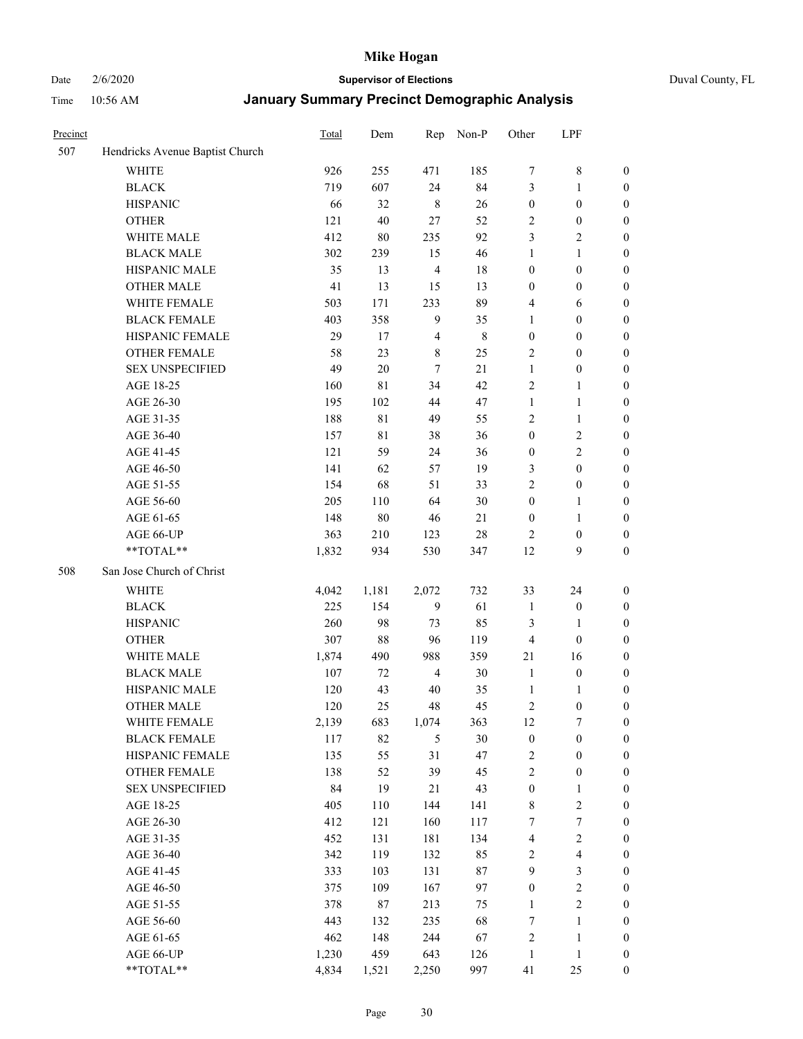# Mike Hogan

Date 2/6/2020 **Supervisor of Elections** Duval County, FL

Time 10:56 AM **January Summary Precinct Demographic Analysis**

| Precinct | | Total | Dem | Rep | Non-P | Other | LPF | |
|---|---|---|---|---|---|---|---|---|
| 507 | Hendricks Avenue Baptist Church | | | | | | | |
| | WHITE | 926 | 255 | 471 | 185 | 7 | 8 | 0 |
| | BLACK | 719 | 607 | 24 | 84 | 3 | 1 | 0 |
| | HISPANIC | 66 | 32 | 8 | 26 | 0 | 0 | 0 |
| | OTHER | 121 | 40 | 27 | 52 | 2 | 0 | 0 |
| | WHITE MALE | 412 | 80 | 235 | 92 | 3 | 2 | 0 |
| | BLACK MALE | 302 | 239 | 15 | 46 | 1 | 1 | 0 |
| | HISPANIC MALE | 35 | 13 | 4 | 18 | 0 | 0 | 0 |
| | OTHER MALE | 41 | 13 | 15 | 13 | 0 | 0 | 0 |
| | WHITE FEMALE | 503 | 171 | 233 | 89 | 4 | 6 | 0 |
| | BLACK FEMALE | 403 | 358 | 9 | 35 | 1 | 0 | 0 |
| | HISPANIC FEMALE | 29 | 17 | 4 | 8 | 0 | 0 | 0 |
| | OTHER FEMALE | 58 | 23 | 8 | 25 | 2 | 0 | 0 |
| | SEX UNSPECIFIED | 49 | 20 | 7 | 21 | 1 | 0 | 0 |
| | AGE 18-25 | 160 | 81 | 34 | 42 | 2 | 1 | 0 |
| | AGE 26-30 | 195 | 102 | 44 | 47 | 1 | 1 | 0 |
| | AGE 31-35 | 188 | 81 | 49 | 55 | 2 | 1 | 0 |
| | AGE 36-40 | 157 | 81 | 38 | 36 | 0 | 2 | 0 |
| | AGE 41-45 | 121 | 59 | 24 | 36 | 0 | 2 | 0 |
| | AGE 46-50 | 141 | 62 | 57 | 19 | 3 | 0 | 0 |
| | AGE 51-55 | 154 | 68 | 51 | 33 | 2 | 0 | 0 |
| | AGE 56-60 | 205 | 110 | 64 | 30 | 0 | 1 | 0 |
| | AGE 61-65 | 148 | 80 | 46 | 21 | 0 | 1 | 0 |
| | AGE 66-UP | 363 | 210 | 123 | 28 | 2 | 0 | 0 |
| | **TOTAL** | 1,832 | 934 | 530 | 347 | 12 | 9 | 0 |
| 508 | San Jose Church of Christ | | | | | | | |
| | WHITE | 4,042 | 1,181 | 2,072 | 732 | 33 | 24 | 0 |
| | BLACK | 225 | 154 | 9 | 61 | 1 | 0 | 0 |
| | HISPANIC | 260 | 98 | 73 | 85 | 3 | 1 | 0 |
| | OTHER | 307 | 88 | 96 | 119 | 4 | 0 | 0 |
| | WHITE MALE | 1,874 | 490 | 988 | 359 | 21 | 16 | 0 |
| | BLACK MALE | 107 | 72 | 4 | 30 | 1 | 0 | 0 |
| | HISPANIC MALE | 120 | 43 | 40 | 35 | 1 | 1 | 0 |
| | OTHER MALE | 120 | 25 | 48 | 45 | 2 | 0 | 0 |
| | WHITE FEMALE | 2,139 | 683 | 1,074 | 363 | 12 | 7 | 0 |
| | BLACK FEMALE | 117 | 82 | 5 | 30 | 0 | 0 | 0 |
| | HISPANIC FEMALE | 135 | 55 | 31 | 47 | 2 | 0 | 0 |
| | OTHER FEMALE | 138 | 52 | 39 | 45 | 2 | 0 | 0 |
| | SEX UNSPECIFIED | 84 | 19 | 21 | 43 | 0 | 1 | 0 |
| | AGE 18-25 | 405 | 110 | 144 | 141 | 8 | 2 | 0 |
| | AGE 26-30 | 412 | 121 | 160 | 117 | 7 | 7 | 0 |
| | AGE 31-35 | 452 | 131 | 181 | 134 | 4 | 2 | 0 |
| | AGE 36-40 | 342 | 119 | 132 | 85 | 2 | 4 | 0 |
| | AGE 41-45 | 333 | 103 | 131 | 87 | 9 | 3 | 0 |
| | AGE 46-50 | 375 | 109 | 167 | 97 | 0 | 2 | 0 |
| | AGE 51-55 | 378 | 87 | 213 | 75 | 1 | 2 | 0 |
| | AGE 56-60 | 443 | 132 | 235 | 68 | 7 | 1 | 0 |
| | AGE 61-65 | 462 | 148 | 244 | 67 | 2 | 1 | 0 |
| | AGE 66-UP | 1,230 | 459 | 643 | 126 | 1 | 1 | 0 |
| | **TOTAL** | 4,834 | 1,521 | 2,250 | 997 | 41 | 25 | 0 |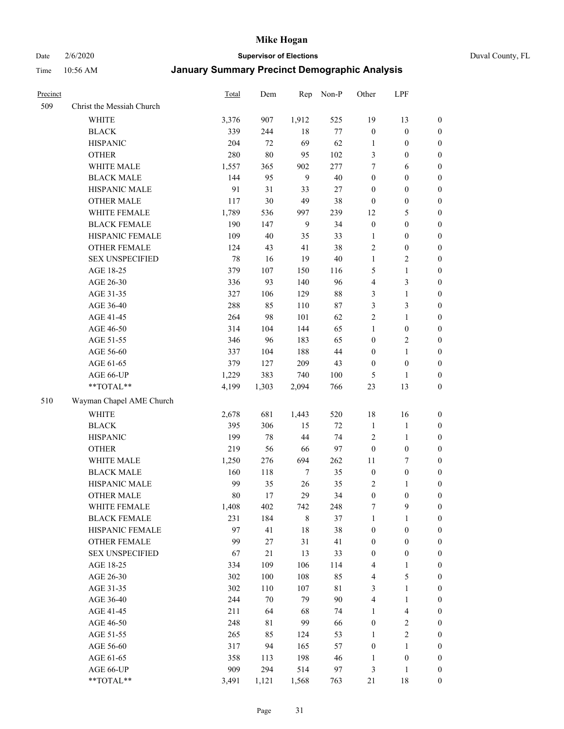| Precinct | | Total | Dem | Rep | Non-P | Other | LPF | |
|---|---|---|---|---|---|---|---|---|
| 509 | Christ the Messiah Church | | | | | | | |
| | WHITE | 3,376 | 907 | 1,912 | 525 | 19 | 13 | 0 |
| | BLACK | 339 | 244 | 18 | 77 | 0 | 0 | 0 |
| | HISPANIC | 204 | 72 | 69 | 62 | 1 | 0 | 0 |
| | OTHER | 280 | 80 | 95 | 102 | 3 | 0 | 0 |
| | WHITE MALE | 1,557 | 365 | 902 | 277 | 7 | 6 | 0 |
| | BLACK MALE | 144 | 95 | 9 | 40 | 0 | 0 | 0 |
| | HISPANIC MALE | 91 | 31 | 33 | 27 | 0 | 0 | 0 |
| | OTHER MALE | 117 | 30 | 49 | 38 | 0 | 0 | 0 |
| | WHITE FEMALE | 1,789 | 536 | 997 | 239 | 12 | 5 | 0 |
| | BLACK FEMALE | 190 | 147 | 9 | 34 | 0 | 0 | 0 |
| | HISPANIC FEMALE | 109 | 40 | 35 | 33 | 1 | 0 | 0 |
| | OTHER FEMALE | 124 | 43 | 41 | 38 | 2 | 0 | 0 |
| | SEX UNSPECIFIED | 78 | 16 | 19 | 40 | 1 | 2 | 0 |
| | AGE 18-25 | 379 | 107 | 150 | 116 | 5 | 1 | 0 |
| | AGE 26-30 | 336 | 93 | 140 | 96 | 4 | 3 | 0 |
| | AGE 31-35 | 327 | 106 | 129 | 88 | 3 | 1 | 0 |
| | AGE 36-40 | 288 | 85 | 110 | 87 | 3 | 3 | 0 |
| | AGE 41-45 | 264 | 98 | 101 | 62 | 2 | 1 | 0 |
| | AGE 46-50 | 314 | 104 | 144 | 65 | 1 | 0 | 0 |
| | AGE 51-55 | 346 | 96 | 183 | 65 | 0 | 2 | 0 |
| | AGE 56-60 | 337 | 104 | 188 | 44 | 0 | 1 | 0 |
| | AGE 61-65 | 379 | 127 | 209 | 43 | 0 | 0 | 0 |
| | AGE 66-UP | 1,229 | 383 | 740 | 100 | 5 | 1 | 0 |
| | **TOTAL** | 4,199 | 1,303 | 2,094 | 766 | 23 | 13 | 0 |
| 510 | Wayman Chapel AME Church | | | | | | | |
| | WHITE | 2,678 | 681 | 1,443 | 520 | 18 | 16 | 0 |
| | BLACK | 395 | 306 | 15 | 72 | 1 | 1 | 0 |
| | HISPANIC | 199 | 78 | 44 | 74 | 2 | 1 | 0 |
| | OTHER | 219 | 56 | 66 | 97 | 0 | 0 | 0 |
| | WHITE MALE | 1,250 | 276 | 694 | 262 | 11 | 7 | 0 |
| | BLACK MALE | 160 | 118 | 7 | 35 | 0 | 0 | 0 |
| | HISPANIC MALE | 99 | 35 | 26 | 35 | 2 | 1 | 0 |
| | OTHER MALE | 80 | 17 | 29 | 34 | 0 | 0 | 0 |
| | WHITE FEMALE | 1,408 | 402 | 742 | 248 | 7 | 9 | 0 |
| | BLACK FEMALE | 231 | 184 | 8 | 37 | 1 | 1 | 0 |
| | HISPANIC FEMALE | 97 | 41 | 18 | 38 | 0 | 0 | 0 |
| | OTHER FEMALE | 99 | 27 | 31 | 41 | 0 | 0 | 0 |
| | SEX UNSPECIFIED | 67 | 21 | 13 | 33 | 0 | 0 | 0 |
| | AGE 18-25 | 334 | 109 | 106 | 114 | 4 | 1 | 0 |
| | AGE 26-30 | 302 | 100 | 108 | 85 | 4 | 5 | 0 |
| | AGE 31-35 | 302 | 110 | 107 | 81 | 3 | 1 | 0 |
| | AGE 36-40 | 244 | 70 | 79 | 90 | 4 | 1 | 0 |
| | AGE 41-45 | 211 | 64 | 68 | 74 | 1 | 4 | 0 |
| | AGE 46-50 | 248 | 81 | 99 | 66 | 0 | 2 | 0 |
| | AGE 51-55 | 265 | 85 | 124 | 53 | 1 | 2 | 0 |
| | AGE 56-60 | 317 | 94 | 165 | 57 | 0 | 1 | 0 |
| | AGE 61-65 | 358 | 113 | 198 | 46 | 1 | 0 | 0 |
| | AGE 66-UP | 909 | 294 | 514 | 97 | 3 | 1 | 0 |
| | **TOTAL** | 3,491 | 1,121 | 1,568 | 763 | 21 | 18 | 0 |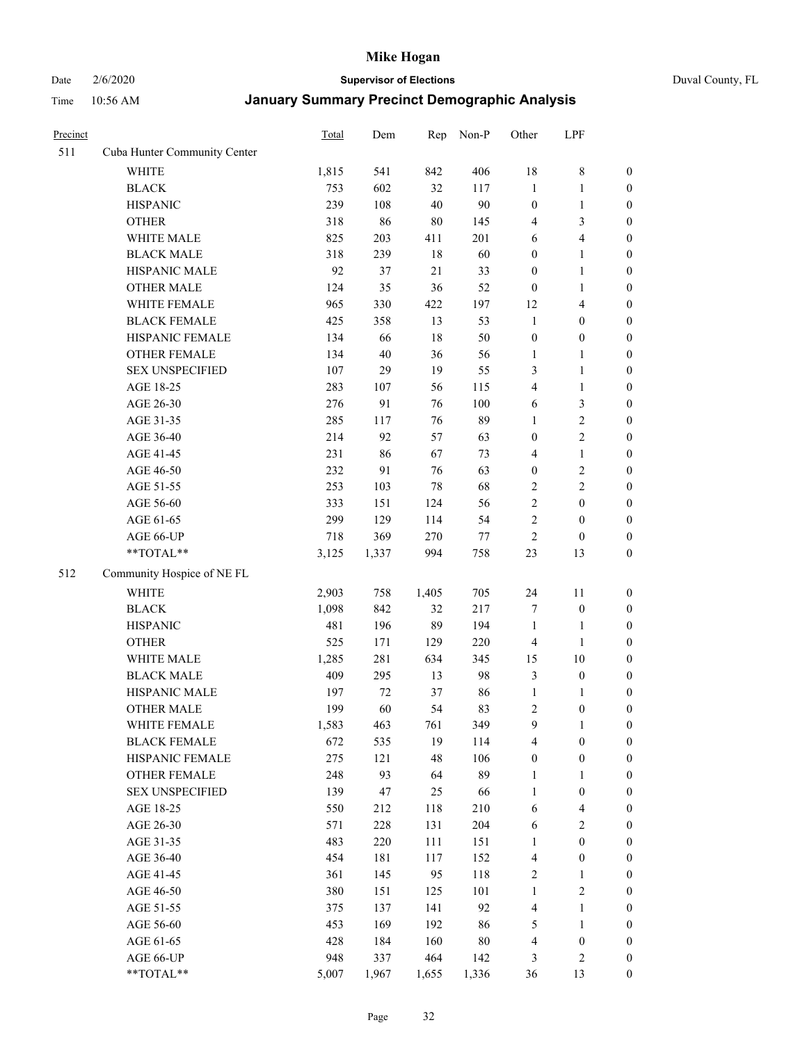| Precinct | | Total | Dem | Rep | Non-P | Other | LPF | |
|---|---|---|---|---|---|---|---|---|
| 511 | Cuba Hunter Community Center | | | | | | | |
| | WHITE | 1,815 | 541 | 842 | 406 | 18 | 8 | 0 |
| | BLACK | 753 | 602 | 32 | 117 | 1 | 1 | 0 |
| | HISPANIC | 239 | 108 | 40 | 90 | 0 | 1 | 0 |
| | OTHER | 318 | 86 | 80 | 145 | 4 | 3 | 0 |
| | WHITE MALE | 825 | 203 | 411 | 201 | 6 | 4 | 0 |
| | BLACK MALE | 318 | 239 | 18 | 60 | 0 | 1 | 0 |
| | HISPANIC MALE | 92 | 37 | 21 | 33 | 0 | 1 | 0 |
| | OTHER MALE | 124 | 35 | 36 | 52 | 0 | 1 | 0 |
| | WHITE FEMALE | 965 | 330 | 422 | 197 | 12 | 4 | 0 |
| | BLACK FEMALE | 425 | 358 | 13 | 53 | 1 | 0 | 0 |
| | HISPANIC FEMALE | 134 | 66 | 18 | 50 | 0 | 0 | 0 |
| | OTHER FEMALE | 134 | 40 | 36 | 56 | 1 | 1 | 0 |
| | SEX UNSPECIFIED | 107 | 29 | 19 | 55 | 3 | 1 | 0 |
| | AGE 18-25 | 283 | 107 | 56 | 115 | 4 | 1 | 0 |
| | AGE 26-30 | 276 | 91 | 76 | 100 | 6 | 3 | 0 |
| | AGE 31-35 | 285 | 117 | 76 | 89 | 1 | 2 | 0 |
| | AGE 36-40 | 214 | 92 | 57 | 63 | 0 | 2 | 0 |
| | AGE 41-45 | 231 | 86 | 67 | 73 | 4 | 1 | 0 |
| | AGE 46-50 | 232 | 91 | 76 | 63 | 0 | 2 | 0 |
| | AGE 51-55 | 253 | 103 | 78 | 68 | 2 | 2 | 0 |
| | AGE 56-60 | 333 | 151 | 124 | 56 | 2 | 0 | 0 |
| | AGE 61-65 | 299 | 129 | 114 | 54 | 2 | 0 | 0 |
| | AGE 66-UP | 718 | 369 | 270 | 77 | 2 | 0 | 0 |
| | **TOTAL** | 3,125 | 1,337 | 994 | 758 | 23 | 13 | 0 |
| 512 | Community Hospice of NE FL | | | | | | | |
| | WHITE | 2,903 | 758 | 1,405 | 705 | 24 | 11 | 0 |
| | BLACK | 1,098 | 842 | 32 | 217 | 7 | 0 | 0 |
| | HISPANIC | 481 | 196 | 89 | 194 | 1 | 1 | 0 |
| | OTHER | 525 | 171 | 129 | 220 | 4 | 1 | 0 |
| | WHITE MALE | 1,285 | 281 | 634 | 345 | 15 | 10 | 0 |
| | BLACK MALE | 409 | 295 | 13 | 98 | 3 | 0 | 0 |
| | HISPANIC MALE | 197 | 72 | 37 | 86 | 1 | 1 | 0 |
| | OTHER MALE | 199 | 60 | 54 | 83 | 2 | 0 | 0 |
| | WHITE FEMALE | 1,583 | 463 | 761 | 349 | 9 | 1 | 0 |
| | BLACK FEMALE | 672 | 535 | 19 | 114 | 4 | 0 | 0 |
| | HISPANIC FEMALE | 275 | 121 | 48 | 106 | 0 | 0 | 0 |
| | OTHER FEMALE | 248 | 93 | 64 | 89 | 1 | 1 | 0 |
| | SEX UNSPECIFIED | 139 | 47 | 25 | 66 | 1 | 0 | 0 |
| | AGE 18-25 | 550 | 212 | 118 | 210 | 6 | 4 | 0 |
| | AGE 26-30 | 571 | 228 | 131 | 204 | 6 | 2 | 0 |
| | AGE 31-35 | 483 | 220 | 111 | 151 | 1 | 0 | 0 |
| | AGE 36-40 | 454 | 181 | 117 | 152 | 4 | 0 | 0 |
| | AGE 41-45 | 361 | 145 | 95 | 118 | 2 | 1 | 0 |
| | AGE 46-50 | 380 | 151 | 125 | 101 | 1 | 2 | 0 |
| | AGE 51-55 | 375 | 137 | 141 | 92 | 4 | 1 | 0 |
| | AGE 56-60 | 453 | 169 | 192 | 86 | 5 | 1 | 0 |
| | AGE 61-65 | 428 | 184 | 160 | 80 | 4 | 0 | 0 |
| | AGE 66-UP | 948 | 337 | 464 | 142 | 3 | 2 | 0 |
| | **TOTAL** | 5,007 | 1,967 | 1,655 | 1,336 | 36 | 13 | 0 |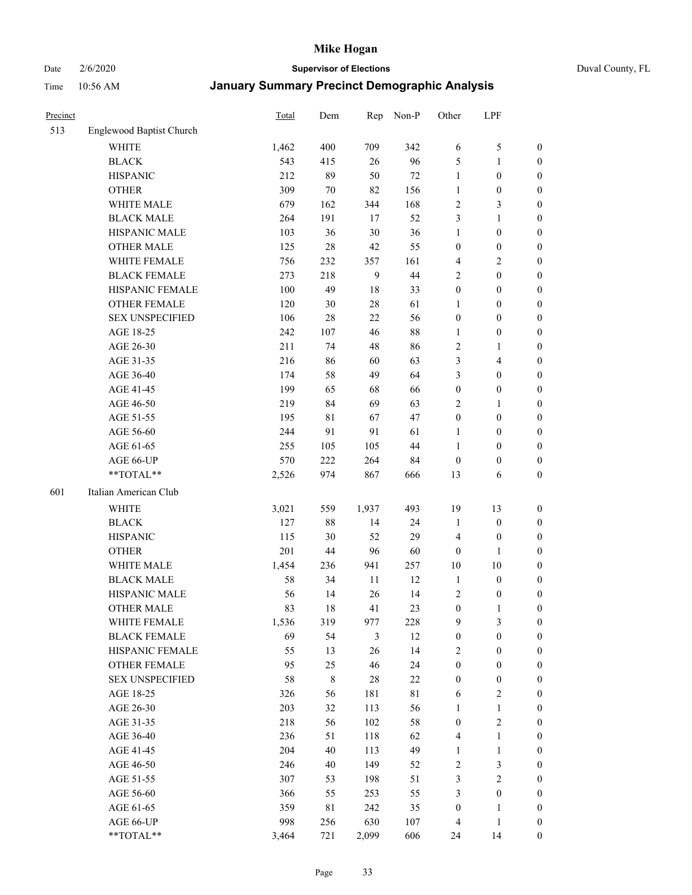# Mike Hogan

Date 2/6/2020 **Supervisor of Elections** Duval County, FL

Time 10:56 AM **January Summary Precinct Demographic Analysis**

| Precinct | | Total | Dem | Rep | Non-P | Other | LPF | |
|---|---|---|---|---|---|---|---|---|
| 513 | Englewood Baptist Church | | | | | | | |
| | WHITE | 1,462 | 400 | 709 | 342 | 6 | 5 | 0 |
| | BLACK | 543 | 415 | 26 | 96 | 5 | 1 | 0 |
| | HISPANIC | 212 | 89 | 50 | 72 | 1 | 0 | 0 |
| | OTHER | 309 | 70 | 82 | 156 | 1 | 0 | 0 |
| | WHITE MALE | 679 | 162 | 344 | 168 | 2 | 3 | 0 |
| | BLACK MALE | 264 | 191 | 17 | 52 | 3 | 1 | 0 |
| | HISPANIC MALE | 103 | 36 | 30 | 36 | 1 | 0 | 0 |
| | OTHER MALE | 125 | 28 | 42 | 55 | 0 | 0 | 0 |
| | WHITE FEMALE | 756 | 232 | 357 | 161 | 4 | 2 | 0 |
| | BLACK FEMALE | 273 | 218 | 9 | 44 | 2 | 0 | 0 |
| | HISPANIC FEMALE | 100 | 49 | 18 | 33 | 0 | 0 | 0 |
| | OTHER FEMALE | 120 | 30 | 28 | 61 | 1 | 0 | 0 |
| | SEX UNSPECIFIED | 106 | 28 | 22 | 56 | 0 | 0 | 0 |
| | AGE 18-25 | 242 | 107 | 46 | 88 | 1 | 0 | 0 |
| | AGE 26-30 | 211 | 74 | 48 | 86 | 2 | 1 | 0 |
| | AGE 31-35 | 216 | 86 | 60 | 63 | 3 | 4 | 0 |
| | AGE 36-40 | 174 | 58 | 49 | 64 | 3 | 0 | 0 |
| | AGE 41-45 | 199 | 65 | 68 | 66 | 0 | 0 | 0 |
| | AGE 46-50 | 219 | 84 | 69 | 63 | 2 | 1 | 0 |
| | AGE 51-55 | 195 | 81 | 67 | 47 | 0 | 0 | 0 |
| | AGE 56-60 | 244 | 91 | 91 | 61 | 1 | 0 | 0 |
| | AGE 61-65 | 255 | 105 | 105 | 44 | 1 | 0 | 0 |
| | AGE 66-UP | 570 | 222 | 264 | 84 | 0 | 0 | 0 |
| | **TOTAL** | 2,526 | 974 | 867 | 666 | 13 | 6 | 0 |
| 601 | Italian American Club | | | | | | | |
| | WHITE | 3,021 | 559 | 1,937 | 493 | 19 | 13 | 0 |
| | BLACK | 127 | 88 | 14 | 24 | 1 | 0 | 0 |
| | HISPANIC | 115 | 30 | 52 | 29 | 4 | 0 | 0 |
| | OTHER | 201 | 44 | 96 | 60 | 0 | 1 | 0 |
| | WHITE MALE | 1,454 | 236 | 941 | 257 | 10 | 10 | 0 |
| | BLACK MALE | 58 | 34 | 11 | 12 | 1 | 0 | 0 |
| | HISPANIC MALE | 56 | 14 | 26 | 14 | 2 | 0 | 0 |
| | OTHER MALE | 83 | 18 | 41 | 23 | 0 | 1 | 0 |
| | WHITE FEMALE | 1,536 | 319 | 977 | 228 | 9 | 3 | 0 |
| | BLACK FEMALE | 69 | 54 | 3 | 12 | 0 | 0 | 0 |
| | HISPANIC FEMALE | 55 | 13 | 26 | 14 | 2 | 0 | 0 |
| | OTHER FEMALE | 95 | 25 | 46 | 24 | 0 | 0 | 0 |
| | SEX UNSPECIFIED | 58 | 8 | 28 | 22 | 0 | 0 | 0 |
| | AGE 18-25 | 326 | 56 | 181 | 81 | 6 | 2 | 0 |
| | AGE 26-30 | 203 | 32 | 113 | 56 | 1 | 1 | 0 |
| | AGE 31-35 | 218 | 56 | 102 | 58 | 0 | 2 | 0 |
| | AGE 36-40 | 236 | 51 | 118 | 62 | 4 | 1 | 0 |
| | AGE 41-45 | 204 | 40 | 113 | 49 | 1 | 1 | 0 |
| | AGE 46-50 | 246 | 40 | 149 | 52 | 2 | 3 | 0 |
| | AGE 51-55 | 307 | 53 | 198 | 51 | 3 | 2 | 0 |
| | AGE 56-60 | 366 | 55 | 253 | 55 | 3 | 0 | 0 |
| | AGE 61-65 | 359 | 81 | 242 | 35 | 0 | 1 | 0 |
| | AGE 66-UP | 998 | 256 | 630 | 107 | 4 | 1 | 0 |
| | **TOTAL** | 3,464 | 721 | 2,099 | 606 | 24 | 14 | 0 |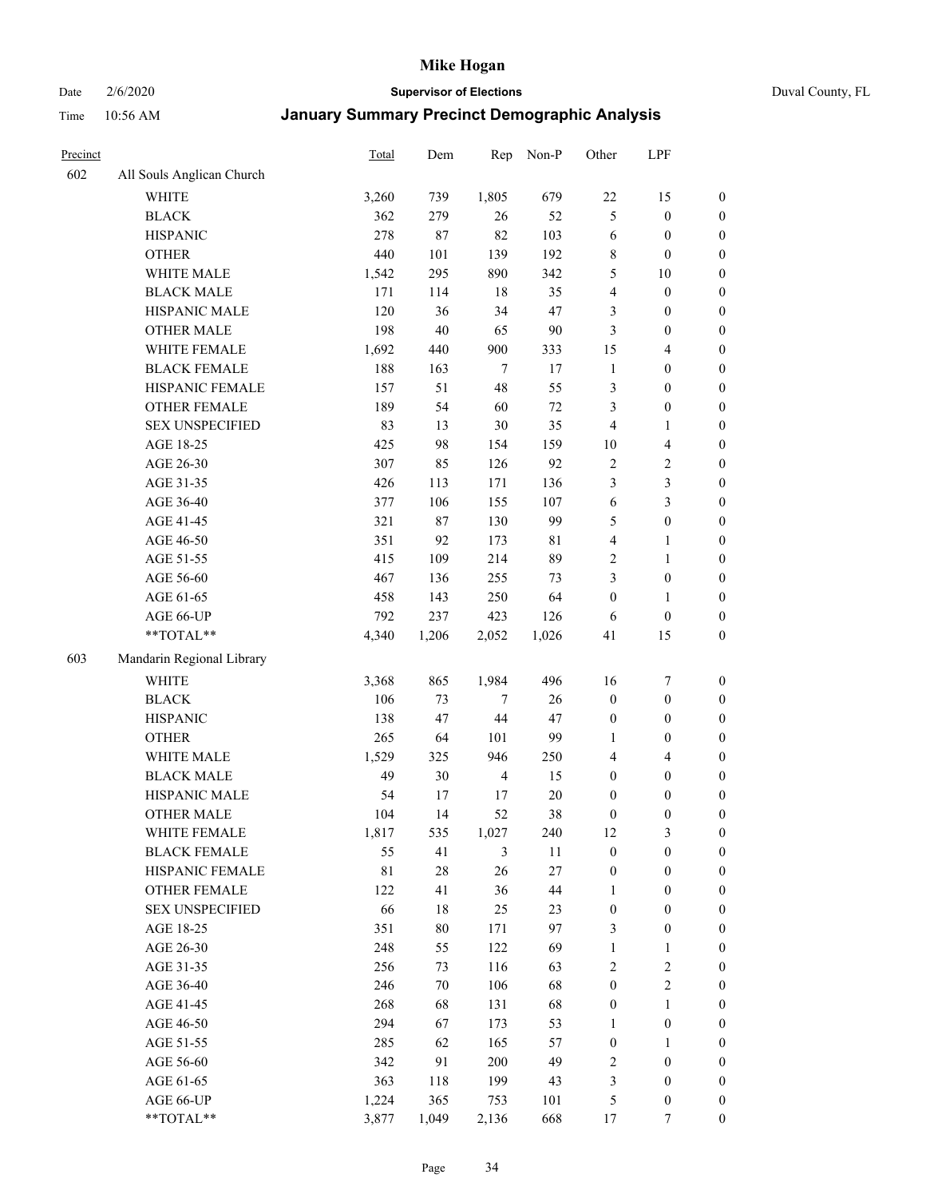# Mike Hogan

Date 2/6/2020 | **Supervisor of Elections** | Duval County, FL

Time 10:56 AM | **January Summary Precinct Demographic Analysis**

| Precinct | | Total | Dem | Rep | Non-P | Other | LPF | |
|---|---|---|---|---|---|---|---|---|
| 602 | All Souls Anglican Church | | | | | | | |
| | WHITE | 3,260 | 739 | 1,805 | 679 | 22 | 15 | 0 |
| | BLACK | 362 | 279 | 26 | 52 | 5 | 0 | 0 |
| | HISPANIC | 278 | 87 | 82 | 103 | 6 | 0 | 0 |
| | OTHER | 440 | 101 | 139 | 192 | 8 | 0 | 0 |
| | WHITE MALE | 1,542 | 295 | 890 | 342 | 5 | 10 | 0 |
| | BLACK MALE | 171 | 114 | 18 | 35 | 4 | 0 | 0 |
| | HISPANIC MALE | 120 | 36 | 34 | 47 | 3 | 0 | 0 |
| | OTHER MALE | 198 | 40 | 65 | 90 | 3 | 0 | 0 |
| | WHITE FEMALE | 1,692 | 440 | 900 | 333 | 15 | 4 | 0 |
| | BLACK FEMALE | 188 | 163 | 7 | 17 | 1 | 0 | 0 |
| | HISPANIC FEMALE | 157 | 51 | 48 | 55 | 3 | 0 | 0 |
| | OTHER FEMALE | 189 | 54 | 60 | 72 | 3 | 0 | 0 |
| | SEX UNSPECIFIED | 83 | 13 | 30 | 35 | 4 | 1 | 0 |
| | AGE 18-25 | 425 | 98 | 154 | 159 | 10 | 4 | 0 |
| | AGE 26-30 | 307 | 85 | 126 | 92 | 2 | 2 | 0 |
| | AGE 31-35 | 426 | 113 | 171 | 136 | 3 | 3 | 0 |
| | AGE 36-40 | 377 | 106 | 155 | 107 | 6 | 3 | 0 |
| | AGE 41-45 | 321 | 87 | 130 | 99 | 5 | 0 | 0 |
| | AGE 46-50 | 351 | 92 | 173 | 81 | 4 | 1 | 0 |
| | AGE 51-55 | 415 | 109 | 214 | 89 | 2 | 1 | 0 |
| | AGE 56-60 | 467 | 136 | 255 | 73 | 3 | 0 | 0 |
| | AGE 61-65 | 458 | 143 | 250 | 64 | 0 | 1 | 0 |
| | AGE 66-UP | 792 | 237 | 423 | 126 | 6 | 0 | 0 |
| | **TOTAL** | 4,340 | 1,206 | 2,052 | 1,026 | 41 | 15 | 0 |
| 603 | Mandarin Regional Library | | | | | | | |
| | WHITE | 3,368 | 865 | 1,984 | 496 | 16 | 7 | 0 |
| | BLACK | 106 | 73 | 7 | 26 | 0 | 0 | 0 |
| | HISPANIC | 138 | 47 | 44 | 47 | 0 | 0 | 0 |
| | OTHER | 265 | 64 | 101 | 99 | 1 | 0 | 0 |
| | WHITE MALE | 1,529 | 325 | 946 | 250 | 4 | 4 | 0 |
| | BLACK MALE | 49 | 30 | 4 | 15 | 0 | 0 | 0 |
| | HISPANIC MALE | 54 | 17 | 17 | 20 | 0 | 0 | 0 |
| | OTHER MALE | 104 | 14 | 52 | 38 | 0 | 0 | 0 |
| | WHITE FEMALE | 1,817 | 535 | 1,027 | 240 | 12 | 3 | 0 |
| | BLACK FEMALE | 55 | 41 | 3 | 11 | 0 | 0 | 0 |
| | HISPANIC FEMALE | 81 | 28 | 26 | 27 | 0 | 0 | 0 |
| | OTHER FEMALE | 122 | 41 | 36 | 44 | 1 | 0 | 0 |
| | SEX UNSPECIFIED | 66 | 18 | 25 | 23 | 0 | 0 | 0 |
| | AGE 18-25 | 351 | 80 | 171 | 97 | 3 | 0 | 0 |
| | AGE 26-30 | 248 | 55 | 122 | 69 | 1 | 1 | 0 |
| | AGE 31-35 | 256 | 73 | 116 | 63 | 2 | 2 | 0 |
| | AGE 36-40 | 246 | 70 | 106 | 68 | 0 | 2 | 0 |
| | AGE 41-45 | 268 | 68 | 131 | 68 | 0 | 1 | 0 |
| | AGE 46-50 | 294 | 67 | 173 | 53 | 1 | 0 | 0 |
| | AGE 51-55 | 285 | 62 | 165 | 57 | 0 | 1 | 0 |
| | AGE 56-60 | 342 | 91 | 200 | 49 | 2 | 0 | 0 |
| | AGE 61-65 | 363 | 118 | 199 | 43 | 3 | 0 | 0 |
| | AGE 66-UP | 1,224 | 365 | 753 | 101 | 5 | 0 | 0 |
| | **TOTAL** | 3,877 | 1,049 | 2,136 | 668 | 17 | 7 | 0 |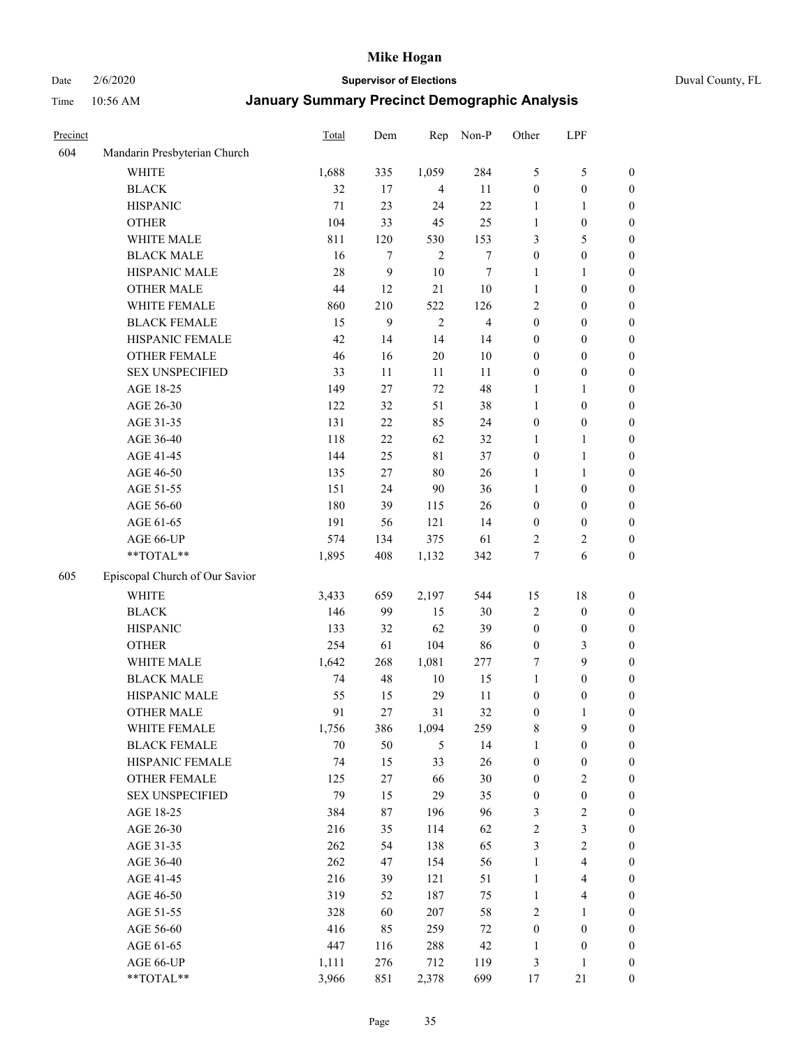| Precinct | | Total | Dem | Rep | Non-P | Other | LPF | |
|---|---|---|---|---|---|---|---|---|
| 604 | Mandarin Presbyterian Church | | | | | | | |
| | WHITE | 1,688 | 335 | 1,059 | 284 | 5 | 5 | 0 |
| | BLACK | 32 | 17 | 4 | 11 | 0 | 0 | 0 |
| | HISPANIC | 71 | 23 | 24 | 22 | 1 | 1 | 0 |
| | OTHER | 104 | 33 | 45 | 25 | 1 | 0 | 0 |
| | WHITE MALE | 811 | 120 | 530 | 153 | 3 | 5 | 0 |
| | BLACK MALE | 16 | 7 | 2 | 7 | 0 | 0 | 0 |
| | HISPANIC MALE | 28 | 9 | 10 | 7 | 1 | 1 | 0 |
| | OTHER MALE | 44 | 12 | 21 | 10 | 1 | 0 | 0 |
| | WHITE FEMALE | 860 | 210 | 522 | 126 | 2 | 0 | 0 |
| | BLACK FEMALE | 15 | 9 | 2 | 4 | 0 | 0 | 0 |
| | HISPANIC FEMALE | 42 | 14 | 14 | 14 | 0 | 0 | 0 |
| | OTHER FEMALE | 46 | 16 | 20 | 10 | 0 | 0 | 0 |
| | SEX UNSPECIFIED | 33 | 11 | 11 | 11 | 0 | 0 | 0 |
| | AGE 18-25 | 149 | 27 | 72 | 48 | 1 | 1 | 0 |
| | AGE 26-30 | 122 | 32 | 51 | 38 | 1 | 0 | 0 |
| | AGE 31-35 | 131 | 22 | 85 | 24 | 0 | 0 | 0 |
| | AGE 36-40 | 118 | 22 | 62 | 32 | 1 | 1 | 0 |
| | AGE 41-45 | 144 | 25 | 81 | 37 | 0 | 1 | 0 |
| | AGE 46-50 | 135 | 27 | 80 | 26 | 1 | 1 | 0 |
| | AGE 51-55 | 151 | 24 | 90 | 36 | 1 | 0 | 0 |
| | AGE 56-60 | 180 | 39 | 115 | 26 | 0 | 0 | 0 |
| | AGE 61-65 | 191 | 56 | 121 | 14 | 0 | 0 | 0 |
| | AGE 66-UP | 574 | 134 | 375 | 61 | 2 | 2 | 0 |
| | **TOTAL** | 1,895 | 408 | 1,132 | 342 | 7 | 6 | 0 |
| 605 | Episcopal Church of Our Savior | | | | | | | |
| | WHITE | 3,433 | 659 | 2,197 | 544 | 15 | 18 | 0 |
| | BLACK | 146 | 99 | 15 | 30 | 2 | 0 | 0 |
| | HISPANIC | 133 | 32 | 62 | 39 | 0 | 0 | 0 |
| | OTHER | 254 | 61 | 104 | 86 | 0 | 3 | 0 |
| | WHITE MALE | 1,642 | 268 | 1,081 | 277 | 7 | 9 | 0 |
| | BLACK MALE | 74 | 48 | 10 | 15 | 1 | 0 | 0 |
| | HISPANIC MALE | 55 | 15 | 29 | 11 | 0 | 0 | 0 |
| | OTHER MALE | 91 | 27 | 31 | 32 | 0 | 1 | 0 |
| | WHITE FEMALE | 1,756 | 386 | 1,094 | 259 | 8 | 9 | 0 |
| | BLACK FEMALE | 70 | 50 | 5 | 14 | 1 | 0 | 0 |
| | HISPANIC FEMALE | 74 | 15 | 33 | 26 | 0 | 0 | 0 |
| | OTHER FEMALE | 125 | 27 | 66 | 30 | 0 | 2 | 0 |
| | SEX UNSPECIFIED | 79 | 15 | 29 | 35 | 0 | 0 | 0 |
| | AGE 18-25 | 384 | 87 | 196 | 96 | 3 | 2 | 0 |
| | AGE 26-30 | 216 | 35 | 114 | 62 | 2 | 3 | 0 |
| | AGE 31-35 | 262 | 54 | 138 | 65 | 3 | 2 | 0 |
| | AGE 36-40 | 262 | 47 | 154 | 56 | 1 | 4 | 0 |
| | AGE 41-45 | 216 | 39 | 121 | 51 | 1 | 4 | 0 |
| | AGE 46-50 | 319 | 52 | 187 | 75 | 1 | 4 | 0 |
| | AGE 51-55 | 328 | 60 | 207 | 58 | 2 | 1 | 0 |
| | AGE 56-60 | 416 | 85 | 259 | 72 | 0 | 0 | 0 |
| | AGE 61-65 | 447 | 116 | 288 | 42 | 1 | 0 | 0 |
| | AGE 66-UP | 1,111 | 276 | 712 | 119 | 3 | 1 | 0 |
| | **TOTAL** | 3,966 | 851 | 2,378 | 699 | 17 | 21 | 0 |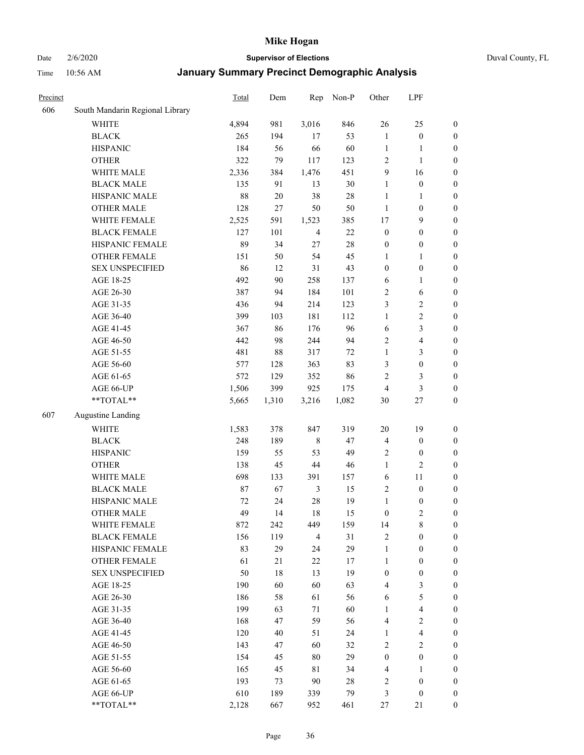# Mike Hogan

Date 2/6/2020 **Supervisor of Elections** Duval County, FL

Time 10:56 AM **January Summary Precinct Demographic Analysis**

| Precinct | | Total | Dem | Rep | Non-P | Other | LPF | |
|---|---|---|---|---|---|---|---|---|
| 606 | South Mandarin Regional Library | | | | | | | |
| | WHITE | 4,894 | 981 | 3,016 | 846 | 26 | 25 | 0 |
| | BLACK | 265 | 194 | 17 | 53 | 1 | 0 | 0 |
| | HISPANIC | 184 | 56 | 66 | 60 | 1 | 1 | 0 |
| | OTHER | 322 | 79 | 117 | 123 | 2 | 1 | 0 |
| | WHITE MALE | 2,336 | 384 | 1,476 | 451 | 9 | 16 | 0 |
| | BLACK MALE | 135 | 91 | 13 | 30 | 1 | 0 | 0 |
| | HISPANIC MALE | 88 | 20 | 38 | 28 | 1 | 1 | 0 |
| | OTHER MALE | 128 | 27 | 50 | 50 | 1 | 0 | 0 |
| | WHITE FEMALE | 2,525 | 591 | 1,523 | 385 | 17 | 9 | 0 |
| | BLACK FEMALE | 127 | 101 | 4 | 22 | 0 | 0 | 0 |
| | HISPANIC FEMALE | 89 | 34 | 27 | 28 | 0 | 0 | 0 |
| | OTHER FEMALE | 151 | 50 | 54 | 45 | 1 | 1 | 0 |
| | SEX UNSPECIFIED | 86 | 12 | 31 | 43 | 0 | 0 | 0 |
| | AGE 18-25 | 492 | 90 | 258 | 137 | 6 | 1 | 0 |
| | AGE 26-30 | 387 | 94 | 184 | 101 | 2 | 6 | 0 |
| | AGE 31-35 | 436 | 94 | 214 | 123 | 3 | 2 | 0 |
| | AGE 36-40 | 399 | 103 | 181 | 112 | 1 | 2 | 0 |
| | AGE 41-45 | 367 | 86 | 176 | 96 | 6 | 3 | 0 |
| | AGE 46-50 | 442 | 98 | 244 | 94 | 2 | 4 | 0 |
| | AGE 51-55 | 481 | 88 | 317 | 72 | 1 | 3 | 0 |
| | AGE 56-60 | 577 | 128 | 363 | 83 | 3 | 0 | 0 |
| | AGE 61-65 | 572 | 129 | 352 | 86 | 2 | 3 | 0 |
| | AGE 66-UP | 1,506 | 399 | 925 | 175 | 4 | 3 | 0 |
| | **TOTAL** | 5,665 | 1,310 | 3,216 | 1,082 | 30 | 27 | 0 |
| 607 | Augustine Landing | | | | | | | |
| | WHITE | 1,583 | 378 | 847 | 319 | 20 | 19 | 0 |
| | BLACK | 248 | 189 | 8 | 47 | 4 | 0 | 0 |
| | HISPANIC | 159 | 55 | 53 | 49 | 2 | 0 | 0 |
| | OTHER | 138 | 45 | 44 | 46 | 1 | 2 | 0 |
| | WHITE MALE | 698 | 133 | 391 | 157 | 6 | 11 | 0 |
| | BLACK MALE | 87 | 67 | 3 | 15 | 2 | 0 | 0 |
| | HISPANIC MALE | 72 | 24 | 28 | 19 | 1 | 0 | 0 |
| | OTHER MALE | 49 | 14 | 18 | 15 | 0 | 2 | 0 |
| | WHITE FEMALE | 872 | 242 | 449 | 159 | 14 | 8 | 0 |
| | BLACK FEMALE | 156 | 119 | 4 | 31 | 2 | 0 | 0 |
| | HISPANIC FEMALE | 83 | 29 | 24 | 29 | 1 | 0 | 0 |
| | OTHER FEMALE | 61 | 21 | 22 | 17 | 1 | 0 | 0 |
| | SEX UNSPECIFIED | 50 | 18 | 13 | 19 | 0 | 0 | 0 |
| | AGE 18-25 | 190 | 60 | 60 | 63 | 4 | 3 | 0 |
| | AGE 26-30 | 186 | 58 | 61 | 56 | 6 | 5 | 0 |
| | AGE 31-35 | 199 | 63 | 71 | 60 | 1 | 4 | 0 |
| | AGE 36-40 | 168 | 47 | 59 | 56 | 4 | 2 | 0 |
| | AGE 41-45 | 120 | 40 | 51 | 24 | 1 | 4 | 0 |
| | AGE 46-50 | 143 | 47 | 60 | 32 | 2 | 2 | 0 |
| | AGE 51-55 | 154 | 45 | 80 | 29 | 0 | 0 | 0 |
| | AGE 56-60 | 165 | 45 | 81 | 34 | 4 | 1 | 0 |
| | AGE 61-65 | 193 | 73 | 90 | 28 | 2 | 0 | 0 |
| | AGE 66-UP | 610 | 189 | 339 | 79 | 3 | 0 | 0 |
| | **TOTAL** | 2,128 | 667 | 952 | 461 | 27 | 21 | 0 |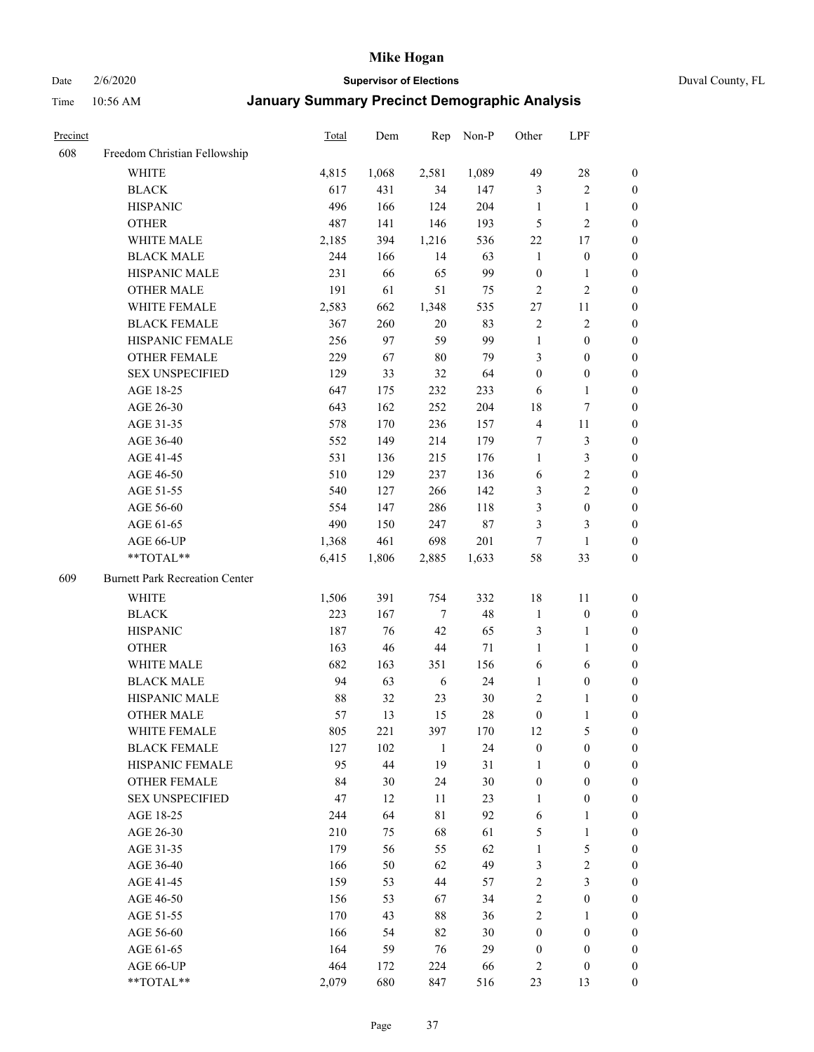# Mike Hogan

Date 2/6/2020 **Supervisor of Elections** Duval County, FL

Time 10:56 AM **January Summary Precinct Demographic Analysis**

| Precinct | | Total | Dem | Rep | Non-P | Other | LPF | |
|---|---|---|---|---|---|---|---|---|
| 608 | Freedom Christian Fellowship | | | | | | | |
| | WHITE | 4,815 | 1,068 | 2,581 | 1,089 | 49 | 28 | 0 |
| | BLACK | 617 | 431 | 34 | 147 | 3 | 2 | 0 |
| | HISPANIC | 496 | 166 | 124 | 204 | 1 | 1 | 0 |
| | OTHER | 487 | 141 | 146 | 193 | 5 | 2 | 0 |
| | WHITE MALE | 2,185 | 394 | 1,216 | 536 | 22 | 17 | 0 |
| | BLACK MALE | 244 | 166 | 14 | 63 | 1 | 0 | 0 |
| | HISPANIC MALE | 231 | 66 | 65 | 99 | 0 | 1 | 0 |
| | OTHER MALE | 191 | 61 | 51 | 75 | 2 | 2 | 0 |
| | WHITE FEMALE | 2,583 | 662 | 1,348 | 535 | 27 | 11 | 0 |
| | BLACK FEMALE | 367 | 260 | 20 | 83 | 2 | 2 | 0 |
| | HISPANIC FEMALE | 256 | 97 | 59 | 99 | 1 | 0 | 0 |
| | OTHER FEMALE | 229 | 67 | 80 | 79 | 3 | 0 | 0 |
| | SEX UNSPECIFIED | 129 | 33 | 32 | 64 | 0 | 0 | 0 |
| | AGE 18-25 | 647 | 175 | 232 | 233 | 6 | 1 | 0 |
| | AGE 26-30 | 643 | 162 | 252 | 204 | 18 | 7 | 0 |
| | AGE 31-35 | 578 | 170 | 236 | 157 | 4 | 11 | 0 |
| | AGE 36-40 | 552 | 149 | 214 | 179 | 7 | 3 | 0 |
| | AGE 41-45 | 531 | 136 | 215 | 176 | 1 | 3 | 0 |
| | AGE 46-50 | 510 | 129 | 237 | 136 | 6 | 2 | 0 |
| | AGE 51-55 | 540 | 127 | 266 | 142 | 3 | 2 | 0 |
| | AGE 56-60 | 554 | 147 | 286 | 118 | 3 | 0 | 0 |
| | AGE 61-65 | 490 | 150 | 247 | 87 | 3 | 3 | 0 |
| | AGE 66-UP | 1,368 | 461 | 698 | 201 | 7 | 1 | 0 |
| | **TOTAL** | 6,415 | 1,806 | 2,885 | 1,633 | 58 | 33 | 0 |
| 609 | Burnett Park Recreation Center | | | | | | | |
| | WHITE | 1,506 | 391 | 754 | 332 | 18 | 11 | 0 |
| | BLACK | 223 | 167 | 7 | 48 | 1 | 0 | 0 |
| | HISPANIC | 187 | 76 | 42 | 65 | 3 | 1 | 0 |
| | OTHER | 163 | 46 | 44 | 71 | 1 | 1 | 0 |
| | WHITE MALE | 682 | 163 | 351 | 156 | 6 | 6 | 0 |
| | BLACK MALE | 94 | 63 | 6 | 24 | 1 | 0 | 0 |
| | HISPANIC MALE | 88 | 32 | 23 | 30 | 2 | 1 | 0 |
| | OTHER MALE | 57 | 13 | 15 | 28 | 0 | 1 | 0 |
| | WHITE FEMALE | 805 | 221 | 397 | 170 | 12 | 5 | 0 |
| | BLACK FEMALE | 127 | 102 | 1 | 24 | 0 | 0 | 0 |
| | HISPANIC FEMALE | 95 | 44 | 19 | 31 | 1 | 0 | 0 |
| | OTHER FEMALE | 84 | 30 | 24 | 30 | 0 | 0 | 0 |
| | SEX UNSPECIFIED | 47 | 12 | 11 | 23 | 1 | 0 | 0 |
| | AGE 18-25 | 244 | 64 | 81 | 92 | 6 | 1 | 0 |
| | AGE 26-30 | 210 | 75 | 68 | 61 | 5 | 1 | 0 |
| | AGE 31-35 | 179 | 56 | 55 | 62 | 1 | 5 | 0 |
| | AGE 36-40 | 166 | 50 | 62 | 49 | 3 | 2 | 0 |
| | AGE 41-45 | 159 | 53 | 44 | 57 | 2 | 3 | 0 |
| | AGE 46-50 | 156 | 53 | 67 | 34 | 2 | 0 | 0 |
| | AGE 51-55 | 170 | 43 | 88 | 36 | 2 | 1 | 0 |
| | AGE 56-60 | 166 | 54 | 82 | 30 | 0 | 0 | 0 |
| | AGE 61-65 | 164 | 59 | 76 | 29 | 0 | 0 | 0 |
| | AGE 66-UP | 464 | 172 | 224 | 66 | 2 | 0 | 0 |
| | **TOTAL** | 2,079 | 680 | 847 | 516 | 23 | 13 | 0 |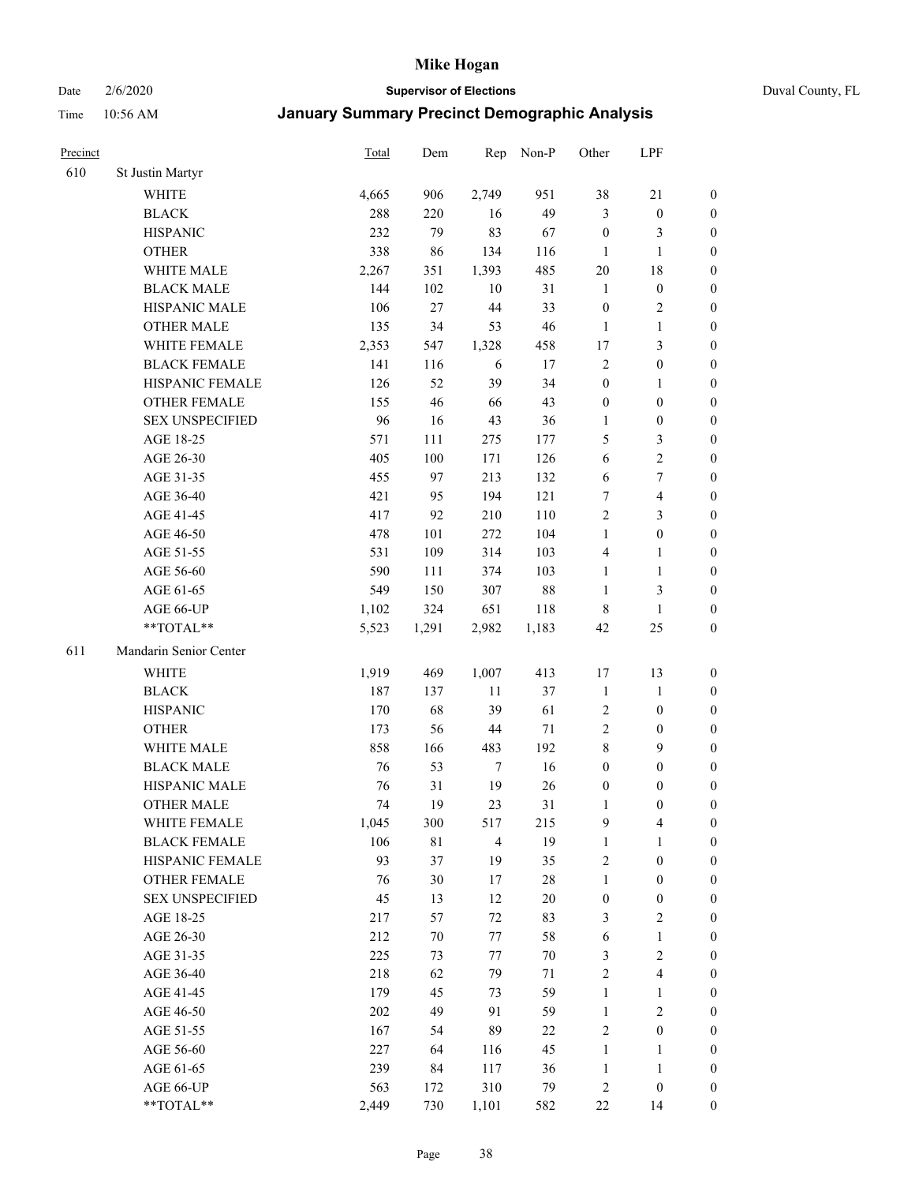# Mike Hogan

Date 2/6/2020 **Supervisor of Elections** Duval County, FL

Time 10:56 AM **January Summary Precinct Demographic Analysis**

| Precinct | | Total | Dem | Rep | Non-P | Other | LPF | |
|---|---|---|---|---|---|---|---|---|
| 610 | St Justin Martyr | | | | | | | |
| | WHITE | 4,665 | 906 | 2,749 | 951 | 38 | 21 | 0 |
| | BLACK | 288 | 220 | 16 | 49 | 3 | 0 | 0 |
| | HISPANIC | 232 | 79 | 83 | 67 | 0 | 3 | 0 |
| | OTHER | 338 | 86 | 134 | 116 | 1 | 1 | 0 |
| | WHITE MALE | 2,267 | 351 | 1,393 | 485 | 20 | 18 | 0 |
| | BLACK MALE | 144 | 102 | 10 | 31 | 1 | 0 | 0 |
| | HISPANIC MALE | 106 | 27 | 44 | 33 | 0 | 2 | 0 |
| | OTHER MALE | 135 | 34 | 53 | 46 | 1 | 1 | 0 |
| | WHITE FEMALE | 2,353 | 547 | 1,328 | 458 | 17 | 3 | 0 |
| | BLACK FEMALE | 141 | 116 | 6 | 17 | 2 | 0 | 0 |
| | HISPANIC FEMALE | 126 | 52 | 39 | 34 | 0 | 1 | 0 |
| | OTHER FEMALE | 155 | 46 | 66 | 43 | 0 | 0 | 0 |
| | SEX UNSPECIFIED | 96 | 16 | 43 | 36 | 1 | 0 | 0 |
| | AGE 18-25 | 571 | 111 | 275 | 177 | 5 | 3 | 0 |
| | AGE 26-30 | 405 | 100 | 171 | 126 | 6 | 2 | 0 |
| | AGE 31-35 | 455 | 97 | 213 | 132 | 6 | 7 | 0 |
| | AGE 36-40 | 421 | 95 | 194 | 121 | 7 | 4 | 0 |
| | AGE 41-45 | 417 | 92 | 210 | 110 | 2 | 3 | 0 |
| | AGE 46-50 | 478 | 101 | 272 | 104 | 1 | 0 | 0 |
| | AGE 51-55 | 531 | 109 | 314 | 103 | 4 | 1 | 0 |
| | AGE 56-60 | 590 | 111 | 374 | 103 | 1 | 1 | 0 |
| | AGE 61-65 | 549 | 150 | 307 | 88 | 1 | 3 | 0 |
| | AGE 66-UP | 1,102 | 324 | 651 | 118 | 8 | 1 | 0 |
| | **TOTAL** | 5,523 | 1,291 | 2,982 | 1,183 | 42 | 25 | 0 |
| 611 | Mandarin Senior Center | | | | | | | |
| | WHITE | 1,919 | 469 | 1,007 | 413 | 17 | 13 | 0 |
| | BLACK | 187 | 137 | 11 | 37 | 1 | 1 | 0 |
| | HISPANIC | 170 | 68 | 39 | 61 | 2 | 0 | 0 |
| | OTHER | 173 | 56 | 44 | 71 | 2 | 0 | 0 |
| | WHITE MALE | 858 | 166 | 483 | 192 | 8 | 9 | 0 |
| | BLACK MALE | 76 | 53 | 7 | 16 | 0 | 0 | 0 |
| | HISPANIC MALE | 76 | 31 | 19 | 26 | 0 | 0 | 0 |
| | OTHER MALE | 74 | 19 | 23 | 31 | 1 | 0 | 0 |
| | WHITE FEMALE | 1,045 | 300 | 517 | 215 | 9 | 4 | 0 |
| | BLACK FEMALE | 106 | 81 | 4 | 19 | 1 | 1 | 0 |
| | HISPANIC FEMALE | 93 | 37 | 19 | 35 | 2 | 0 | 0 |
| | OTHER FEMALE | 76 | 30 | 17 | 28 | 1 | 0 | 0 |
| | SEX UNSPECIFIED | 45 | 13 | 12 | 20 | 0 | 0 | 0 |
| | AGE 18-25 | 217 | 57 | 72 | 83 | 3 | 2 | 0 |
| | AGE 26-30 | 212 | 70 | 77 | 58 | 6 | 1 | 0 |
| | AGE 31-35 | 225 | 73 | 77 | 70 | 3 | 2 | 0 |
| | AGE 36-40 | 218 | 62 | 79 | 71 | 2 | 4 | 0 |
| | AGE 41-45 | 179 | 45 | 73 | 59 | 1 | 1 | 0 |
| | AGE 46-50 | 202 | 49 | 91 | 59 | 1 | 2 | 0 |
| | AGE 51-55 | 167 | 54 | 89 | 22 | 2 | 0 | 0 |
| | AGE 56-60 | 227 | 64 | 116 | 45 | 1 | 1 | 0 |
| | AGE 61-65 | 239 | 84 | 117 | 36 | 1 | 1 | 0 |
| | AGE 66-UP | 563 | 172 | 310 | 79 | 2 | 0 | 0 |
| | **TOTAL** | 2,449 | 730 | 1,101 | 582 | 22 | 14 | 0 |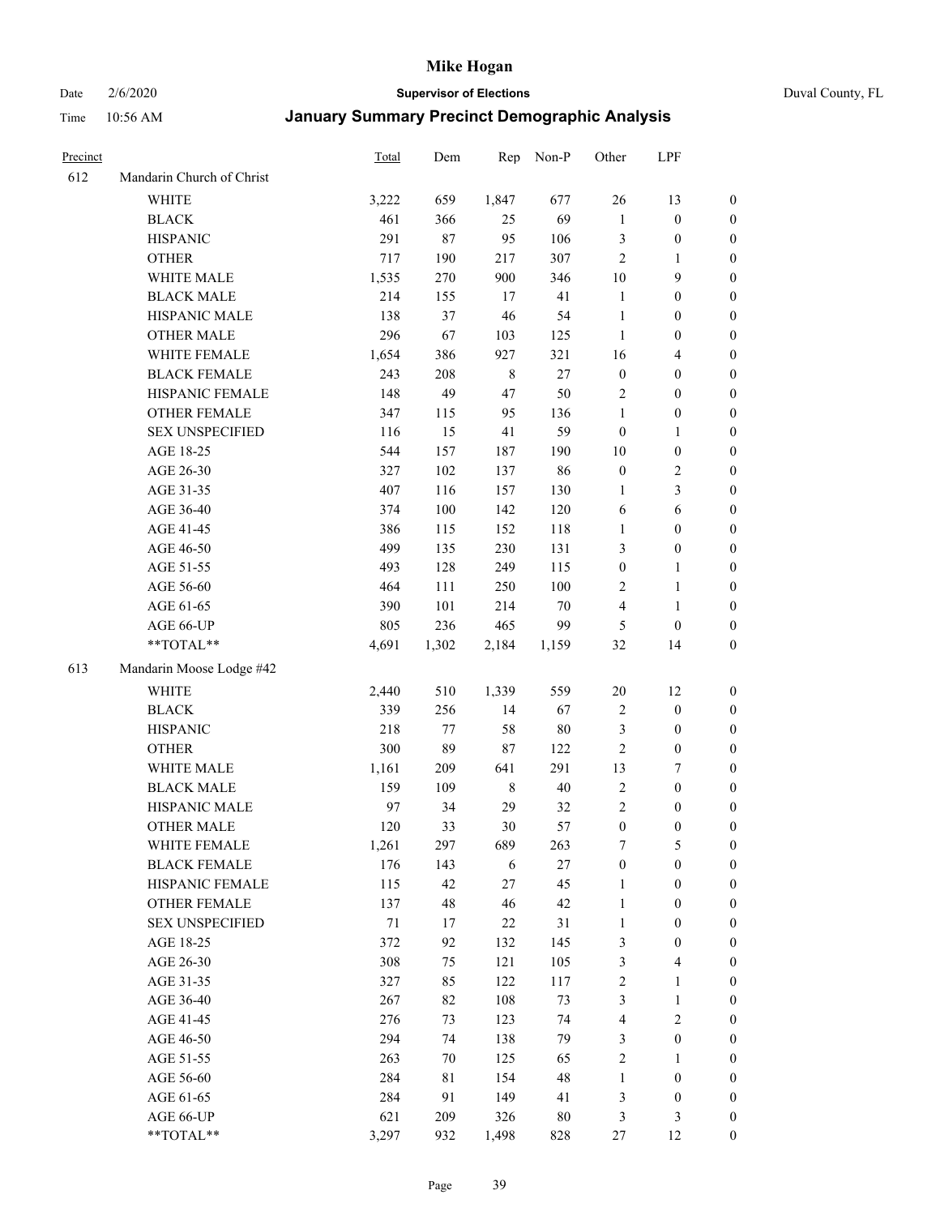| Precinct | | Total | Dem | Rep | Non-P | Other | LPF | |
|---|---|---|---|---|---|---|---|---|
| 612 | Mandarin Church of Christ | | | | | | | |
| | WHITE | 3,222 | 659 | 1,847 | 677 | 26 | 13 | 0 |
| | BLACK | 461 | 366 | 25 | 69 | 1 | 0 | 0 |
| | HISPANIC | 291 | 87 | 95 | 106 | 3 | 0 | 0 |
| | OTHER | 717 | 190 | 217 | 307 | 2 | 1 | 0 |
| | WHITE MALE | 1,535 | 270 | 900 | 346 | 10 | 9 | 0 |
| | BLACK MALE | 214 | 155 | 17 | 41 | 1 | 0 | 0 |
| | HISPANIC MALE | 138 | 37 | 46 | 54 | 1 | 0 | 0 |
| | OTHER MALE | 296 | 67 | 103 | 125 | 1 | 0 | 0 |
| | WHITE FEMALE | 1,654 | 386 | 927 | 321 | 16 | 4 | 0 |
| | BLACK FEMALE | 243 | 208 | 8 | 27 | 0 | 0 | 0 |
| | HISPANIC FEMALE | 148 | 49 | 47 | 50 | 2 | 0 | 0 |
| | OTHER FEMALE | 347 | 115 | 95 | 136 | 1 | 0 | 0 |
| | SEX UNSPECIFIED | 116 | 15 | 41 | 59 | 0 | 1 | 0 |
| | AGE 18-25 | 544 | 157 | 187 | 190 | 10 | 0 | 0 |
| | AGE 26-30 | 327 | 102 | 137 | 86 | 0 | 2 | 0 |
| | AGE 31-35 | 407 | 116 | 157 | 130 | 1 | 3 | 0 |
| | AGE 36-40 | 374 | 100 | 142 | 120 | 6 | 6 | 0 |
| | AGE 41-45 | 386 | 115 | 152 | 118 | 1 | 0 | 0 |
| | AGE 46-50 | 499 | 135 | 230 | 131 | 3 | 0 | 0 |
| | AGE 51-55 | 493 | 128 | 249 | 115 | 0 | 1 | 0 |
| | AGE 56-60 | 464 | 111 | 250 | 100 | 2 | 1 | 0 |
| | AGE 61-65 | 390 | 101 | 214 | 70 | 4 | 1 | 0 |
| | AGE 66-UP | 805 | 236 | 465 | 99 | 5 | 0 | 0 |
| | **TOTAL** | 4,691 | 1,302 | 2,184 | 1,159 | 32 | 14 | 0 |
| 613 | Mandarin Moose Lodge #42 | | | | | | | |
| | WHITE | 2,440 | 510 | 1,339 | 559 | 20 | 12 | 0 |
| | BLACK | 339 | 256 | 14 | 67 | 2 | 0 | 0 |
| | HISPANIC | 218 | 77 | 58 | 80 | 3 | 0 | 0 |
| | OTHER | 300 | 89 | 87 | 122 | 2 | 0 | 0 |
| | WHITE MALE | 1,161 | 209 | 641 | 291 | 13 | 7 | 0 |
| | BLACK MALE | 159 | 109 | 8 | 40 | 2 | 0 | 0 |
| | HISPANIC MALE | 97 | 34 | 29 | 32 | 2 | 0 | 0 |
| | OTHER MALE | 120 | 33 | 30 | 57 | 0 | 0 | 0 |
| | WHITE FEMALE | 1,261 | 297 | 689 | 263 | 7 | 5 | 0 |
| | BLACK FEMALE | 176 | 143 | 6 | 27 | 0 | 0 | 0 |
| | HISPANIC FEMALE | 115 | 42 | 27 | 45 | 1 | 0 | 0 |
| | OTHER FEMALE | 137 | 48 | 46 | 42 | 1 | 0 | 0 |
| | SEX UNSPECIFIED | 71 | 17 | 22 | 31 | 1 | 0 | 0 |
| | AGE 18-25 | 372 | 92 | 132 | 145 | 3 | 0 | 0 |
| | AGE 26-30 | 308 | 75 | 121 | 105 | 3 | 4 | 0 |
| | AGE 31-35 | 327 | 85 | 122 | 117 | 2 | 1 | 0 |
| | AGE 36-40 | 267 | 82 | 108 | 73 | 3 | 1 | 0 |
| | AGE 41-45 | 276 | 73 | 123 | 74 | 4 | 2 | 0 |
| | AGE 46-50 | 294 | 74 | 138 | 79 | 3 | 0 | 0 |
| | AGE 51-55 | 263 | 70 | 125 | 65 | 2 | 1 | 0 |
| | AGE 56-60 | 284 | 81 | 154 | 48 | 1 | 0 | 0 |
| | AGE 61-65 | 284 | 91 | 149 | 41 | 3 | 0 | 0 |
| | AGE 66-UP | 621 | 209 | 326 | 80 | 3 | 3 | 0 |
| | **TOTAL** | 3,297 | 932 | 1,498 | 828 | 27 | 12 | 0 |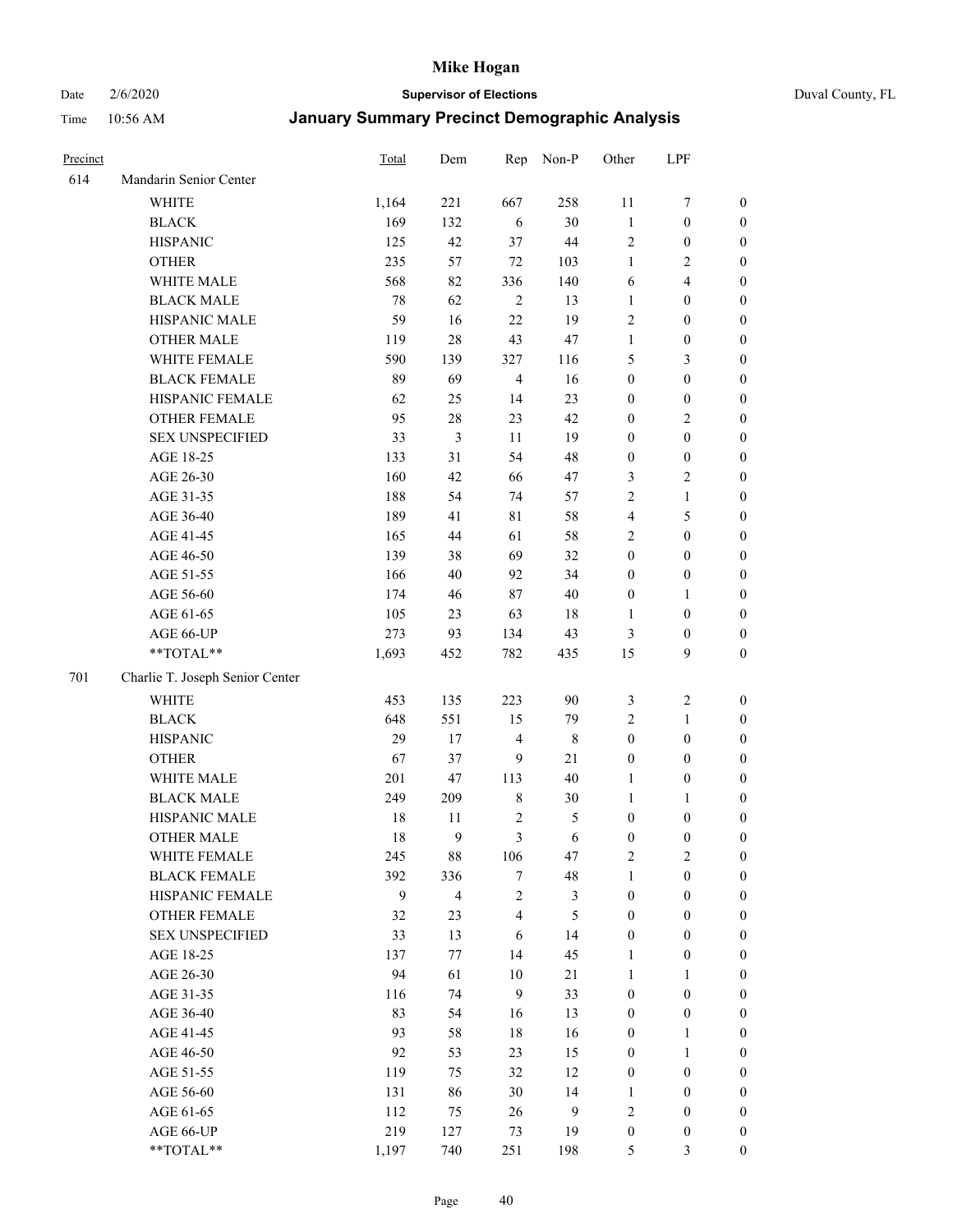| Precinct | | Total | Dem | Rep | Non-P | Other | LPF | |
|---|---|---|---|---|---|---|---|---|
| 614 | Mandarin Senior Center | | | | | | | |
| | WHITE | 1,164 | 221 | 667 | 258 | 11 | 7 | 0 |
| | BLACK | 169 | 132 | 6 | 30 | 1 | 0 | 0 |
| | HISPANIC | 125 | 42 | 37 | 44 | 2 | 0 | 0 |
| | OTHER | 235 | 57 | 72 | 103 | 1 | 2 | 0 |
| | WHITE MALE | 568 | 82 | 336 | 140 | 6 | 4 | 0 |
| | BLACK MALE | 78 | 62 | 2 | 13 | 1 | 0 | 0 |
| | HISPANIC MALE | 59 | 16 | 22 | 19 | 2 | 0 | 0 |
| | OTHER MALE | 119 | 28 | 43 | 47 | 1 | 0 | 0 |
| | WHITE FEMALE | 590 | 139 | 327 | 116 | 5 | 3 | 0 |
| | BLACK FEMALE | 89 | 69 | 4 | 16 | 0 | 0 | 0 |
| | HISPANIC FEMALE | 62 | 25 | 14 | 23 | 0 | 0 | 0 |
| | OTHER FEMALE | 95 | 28 | 23 | 42 | 0 | 2 | 0 |
| | SEX UNSPECIFIED | 33 | 3 | 11 | 19 | 0 | 0 | 0 |
| | AGE 18-25 | 133 | 31 | 54 | 48 | 0 | 0 | 0 |
| | AGE 26-30 | 160 | 42 | 66 | 47 | 3 | 2 | 0 |
| | AGE 31-35 | 188 | 54 | 74 | 57 | 2 | 1 | 0 |
| | AGE 36-40 | 189 | 41 | 81 | 58 | 4 | 5 | 0 |
| | AGE 41-45 | 165 | 44 | 61 | 58 | 2 | 0 | 0 |
| | AGE 46-50 | 139 | 38 | 69 | 32 | 0 | 0 | 0 |
| | AGE 51-55 | 166 | 40 | 92 | 34 | 0 | 0 | 0 |
| | AGE 56-60 | 174 | 46 | 87 | 40 | 0 | 1 | 0 |
| | AGE 61-65 | 105 | 23 | 63 | 18 | 1 | 0 | 0 |
| | AGE 66-UP | 273 | 93 | 134 | 43 | 3 | 0 | 0 |
| | **TOTAL** | 1,693 | 452 | 782 | 435 | 15 | 9 | 0 |
| 701 | Charlie T. Joseph Senior Center | | | | | | | |
| | WHITE | 453 | 135 | 223 | 90 | 3 | 2 | 0 |
| | BLACK | 648 | 551 | 15 | 79 | 2 | 1 | 0 |
| | HISPANIC | 29 | 17 | 4 | 8 | 0 | 0 | 0 |
| | OTHER | 67 | 37 | 9 | 21 | 0 | 0 | 0 |
| | WHITE MALE | 201 | 47 | 113 | 40 | 1 | 0 | 0 |
| | BLACK MALE | 249 | 209 | 8 | 30 | 1 | 1 | 0 |
| | HISPANIC MALE | 18 | 11 | 2 | 5 | 0 | 0 | 0 |
| | OTHER MALE | 18 | 9 | 3 | 6 | 0 | 0 | 0 |
| | WHITE FEMALE | 245 | 88 | 106 | 47 | 2 | 2 | 0 |
| | BLACK FEMALE | 392 | 336 | 7 | 48 | 1 | 0 | 0 |
| | HISPANIC FEMALE | 9 | 4 | 2 | 3 | 0 | 0 | 0 |
| | OTHER FEMALE | 32 | 23 | 4 | 5 | 0 | 0 | 0 |
| | SEX UNSPECIFIED | 33 | 13 | 6 | 14 | 0 | 0 | 0 |
| | AGE 18-25 | 137 | 77 | 14 | 45 | 1 | 0 | 0 |
| | AGE 26-30 | 94 | 61 | 10 | 21 | 1 | 1 | 0 |
| | AGE 31-35 | 116 | 74 | 9 | 33 | 0 | 0 | 0 |
| | AGE 36-40 | 83 | 54 | 16 | 13 | 0 | 0 | 0 |
| | AGE 41-45 | 93 | 58 | 18 | 16 | 0 | 1 | 0 |
| | AGE 46-50 | 92 | 53 | 23 | 15 | 0 | 1 | 0 |
| | AGE 51-55 | 119 | 75 | 32 | 12 | 0 | 0 | 0 |
| | AGE 56-60 | 131 | 86 | 30 | 14 | 1 | 0 | 0 |
| | AGE 61-65 | 112 | 75 | 26 | 9 | 2 | 0 | 0 |
| | AGE 66-UP | 219 | 127 | 73 | 19 | 0 | 0 | 0 |
| | **TOTAL** | 1,197 | 740 | 251 | 198 | 5 | 3 | 0 |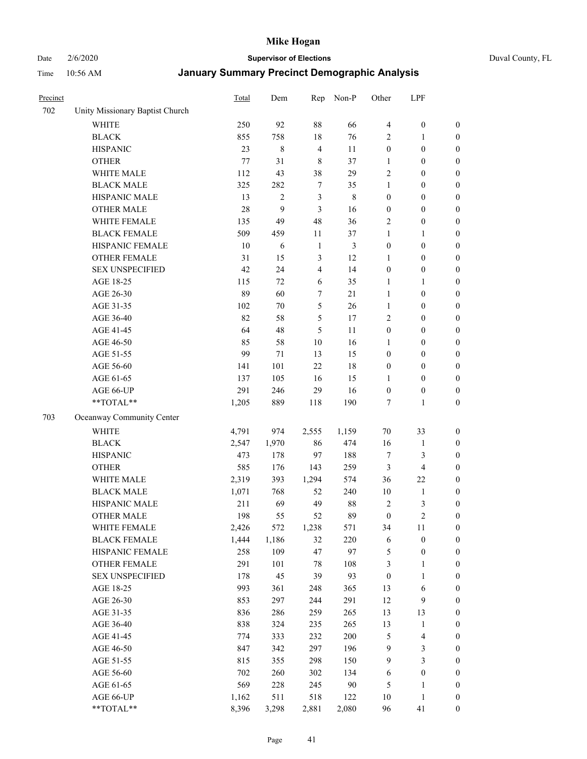# Mike Hogan

Date 2/6/2020 **Supervisor of Elections** Duval County, FL

Time 10:56 AM **January Summary Precinct Demographic Analysis**

| Precinct | | Total | Dem | Rep | Non-P | Other | LPF | |
|---|---|---|---|---|---|---|---|---|
| 702 | Unity Missionary Baptist Church | | | | | | | |
| | WHITE | 250 | 92 | 88 | 66 | 4 | 0 | 0 |
| | BLACK | 855 | 758 | 18 | 76 | 2 | 1 | 0 |
| | HISPANIC | 23 | 8 | 4 | 11 | 0 | 0 | 0 |
| | OTHER | 77 | 31 | 8 | 37 | 1 | 0 | 0 |
| | WHITE MALE | 112 | 43 | 38 | 29 | 2 | 0 | 0 |
| | BLACK MALE | 325 | 282 | 7 | 35 | 1 | 0 | 0 |
| | HISPANIC MALE | 13 | 2 | 3 | 8 | 0 | 0 | 0 |
| | OTHER MALE | 28 | 9 | 3 | 16 | 0 | 0 | 0 |
| | WHITE FEMALE | 135 | 49 | 48 | 36 | 2 | 0 | 0 |
| | BLACK FEMALE | 509 | 459 | 11 | 37 | 1 | 1 | 0 |
| | HISPANIC FEMALE | 10 | 6 | 1 | 3 | 0 | 0 | 0 |
| | OTHER FEMALE | 31 | 15 | 3 | 12 | 1 | 0 | 0 |
| | SEX UNSPECIFIED | 42 | 24 | 4 | 14 | 0 | 0 | 0 |
| | AGE 18-25 | 115 | 72 | 6 | 35 | 1 | 1 | 0 |
| | AGE 26-30 | 89 | 60 | 7 | 21 | 1 | 0 | 0 |
| | AGE 31-35 | 102 | 70 | 5 | 26 | 1 | 0 | 0 |
| | AGE 36-40 | 82 | 58 | 5 | 17 | 2 | 0 | 0 |
| | AGE 41-45 | 64 | 48 | 5 | 11 | 0 | 0 | 0 |
| | AGE 46-50 | 85 | 58 | 10 | 16 | 1 | 0 | 0 |
| | AGE 51-55 | 99 | 71 | 13 | 15 | 0 | 0 | 0 |
| | AGE 56-60 | 141 | 101 | 22 | 18 | 0 | 0 | 0 |
| | AGE 61-65 | 137 | 105 | 16 | 15 | 1 | 0 | 0 |
| | AGE 66-UP | 291 | 246 | 29 | 16 | 0 | 0 | 0 |
| | **TOTAL** | 1,205 | 889 | 118 | 190 | 7 | 1 | 0 |
| 703 | Oceanway Community Center | | | | | | | |
| | WHITE | 4,791 | 974 | 2,555 | 1,159 | 70 | 33 | 0 |
| | BLACK | 2,547 | 1,970 | 86 | 474 | 16 | 1 | 0 |
| | HISPANIC | 473 | 178 | 97 | 188 | 7 | 3 | 0 |
| | OTHER | 585 | 176 | 143 | 259 | 3 | 4 | 0 |
| | WHITE MALE | 2,319 | 393 | 1,294 | 574 | 36 | 22 | 0 |
| | BLACK MALE | 1,071 | 768 | 52 | 240 | 10 | 1 | 0 |
| | HISPANIC MALE | 211 | 69 | 49 | 88 | 2 | 3 | 0 |
| | OTHER MALE | 198 | 55 | 52 | 89 | 0 | 2 | 0 |
| | WHITE FEMALE | 2,426 | 572 | 1,238 | 571 | 34 | 11 | 0 |
| | BLACK FEMALE | 1,444 | 1,186 | 32 | 220 | 6 | 0 | 0 |
| | HISPANIC FEMALE | 258 | 109 | 47 | 97 | 5 | 0 | 0 |
| | OTHER FEMALE | 291 | 101 | 78 | 108 | 3 | 1 | 0 |
| | SEX UNSPECIFIED | 178 | 45 | 39 | 93 | 0 | 1 | 0 |
| | AGE 18-25 | 993 | 361 | 248 | 365 | 13 | 6 | 0 |
| | AGE 26-30 | 853 | 297 | 244 | 291 | 12 | 9 | 0 |
| | AGE 31-35 | 836 | 286 | 259 | 265 | 13 | 13 | 0 |
| | AGE 36-40 | 838 | 324 | 235 | 265 | 13 | 1 | 0 |
| | AGE 41-45 | 774 | 333 | 232 | 200 | 5 | 4 | 0 |
| | AGE 46-50 | 847 | 342 | 297 | 196 | 9 | 3 | 0 |
| | AGE 51-55 | 815 | 355 | 298 | 150 | 9 | 3 | 0 |
| | AGE 56-60 | 702 | 260 | 302 | 134 | 6 | 0 | 0 |
| | AGE 61-65 | 569 | 228 | 245 | 90 | 5 | 1 | 0 |
| | AGE 66-UP | 1,162 | 511 | 518 | 122 | 10 | 1 | 0 |
| | **TOTAL** | 8,396 | 3,298 | 2,881 | 2,080 | 96 | 41 | 0 |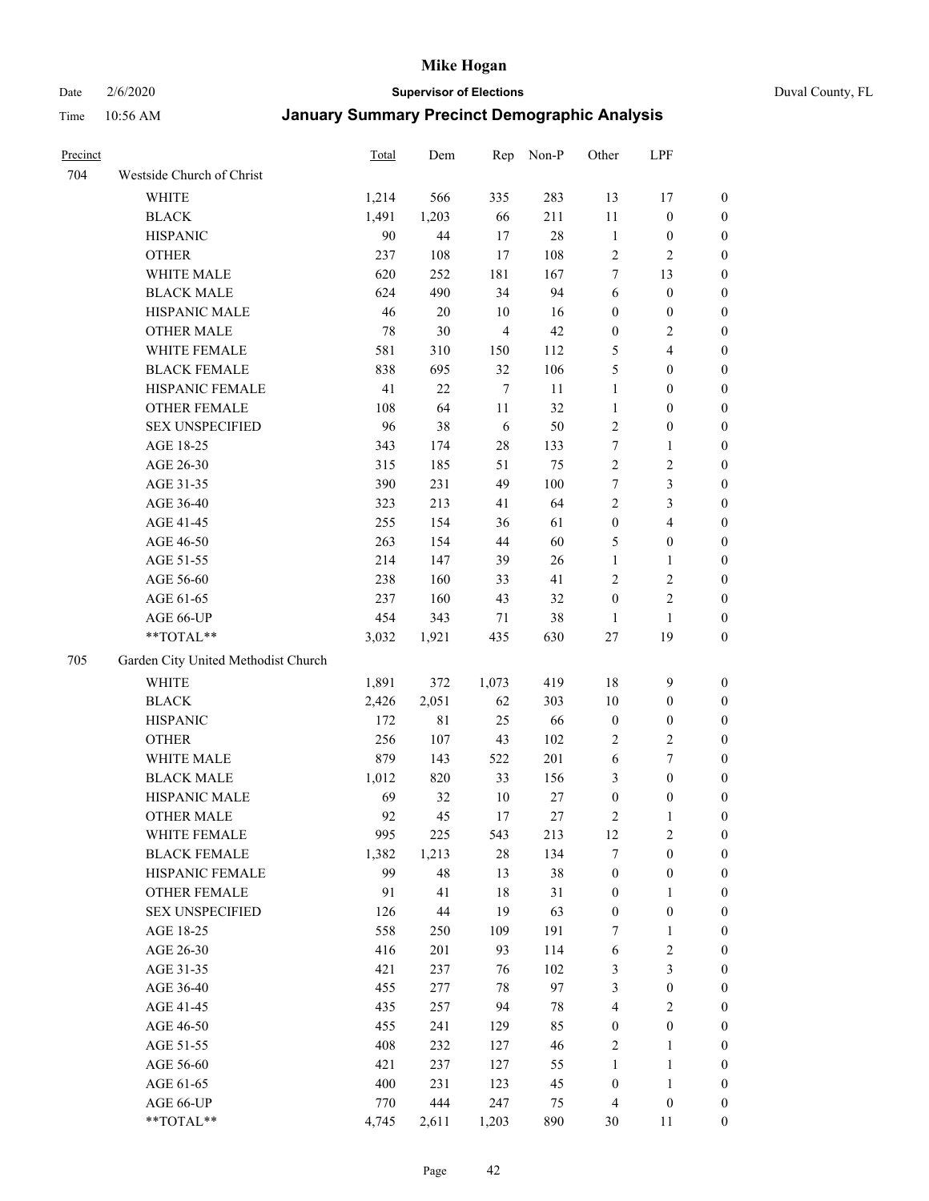# Mike Hogan

Date 2/6/2020 **Supervisor of Elections** Duval County, FL

Time 10:56 AM **January Summary Precinct Demographic Analysis**

| Precinct | | Total | Dem | Rep | Non-P | Other | LPF | |
|---|---|---|---|---|---|---|---|---|
| 704 | Westside Church of Christ | | | | | | | |
| | WHITE | 1,214 | 566 | 335 | 283 | 13 | 17 | 0 |
| | BLACK | 1,491 | 1,203 | 66 | 211 | 11 | 0 | 0 |
| | HISPANIC | 90 | 44 | 17 | 28 | 1 | 0 | 0 |
| | OTHER | 237 | 108 | 17 | 108 | 2 | 2 | 0 |
| | WHITE MALE | 620 | 252 | 181 | 167 | 7 | 13 | 0 |
| | BLACK MALE | 624 | 490 | 34 | 94 | 6 | 0 | 0 |
| | HISPANIC MALE | 46 | 20 | 10 | 16 | 0 | 0 | 0 |
| | OTHER MALE | 78 | 30 | 4 | 42 | 0 | 2 | 0 |
| | WHITE FEMALE | 581 | 310 | 150 | 112 | 5 | 4 | 0 |
| | BLACK FEMALE | 838 | 695 | 32 | 106 | 5 | 0 | 0 |
| | HISPANIC FEMALE | 41 | 22 | 7 | 11 | 1 | 0 | 0 |
| | OTHER FEMALE | 108 | 64 | 11 | 32 | 1 | 0 | 0 |
| | SEX UNSPECIFIED | 96 | 38 | 6 | 50 | 2 | 0 | 0 |
| | AGE 18-25 | 343 | 174 | 28 | 133 | 7 | 1 | 0 |
| | AGE 26-30 | 315 | 185 | 51 | 75 | 2 | 2 | 0 |
| | AGE 31-35 | 390 | 231 | 49 | 100 | 7 | 3 | 0 |
| | AGE 36-40 | 323 | 213 | 41 | 64 | 2 | 3 | 0 |
| | AGE 41-45 | 255 | 154 | 36 | 61 | 0 | 4 | 0 |
| | AGE 46-50 | 263 | 154 | 44 | 60 | 5 | 0 | 0 |
| | AGE 51-55 | 214 | 147 | 39 | 26 | 1 | 1 | 0 |
| | AGE 56-60 | 238 | 160 | 33 | 41 | 2 | 2 | 0 |
| | AGE 61-65 | 237 | 160 | 43 | 32 | 0 | 2 | 0 |
| | AGE 66-UP | 454 | 343 | 71 | 38 | 1 | 1 | 0 |
| | **TOTAL** | 3,032 | 1,921 | 435 | 630 | 27 | 19 | 0 |
| 705 | Garden City United Methodist Church | | | | | | | |
| | WHITE | 1,891 | 372 | 1,073 | 419 | 18 | 9 | 0 |
| | BLACK | 2,426 | 2,051 | 62 | 303 | 10 | 0 | 0 |
| | HISPANIC | 172 | 81 | 25 | 66 | 0 | 0 | 0 |
| | OTHER | 256 | 107 | 43 | 102 | 2 | 2 | 0 |
| | WHITE MALE | 879 | 143 | 522 | 201 | 6 | 7 | 0 |
| | BLACK MALE | 1,012 | 820 | 33 | 156 | 3 | 0 | 0 |
| | HISPANIC MALE | 69 | 32 | 10 | 27 | 0 | 0 | 0 |
| | OTHER MALE | 92 | 45 | 17 | 27 | 2 | 1 | 0 |
| | WHITE FEMALE | 995 | 225 | 543 | 213 | 12 | 2 | 0 |
| | BLACK FEMALE | 1,382 | 1,213 | 28 | 134 | 7 | 0 | 0 |
| | HISPANIC FEMALE | 99 | 48 | 13 | 38 | 0 | 0 | 0 |
| | OTHER FEMALE | 91 | 41 | 18 | 31 | 0 | 1 | 0 |
| | SEX UNSPECIFIED | 126 | 44 | 19 | 63 | 0 | 0 | 0 |
| | AGE 18-25 | 558 | 250 | 109 | 191 | 7 | 1 | 0 |
| | AGE 26-30 | 416 | 201 | 93 | 114 | 6 | 2 | 0 |
| | AGE 31-35 | 421 | 237 | 76 | 102 | 3 | 3 | 0 |
| | AGE 36-40 | 455 | 277 | 78 | 97 | 3 | 0 | 0 |
| | AGE 41-45 | 435 | 257 | 94 | 78 | 4 | 2 | 0 |
| | AGE 46-50 | 455 | 241 | 129 | 85 | 0 | 0 | 0 |
| | AGE 51-55 | 408 | 232 | 127 | 46 | 2 | 1 | 0 |
| | AGE 56-60 | 421 | 237 | 127 | 55 | 1 | 1 | 0 |
| | AGE 61-65 | 400 | 231 | 123 | 45 | 0 | 1 | 0 |
| | AGE 66-UP | 770 | 444 | 247 | 75 | 4 | 0 | 0 |
| | **TOTAL** | 4,745 | 2,611 | 1,203 | 890 | 30 | 11 | 0 |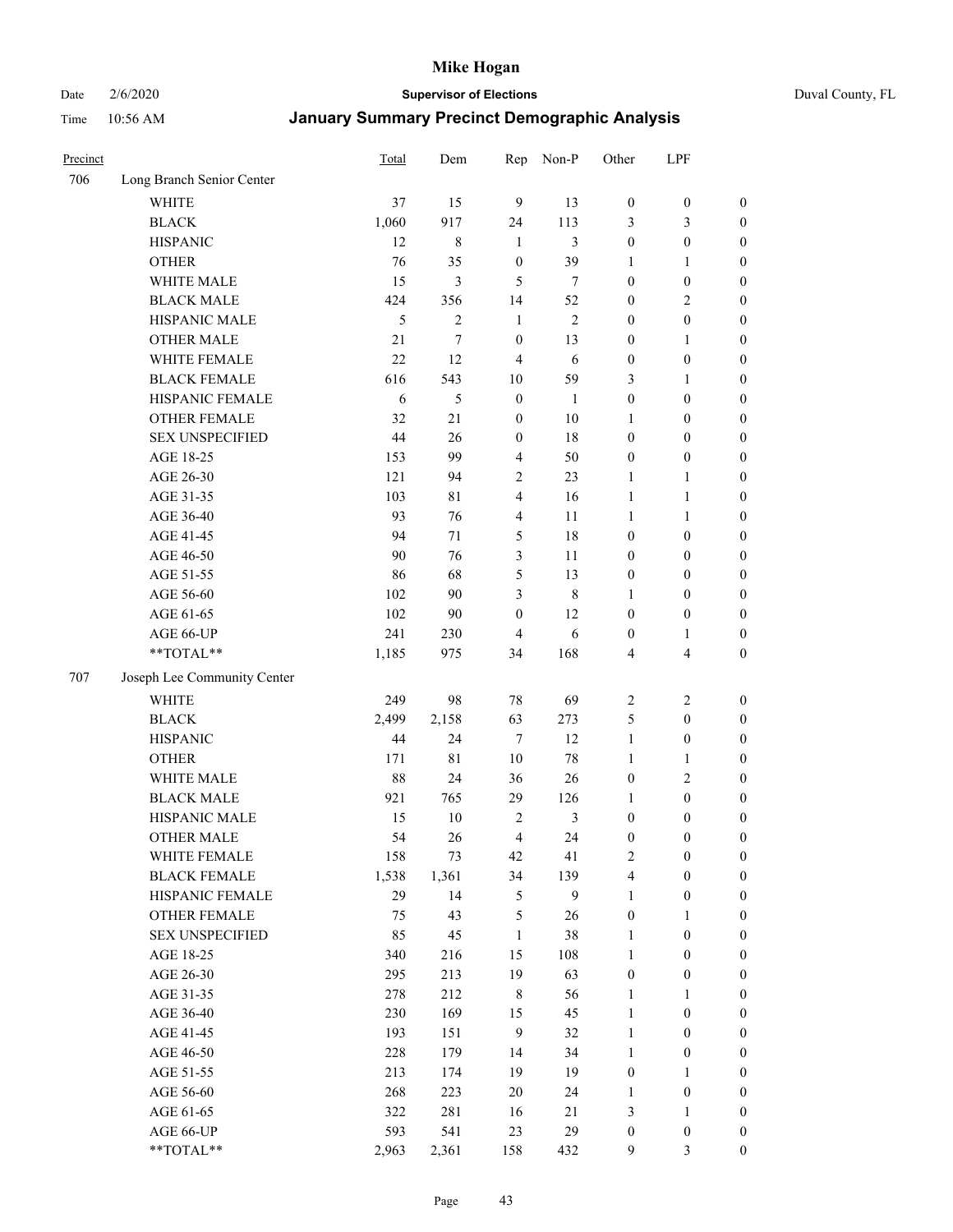# Mike Hogan

Date 2/6/2020 **Supervisor of Elections** Duval County, FL

Time 10:56 AM **January Summary Precinct Demographic Analysis**

| Precinct | | Total | Dem | Rep | Non-P | Other | LPF | |
|---|---|---|---|---|---|---|---|---|
| 706 | Long Branch Senior Center | | | | | | | |
| | WHITE | 37 | 15 | 9 | 13 | 0 | 0 | 0 |
| | BLACK | 1,060 | 917 | 24 | 113 | 3 | 3 | 0 |
| | HISPANIC | 12 | 8 | 1 | 3 | 0 | 0 | 0 |
| | OTHER | 76 | 35 | 0 | 39 | 1 | 1 | 0 |
| | WHITE MALE | 15 | 3 | 5 | 7 | 0 | 0 | 0 |
| | BLACK MALE | 424 | 356 | 14 | 52 | 0 | 2 | 0 |
| | HISPANIC MALE | 5 | 2 | 1 | 2 | 0 | 0 | 0 |
| | OTHER MALE | 21 | 7 | 0 | 13 | 0 | 1 | 0 |
| | WHITE FEMALE | 22 | 12 | 4 | 6 | 0 | 0 | 0 |
| | BLACK FEMALE | 616 | 543 | 10 | 59 | 3 | 1 | 0 |
| | HISPANIC FEMALE | 6 | 5 | 0 | 1 | 0 | 0 | 0 |
| | OTHER FEMALE | 32 | 21 | 0 | 10 | 1 | 0 | 0 |
| | SEX UNSPECIFIED | 44 | 26 | 0 | 18 | 0 | 0 | 0 |
| | AGE 18-25 | 153 | 99 | 4 | 50 | 0 | 0 | 0 |
| | AGE 26-30 | 121 | 94 | 2 | 23 | 1 | 1 | 0 |
| | AGE 31-35 | 103 | 81 | 4 | 16 | 1 | 1 | 0 |
| | AGE 36-40 | 93 | 76 | 4 | 11 | 1 | 1 | 0 |
| | AGE 41-45 | 94 | 71 | 5 | 18 | 0 | 0 | 0 |
| | AGE 46-50 | 90 | 76 | 3 | 11 | 0 | 0 | 0 |
| | AGE 51-55 | 86 | 68 | 5 | 13 | 0 | 0 | 0 |
| | AGE 56-60 | 102 | 90 | 3 | 8 | 1 | 0 | 0 |
| | AGE 61-65 | 102 | 90 | 0 | 12 | 0 | 0 | 0 |
| | AGE 66-UP | 241 | 230 | 4 | 6 | 0 | 1 | 0 |
| | **TOTAL** | 1,185 | 975 | 34 | 168 | 4 | 4 | 0 |
| 707 | Joseph Lee Community Center | | | | | | | |
| | WHITE | 249 | 98 | 78 | 69 | 2 | 2 | 0 |
| | BLACK | 2,499 | 2,158 | 63 | 273 | 5 | 0 | 0 |
| | HISPANIC | 44 | 24 | 7 | 12 | 1 | 0 | 0 |
| | OTHER | 171 | 81 | 10 | 78 | 1 | 1 | 0 |
| | WHITE MALE | 88 | 24 | 36 | 26 | 0 | 2 | 0 |
| | BLACK MALE | 921 | 765 | 29 | 126 | 1 | 0 | 0 |
| | HISPANIC MALE | 15 | 10 | 2 | 3 | 0 | 0 | 0 |
| | OTHER MALE | 54 | 26 | 4 | 24 | 0 | 0 | 0 |
| | WHITE FEMALE | 158 | 73 | 42 | 41 | 2 | 0 | 0 |
| | BLACK FEMALE | 1,538 | 1,361 | 34 | 139 | 4 | 0 | 0 |
| | HISPANIC FEMALE | 29 | 14 | 5 | 9 | 1 | 0 | 0 |
| | OTHER FEMALE | 75 | 43 | 5 | 26 | 0 | 1 | 0 |
| | SEX UNSPECIFIED | 85 | 45 | 1 | 38 | 1 | 0 | 0 |
| | AGE 18-25 | 340 | 216 | 15 | 108 | 1 | 0 | 0 |
| | AGE 26-30 | 295 | 213 | 19 | 63 | 0 | 0 | 0 |
| | AGE 31-35 | 278 | 212 | 8 | 56 | 1 | 1 | 0 |
| | AGE 36-40 | 230 | 169 | 15 | 45 | 1 | 0 | 0 |
| | AGE 41-45 | 193 | 151 | 9 | 32 | 1 | 0 | 0 |
| | AGE 46-50 | 228 | 179 | 14 | 34 | 1 | 0 | 0 |
| | AGE 51-55 | 213 | 174 | 19 | 19 | 0 | 1 | 0 |
| | AGE 56-60 | 268 | 223 | 20 | 24 | 1 | 0 | 0 |
| | AGE 61-65 | 322 | 281 | 16 | 21 | 3 | 1 | 0 |
| | AGE 66-UP | 593 | 541 | 23 | 29 | 0 | 0 | 0 |
| | **TOTAL** | 2,963 | 2,361 | 158 | 432 | 9 | 3 | 0 |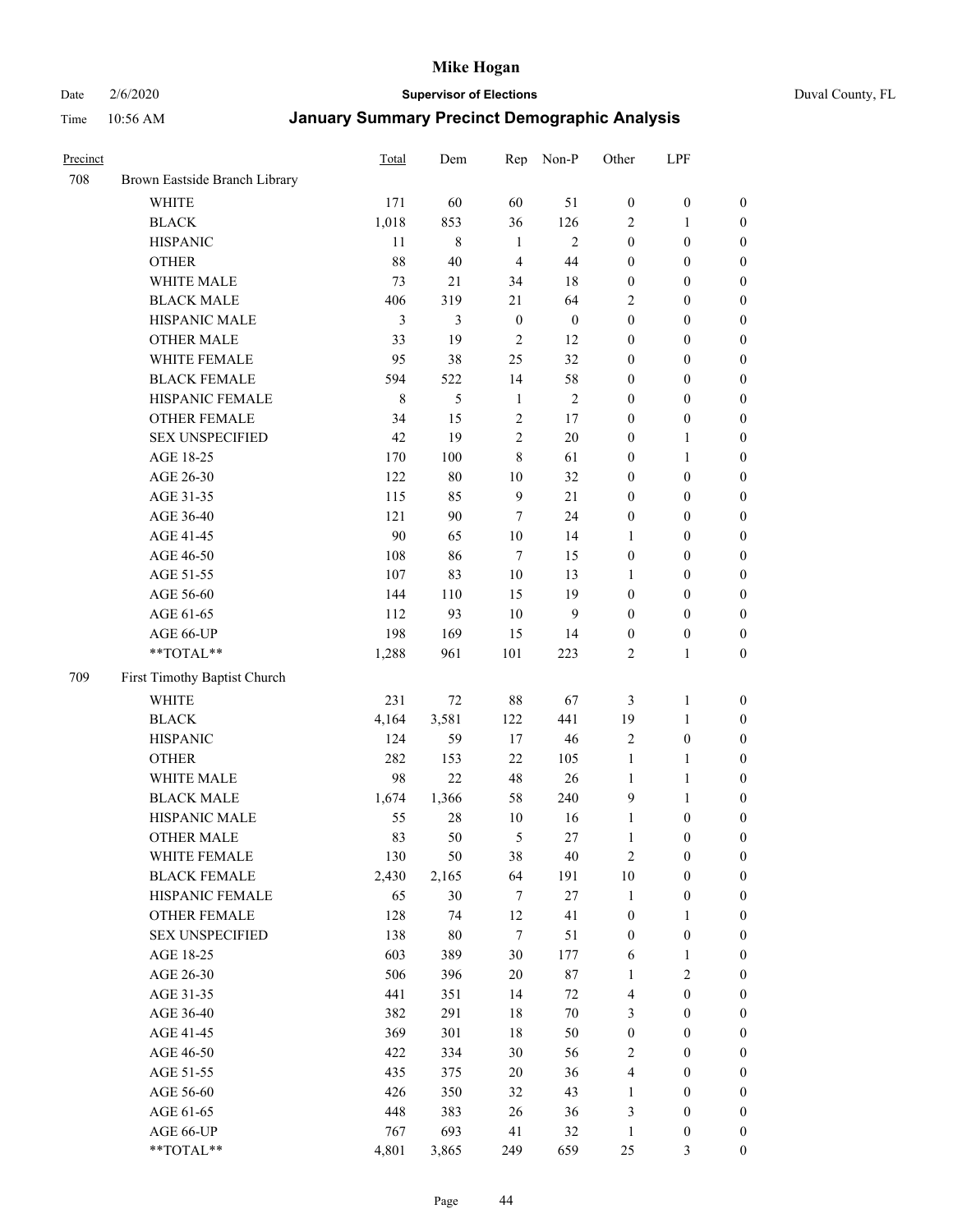# Mike Hogan

Date 2/6/2020 **Supervisor of Elections** Duval County, FL

Time 10:56 AM **January Summary Precinct Demographic Analysis**

| Precinct | | Total | Dem | Rep | Non-P | Other | LPF | |
|---|---|---|---|---|---|---|---|---|
| 708 | Brown Eastside Branch Library | | | | | | | |
| | WHITE | 171 | 60 | 60 | 51 | 0 | 0 | 0 |
| | BLACK | 1,018 | 853 | 36 | 126 | 2 | 1 | 0 |
| | HISPANIC | 11 | 8 | 1 | 2 | 0 | 0 | 0 |
| | OTHER | 88 | 40 | 4 | 44 | 0 | 0 | 0 |
| | WHITE MALE | 73 | 21 | 34 | 18 | 0 | 0 | 0 |
| | BLACK MALE | 406 | 319 | 21 | 64 | 2 | 0 | 0 |
| | HISPANIC MALE | 3 | 3 | 0 | 0 | 0 | 0 | 0 |
| | OTHER MALE | 33 | 19 | 2 | 12 | 0 | 0 | 0 |
| | WHITE FEMALE | 95 | 38 | 25 | 32 | 0 | 0 | 0 |
| | BLACK FEMALE | 594 | 522 | 14 | 58 | 0 | 0 | 0 |
| | HISPANIC FEMALE | 8 | 5 | 1 | 2 | 0 | 0 | 0 |
| | OTHER FEMALE | 34 | 15 | 2 | 17 | 0 | 0 | 0 |
| | SEX UNSPECIFIED | 42 | 19 | 2 | 20 | 0 | 1 | 0 |
| | AGE 18-25 | 170 | 100 | 8 | 61 | 0 | 1 | 0 |
| | AGE 26-30 | 122 | 80 | 10 | 32 | 0 | 0 | 0 |
| | AGE 31-35 | 115 | 85 | 9 | 21 | 0 | 0 | 0 |
| | AGE 36-40 | 121 | 90 | 7 | 24 | 0 | 0 | 0 |
| | AGE 41-45 | 90 | 65 | 10 | 14 | 1 | 0 | 0 |
| | AGE 46-50 | 108 | 86 | 7 | 15 | 0 | 0 | 0 |
| | AGE 51-55 | 107 | 83 | 10 | 13 | 1 | 0 | 0 |
| | AGE 56-60 | 144 | 110 | 15 | 19 | 0 | 0 | 0 |
| | AGE 61-65 | 112 | 93 | 10 | 9 | 0 | 0 | 0 |
| | AGE 66-UP | 198 | 169 | 15 | 14 | 0 | 0 | 0 |
| | **TOTAL** | 1,288 | 961 | 101 | 223 | 2 | 1 | 0 |
| 709 | First Timothy Baptist Church | | | | | | | |
| | WHITE | 231 | 72 | 88 | 67 | 3 | 1 | 0 |
| | BLACK | 4,164 | 3,581 | 122 | 441 | 19 | 1 | 0 |
| | HISPANIC | 124 | 59 | 17 | 46 | 2 | 0 | 0 |
| | OTHER | 282 | 153 | 22 | 105 | 1 | 1 | 0 |
| | WHITE MALE | 98 | 22 | 48 | 26 | 1 | 1 | 0 |
| | BLACK MALE | 1,674 | 1,366 | 58 | 240 | 9 | 1 | 0 |
| | HISPANIC MALE | 55 | 28 | 10 | 16 | 1 | 0 | 0 |
| | OTHER MALE | 83 | 50 | 5 | 27 | 1 | 0 | 0 |
| | WHITE FEMALE | 130 | 50 | 38 | 40 | 2 | 0 | 0 |
| | BLACK FEMALE | 2,430 | 2,165 | 64 | 191 | 10 | 0 | 0 |
| | HISPANIC FEMALE | 65 | 30 | 7 | 27 | 1 | 0 | 0 |
| | OTHER FEMALE | 128 | 74 | 12 | 41 | 0 | 1 | 0 |
| | SEX UNSPECIFIED | 138 | 80 | 7 | 51 | 0 | 0 | 0 |
| | AGE 18-25 | 603 | 389 | 30 | 177 | 6 | 1 | 0 |
| | AGE 26-30 | 506 | 396 | 20 | 87 | 1 | 2 | 0 |
| | AGE 31-35 | 441 | 351 | 14 | 72 | 4 | 0 | 0 |
| | AGE 36-40 | 382 | 291 | 18 | 70 | 3 | 0 | 0 |
| | AGE 41-45 | 369 | 301 | 18 | 50 | 0 | 0 | 0 |
| | AGE 46-50 | 422 | 334 | 30 | 56 | 2 | 0 | 0 |
| | AGE 51-55 | 435 | 375 | 20 | 36 | 4 | 0 | 0 |
| | AGE 56-60 | 426 | 350 | 32 | 43 | 1 | 0 | 0 |
| | AGE 61-65 | 448 | 383 | 26 | 36 | 3 | 0 | 0 |
| | AGE 66-UP | 767 | 693 | 41 | 32 | 1 | 0 | 0 |
| | **TOTAL** | 4,801 | 3,865 | 249 | 659 | 25 | 3 | 0 |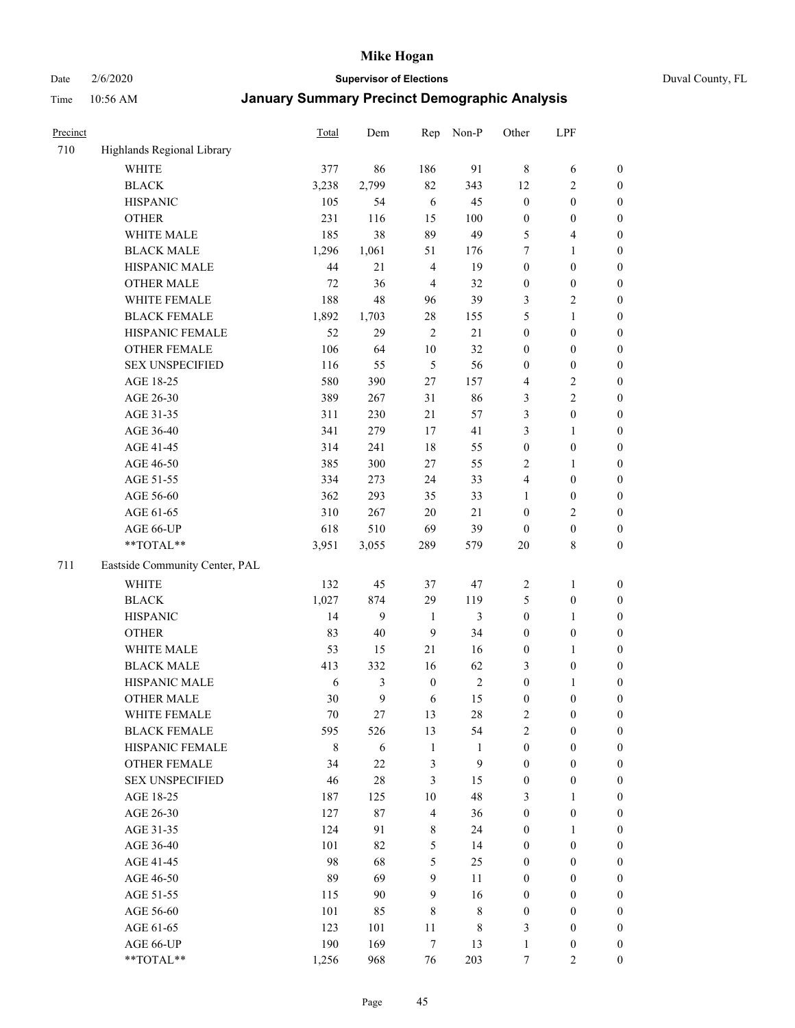# Mike Hogan

Date 2/6/2020 **Supervisor of Elections** Duval County, FL

Time 10:56 AM **January Summary Precinct Demographic Analysis**

| Precinct | | Total | Dem | Rep | Non-P | Other | LPF | |
|---|---|---|---|---|---|---|---|---|
| 710 | Highlands Regional Library | | | | | | | |
| | WHITE | 377 | 86 | 186 | 91 | 8 | 6 | 0 |
| | BLACK | 3,238 | 2,799 | 82 | 343 | 12 | 2 | 0 |
| | HISPANIC | 105 | 54 | 6 | 45 | 0 | 0 | 0 |
| | OTHER | 231 | 116 | 15 | 100 | 0 | 0 | 0 |
| | WHITE MALE | 185 | 38 | 89 | 49 | 5 | 4 | 0 |
| | BLACK MALE | 1,296 | 1,061 | 51 | 176 | 7 | 1 | 0 |
| | HISPANIC MALE | 44 | 21 | 4 | 19 | 0 | 0 | 0 |
| | OTHER MALE | 72 | 36 | 4 | 32 | 0 | 0 | 0 |
| | WHITE FEMALE | 188 | 48 | 96 | 39 | 3 | 2 | 0 |
| | BLACK FEMALE | 1,892 | 1,703 | 28 | 155 | 5 | 1 | 0 |
| | HISPANIC FEMALE | 52 | 29 | 2 | 21 | 0 | 0 | 0 |
| | OTHER FEMALE | 106 | 64 | 10 | 32 | 0 | 0 | 0 |
| | SEX UNSPECIFIED | 116 | 55 | 5 | 56 | 0 | 0 | 0 |
| | AGE 18-25 | 580 | 390 | 27 | 157 | 4 | 2 | 0 |
| | AGE 26-30 | 389 | 267 | 31 | 86 | 3 | 2 | 0 |
| | AGE 31-35 | 311 | 230 | 21 | 57 | 3 | 0 | 0 |
| | AGE 36-40 | 341 | 279 | 17 | 41 | 3 | 1 | 0 |
| | AGE 41-45 | 314 | 241 | 18 | 55 | 0 | 0 | 0 |
| | AGE 46-50 | 385 | 300 | 27 | 55 | 2 | 1 | 0 |
| | AGE 51-55 | 334 | 273 | 24 | 33 | 4 | 0 | 0 |
| | AGE 56-60 | 362 | 293 | 35 | 33 | 1 | 0 | 0 |
| | AGE 61-65 | 310 | 267 | 20 | 21 | 0 | 2 | 0 |
| | AGE 66-UP | 618 | 510 | 69 | 39 | 0 | 0 | 0 |
| | **TOTAL** | 3,951 | 3,055 | 289 | 579 | 20 | 8 | 0 |
| 711 | Eastside Community Center, PAL | | | | | | | |
| | WHITE | 132 | 45 | 37 | 47 | 2 | 1 | 0 |
| | BLACK | 1,027 | 874 | 29 | 119 | 5 | 0 | 0 |
| | HISPANIC | 14 | 9 | 1 | 3 | 0 | 1 | 0 |
| | OTHER | 83 | 40 | 9 | 34 | 0 | 0 | 0 |
| | WHITE MALE | 53 | 15 | 21 | 16 | 0 | 1 | 0 |
| | BLACK MALE | 413 | 332 | 16 | 62 | 3 | 0 | 0 |
| | HISPANIC MALE | 6 | 3 | 0 | 2 | 0 | 1 | 0 |
| | OTHER MALE | 30 | 9 | 6 | 15 | 0 | 0 | 0 |
| | WHITE FEMALE | 70 | 27 | 13 | 28 | 2 | 0 | 0 |
| | BLACK FEMALE | 595 | 526 | 13 | 54 | 2 | 0 | 0 |
| | HISPANIC FEMALE | 8 | 6 | 1 | 1 | 0 | 0 | 0 |
| | OTHER FEMALE | 34 | 22 | 3 | 9 | 0 | 0 | 0 |
| | SEX UNSPECIFIED | 46 | 28 | 3 | 15 | 0 | 0 | 0 |
| | AGE 18-25 | 187 | 125 | 10 | 48 | 3 | 1 | 0 |
| | AGE 26-30 | 127 | 87 | 4 | 36 | 0 | 0 | 0 |
| | AGE 31-35 | 124 | 91 | 8 | 24 | 0 | 1 | 0 |
| | AGE 36-40 | 101 | 82 | 5 | 14 | 0 | 0 | 0 |
| | AGE 41-45 | 98 | 68 | 5 | 25 | 0 | 0 | 0 |
| | AGE 46-50 | 89 | 69 | 9 | 11 | 0 | 0 | 0 |
| | AGE 51-55 | 115 | 90 | 9 | 16 | 0 | 0 | 0 |
| | AGE 56-60 | 101 | 85 | 8 | 8 | 0 | 0 | 0 |
| | AGE 61-65 | 123 | 101 | 11 | 8 | 3 | 0 | 0 |
| | AGE 66-UP | 190 | 169 | 7 | 13 | 1 | 0 | 0 |
| | **TOTAL** | 1,256 | 968 | 76 | 203 | 7 | 2 | 0 |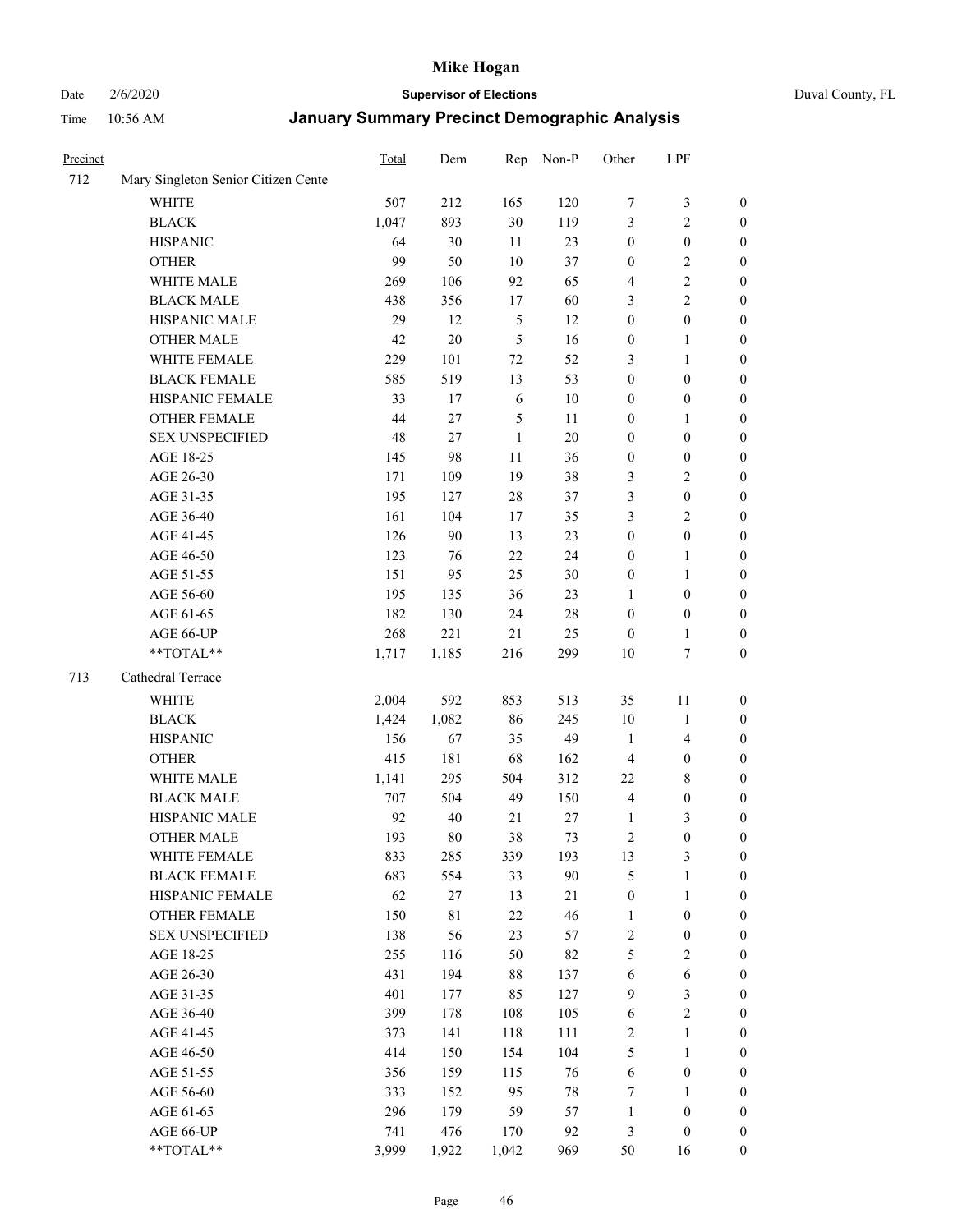| Precinct | | Total | Dem | Rep | Non-P | Other | LPF | |
|---|---|---|---|---|---|---|---|---|
| 712 | Mary Singleton Senior Citizen Cente | | | | | | | |
| | WHITE | 507 | 212 | 165 | 120 | 7 | 3 | 0 |
| | BLACK | 1,047 | 893 | 30 | 119 | 3 | 2 | 0 |
| | HISPANIC | 64 | 30 | 11 | 23 | 0 | 0 | 0 |
| | OTHER | 99 | 50 | 10 | 37 | 0 | 2 | 0 |
| | WHITE MALE | 269 | 106 | 92 | 65 | 4 | 2 | 0 |
| | BLACK MALE | 438 | 356 | 17 | 60 | 3 | 2 | 0 |
| | HISPANIC MALE | 29 | 12 | 5 | 12 | 0 | 0 | 0 |
| | OTHER MALE | 42 | 20 | 5 | 16 | 0 | 1 | 0 |
| | WHITE FEMALE | 229 | 101 | 72 | 52 | 3 | 1 | 0 |
| | BLACK FEMALE | 585 | 519 | 13 | 53 | 0 | 0 | 0 |
| | HISPANIC FEMALE | 33 | 17 | 6 | 10 | 0 | 0 | 0 |
| | OTHER FEMALE | 44 | 27 | 5 | 11 | 0 | 1 | 0 |
| | SEX UNSPECIFIED | 48 | 27 | 1 | 20 | 0 | 0 | 0 |
| | AGE 18-25 | 145 | 98 | 11 | 36 | 0 | 0 | 0 |
| | AGE 26-30 | 171 | 109 | 19 | 38 | 3 | 2 | 0 |
| | AGE 31-35 | 195 | 127 | 28 | 37 | 3 | 0 | 0 |
| | AGE 36-40 | 161 | 104 | 17 | 35 | 3 | 2 | 0 |
| | AGE 41-45 | 126 | 90 | 13 | 23 | 0 | 0 | 0 |
| | AGE 46-50 | 123 | 76 | 22 | 24 | 0 | 1 | 0 |
| | AGE 51-55 | 151 | 95 | 25 | 30 | 0 | 1 | 0 |
| | AGE 56-60 | 195 | 135 | 36 | 23 | 1 | 0 | 0 |
| | AGE 61-65 | 182 | 130 | 24 | 28 | 0 | 0 | 0 |
| | AGE 66-UP | 268 | 221 | 21 | 25 | 0 | 1 | 0 |
| | **TOTAL** | 1,717 | 1,185 | 216 | 299 | 10 | 7 | 0 |
| 713 | Cathedral Terrace | | | | | | | |
| | WHITE | 2,004 | 592 | 853 | 513 | 35 | 11 | 0 |
| | BLACK | 1,424 | 1,082 | 86 | 245 | 10 | 1 | 0 |
| | HISPANIC | 156 | 67 | 35 | 49 | 1 | 4 | 0 |
| | OTHER | 415 | 181 | 68 | 162 | 4 | 0 | 0 |
| | WHITE MALE | 1,141 | 295 | 504 | 312 | 22 | 8 | 0 |
| | BLACK MALE | 707 | 504 | 49 | 150 | 4 | 0 | 0 |
| | HISPANIC MALE | 92 | 40 | 21 | 27 | 1 | 3 | 0 |
| | OTHER MALE | 193 | 80 | 38 | 73 | 2 | 0 | 0 |
| | WHITE FEMALE | 833 | 285 | 339 | 193 | 13 | 3 | 0 |
| | BLACK FEMALE | 683 | 554 | 33 | 90 | 5 | 1 | 0 |
| | HISPANIC FEMALE | 62 | 27 | 13 | 21 | 0 | 1 | 0 |
| | OTHER FEMALE | 150 | 81 | 22 | 46 | 1 | 0 | 0 |
| | SEX UNSPECIFIED | 138 | 56 | 23 | 57 | 2 | 0 | 0 |
| | AGE 18-25 | 255 | 116 | 50 | 82 | 5 | 2 | 0 |
| | AGE 26-30 | 431 | 194 | 88 | 137 | 6 | 6 | 0 |
| | AGE 31-35 | 401 | 177 | 85 | 127 | 9 | 3 | 0 |
| | AGE 36-40 | 399 | 178 | 108 | 105 | 6 | 2 | 0 |
| | AGE 41-45 | 373 | 141 | 118 | 111 | 2 | 1 | 0 |
| | AGE 46-50 | 414 | 150 | 154 | 104 | 5 | 1 | 0 |
| | AGE 51-55 | 356 | 159 | 115 | 76 | 6 | 0 | 0 |
| | AGE 56-60 | 333 | 152 | 95 | 78 | 7 | 1 | 0 |
| | AGE 61-65 | 296 | 179 | 59 | 57 | 1 | 0 | 0 |
| | AGE 66-UP | 741 | 476 | 170 | 92 | 3 | 0 | 0 |
| | **TOTAL** | 3,999 | 1,922 | 1,042 | 969 | 50 | 16 | 0 |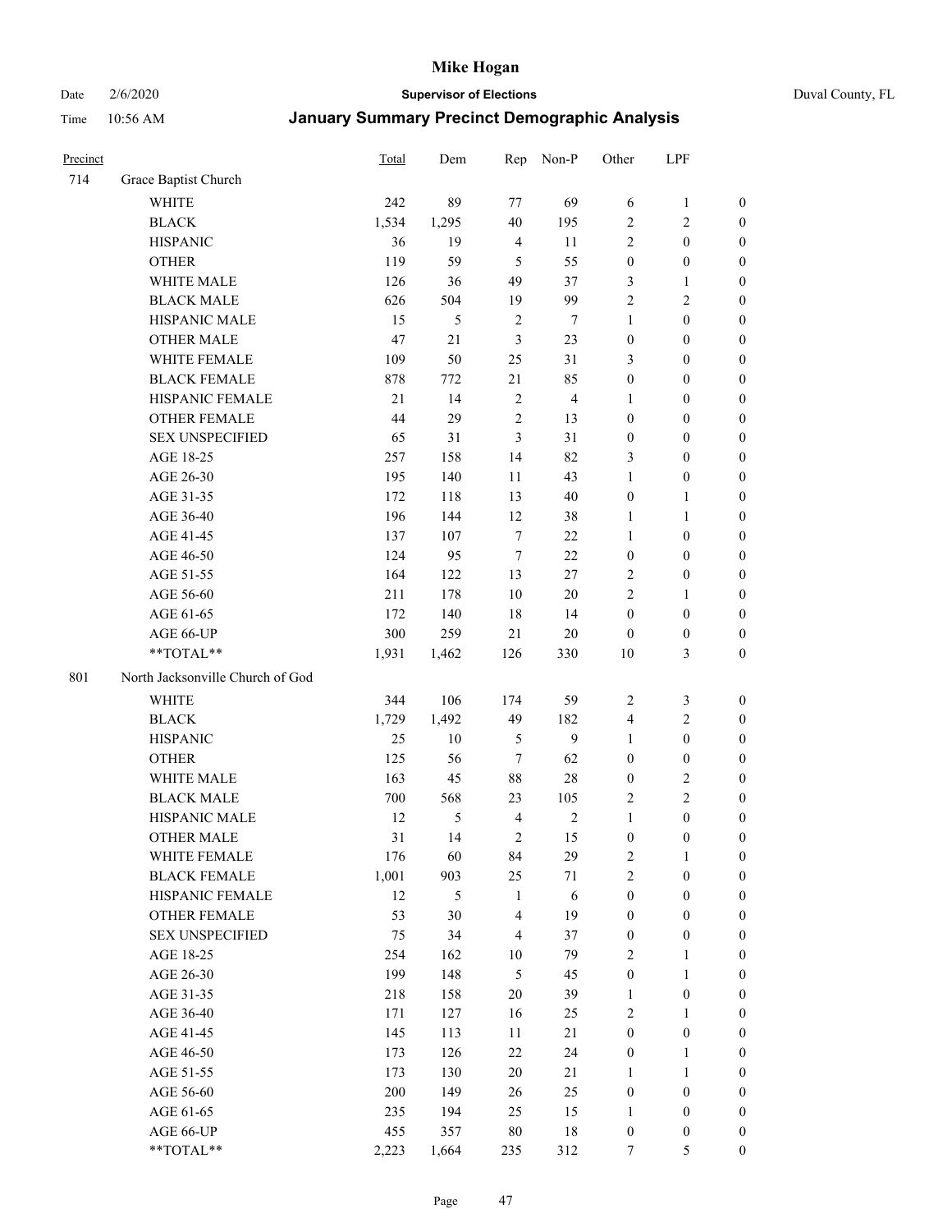| Precinct | | Total | Dem | Rep | Non-P | Other | LPF | |
|---|---|---|---|---|---|---|---|---|
| 714 | Grace Baptist Church | | | | | | | |
| | WHITE | 242 | 89 | 77 | 69 | 6 | 1 | 0 |
| | BLACK | 1,534 | 1,295 | 40 | 195 | 2 | 2 | 0 |
| | HISPANIC | 36 | 19 | 4 | 11 | 2 | 0 | 0 |
| | OTHER | 119 | 59 | 5 | 55 | 0 | 0 | 0 |
| | WHITE MALE | 126 | 36 | 49 | 37 | 3 | 1 | 0 |
| | BLACK MALE | 626 | 504 | 19 | 99 | 2 | 2 | 0 |
| | HISPANIC MALE | 15 | 5 | 2 | 7 | 1 | 0 | 0 |
| | OTHER MALE | 47 | 21 | 3 | 23 | 0 | 0 | 0 |
| | WHITE FEMALE | 109 | 50 | 25 | 31 | 3 | 0 | 0 |
| | BLACK FEMALE | 878 | 772 | 21 | 85 | 0 | 0 | 0 |
| | HISPANIC FEMALE | 21 | 14 | 2 | 4 | 1 | 0 | 0 |
| | OTHER FEMALE | 44 | 29 | 2 | 13 | 0 | 0 | 0 |
| | SEX UNSPECIFIED | 65 | 31 | 3 | 31 | 0 | 0 | 0 |
| | AGE 18-25 | 257 | 158 | 14 | 82 | 3 | 0 | 0 |
| | AGE 26-30 | 195 | 140 | 11 | 43 | 1 | 0 | 0 |
| | AGE 31-35 | 172 | 118 | 13 | 40 | 0 | 1 | 0 |
| | AGE 36-40 | 196 | 144 | 12 | 38 | 1 | 1 | 0 |
| | AGE 41-45 | 137 | 107 | 7 | 22 | 1 | 0 | 0 |
| | AGE 46-50 | 124 | 95 | 7 | 22 | 0 | 0 | 0 |
| | AGE 51-55 | 164 | 122 | 13 | 27 | 2 | 0 | 0 |
| | AGE 56-60 | 211 | 178 | 10 | 20 | 2 | 1 | 0 |
| | AGE 61-65 | 172 | 140 | 18 | 14 | 0 | 0 | 0 |
| | AGE 66-UP | 300 | 259 | 21 | 20 | 0 | 0 | 0 |
| | **TOTAL** | 1,931 | 1,462 | 126 | 330 | 10 | 3 | 0 |
| 801 | North Jacksonville Church of God | | | | | | | |
| | WHITE | 344 | 106 | 174 | 59 | 2 | 3 | 0 |
| | BLACK | 1,729 | 1,492 | 49 | 182 | 4 | 2 | 0 |
| | HISPANIC | 25 | 10 | 5 | 9 | 1 | 0 | 0 |
| | OTHER | 125 | 56 | 7 | 62 | 0 | 0 | 0 |
| | WHITE MALE | 163 | 45 | 88 | 28 | 0 | 2 | 0 |
| | BLACK MALE | 700 | 568 | 23 | 105 | 2 | 2 | 0 |
| | HISPANIC MALE | 12 | 5 | 4 | 2 | 1 | 0 | 0 |
| | OTHER MALE | 31 | 14 | 2 | 15 | 0 | 0 | 0 |
| | WHITE FEMALE | 176 | 60 | 84 | 29 | 2 | 1 | 0 |
| | BLACK FEMALE | 1,001 | 903 | 25 | 71 | 2 | 0 | 0 |
| | HISPANIC FEMALE | 12 | 5 | 1 | 6 | 0 | 0 | 0 |
| | OTHER FEMALE | 53 | 30 | 4 | 19 | 0 | 0 | 0 |
| | SEX UNSPECIFIED | 75 | 34 | 4 | 37 | 0 | 0 | 0 |
| | AGE 18-25 | 254 | 162 | 10 | 79 | 2 | 1 | 0 |
| | AGE 26-30 | 199 | 148 | 5 | 45 | 0 | 1 | 0 |
| | AGE 31-35 | 218 | 158 | 20 | 39 | 1 | 0 | 0 |
| | AGE 36-40 | 171 | 127 | 16 | 25 | 2 | 1 | 0 |
| | AGE 41-45 | 145 | 113 | 11 | 21 | 0 | 0 | 0 |
| | AGE 46-50 | 173 | 126 | 22 | 24 | 0 | 1 | 0 |
| | AGE 51-55 | 173 | 130 | 20 | 21 | 1 | 1 | 0 |
| | AGE 56-60 | 200 | 149 | 26 | 25 | 0 | 0 | 0 |
| | AGE 61-65 | 235 | 194 | 25 | 15 | 1 | 0 | 0 |
| | AGE 66-UP | 455 | 357 | 80 | 18 | 0 | 0 | 0 |
| | **TOTAL** | 2,223 | 1,664 | 235 | 312 | 7 | 5 | 0 |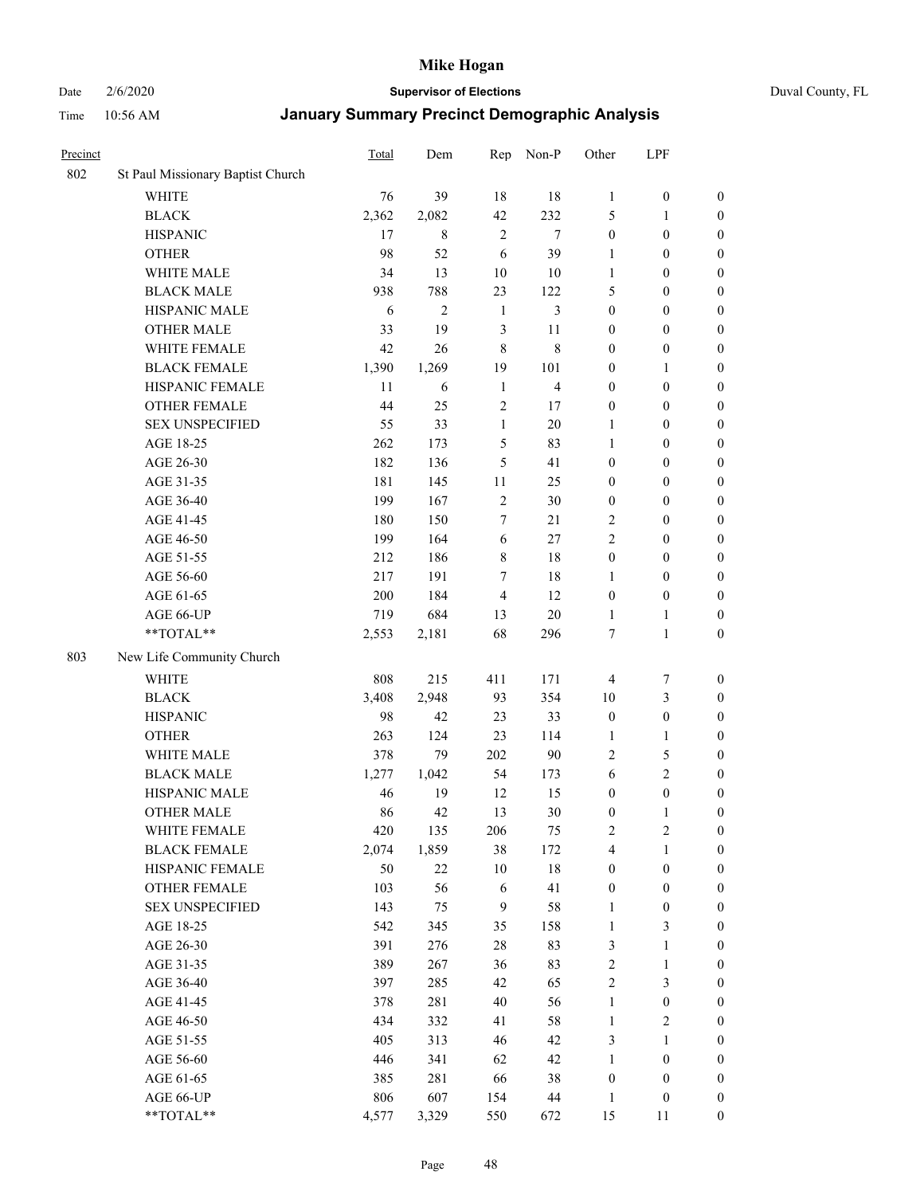# Mike Hogan

Date 2/6/2020 **Supervisor of Elections** Duval County, FL

Time 10:56 AM **January Summary Precinct Demographic Analysis**

| Precinct | | Total | Dem | Rep | Non-P | Other | LPF | |
|---|---|---|---|---|---|---|---|---|
| 802 | St Paul Missionary Baptist Church | | | | | | | |
| | WHITE | 76 | 39 | 18 | 18 | 1 | 0 | 0 |
| | BLACK | 2,362 | 2,082 | 42 | 232 | 5 | 1 | 0 |
| | HISPANIC | 17 | 8 | 2 | 7 | 0 | 0 | 0 |
| | OTHER | 98 | 52 | 6 | 39 | 1 | 0 | 0 |
| | WHITE MALE | 34 | 13 | 10 | 10 | 1 | 0 | 0 |
| | BLACK MALE | 938 | 788 | 23 | 122 | 5 | 0 | 0 |
| | HISPANIC MALE | 6 | 2 | 1 | 3 | 0 | 0 | 0 |
| | OTHER MALE | 33 | 19 | 3 | 11 | 0 | 0 | 0 |
| | WHITE FEMALE | 42 | 26 | 8 | 8 | 0 | 0 | 0 |
| | BLACK FEMALE | 1,390 | 1,269 | 19 | 101 | 0 | 1 | 0 |
| | HISPANIC FEMALE | 11 | 6 | 1 | 4 | 0 | 0 | 0 |
| | OTHER FEMALE | 44 | 25 | 2 | 17 | 0 | 0 | 0 |
| | SEX UNSPECIFIED | 55 | 33 | 1 | 20 | 1 | 0 | 0 |
| | AGE 18-25 | 262 | 173 | 5 | 83 | 1 | 0 | 0 |
| | AGE 26-30 | 182 | 136 | 5 | 41 | 0 | 0 | 0 |
| | AGE 31-35 | 181 | 145 | 11 | 25 | 0 | 0 | 0 |
| | AGE 36-40 | 199 | 167 | 2 | 30 | 0 | 0 | 0 |
| | AGE 41-45 | 180 | 150 | 7 | 21 | 2 | 0 | 0 |
| | AGE 46-50 | 199 | 164 | 6 | 27 | 2 | 0 | 0 |
| | AGE 51-55 | 212 | 186 | 8 | 18 | 0 | 0 | 0 |
| | AGE 56-60 | 217 | 191 | 7 | 18 | 1 | 0 | 0 |
| | AGE 61-65 | 200 | 184 | 4 | 12 | 0 | 0 | 0 |
| | AGE 66-UP | 719 | 684 | 13 | 20 | 1 | 1 | 0 |
| | **TOTAL** | 2,553 | 2,181 | 68 | 296 | 7 | 1 | 0 |
| 803 | New Life Community Church | | | | | | | |
| | WHITE | 808 | 215 | 411 | 171 | 4 | 7 | 0 |
| | BLACK | 3,408 | 2,948 | 93 | 354 | 10 | 3 | 0 |
| | HISPANIC | 98 | 42 | 23 | 33 | 0 | 0 | 0 |
| | OTHER | 263 | 124 | 23 | 114 | 1 | 1 | 0 |
| | WHITE MALE | 378 | 79 | 202 | 90 | 2 | 5 | 0 |
| | BLACK MALE | 1,277 | 1,042 | 54 | 173 | 6 | 2 | 0 |
| | HISPANIC MALE | 46 | 19 | 12 | 15 | 0 | 0 | 0 |
| | OTHER MALE | 86 | 42 | 13 | 30 | 0 | 1 | 0 |
| | WHITE FEMALE | 420 | 135 | 206 | 75 | 2 | 2 | 0 |
| | BLACK FEMALE | 2,074 | 1,859 | 38 | 172 | 4 | 1 | 0 |
| | HISPANIC FEMALE | 50 | 22 | 10 | 18 | 0 | 0 | 0 |
| | OTHER FEMALE | 103 | 56 | 6 | 41 | 0 | 0 | 0 |
| | SEX UNSPECIFIED | 143 | 75 | 9 | 58 | 1 | 0 | 0 |
| | AGE 18-25 | 542 | 345 | 35 | 158 | 1 | 3 | 0 |
| | AGE 26-30 | 391 | 276 | 28 | 83 | 3 | 1 | 0 |
| | AGE 31-35 | 389 | 267 | 36 | 83 | 2 | 1 | 0 |
| | AGE 36-40 | 397 | 285 | 42 | 65 | 2 | 3 | 0 |
| | AGE 41-45 | 378 | 281 | 40 | 56 | 1 | 0 | 0 |
| | AGE 46-50 | 434 | 332 | 41 | 58 | 1 | 2 | 0 |
| | AGE 51-55 | 405 | 313 | 46 | 42 | 3 | 1 | 0 |
| | AGE 56-60 | 446 | 341 | 62 | 42 | 1 | 0 | 0 |
| | AGE 61-65 | 385 | 281 | 66 | 38 | 0 | 0 | 0 |
| | AGE 66-UP | 806 | 607 | 154 | 44 | 1 | 0 | 0 |
| | **TOTAL** | 4,577 | 3,329 | 550 | 672 | 15 | 11 | 0 |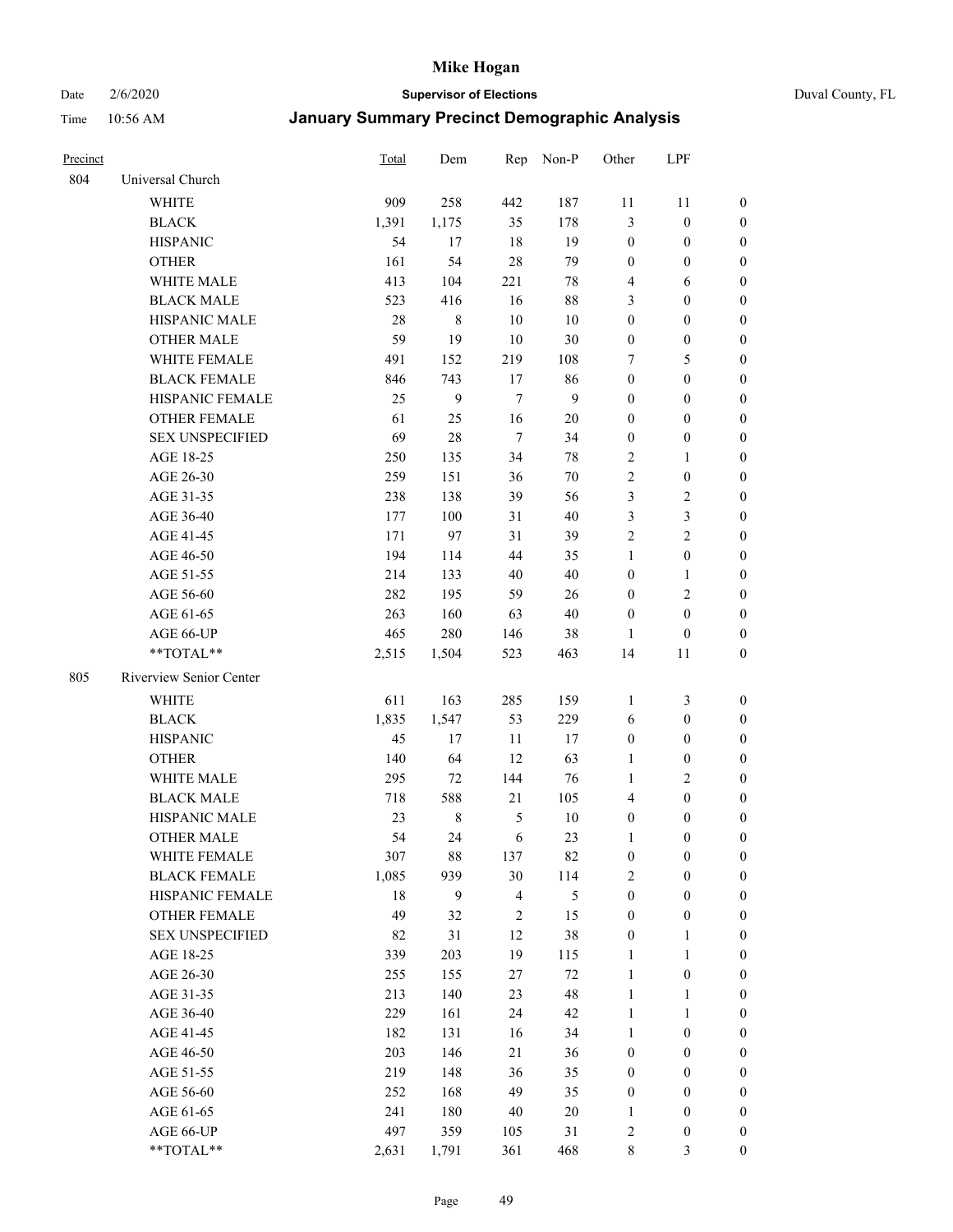| Precinct | | Total | Dem | Rep | Non-P | Other | LPF | |
|---|---|---|---|---|---|---|---|---|
| 804 | Universal Church | | | | | | | |
| | WHITE | 909 | 258 | 442 | 187 | 11 | 11 | 0 |
| | BLACK | 1,391 | 1,175 | 35 | 178 | 3 | 0 | 0 |
| | HISPANIC | 54 | 17 | 18 | 19 | 0 | 0 | 0 |
| | OTHER | 161 | 54 | 28 | 79 | 0 | 0 | 0 |
| | WHITE MALE | 413 | 104 | 221 | 78 | 4 | 6 | 0 |
| | BLACK MALE | 523 | 416 | 16 | 88 | 3 | 0 | 0 |
| | HISPANIC MALE | 28 | 8 | 10 | 10 | 0 | 0 | 0 |
| | OTHER MALE | 59 | 19 | 10 | 30 | 0 | 0 | 0 |
| | WHITE FEMALE | 491 | 152 | 219 | 108 | 7 | 5 | 0 |
| | BLACK FEMALE | 846 | 743 | 17 | 86 | 0 | 0 | 0 |
| | HISPANIC FEMALE | 25 | 9 | 7 | 9 | 0 | 0 | 0 |
| | OTHER FEMALE | 61 | 25 | 16 | 20 | 0 | 0 | 0 |
| | SEX UNSPECIFIED | 69 | 28 | 7 | 34 | 0 | 0 | 0 |
| | AGE 18-25 | 250 | 135 | 34 | 78 | 2 | 1 | 0 |
| | AGE 26-30 | 259 | 151 | 36 | 70 | 2 | 0 | 0 |
| | AGE 31-35 | 238 | 138 | 39 | 56 | 3 | 2 | 0 |
| | AGE 36-40 | 177 | 100 | 31 | 40 | 3 | 3 | 0 |
| | AGE 41-45 | 171 | 97 | 31 | 39 | 2 | 2 | 0 |
| | AGE 46-50 | 194 | 114 | 44 | 35 | 1 | 0 | 0 |
| | AGE 51-55 | 214 | 133 | 40 | 40 | 0 | 1 | 0 |
| | AGE 56-60 | 282 | 195 | 59 | 26 | 0 | 2 | 0 |
| | AGE 61-65 | 263 | 160 | 63 | 40 | 0 | 0 | 0 |
| | AGE 66-UP | 465 | 280 | 146 | 38 | 1 | 0 | 0 |
| | **TOTAL** | 2,515 | 1,504 | 523 | 463 | 14 | 11 | 0 |
| 805 | Riverview Senior Center | | | | | | | |
| | WHITE | 611 | 163 | 285 | 159 | 1 | 3 | 0 |
| | BLACK | 1,835 | 1,547 | 53 | 229 | 6 | 0 | 0 |
| | HISPANIC | 45 | 17 | 11 | 17 | 0 | 0 | 0 |
| | OTHER | 140 | 64 | 12 | 63 | 1 | 0 | 0 |
| | WHITE MALE | 295 | 72 | 144 | 76 | 1 | 2 | 0 |
| | BLACK MALE | 718 | 588 | 21 | 105 | 4 | 0 | 0 |
| | HISPANIC MALE | 23 | 8 | 5 | 10 | 0 | 0 | 0 |
| | OTHER MALE | 54 | 24 | 6 | 23 | 1 | 0 | 0 |
| | WHITE FEMALE | 307 | 88 | 137 | 82 | 0 | 0 | 0 |
| | BLACK FEMALE | 1,085 | 939 | 30 | 114 | 2 | 0 | 0 |
| | HISPANIC FEMALE | 18 | 9 | 4 | 5 | 0 | 0 | 0 |
| | OTHER FEMALE | 49 | 32 | 2 | 15 | 0 | 0 | 0 |
| | SEX UNSPECIFIED | 82 | 31 | 12 | 38 | 0 | 1 | 0 |
| | AGE 18-25 | 339 | 203 | 19 | 115 | 1 | 1 | 0 |
| | AGE 26-30 | 255 | 155 | 27 | 72 | 1 | 0 | 0 |
| | AGE 31-35 | 213 | 140 | 23 | 48 | 1 | 1 | 0 |
| | AGE 36-40 | 229 | 161 | 24 | 42 | 1 | 1 | 0 |
| | AGE 41-45 | 182 | 131 | 16 | 34 | 1 | 0 | 0 |
| | AGE 46-50 | 203 | 146 | 21 | 36 | 0 | 0 | 0 |
| | AGE 51-55 | 219 | 148 | 36 | 35 | 0 | 0 | 0 |
| | AGE 56-60 | 252 | 168 | 49 | 35 | 0 | 0 | 0 |
| | AGE 61-65 | 241 | 180 | 40 | 20 | 1 | 0 | 0 |
| | AGE 66-UP | 497 | 359 | 105 | 31 | 2 | 0 | 0 |
| | **TOTAL** | 2,631 | 1,791 | 361 | 468 | 8 | 3 | 0 |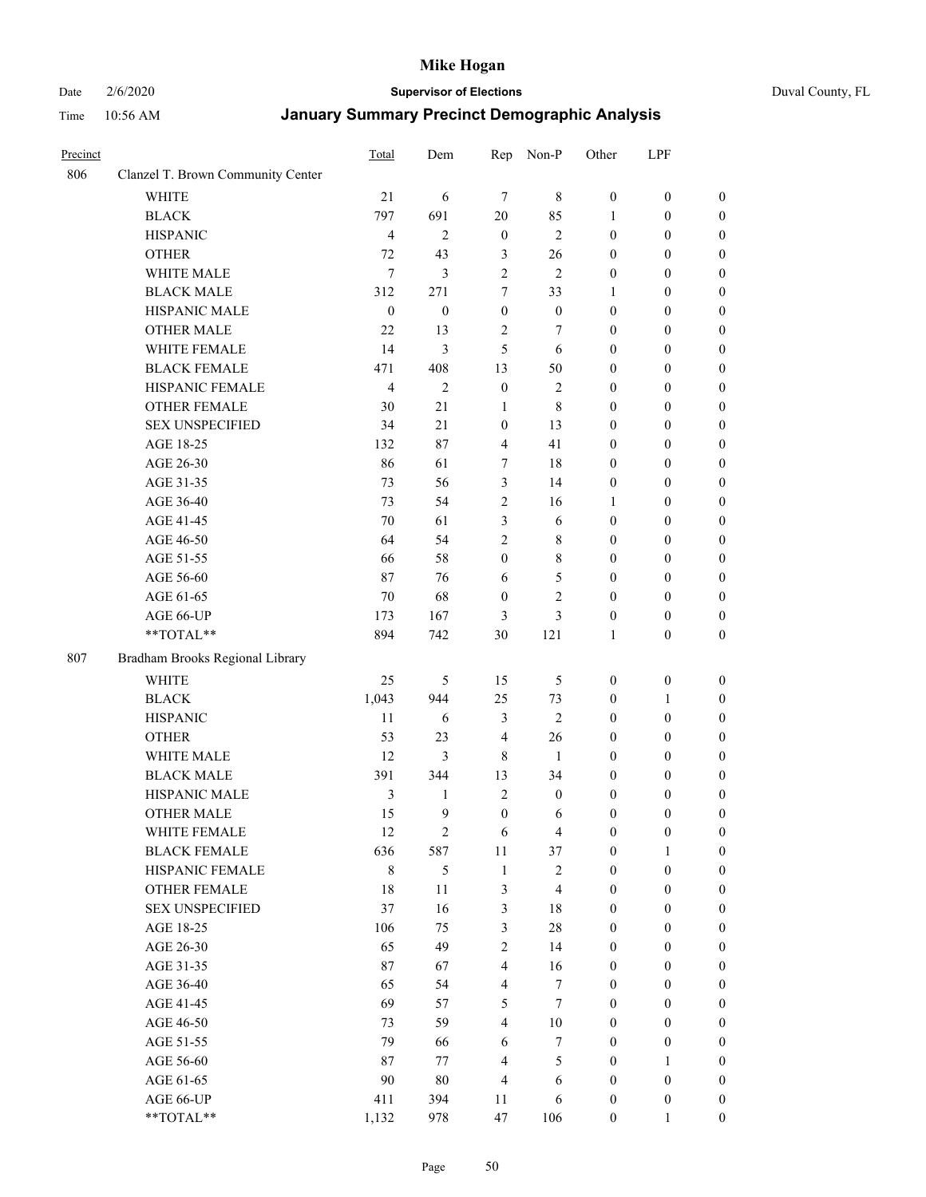# Mike Hogan

**Supervisor of Elections**

Date 2/6/2020 — Duval County, FL

Time 10:56 AM

## January Summary Precinct Demographic Analysis

| Precinct | | Total | Dem | Rep | Non-P | Other | LPF | |
|---|---|---|---|---|---|---|---|---|
| 806 | Clanzel T. Brown Community Center | | | | | | | |
| | WHITE | 21 | 6 | 7 | 8 | 0 | 0 | 0 |
| | BLACK | 797 | 691 | 20 | 85 | 1 | 0 | 0 |
| | HISPANIC | 4 | 2 | 0 | 2 | 0 | 0 | 0 |
| | OTHER | 72 | 43 | 3 | 26 | 0 | 0 | 0 |
| | WHITE MALE | 7 | 3 | 2 | 2 | 0 | 0 | 0 |
| | BLACK MALE | 312 | 271 | 7 | 33 | 1 | 0 | 0 |
| | HISPANIC MALE | 0 | 0 | 0 | 0 | 0 | 0 | 0 |
| | OTHER MALE | 22 | 13 | 2 | 7 | 0 | 0 | 0 |
| | WHITE FEMALE | 14 | 3 | 5 | 6 | 0 | 0 | 0 |
| | BLACK FEMALE | 471 | 408 | 13 | 50 | 0 | 0 | 0 |
| | HISPANIC FEMALE | 4 | 2 | 0 | 2 | 0 | 0 | 0 |
| | OTHER FEMALE | 30 | 21 | 1 | 8 | 0 | 0 | 0 |
| | SEX UNSPECIFIED | 34 | 21 | 0 | 13 | 0 | 0 | 0 |
| | AGE 18-25 | 132 | 87 | 4 | 41 | 0 | 0 | 0 |
| | AGE 26-30 | 86 | 61 | 7 | 18 | 0 | 0 | 0 |
| | AGE 31-35 | 73 | 56 | 3 | 14 | 0 | 0 | 0 |
| | AGE 36-40 | 73 | 54 | 2 | 16 | 1 | 0 | 0 |
| | AGE 41-45 | 70 | 61 | 3 | 6 | 0 | 0 | 0 |
| | AGE 46-50 | 64 | 54 | 2 | 8 | 0 | 0 | 0 |
| | AGE 51-55 | 66 | 58 | 0 | 8 | 0 | 0 | 0 |
| | AGE 56-60 | 87 | 76 | 6 | 5 | 0 | 0 | 0 |
| | AGE 61-65 | 70 | 68 | 0 | 2 | 0 | 0 | 0 |
| | AGE 66-UP | 173 | 167 | 3 | 3 | 0 | 0 | 0 |
| | **TOTAL** | 894 | 742 | 30 | 121 | 1 | 0 | 0 |
| 807 | Bradham Brooks Regional Library | | | | | | | |
| | WHITE | 25 | 5 | 15 | 5 | 0 | 0 | 0 |
| | BLACK | 1,043 | 944 | 25 | 73 | 0 | 1 | 0 |
| | HISPANIC | 11 | 6 | 3 | 2 | 0 | 0 | 0 |
| | OTHER | 53 | 23 | 4 | 26 | 0 | 0 | 0 |
| | WHITE MALE | 12 | 3 | 8 | 1 | 0 | 0 | 0 |
| | BLACK MALE | 391 | 344 | 13 | 34 | 0 | 0 | 0 |
| | HISPANIC MALE | 3 | 1 | 2 | 0 | 0 | 0 | 0 |
| | OTHER MALE | 15 | 9 | 0 | 6 | 0 | 0 | 0 |
| | WHITE FEMALE | 12 | 2 | 6 | 4 | 0 | 0 | 0 |
| | BLACK FEMALE | 636 | 587 | 11 | 37 | 0 | 1 | 0 |
| | HISPANIC FEMALE | 8 | 5 | 1 | 2 | 0 | 0 | 0 |
| | OTHER FEMALE | 18 | 11 | 3 | 4 | 0 | 0 | 0 |
| | SEX UNSPECIFIED | 37 | 16 | 3 | 18 | 0 | 0 | 0 |
| | AGE 18-25 | 106 | 75 | 3 | 28 | 0 | 0 | 0 |
| | AGE 26-30 | 65 | 49 | 2 | 14 | 0 | 0 | 0 |
| | AGE 31-35 | 87 | 67 | 4 | 16 | 0 | 0 | 0 |
| | AGE 36-40 | 65 | 54 | 4 | 7 | 0 | 0 | 0 |
| | AGE 41-45 | 69 | 57 | 5 | 7 | 0 | 0 | 0 |
| | AGE 46-50 | 73 | 59 | 4 | 10 | 0 | 0 | 0 |
| | AGE 51-55 | 79 | 66 | 6 | 7 | 0 | 0 | 0 |
| | AGE 56-60 | 87 | 77 | 4 | 5 | 0 | 1 | 0 |
| | AGE 61-65 | 90 | 80 | 4 | 6 | 0 | 0 | 0 |
| | AGE 66-UP | 411 | 394 | 11 | 6 | 0 | 0 | 0 |
| | **TOTAL** | 1,132 | 978 | 47 | 106 | 0 | 1 | 0 |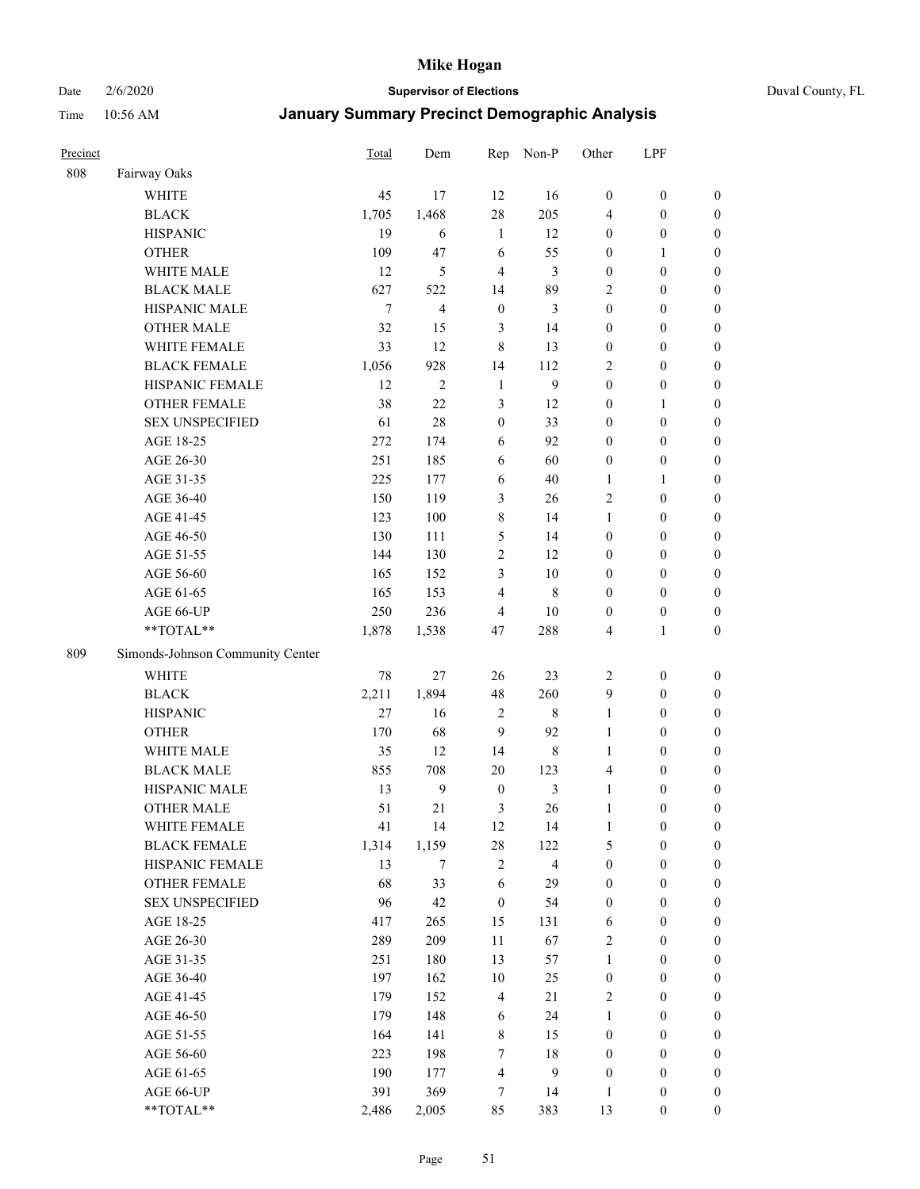| Precinct | | Total | Dem | Rep | Non-P | Other | LPF | |
|---|---|---|---|---|---|---|---|---|
| 808 | Fairway Oaks | | | | | | | |
| | WHITE | 45 | 17 | 12 | 16 | 0 | 0 | 0 |
| | BLACK | 1,705 | 1,468 | 28 | 205 | 4 | 0 | 0 |
| | HISPANIC | 19 | 6 | 1 | 12 | 0 | 0 | 0 |
| | OTHER | 109 | 47 | 6 | 55 | 0 | 1 | 0 |
| | WHITE MALE | 12 | 5 | 4 | 3 | 0 | 0 | 0 |
| | BLACK MALE | 627 | 522 | 14 | 89 | 2 | 0 | 0 |
| | HISPANIC MALE | 7 | 4 | 0 | 3 | 0 | 0 | 0 |
| | OTHER MALE | 32 | 15 | 3 | 14 | 0 | 0 | 0 |
| | WHITE FEMALE | 33 | 12 | 8 | 13 | 0 | 0 | 0 |
| | BLACK FEMALE | 1,056 | 928 | 14 | 112 | 2 | 0 | 0 |
| | HISPANIC FEMALE | 12 | 2 | 1 | 9 | 0 | 0 | 0 |
| | OTHER FEMALE | 38 | 22 | 3 | 12 | 0 | 1 | 0 |
| | SEX UNSPECIFIED | 61 | 28 | 0 | 33 | 0 | 0 | 0 |
| | AGE 18-25 | 272 | 174 | 6 | 92 | 0 | 0 | 0 |
| | AGE 26-30 | 251 | 185 | 6 | 60 | 0 | 0 | 0 |
| | AGE 31-35 | 225 | 177 | 6 | 40 | 1 | 1 | 0 |
| | AGE 36-40 | 150 | 119 | 3 | 26 | 2 | 0 | 0 |
| | AGE 41-45 | 123 | 100 | 8 | 14 | 1 | 0 | 0 |
| | AGE 46-50 | 130 | 111 | 5 | 14 | 0 | 0 | 0 |
| | AGE 51-55 | 144 | 130 | 2 | 12 | 0 | 0 | 0 |
| | AGE 56-60 | 165 | 152 | 3 | 10 | 0 | 0 | 0 |
| | AGE 61-65 | 165 | 153 | 4 | 8 | 0 | 0 | 0 |
| | AGE 66-UP | 250 | 236 | 4 | 10 | 0 | 0 | 0 |
| | **TOTAL** | 1,878 | 1,538 | 47 | 288 | 4 | 1 | 0 |
| 809 | Simonds-Johnson Community Center | | | | | | | |
| | WHITE | 78 | 27 | 26 | 23 | 2 | 0 | 0 |
| | BLACK | 2,211 | 1,894 | 48 | 260 | 9 | 0 | 0 |
| | HISPANIC | 27 | 16 | 2 | 8 | 1 | 0 | 0 |
| | OTHER | 170 | 68 | 9 | 92 | 1 | 0 | 0 |
| | WHITE MALE | 35 | 12 | 14 | 8 | 1 | 0 | 0 |
| | BLACK MALE | 855 | 708 | 20 | 123 | 4 | 0 | 0 |
| | HISPANIC MALE | 13 | 9 | 0 | 3 | 1 | 0 | 0 |
| | OTHER MALE | 51 | 21 | 3 | 26 | 1 | 0 | 0 |
| | WHITE FEMALE | 41 | 14 | 12 | 14 | 1 | 0 | 0 |
| | BLACK FEMALE | 1,314 | 1,159 | 28 | 122 | 5 | 0 | 0 |
| | HISPANIC FEMALE | 13 | 7 | 2 | 4 | 0 | 0 | 0 |
| | OTHER FEMALE | 68 | 33 | 6 | 29 | 0 | 0 | 0 |
| | SEX UNSPECIFIED | 96 | 42 | 0 | 54 | 0 | 0 | 0 |
| | AGE 18-25 | 417 | 265 | 15 | 131 | 6 | 0 | 0 |
| | AGE 26-30 | 289 | 209 | 11 | 67 | 2 | 0 | 0 |
| | AGE 31-35 | 251 | 180 | 13 | 57 | 1 | 0 | 0 |
| | AGE 36-40 | 197 | 162 | 10 | 25 | 0 | 0 | 0 |
| | AGE 41-45 | 179 | 152 | 4 | 21 | 2 | 0 | 0 |
| | AGE 46-50 | 179 | 148 | 6 | 24 | 1 | 0 | 0 |
| | AGE 51-55 | 164 | 141 | 8 | 15 | 0 | 0 | 0 |
| | AGE 56-60 | 223 | 198 | 7 | 18 | 0 | 0 | 0 |
| | AGE 61-65 | 190 | 177 | 4 | 9 | 0 | 0 | 0 |
| | AGE 66-UP | 391 | 369 | 7 | 14 | 1 | 0 | 0 |
| | **TOTAL** | 2,486 | 2,005 | 85 | 383 | 13 | 0 | 0 |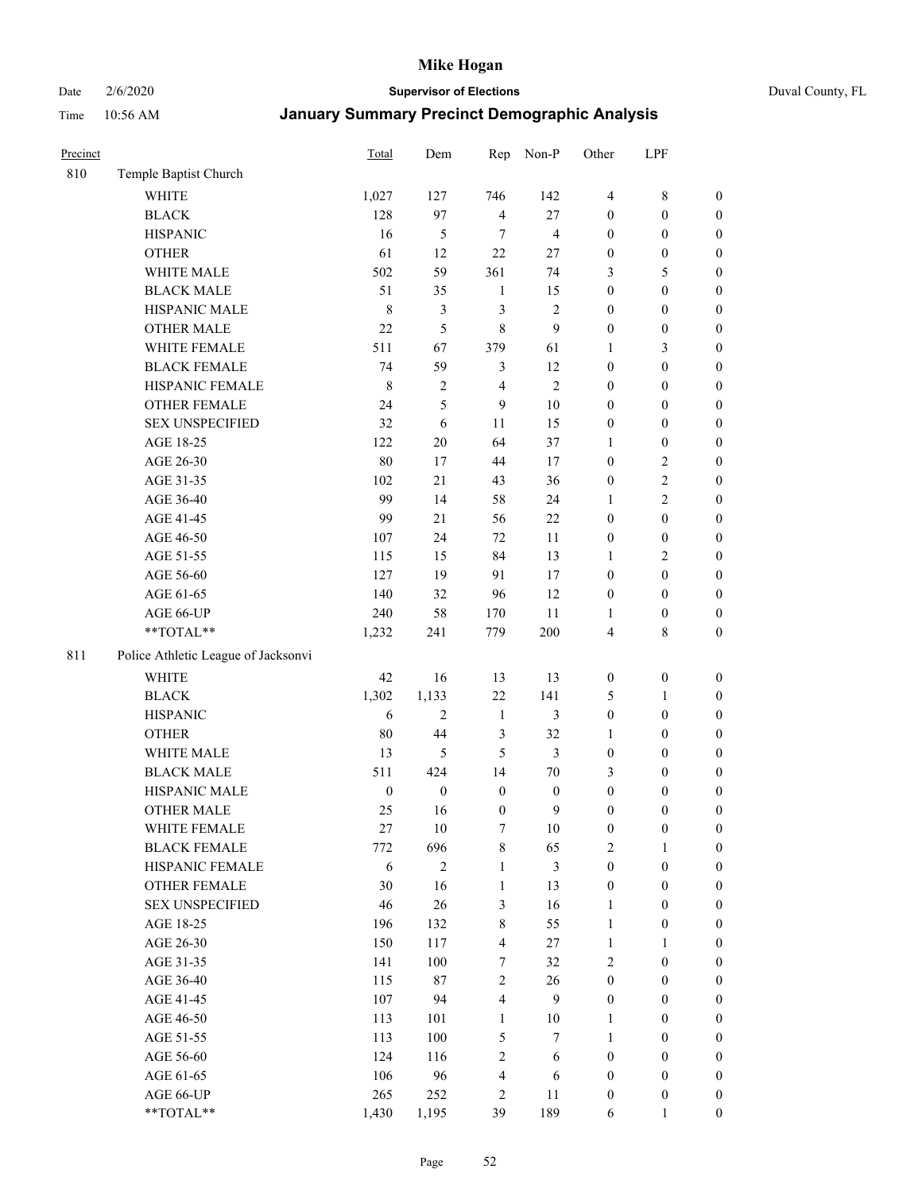# Mike Hogan

Date 2/6/2020 **Supervisor of Elections** Duval County, FL

Time 10:56 AM **January Summary Precinct Demographic Analysis**

| Precinct | | Total | Dem | Rep | Non-P | Other | LPF | |
|---|---|---|---|---|---|---|---|---|
| 810 | Temple Baptist Church | | | | | | | |
| | WHITE | 1,027 | 127 | 746 | 142 | 4 | 8 | 0 |
| | BLACK | 128 | 97 | 4 | 27 | 0 | 0 | 0 |
| | HISPANIC | 16 | 5 | 7 | 4 | 0 | 0 | 0 |
| | OTHER | 61 | 12 | 22 | 27 | 0 | 0 | 0 |
| | WHITE MALE | 502 | 59 | 361 | 74 | 3 | 5 | 0 |
| | BLACK MALE | 51 | 35 | 1 | 15 | 0 | 0 | 0 |
| | HISPANIC MALE | 8 | 3 | 3 | 2 | 0 | 0 | 0 |
| | OTHER MALE | 22 | 5 | 8 | 9 | 0 | 0 | 0 |
| | WHITE FEMALE | 511 | 67 | 379 | 61 | 1 | 3 | 0 |
| | BLACK FEMALE | 74 | 59 | 3 | 12 | 0 | 0 | 0 |
| | HISPANIC FEMALE | 8 | 2 | 4 | 2 | 0 | 0 | 0 |
| | OTHER FEMALE | 24 | 5 | 9 | 10 | 0 | 0 | 0 |
| | SEX UNSPECIFIED | 32 | 6 | 11 | 15 | 0 | 0 | 0 |
| | AGE 18-25 | 122 | 20 | 64 | 37 | 1 | 0 | 0 |
| | AGE 26-30 | 80 | 17 | 44 | 17 | 0 | 2 | 0 |
| | AGE 31-35 | 102 | 21 | 43 | 36 | 0 | 2 | 0 |
| | AGE 36-40 | 99 | 14 | 58 | 24 | 1 | 2 | 0 |
| | AGE 41-45 | 99 | 21 | 56 | 22 | 0 | 0 | 0 |
| | AGE 46-50 | 107 | 24 | 72 | 11 | 0 | 0 | 0 |
| | AGE 51-55 | 115 | 15 | 84 | 13 | 1 | 2 | 0 |
| | AGE 56-60 | 127 | 19 | 91 | 17 | 0 | 0 | 0 |
| | AGE 61-65 | 140 | 32 | 96 | 12 | 0 | 0 | 0 |
| | AGE 66-UP | 240 | 58 | 170 | 11 | 1 | 0 | 0 |
| | **TOTAL** | 1,232 | 241 | 779 | 200 | 4 | 8 | 0 |
| 811 | Police Athletic League of Jacksonvi | | | | | | | |
| | WHITE | 42 | 16 | 13 | 13 | 0 | 0 | 0 |
| | BLACK | 1,302 | 1,133 | 22 | 141 | 5 | 1 | 0 |
| | HISPANIC | 6 | 2 | 1 | 3 | 0 | 0 | 0 |
| | OTHER | 80 | 44 | 3 | 32 | 1 | 0 | 0 |
| | WHITE MALE | 13 | 5 | 5 | 3 | 0 | 0 | 0 |
| | BLACK MALE | 511 | 424 | 14 | 70 | 3 | 0 | 0 |
| | HISPANIC MALE | 0 | 0 | 0 | 0 | 0 | 0 | 0 |
| | OTHER MALE | 25 | 16 | 0 | 9 | 0 | 0 | 0 |
| | WHITE FEMALE | 27 | 10 | 7 | 10 | 0 | 0 | 0 |
| | BLACK FEMALE | 772 | 696 | 8 | 65 | 2 | 1 | 0 |
| | HISPANIC FEMALE | 6 | 2 | 1 | 3 | 0 | 0 | 0 |
| | OTHER FEMALE | 30 | 16 | 1 | 13 | 0 | 0 | 0 |
| | SEX UNSPECIFIED | 46 | 26 | 3 | 16 | 1 | 0 | 0 |
| | AGE 18-25 | 196 | 132 | 8 | 55 | 1 | 0 | 0 |
| | AGE 26-30 | 150 | 117 | 4 | 27 | 1 | 1 | 0 |
| | AGE 31-35 | 141 | 100 | 7 | 32 | 2 | 0 | 0 |
| | AGE 36-40 | 115 | 87 | 2 | 26 | 0 | 0 | 0 |
| | AGE 41-45 | 107 | 94 | 4 | 9 | 0 | 0 | 0 |
| | AGE 46-50 | 113 | 101 | 1 | 10 | 1 | 0 | 0 |
| | AGE 51-55 | 113 | 100 | 5 | 7 | 1 | 0 | 0 |
| | AGE 56-60 | 124 | 116 | 2 | 6 | 0 | 0 | 0 |
| | AGE 61-65 | 106 | 96 | 4 | 6 | 0 | 0 | 0 |
| | AGE 66-UP | 265 | 252 | 2 | 11 | 0 | 0 | 0 |
| | **TOTAL** | 1,430 | 1,195 | 39 | 189 | 6 | 1 | 0 |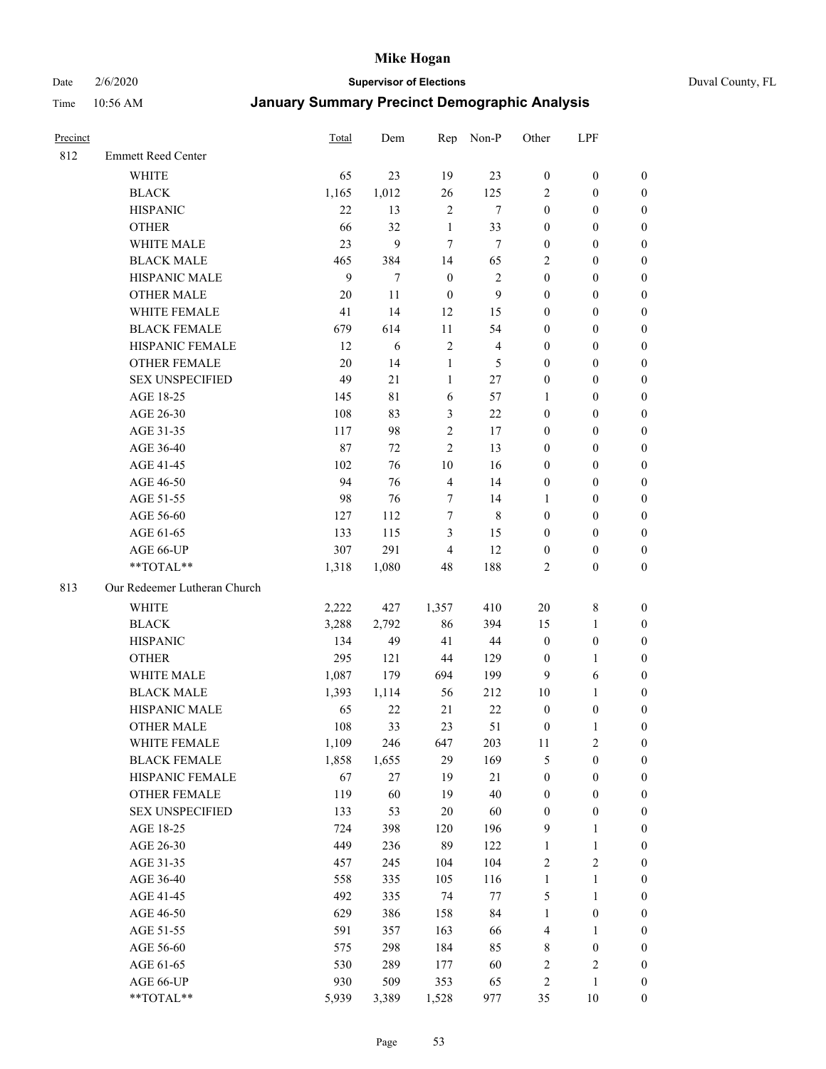| Precinct | | Total | Dem | Rep | Non-P | Other | LPF | |
|---|---|---|---|---|---|---|---|---|
| 812 | Emmett Reed Center | | | | | | | |
| | WHITE | 65 | 23 | 19 | 23 | 0 | 0 | 0 |
| | BLACK | 1,165 | 1,012 | 26 | 125 | 2 | 0 | 0 |
| | HISPANIC | 22 | 13 | 2 | 7 | 0 | 0 | 0 |
| | OTHER | 66 | 32 | 1 | 33 | 0 | 0 | 0 |
| | WHITE MALE | 23 | 9 | 7 | 7 | 0 | 0 | 0 |
| | BLACK MALE | 465 | 384 | 14 | 65 | 2 | 0 | 0 |
| | HISPANIC MALE | 9 | 7 | 0 | 2 | 0 | 0 | 0 |
| | OTHER MALE | 20 | 11 | 0 | 9 | 0 | 0 | 0 |
| | WHITE FEMALE | 41 | 14 | 12 | 15 | 0 | 0 | 0 |
| | BLACK FEMALE | 679 | 614 | 11 | 54 | 0 | 0 | 0 |
| | HISPANIC FEMALE | 12 | 6 | 2 | 4 | 0 | 0 | 0 |
| | OTHER FEMALE | 20 | 14 | 1 | 5 | 0 | 0 | 0 |
| | SEX UNSPECIFIED | 49 | 21 | 1 | 27 | 0 | 0 | 0 |
| | AGE 18-25 | 145 | 81 | 6 | 57 | 1 | 0 | 0 |
| | AGE 26-30 | 108 | 83 | 3 | 22 | 0 | 0 | 0 |
| | AGE 31-35 | 117 | 98 | 2 | 17 | 0 | 0 | 0 |
| | AGE 36-40 | 87 | 72 | 2 | 13 | 0 | 0 | 0 |
| | AGE 41-45 | 102 | 76 | 10 | 16 | 0 | 0 | 0 |
| | AGE 46-50 | 94 | 76 | 4 | 14 | 0 | 0 | 0 |
| | AGE 51-55 | 98 | 76 | 7 | 14 | 1 | 0 | 0 |
| | AGE 56-60 | 127 | 112 | 7 | 8 | 0 | 0 | 0 |
| | AGE 61-65 | 133 | 115 | 3 | 15 | 0 | 0 | 0 |
| | AGE 66-UP | 307 | 291 | 4 | 12 | 0 | 0 | 0 |
| | **TOTAL** | 1,318 | 1,080 | 48 | 188 | 2 | 0 | 0 |
| 813 | Our Redeemer Lutheran Church | | | | | | | |
| | WHITE | 2,222 | 427 | 1,357 | 410 | 20 | 8 | 0 |
| | BLACK | 3,288 | 2,792 | 86 | 394 | 15 | 1 | 0 |
| | HISPANIC | 134 | 49 | 41 | 44 | 0 | 0 | 0 |
| | OTHER | 295 | 121 | 44 | 129 | 0 | 1 | 0 |
| | WHITE MALE | 1,087 | 179 | 694 | 199 | 9 | 6 | 0 |
| | BLACK MALE | 1,393 | 1,114 | 56 | 212 | 10 | 1 | 0 |
| | HISPANIC MALE | 65 | 22 | 21 | 22 | 0 | 0 | 0 |
| | OTHER MALE | 108 | 33 | 23 | 51 | 0 | 1 | 0 |
| | WHITE FEMALE | 1,109 | 246 | 647 | 203 | 11 | 2 | 0 |
| | BLACK FEMALE | 1,858 | 1,655 | 29 | 169 | 5 | 0 | 0 |
| | HISPANIC FEMALE | 67 | 27 | 19 | 21 | 0 | 0 | 0 |
| | OTHER FEMALE | 119 | 60 | 19 | 40 | 0 | 0 | 0 |
| | SEX UNSPECIFIED | 133 | 53 | 20 | 60 | 0 | 0 | 0 |
| | AGE 18-25 | 724 | 398 | 120 | 196 | 9 | 1 | 0 |
| | AGE 26-30 | 449 | 236 | 89 | 122 | 1 | 1 | 0 |
| | AGE 31-35 | 457 | 245 | 104 | 104 | 2 | 2 | 0 |
| | AGE 36-40 | 558 | 335 | 105 | 116 | 1 | 1 | 0 |
| | AGE 41-45 | 492 | 335 | 74 | 77 | 5 | 1 | 0 |
| | AGE 46-50 | 629 | 386 | 158 | 84 | 1 | 0 | 0 |
| | AGE 51-55 | 591 | 357 | 163 | 66 | 4 | 1 | 0 |
| | AGE 56-60 | 575 | 298 | 184 | 85 | 8 | 0 | 0 |
| | AGE 61-65 | 530 | 289 | 177 | 60 | 2 | 2 | 0 |
| | AGE 66-UP | 930 | 509 | 353 | 65 | 2 | 1 | 0 |
| | **TOTAL** | 5,939 | 3,389 | 1,528 | 977 | 35 | 10 | 0 |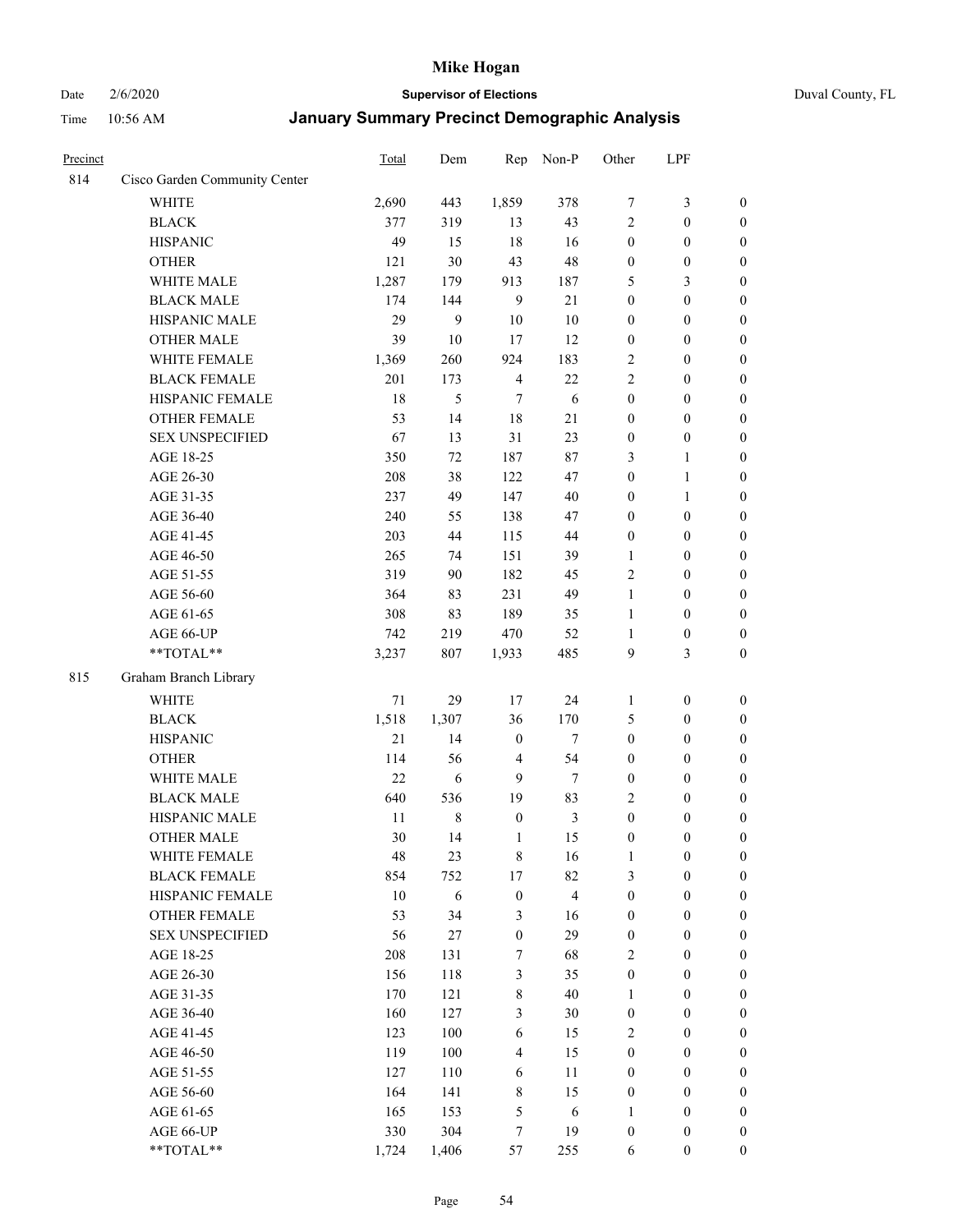# Mike Hogan

Date 2/6/2020 **Supervisor of Elections** Duval County, FL

Time 10:56 AM **January Summary Precinct Demographic Analysis**

| Precinct | | Total | Dem | Rep | Non-P | Other | LPF | |
|---|---|---|---|---|---|---|---|---|
| 814 | Cisco Garden Community Center | | | | | | | |
| | WHITE | 2,690 | 443 | 1,859 | 378 | 7 | 3 | 0 |
| | BLACK | 377 | 319 | 13 | 43 | 2 | 0 | 0 |
| | HISPANIC | 49 | 15 | 18 | 16 | 0 | 0 | 0 |
| | OTHER | 121 | 30 | 43 | 48 | 0 | 0 | 0 |
| | WHITE MALE | 1,287 | 179 | 913 | 187 | 5 | 3 | 0 |
| | BLACK MALE | 174 | 144 | 9 | 21 | 0 | 0 | 0 |
| | HISPANIC MALE | 29 | 9 | 10 | 10 | 0 | 0 | 0 |
| | OTHER MALE | 39 | 10 | 17 | 12 | 0 | 0 | 0 |
| | WHITE FEMALE | 1,369 | 260 | 924 | 183 | 2 | 0 | 0 |
| | BLACK FEMALE | 201 | 173 | 4 | 22 | 2 | 0 | 0 |
| | HISPANIC FEMALE | 18 | 5 | 7 | 6 | 0 | 0 | 0 |
| | OTHER FEMALE | 53 | 14 | 18 | 21 | 0 | 0 | 0 |
| | SEX UNSPECIFIED | 67 | 13 | 31 | 23 | 0 | 0 | 0 |
| | AGE 18-25 | 350 | 72 | 187 | 87 | 3 | 1 | 0 |
| | AGE 26-30 | 208 | 38 | 122 | 47 | 0 | 1 | 0 |
| | AGE 31-35 | 237 | 49 | 147 | 40 | 0 | 1 | 0 |
| | AGE 36-40 | 240 | 55 | 138 | 47 | 0 | 0 | 0 |
| | AGE 41-45 | 203 | 44 | 115 | 44 | 0 | 0 | 0 |
| | AGE 46-50 | 265 | 74 | 151 | 39 | 1 | 0 | 0 |
| | AGE 51-55 | 319 | 90 | 182 | 45 | 2 | 0 | 0 |
| | AGE 56-60 | 364 | 83 | 231 | 49 | 1 | 0 | 0 |
| | AGE 61-65 | 308 | 83 | 189 | 35 | 1 | 0 | 0 |
| | AGE 66-UP | 742 | 219 | 470 | 52 | 1 | 0 | 0 |
| | **TOTAL** | 3,237 | 807 | 1,933 | 485 | 9 | 3 | 0 |
| 815 | Graham Branch Library | | | | | | | |
| | WHITE | 71 | 29 | 17 | 24 | 1 | 0 | 0 |
| | BLACK | 1,518 | 1,307 | 36 | 170 | 5 | 0 | 0 |
| | HISPANIC | 21 | 14 | 0 | 7 | 0 | 0 | 0 |
| | OTHER | 114 | 56 | 4 | 54 | 0 | 0 | 0 |
| | WHITE MALE | 22 | 6 | 9 | 7 | 0 | 0 | 0 |
| | BLACK MALE | 640 | 536 | 19 | 83 | 2 | 0 | 0 |
| | HISPANIC MALE | 11 | 8 | 0 | 3 | 0 | 0 | 0 |
| | OTHER MALE | 30 | 14 | 1 | 15 | 0 | 0 | 0 |
| | WHITE FEMALE | 48 | 23 | 8 | 16 | 1 | 0 | 0 |
| | BLACK FEMALE | 854 | 752 | 17 | 82 | 3 | 0 | 0 |
| | HISPANIC FEMALE | 10 | 6 | 0 | 4 | 0 | 0 | 0 |
| | OTHER FEMALE | 53 | 34 | 3 | 16 | 0 | 0 | 0 |
| | SEX UNSPECIFIED | 56 | 27 | 0 | 29 | 0 | 0 | 0 |
| | AGE 18-25 | 208 | 131 | 7 | 68 | 2 | 0 | 0 |
| | AGE 26-30 | 156 | 118 | 3 | 35 | 0 | 0 | 0 |
| | AGE 31-35 | 170 | 121 | 8 | 40 | 1 | 0 | 0 |
| | AGE 36-40 | 160 | 127 | 3 | 30 | 0 | 0 | 0 |
| | AGE 41-45 | 123 | 100 | 6 | 15 | 2 | 0 | 0 |
| | AGE 46-50 | 119 | 100 | 4 | 15 | 0 | 0 | 0 |
| | AGE 51-55 | 127 | 110 | 6 | 11 | 0 | 0 | 0 |
| | AGE 56-60 | 164 | 141 | 8 | 15 | 0 | 0 | 0 |
| | AGE 61-65 | 165 | 153 | 5 | 6 | 1 | 0 | 0 |
| | AGE 66-UP | 330 | 304 | 7 | 19 | 0 | 0 | 0 |
| | **TOTAL** | 1,724 | 1,406 | 57 | 255 | 6 | 0 | 0 |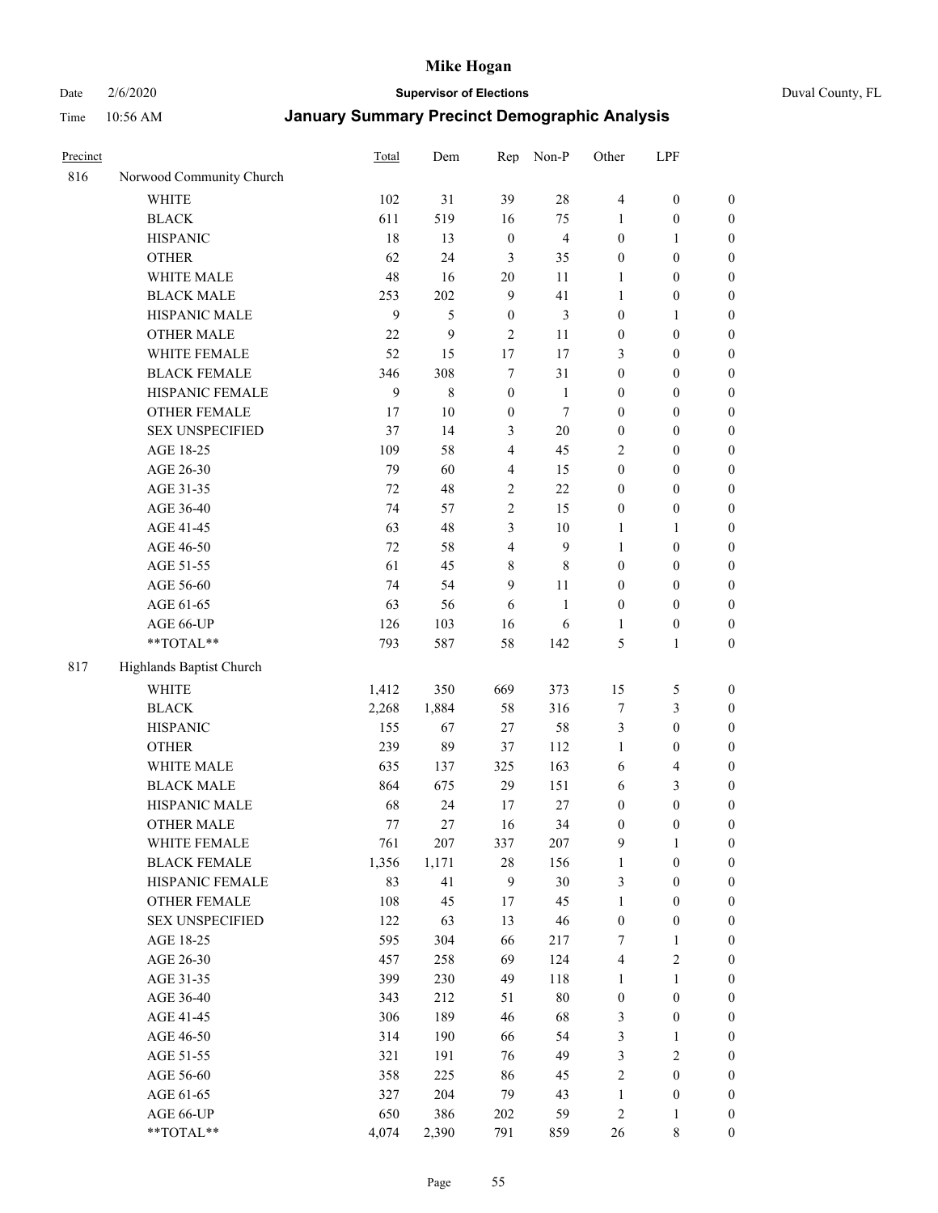# Mike Hogan

Date 2/6/2020 **Supervisor of Elections** Duval County, FL

Time 10:56 AM **January Summary Precinct Demographic Analysis**

| Precinct | | Total | Dem | Rep | Non-P | Other | LPF | |
|---|---|---|---|---|---|---|---|---|
| 816 | Norwood Community Church | | | | | | | |
| | WHITE | 102 | 31 | 39 | 28 | 4 | 0 | 0 |
| | BLACK | 611 | 519 | 16 | 75 | 1 | 0 | 0 |
| | HISPANIC | 18 | 13 | 0 | 4 | 0 | 1 | 0 |
| | OTHER | 62 | 24 | 3 | 35 | 0 | 0 | 0 |
| | WHITE MALE | 48 | 16 | 20 | 11 | 1 | 0 | 0 |
| | BLACK MALE | 253 | 202 | 9 | 41 | 1 | 0 | 0 |
| | HISPANIC MALE | 9 | 5 | 0 | 3 | 0 | 1 | 0 |
| | OTHER MALE | 22 | 9 | 2 | 11 | 0 | 0 | 0 |
| | WHITE FEMALE | 52 | 15 | 17 | 17 | 3 | 0 | 0 |
| | BLACK FEMALE | 346 | 308 | 7 | 31 | 0 | 0 | 0 |
| | HISPANIC FEMALE | 9 | 8 | 0 | 1 | 0 | 0 | 0 |
| | OTHER FEMALE | 17 | 10 | 0 | 7 | 0 | 0 | 0 |
| | SEX UNSPECIFIED | 37 | 14 | 3 | 20 | 0 | 0 | 0 |
| | AGE 18-25 | 109 | 58 | 4 | 45 | 2 | 0 | 0 |
| | AGE 26-30 | 79 | 60 | 4 | 15 | 0 | 0 | 0 |
| | AGE 31-35 | 72 | 48 | 2 | 22 | 0 | 0 | 0 |
| | AGE 36-40 | 74 | 57 | 2 | 15 | 0 | 0 | 0 |
| | AGE 41-45 | 63 | 48 | 3 | 10 | 1 | 1 | 0 |
| | AGE 46-50 | 72 | 58 | 4 | 9 | 1 | 0 | 0 |
| | AGE 51-55 | 61 | 45 | 8 | 8 | 0 | 0 | 0 |
| | AGE 56-60 | 74 | 54 | 9 | 11 | 0 | 0 | 0 |
| | AGE 61-65 | 63 | 56 | 6 | 1 | 0 | 0 | 0 |
| | AGE 66-UP | 126 | 103 | 16 | 6 | 1 | 0 | 0 |
| | **TOTAL** | 793 | 587 | 58 | 142 | 5 | 1 | 0 |
| 817 | Highlands Baptist Church | | | | | | | |
| | WHITE | 1,412 | 350 | 669 | 373 | 15 | 5 | 0 |
| | BLACK | 2,268 | 1,884 | 58 | 316 | 7 | 3 | 0 |
| | HISPANIC | 155 | 67 | 27 | 58 | 3 | 0 | 0 |
| | OTHER | 239 | 89 | 37 | 112 | 1 | 0 | 0 |
| | WHITE MALE | 635 | 137 | 325 | 163 | 6 | 4 | 0 |
| | BLACK MALE | 864 | 675 | 29 | 151 | 6 | 3 | 0 |
| | HISPANIC MALE | 68 | 24 | 17 | 27 | 0 | 0 | 0 |
| | OTHER MALE | 77 | 27 | 16 | 34 | 0 | 0 | 0 |
| | WHITE FEMALE | 761 | 207 | 337 | 207 | 9 | 1 | 0 |
| | BLACK FEMALE | 1,356 | 1,171 | 28 | 156 | 1 | 0 | 0 |
| | HISPANIC FEMALE | 83 | 41 | 9 | 30 | 3 | 0 | 0 |
| | OTHER FEMALE | 108 | 45 | 17 | 45 | 1 | 0 | 0 |
| | SEX UNSPECIFIED | 122 | 63 | 13 | 46 | 0 | 0 | 0 |
| | AGE 18-25 | 595 | 304 | 66 | 217 | 7 | 1 | 0 |
| | AGE 26-30 | 457 | 258 | 69 | 124 | 4 | 2 | 0 |
| | AGE 31-35 | 399 | 230 | 49 | 118 | 1 | 1 | 0 |
| | AGE 36-40 | 343 | 212 | 51 | 80 | 0 | 0 | 0 |
| | AGE 41-45 | 306 | 189 | 46 | 68 | 3 | 0 | 0 |
| | AGE 46-50 | 314 | 190 | 66 | 54 | 3 | 1 | 0 |
| | AGE 51-55 | 321 | 191 | 76 | 49 | 3 | 2 | 0 |
| | AGE 56-60 | 358 | 225 | 86 | 45 | 2 | 0 | 0 |
| | AGE 61-65 | 327 | 204 | 79 | 43 | 1 | 0 | 0 |
| | AGE 66-UP | 650 | 386 | 202 | 59 | 2 | 1 | 0 |
| | **TOTAL** | 4,074 | 2,390 | 791 | 859 | 26 | 8 | 0 |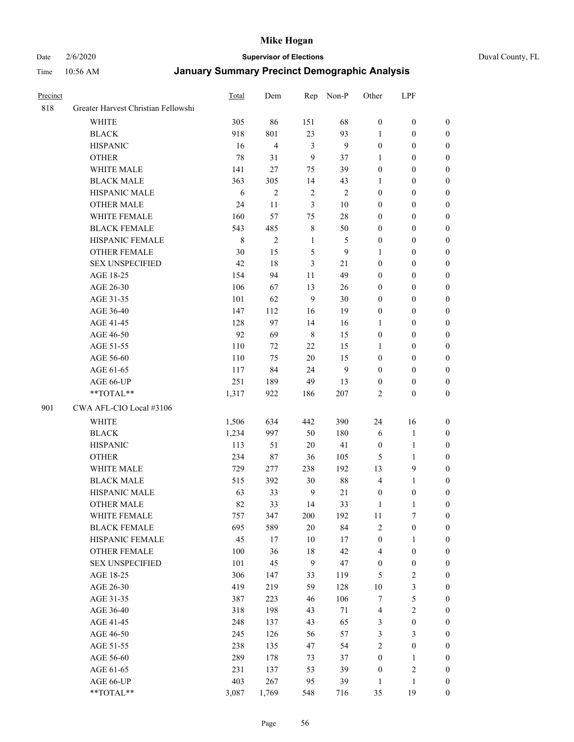# Mike Hogan

Date 2/6/2020 — **Supervisor of Elections** — Duval County, FL

Time 10:56 AM — **January Summary Precinct Demographic Analysis**

| Precinct | | Total | Dem | Rep | Non-P | Other | LPF | |
|---|---|---|---|---|---|---|---|---|
| 818 | Greater Harvest Christian Fellowshi | | | | | | | |
| | WHITE | 305 | 86 | 151 | 68 | 0 | 0 | 0 |
| | BLACK | 918 | 801 | 23 | 93 | 1 | 0 | 0 |
| | HISPANIC | 16 | 4 | 3 | 9 | 0 | 0 | 0 |
| | OTHER | 78 | 31 | 9 | 37 | 1 | 0 | 0 |
| | WHITE MALE | 141 | 27 | 75 | 39 | 0 | 0 | 0 |
| | BLACK MALE | 363 | 305 | 14 | 43 | 1 | 0 | 0 |
| | HISPANIC MALE | 6 | 2 | 2 | 2 | 0 | 0 | 0 |
| | OTHER MALE | 24 | 11 | 3 | 10 | 0 | 0 | 0 |
| | WHITE FEMALE | 160 | 57 | 75 | 28 | 0 | 0 | 0 |
| | BLACK FEMALE | 543 | 485 | 8 | 50 | 0 | 0 | 0 |
| | HISPANIC FEMALE | 8 | 2 | 1 | 5 | 0 | 0 | 0 |
| | OTHER FEMALE | 30 | 15 | 5 | 9 | 1 | 0 | 0 |
| | SEX UNSPECIFIED | 42 | 18 | 3 | 21 | 0 | 0 | 0 |
| | AGE 18-25 | 154 | 94 | 11 | 49 | 0 | 0 | 0 |
| | AGE 26-30 | 106 | 67 | 13 | 26 | 0 | 0 | 0 |
| | AGE 31-35 | 101 | 62 | 9 | 30 | 0 | 0 | 0 |
| | AGE 36-40 | 147 | 112 | 16 | 19 | 0 | 0 | 0 |
| | AGE 41-45 | 128 | 97 | 14 | 16 | 1 | 0 | 0 |
| | AGE 46-50 | 92 | 69 | 8 | 15 | 0 | 0 | 0 |
| | AGE 51-55 | 110 | 72 | 22 | 15 | 1 | 0 | 0 |
| | AGE 56-60 | 110 | 75 | 20 | 15 | 0 | 0 | 0 |
| | AGE 61-65 | 117 | 84 | 24 | 9 | 0 | 0 | 0 |
| | AGE 66-UP | 251 | 189 | 49 | 13 | 0 | 0 | 0 |
| | **TOTAL** | 1,317 | 922 | 186 | 207 | 2 | 0 | 0 |
| 901 | CWA AFL-CIO Local #3106 | | | | | | | |
| | WHITE | 1,506 | 634 | 442 | 390 | 24 | 16 | 0 |
| | BLACK | 1,234 | 997 | 50 | 180 | 6 | 1 | 0 |
| | HISPANIC | 113 | 51 | 20 | 41 | 0 | 1 | 0 |
| | OTHER | 234 | 87 | 36 | 105 | 5 | 1 | 0 |
| | WHITE MALE | 729 | 277 | 238 | 192 | 13 | 9 | 0 |
| | BLACK MALE | 515 | 392 | 30 | 88 | 4 | 1 | 0 |
| | HISPANIC MALE | 63 | 33 | 9 | 21 | 0 | 0 | 0 |
| | OTHER MALE | 82 | 33 | 14 | 33 | 1 | 1 | 0 |
| | WHITE FEMALE | 757 | 347 | 200 | 192 | 11 | 7 | 0 |
| | BLACK FEMALE | 695 | 589 | 20 | 84 | 2 | 0 | 0 |
| | HISPANIC FEMALE | 45 | 17 | 10 | 17 | 0 | 1 | 0 |
| | OTHER FEMALE | 100 | 36 | 18 | 42 | 4 | 0 | 0 |
| | SEX UNSPECIFIED | 101 | 45 | 9 | 47 | 0 | 0 | 0 |
| | AGE 18-25 | 306 | 147 | 33 | 119 | 5 | 2 | 0 |
| | AGE 26-30 | 419 | 219 | 59 | 128 | 10 | 3 | 0 |
| | AGE 31-35 | 387 | 223 | 46 | 106 | 7 | 5 | 0 |
| | AGE 36-40 | 318 | 198 | 43 | 71 | 4 | 2 | 0 |
| | AGE 41-45 | 248 | 137 | 43 | 65 | 3 | 0 | 0 |
| | AGE 46-50 | 245 | 126 | 56 | 57 | 3 | 3 | 0 |
| | AGE 51-55 | 238 | 135 | 47 | 54 | 2 | 0 | 0 |
| | AGE 56-60 | 289 | 178 | 73 | 37 | 0 | 1 | 0 |
| | AGE 61-65 | 231 | 137 | 53 | 39 | 0 | 2 | 0 |
| | AGE 66-UP | 403 | 267 | 95 | 39 | 1 | 1 | 0 |
| | **TOTAL** | 3,087 | 1,769 | 548 | 716 | 35 | 19 | 0 |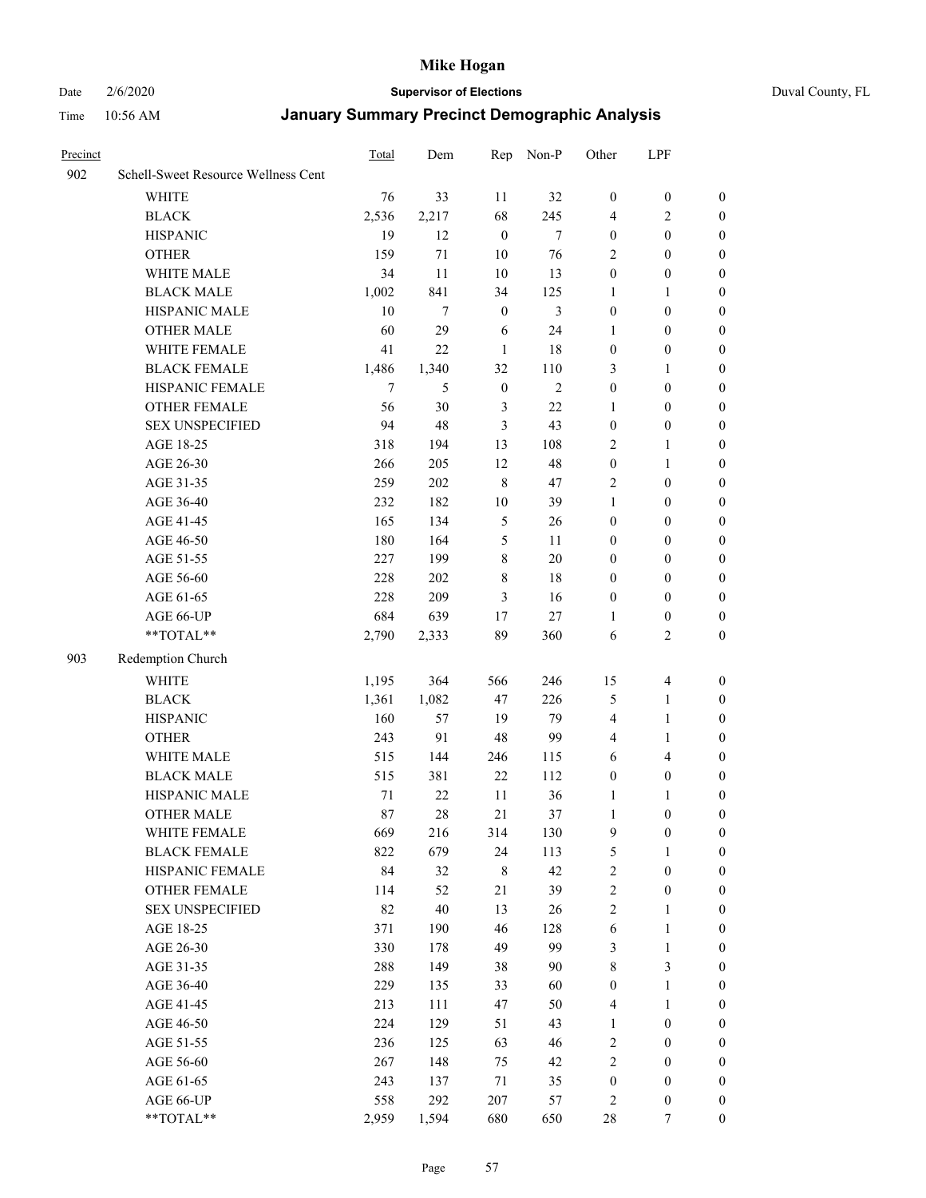# Mike Hogan

Date 2/6/2020 | **Supervisor of Elections** | Duval County, FL

Time 10:56 AM | **January Summary Precinct Demographic Analysis**

| Precinct | | Total | Dem | Rep | Non-P | Other | LPF | |
|---|---|---|---|---|---|---|---|---|
| 902 | Schell-Sweet Resource Wellness Cent | | | | | | | |
| | WHITE | 76 | 33 | 11 | 32 | 0 | 0 | 0 |
| | BLACK | 2,536 | 2,217 | 68 | 245 | 4 | 2 | 0 |
| | HISPANIC | 19 | 12 | 0 | 7 | 0 | 0 | 0 |
| | OTHER | 159 | 71 | 10 | 76 | 2 | 0 | 0 |
| | WHITE MALE | 34 | 11 | 10 | 13 | 0 | 0 | 0 |
| | BLACK MALE | 1,002 | 841 | 34 | 125 | 1 | 1 | 0 |
| | HISPANIC MALE | 10 | 7 | 0 | 3 | 0 | 0 | 0 |
| | OTHER MALE | 60 | 29 | 6 | 24 | 1 | 0 | 0 |
| | WHITE FEMALE | 41 | 22 | 1 | 18 | 0 | 0 | 0 |
| | BLACK FEMALE | 1,486 | 1,340 | 32 | 110 | 3 | 1 | 0 |
| | HISPANIC FEMALE | 7 | 5 | 0 | 2 | 0 | 0 | 0 |
| | OTHER FEMALE | 56 | 30 | 3 | 22 | 1 | 0 | 0 |
| | SEX UNSPECIFIED | 94 | 48 | 3 | 43 | 0 | 0 | 0 |
| | AGE 18-25 | 318 | 194 | 13 | 108 | 2 | 1 | 0 |
| | AGE 26-30 | 266 | 205 | 12 | 48 | 0 | 1 | 0 |
| | AGE 31-35 | 259 | 202 | 8 | 47 | 2 | 0 | 0 |
| | AGE 36-40 | 232 | 182 | 10 | 39 | 1 | 0 | 0 |
| | AGE 41-45 | 165 | 134 | 5 | 26 | 0 | 0 | 0 |
| | AGE 46-50 | 180 | 164 | 5 | 11 | 0 | 0 | 0 |
| | AGE 51-55 | 227 | 199 | 8 | 20 | 0 | 0 | 0 |
| | AGE 56-60 | 228 | 202 | 8 | 18 | 0 | 0 | 0 |
| | AGE 61-65 | 228 | 209 | 3 | 16 | 0 | 0 | 0 |
| | AGE 66-UP | 684 | 639 | 17 | 27 | 1 | 0 | 0 |
| | **TOTAL** | 2,790 | 2,333 | 89 | 360 | 6 | 2 | 0 |
| 903 | Redemption Church | | | | | | | |
| | WHITE | 1,195 | 364 | 566 | 246 | 15 | 4 | 0 |
| | BLACK | 1,361 | 1,082 | 47 | 226 | 5 | 1 | 0 |
| | HISPANIC | 160 | 57 | 19 | 79 | 4 | 1 | 0 |
| | OTHER | 243 | 91 | 48 | 99 | 4 | 1 | 0 |
| | WHITE MALE | 515 | 144 | 246 | 115 | 6 | 4 | 0 |
| | BLACK MALE | 515 | 381 | 22 | 112 | 0 | 0 | 0 |
| | HISPANIC MALE | 71 | 22 | 11 | 36 | 1 | 1 | 0 |
| | OTHER MALE | 87 | 28 | 21 | 37 | 1 | 0 | 0 |
| | WHITE FEMALE | 669 | 216 | 314 | 130 | 9 | 0 | 0 |
| | BLACK FEMALE | 822 | 679 | 24 | 113 | 5 | 1 | 0 |
| | HISPANIC FEMALE | 84 | 32 | 8 | 42 | 2 | 0 | 0 |
| | OTHER FEMALE | 114 | 52 | 21 | 39 | 2 | 0 | 0 |
| | SEX UNSPECIFIED | 82 | 40 | 13 | 26 | 2 | 1 | 0 |
| | AGE 18-25 | 371 | 190 | 46 | 128 | 6 | 1 | 0 |
| | AGE 26-30 | 330 | 178 | 49 | 99 | 3 | 1 | 0 |
| | AGE 31-35 | 288 | 149 | 38 | 90 | 8 | 3 | 0 |
| | AGE 36-40 | 229 | 135 | 33 | 60 | 0 | 1 | 0 |
| | AGE 41-45 | 213 | 111 | 47 | 50 | 4 | 1 | 0 |
| | AGE 46-50 | 224 | 129 | 51 | 43 | 1 | 0 | 0 |
| | AGE 51-55 | 236 | 125 | 63 | 46 | 2 | 0 | 0 |
| | AGE 56-60 | 267 | 148 | 75 | 42 | 2 | 0 | 0 |
| | AGE 61-65 | 243 | 137 | 71 | 35 | 0 | 0 | 0 |
| | AGE 66-UP | 558 | 292 | 207 | 57 | 2 | 0 | 0 |
| | **TOTAL** | 2,959 | 1,594 | 680 | 650 | 28 | 7 | 0 |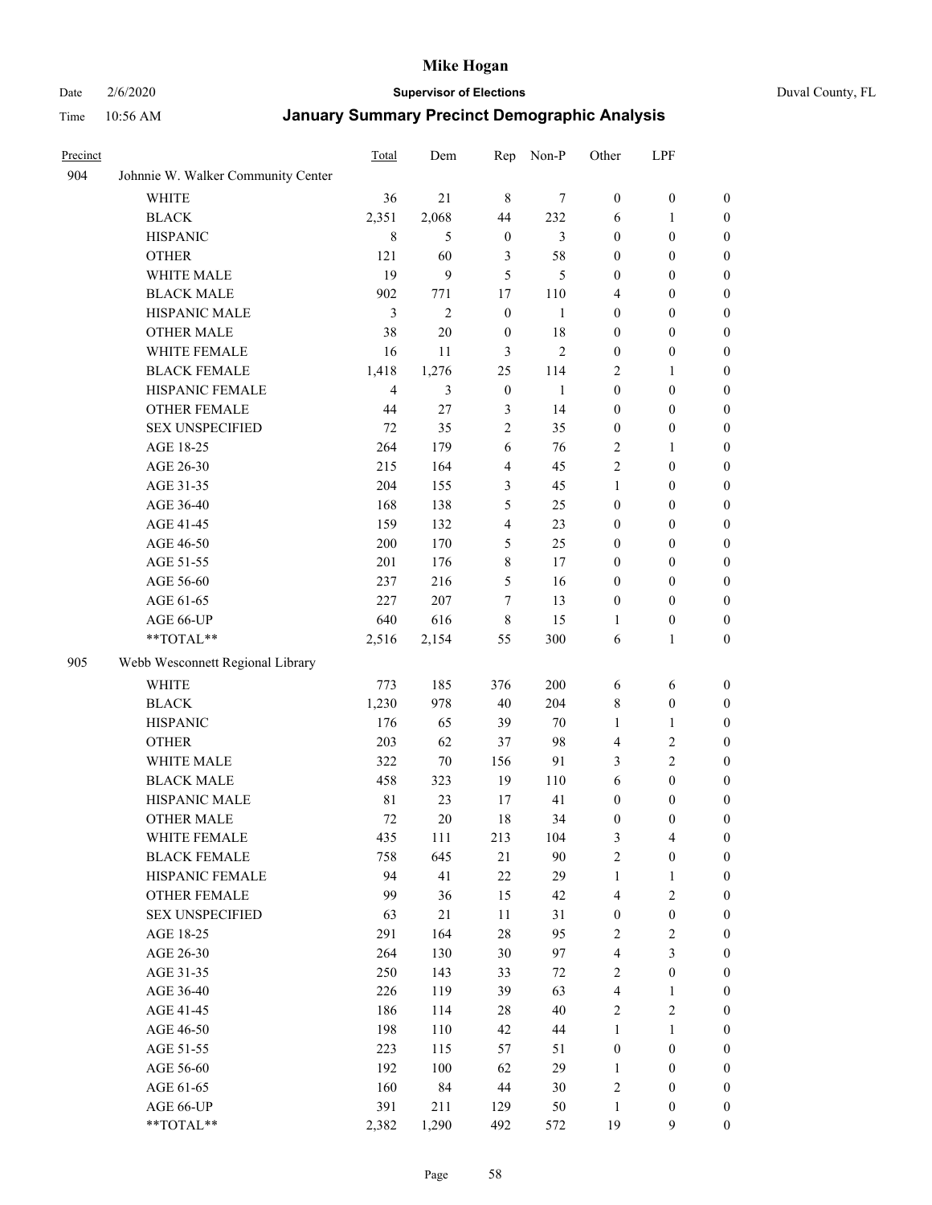# Mike Hogan

Date 2/6/2020 **Supervisor of Elections** Duval County, FL

Time 10:56 AM **January Summary Precinct Demographic Analysis**

| Precinct | | Total | Dem | Rep | Non-P | Other | LPF | |
|---|---|---|---|---|---|---|---|---|
| 904 | Johnnie W. Walker Community Center | | | | | | | |
| | WHITE | 36 | 21 | 8 | 7 | 0 | 0 | 0 |
| | BLACK | 2,351 | 2,068 | 44 | 232 | 6 | 1 | 0 |
| | HISPANIC | 8 | 5 | 0 | 3 | 0 | 0 | 0 |
| | OTHER | 121 | 60 | 3 | 58 | 0 | 0 | 0 |
| | WHITE MALE | 19 | 9 | 5 | 5 | 0 | 0 | 0 |
| | BLACK MALE | 902 | 771 | 17 | 110 | 4 | 0 | 0 |
| | HISPANIC MALE | 3 | 2 | 0 | 1 | 0 | 0 | 0 |
| | OTHER MALE | 38 | 20 | 0 | 18 | 0 | 0 | 0 |
| | WHITE FEMALE | 16 | 11 | 3 | 2 | 0 | 0 | 0 |
| | BLACK FEMALE | 1,418 | 1,276 | 25 | 114 | 2 | 1 | 0 |
| | HISPANIC FEMALE | 4 | 3 | 0 | 1 | 0 | 0 | 0 |
| | OTHER FEMALE | 44 | 27 | 3 | 14 | 0 | 0 | 0 |
| | SEX UNSPECIFIED | 72 | 35 | 2 | 35 | 0 | 0 | 0 |
| | AGE 18-25 | 264 | 179 | 6 | 76 | 2 | 1 | 0 |
| | AGE 26-30 | 215 | 164 | 4 | 45 | 2 | 0 | 0 |
| | AGE 31-35 | 204 | 155 | 3 | 45 | 1 | 0 | 0 |
| | AGE 36-40 | 168 | 138 | 5 | 25 | 0 | 0 | 0 |
| | AGE 41-45 | 159 | 132 | 4 | 23 | 0 | 0 | 0 |
| | AGE 46-50 | 200 | 170 | 5 | 25 | 0 | 0 | 0 |
| | AGE 51-55 | 201 | 176 | 8 | 17 | 0 | 0 | 0 |
| | AGE 56-60 | 237 | 216 | 5 | 16 | 0 | 0 | 0 |
| | AGE 61-65 | 227 | 207 | 7 | 13 | 0 | 0 | 0 |
| | AGE 66-UP | 640 | 616 | 8 | 15 | 1 | 0 | 0 |
| | **TOTAL** | 2,516 | 2,154 | 55 | 300 | 6 | 1 | 0 |
| 905 | Webb Wesconnett Regional Library | | | | | | | |
| | WHITE | 773 | 185 | 376 | 200 | 6 | 6 | 0 |
| | BLACK | 1,230 | 978 | 40 | 204 | 8 | 0 | 0 |
| | HISPANIC | 176 | 65 | 39 | 70 | 1 | 1 | 0 |
| | OTHER | 203 | 62 | 37 | 98 | 4 | 2 | 0 |
| | WHITE MALE | 322 | 70 | 156 | 91 | 3 | 2 | 0 |
| | BLACK MALE | 458 | 323 | 19 | 110 | 6 | 0 | 0 |
| | HISPANIC MALE | 81 | 23 | 17 | 41 | 0 | 0 | 0 |
| | OTHER MALE | 72 | 20 | 18 | 34 | 0 | 0 | 0 |
| | WHITE FEMALE | 435 | 111 | 213 | 104 | 3 | 4 | 0 |
| | BLACK FEMALE | 758 | 645 | 21 | 90 | 2 | 0 | 0 |
| | HISPANIC FEMALE | 94 | 41 | 22 | 29 | 1 | 1 | 0 |
| | OTHER FEMALE | 99 | 36 | 15 | 42 | 4 | 2 | 0 |
| | SEX UNSPECIFIED | 63 | 21 | 11 | 31 | 0 | 0 | 0 |
| | AGE 18-25 | 291 | 164 | 28 | 95 | 2 | 2 | 0 |
| | AGE 26-30 | 264 | 130 | 30 | 97 | 4 | 3 | 0 |
| | AGE 31-35 | 250 | 143 | 33 | 72 | 2 | 0 | 0 |
| | AGE 36-40 | 226 | 119 | 39 | 63 | 4 | 1 | 0 |
| | AGE 41-45 | 186 | 114 | 28 | 40 | 2 | 2 | 0 |
| | AGE 46-50 | 198 | 110 | 42 | 44 | 1 | 1 | 0 |
| | AGE 51-55 | 223 | 115 | 57 | 51 | 0 | 0 | 0 |
| | AGE 56-60 | 192 | 100 | 62 | 29 | 1 | 0 | 0 |
| | AGE 61-65 | 160 | 84 | 44 | 30 | 2 | 0 | 0 |
| | AGE 66-UP | 391 | 211 | 129 | 50 | 1 | 0 | 0 |
| | **TOTAL** | 2,382 | 1,290 | 492 | 572 | 19 | 9 | 0 |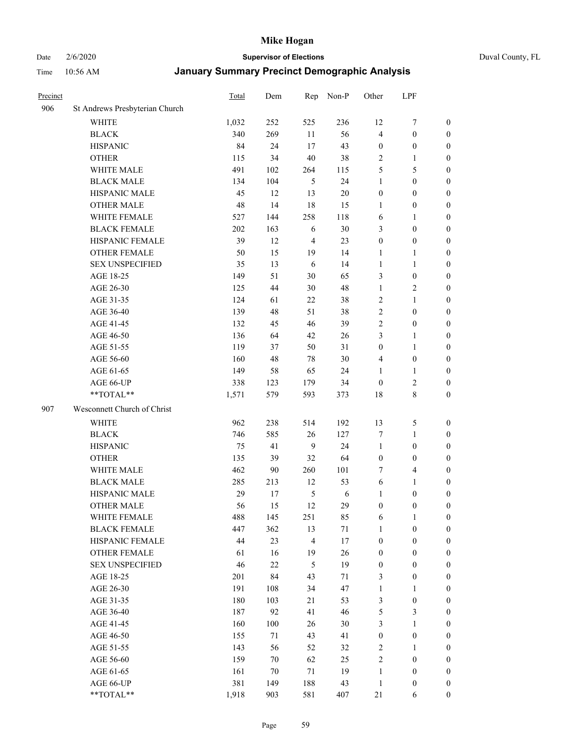# Mike Hogan

Date 2/6/2020 **Supervisor of Elections** Duval County, FL

Time 10:56 AM **January Summary Precinct Demographic Analysis**

| Precinct | | Total | Dem | Rep | Non-P | Other | LPF | |
|---|---|---|---|---|---|---|---|---|
| 906 | St Andrews Presbyterian Church | | | | | | | |
| | WHITE | 1,032 | 252 | 525 | 236 | 12 | 7 | 0 |
| | BLACK | 340 | 269 | 11 | 56 | 4 | 0 | 0 |
| | HISPANIC | 84 | 24 | 17 | 43 | 0 | 0 | 0 |
| | OTHER | 115 | 34 | 40 | 38 | 2 | 1 | 0 |
| | WHITE MALE | 491 | 102 | 264 | 115 | 5 | 5 | 0 |
| | BLACK MALE | 134 | 104 | 5 | 24 | 1 | 0 | 0 |
| | HISPANIC MALE | 45 | 12 | 13 | 20 | 0 | 0 | 0 |
| | OTHER MALE | 48 | 14 | 18 | 15 | 1 | 0 | 0 |
| | WHITE FEMALE | 527 | 144 | 258 | 118 | 6 | 1 | 0 |
| | BLACK FEMALE | 202 | 163 | 6 | 30 | 3 | 0 | 0 |
| | HISPANIC FEMALE | 39 | 12 | 4 | 23 | 0 | 0 | 0 |
| | OTHER FEMALE | 50 | 15 | 19 | 14 | 1 | 1 | 0 |
| | SEX UNSPECIFIED | 35 | 13 | 6 | 14 | 1 | 1 | 0 |
| | AGE 18-25 | 149 | 51 | 30 | 65 | 3 | 0 | 0 |
| | AGE 26-30 | 125 | 44 | 30 | 48 | 1 | 2 | 0 |
| | AGE 31-35 | 124 | 61 | 22 | 38 | 2 | 1 | 0 |
| | AGE 36-40 | 139 | 48 | 51 | 38 | 2 | 0 | 0 |
| | AGE 41-45 | 132 | 45 | 46 | 39 | 2 | 0 | 0 |
| | AGE 46-50 | 136 | 64 | 42 | 26 | 3 | 1 | 0 |
| | AGE 51-55 | 119 | 37 | 50 | 31 | 0 | 1 | 0 |
| | AGE 56-60 | 160 | 48 | 78 | 30 | 4 | 0 | 0 |
| | AGE 61-65 | 149 | 58 | 65 | 24 | 1 | 1 | 0 |
| | AGE 66-UP | 338 | 123 | 179 | 34 | 0 | 2 | 0 |
| | **TOTAL** | 1,571 | 579 | 593 | 373 | 18 | 8 | 0 |
| 907 | Wesconnett Church of Christ | | | | | | | |
| | WHITE | 962 | 238 | 514 | 192 | 13 | 5 | 0 |
| | BLACK | 746 | 585 | 26 | 127 | 7 | 1 | 0 |
| | HISPANIC | 75 | 41 | 9 | 24 | 1 | 0 | 0 |
| | OTHER | 135 | 39 | 32 | 64 | 0 | 0 | 0 |
| | WHITE MALE | 462 | 90 | 260 | 101 | 7 | 4 | 0 |
| | BLACK MALE | 285 | 213 | 12 | 53 | 6 | 1 | 0 |
| | HISPANIC MALE | 29 | 17 | 5 | 6 | 1 | 0 | 0 |
| | OTHER MALE | 56 | 15 | 12 | 29 | 0 | 0 | 0 |
| | WHITE FEMALE | 488 | 145 | 251 | 85 | 6 | 1 | 0 |
| | BLACK FEMALE | 447 | 362 | 13 | 71 | 1 | 0 | 0 |
| | HISPANIC FEMALE | 44 | 23 | 4 | 17 | 0 | 0 | 0 |
| | OTHER FEMALE | 61 | 16 | 19 | 26 | 0 | 0 | 0 |
| | SEX UNSPECIFIED | 46 | 22 | 5 | 19 | 0 | 0 | 0 |
| | AGE 18-25 | 201 | 84 | 43 | 71 | 3 | 0 | 0 |
| | AGE 26-30 | 191 | 108 | 34 | 47 | 1 | 1 | 0 |
| | AGE 31-35 | 180 | 103 | 21 | 53 | 3 | 0 | 0 |
| | AGE 36-40 | 187 | 92 | 41 | 46 | 5 | 3 | 0 |
| | AGE 41-45 | 160 | 100 | 26 | 30 | 3 | 1 | 0 |
| | AGE 46-50 | 155 | 71 | 43 | 41 | 0 | 0 | 0 |
| | AGE 51-55 | 143 | 56 | 52 | 32 | 2 | 1 | 0 |
| | AGE 56-60 | 159 | 70 | 62 | 25 | 2 | 0 | 0 |
| | AGE 61-65 | 161 | 70 | 71 | 19 | 1 | 0 | 0 |
| | AGE 66-UP | 381 | 149 | 188 | 43 | 1 | 0 | 0 |
| | **TOTAL** | 1,918 | 903 | 581 | 407 | 21 | 6 | 0 |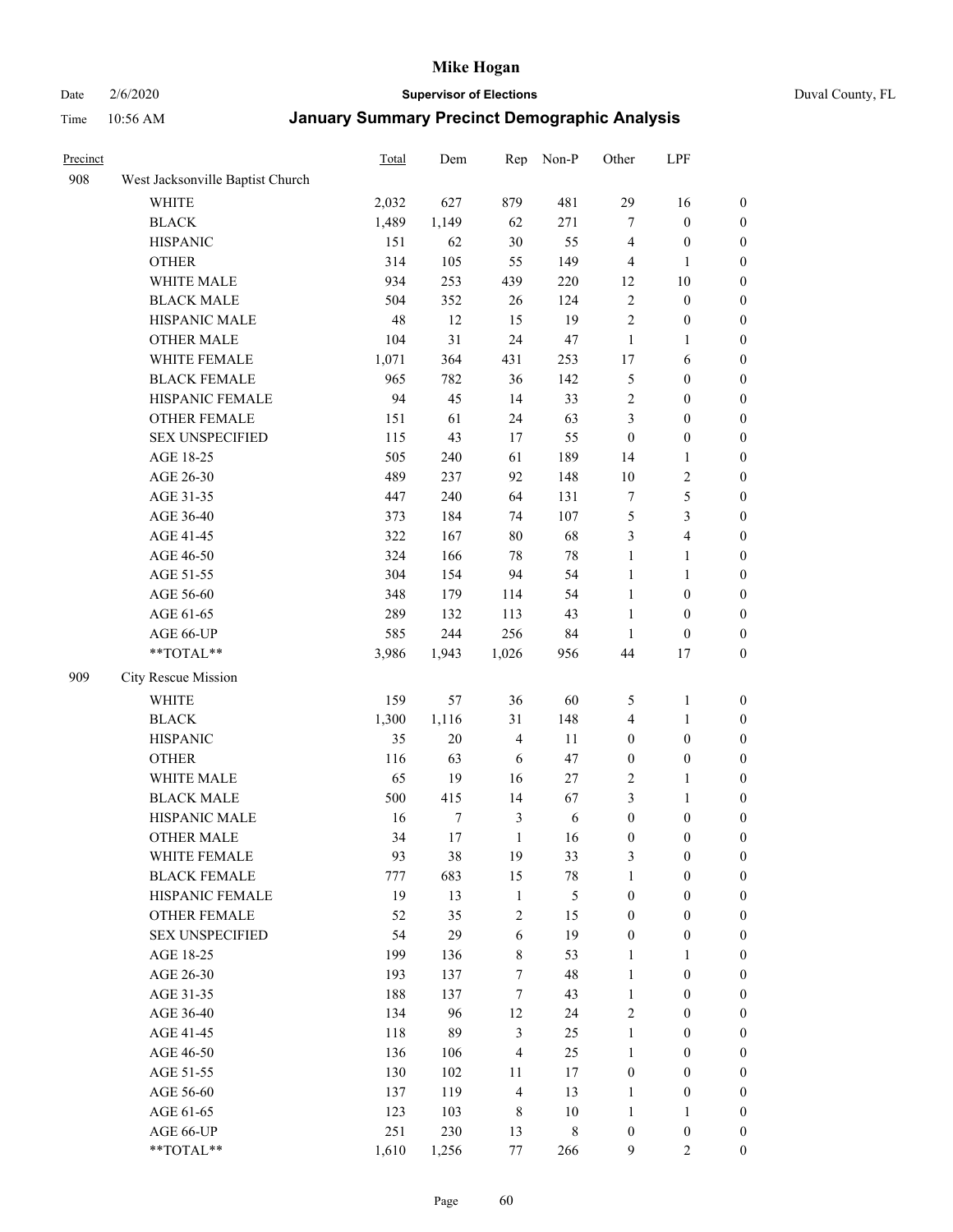# Mike Hogan

Date 2/6/2020 **Supervisor of Elections** Duval County, FL

Time 10:56 AM **January Summary Precinct Demographic Analysis**

| Precinct | | Total | Dem | Rep | Non-P | Other | LPF | |
|---|---|---|---|---|---|---|---|---|
| 908 | West Jacksonville Baptist Church | | | | | | | |
| | WHITE | 2,032 | 627 | 879 | 481 | 29 | 16 | 0 |
| | BLACK | 1,489 | 1,149 | 62 | 271 | 7 | 0 | 0 |
| | HISPANIC | 151 | 62 | 30 | 55 | 4 | 0 | 0 |
| | OTHER | 314 | 105 | 55 | 149 | 4 | 1 | 0 |
| | WHITE MALE | 934 | 253 | 439 | 220 | 12 | 10 | 0 |
| | BLACK MALE | 504 | 352 | 26 | 124 | 2 | 0 | 0 |
| | HISPANIC MALE | 48 | 12 | 15 | 19 | 2 | 0 | 0 |
| | OTHER MALE | 104 | 31 | 24 | 47 | 1 | 1 | 0 |
| | WHITE FEMALE | 1,071 | 364 | 431 | 253 | 17 | 6 | 0 |
| | BLACK FEMALE | 965 | 782 | 36 | 142 | 5 | 0 | 0 |
| | HISPANIC FEMALE | 94 | 45 | 14 | 33 | 2 | 0 | 0 |
| | OTHER FEMALE | 151 | 61 | 24 | 63 | 3 | 0 | 0 |
| | SEX UNSPECIFIED | 115 | 43 | 17 | 55 | 0 | 0 | 0 |
| | AGE 18-25 | 505 | 240 | 61 | 189 | 14 | 1 | 0 |
| | AGE 26-30 | 489 | 237 | 92 | 148 | 10 | 2 | 0 |
| | AGE 31-35 | 447 | 240 | 64 | 131 | 7 | 5 | 0 |
| | AGE 36-40 | 373 | 184 | 74 | 107 | 5 | 3 | 0 |
| | AGE 41-45 | 322 | 167 | 80 | 68 | 3 | 4 | 0 |
| | AGE 46-50 | 324 | 166 | 78 | 78 | 1 | 1 | 0 |
| | AGE 51-55 | 304 | 154 | 94 | 54 | 1 | 1 | 0 |
| | AGE 56-60 | 348 | 179 | 114 | 54 | 1 | 0 | 0 |
| | AGE 61-65 | 289 | 132 | 113 | 43 | 1 | 0 | 0 |
| | AGE 66-UP | 585 | 244 | 256 | 84 | 1 | 0 | 0 |
| | **TOTAL** | 3,986 | 1,943 | 1,026 | 956 | 44 | 17 | 0 |
| 909 | City Rescue Mission | | | | | | | |
| | WHITE | 159 | 57 | 36 | 60 | 5 | 1 | 0 |
| | BLACK | 1,300 | 1,116 | 31 | 148 | 4 | 1 | 0 |
| | HISPANIC | 35 | 20 | 4 | 11 | 0 | 0 | 0 |
| | OTHER | 116 | 63 | 6 | 47 | 0 | 0 | 0 |
| | WHITE MALE | 65 | 19 | 16 | 27 | 2 | 1 | 0 |
| | BLACK MALE | 500 | 415 | 14 | 67 | 3 | 1 | 0 |
| | HISPANIC MALE | 16 | 7 | 3 | 6 | 0 | 0 | 0 |
| | OTHER MALE | 34 | 17 | 1 | 16 | 0 | 0 | 0 |
| | WHITE FEMALE | 93 | 38 | 19 | 33 | 3 | 0 | 0 |
| | BLACK FEMALE | 777 | 683 | 15 | 78 | 1 | 0 | 0 |
| | HISPANIC FEMALE | 19 | 13 | 1 | 5 | 0 | 0 | 0 |
| | OTHER FEMALE | 52 | 35 | 2 | 15 | 0 | 0 | 0 |
| | SEX UNSPECIFIED | 54 | 29 | 6 | 19 | 0 | 0 | 0 |
| | AGE 18-25 | 199 | 136 | 8 | 53 | 1 | 1 | 0 |
| | AGE 26-30 | 193 | 137 | 7 | 48 | 1 | 0 | 0 |
| | AGE 31-35 | 188 | 137 | 7 | 43 | 1 | 0 | 0 |
| | AGE 36-40 | 134 | 96 | 12 | 24 | 2 | 0 | 0 |
| | AGE 41-45 | 118 | 89 | 3 | 25 | 1 | 0 | 0 |
| | AGE 46-50 | 136 | 106 | 4 | 25 | 1 | 0 | 0 |
| | AGE 51-55 | 130 | 102 | 11 | 17 | 0 | 0 | 0 |
| | AGE 56-60 | 137 | 119 | 4 | 13 | 1 | 0 | 0 |
| | AGE 61-65 | 123 | 103 | 8 | 10 | 1 | 1 | 0 |
| | AGE 66-UP | 251 | 230 | 13 | 8 | 0 | 0 | 0 |
| | **TOTAL** | 1,610 | 1,256 | 77 | 266 | 9 | 2 | 0 |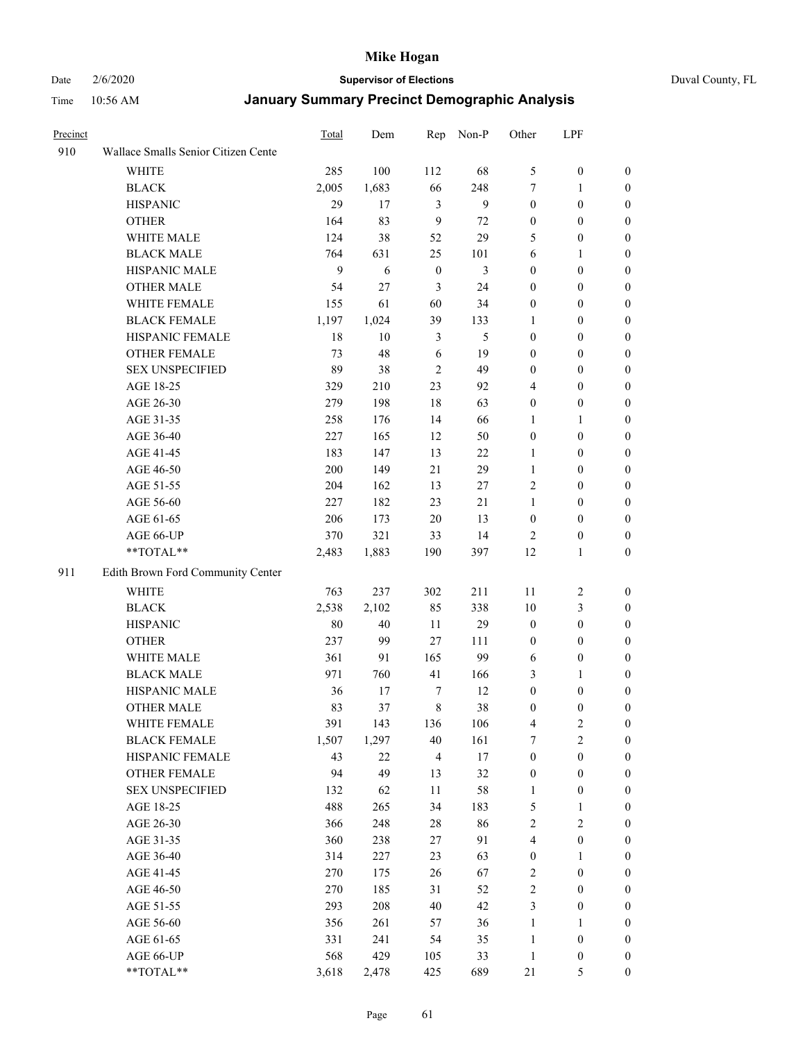# Mike Hogan

Date 2/6/2020 **Supervisor of Elections** Duval County, FL

Time 10:56 AM **January Summary Precinct Demographic Analysis**

| Precinct | | Total | Dem | Rep | Non-P | Other | LPF | |
|---|---|---|---|---|---|---|---|---|
| 910 | Wallace Smalls Senior Citizen Cente | | | | | | | |
| | WHITE | 285 | 100 | 112 | 68 | 5 | 0 | 0 |
| | BLACK | 2,005 | 1,683 | 66 | 248 | 7 | 1 | 0 |
| | HISPANIC | 29 | 17 | 3 | 9 | 0 | 0 | 0 |
| | OTHER | 164 | 83 | 9 | 72 | 0 | 0 | 0 |
| | WHITE MALE | 124 | 38 | 52 | 29 | 5 | 0 | 0 |
| | BLACK MALE | 764 | 631 | 25 | 101 | 6 | 1 | 0 |
| | HISPANIC MALE | 9 | 6 | 0 | 3 | 0 | 0 | 0 |
| | OTHER MALE | 54 | 27 | 3 | 24 | 0 | 0 | 0 |
| | WHITE FEMALE | 155 | 61 | 60 | 34 | 0 | 0 | 0 |
| | BLACK FEMALE | 1,197 | 1,024 | 39 | 133 | 1 | 0 | 0 |
| | HISPANIC FEMALE | 18 | 10 | 3 | 5 | 0 | 0 | 0 |
| | OTHER FEMALE | 73 | 48 | 6 | 19 | 0 | 0 | 0 |
| | SEX UNSPECIFIED | 89 | 38 | 2 | 49 | 0 | 0 | 0 |
| | AGE 18-25 | 329 | 210 | 23 | 92 | 4 | 0 | 0 |
| | AGE 26-30 | 279 | 198 | 18 | 63 | 0 | 0 | 0 |
| | AGE 31-35 | 258 | 176 | 14 | 66 | 1 | 1 | 0 |
| | AGE 36-40 | 227 | 165 | 12 | 50 | 0 | 0 | 0 |
| | AGE 41-45 | 183 | 147 | 13 | 22 | 1 | 0 | 0 |
| | AGE 46-50 | 200 | 149 | 21 | 29 | 1 | 0 | 0 |
| | AGE 51-55 | 204 | 162 | 13 | 27 | 2 | 0 | 0 |
| | AGE 56-60 | 227 | 182 | 23 | 21 | 1 | 0 | 0 |
| | AGE 61-65 | 206 | 173 | 20 | 13 | 0 | 0 | 0 |
| | AGE 66-UP | 370 | 321 | 33 | 14 | 2 | 0 | 0 |
| | **TOTAL** | 2,483 | 1,883 | 190 | 397 | 12 | 1 | 0 |
| 911 | Edith Brown Ford Community Center | | | | | | | |
| | WHITE | 763 | 237 | 302 | 211 | 11 | 2 | 0 |
| | BLACK | 2,538 | 2,102 | 85 | 338 | 10 | 3 | 0 |
| | HISPANIC | 80 | 40 | 11 | 29 | 0 | 0 | 0 |
| | OTHER | 237 | 99 | 27 | 111 | 0 | 0 | 0 |
| | WHITE MALE | 361 | 91 | 165 | 99 | 6 | 0 | 0 |
| | BLACK MALE | 971 | 760 | 41 | 166 | 3 | 1 | 0 |
| | HISPANIC MALE | 36 | 17 | 7 | 12 | 0 | 0 | 0 |
| | OTHER MALE | 83 | 37 | 8 | 38 | 0 | 0 | 0 |
| | WHITE FEMALE | 391 | 143 | 136 | 106 | 4 | 2 | 0 |
| | BLACK FEMALE | 1,507 | 1,297 | 40 | 161 | 7 | 2 | 0 |
| | HISPANIC FEMALE | 43 | 22 | 4 | 17 | 0 | 0 | 0 |
| | OTHER FEMALE | 94 | 49 | 13 | 32 | 0 | 0 | 0 |
| | SEX UNSPECIFIED | 132 | 62 | 11 | 58 | 1 | 0 | 0 |
| | AGE 18-25 | 488 | 265 | 34 | 183 | 5 | 1 | 0 |
| | AGE 26-30 | 366 | 248 | 28 | 86 | 2 | 2 | 0 |
| | AGE 31-35 | 360 | 238 | 27 | 91 | 4 | 0 | 0 |
| | AGE 36-40 | 314 | 227 | 23 | 63 | 0 | 1 | 0 |
| | AGE 41-45 | 270 | 175 | 26 | 67 | 2 | 0 | 0 |
| | AGE 46-50 | 270 | 185 | 31 | 52 | 2 | 0 | 0 |
| | AGE 51-55 | 293 | 208 | 40 | 42 | 3 | 0 | 0 |
| | AGE 56-60 | 356 | 261 | 57 | 36 | 1 | 1 | 0 |
| | AGE 61-65 | 331 | 241 | 54 | 35 | 1 | 0 | 0 |
| | AGE 66-UP | 568 | 429 | 105 | 33 | 1 | 0 | 0 |
| | **TOTAL** | 3,618 | 2,478 | 425 | 689 | 21 | 5 | 0 |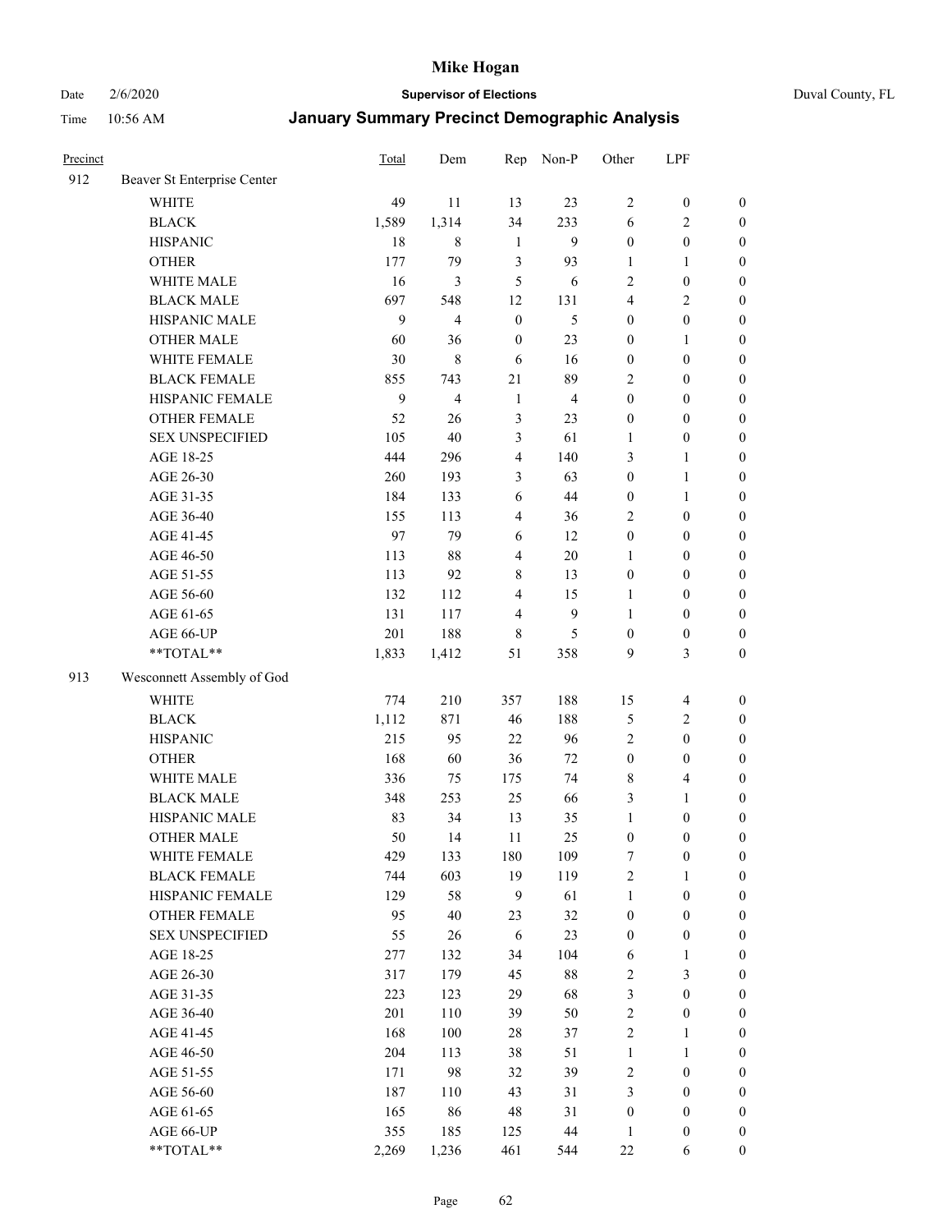# Mike Hogan

Date 2/6/2020 **Supervisor of Elections** Duval County, FL

Time 10:56 AM **January Summary Precinct Demographic Analysis**

| Precinct | | Total | Dem | Rep | Non-P | Other | LPF | |
|---|---|---|---|---|---|---|---|---|
| 912 | Beaver St Enterprise Center | | | | | | | |
| | WHITE | 49 | 11 | 13 | 23 | 2 | 0 | 0 |
| | BLACK | 1,589 | 1,314 | 34 | 233 | 6 | 2 | 0 |
| | HISPANIC | 18 | 8 | 1 | 9 | 0 | 0 | 0 |
| | OTHER | 177 | 79 | 3 | 93 | 1 | 1 | 0 |
| | WHITE MALE | 16 | 3 | 5 | 6 | 2 | 0 | 0 |
| | BLACK MALE | 697 | 548 | 12 | 131 | 4 | 2 | 0 |
| | HISPANIC MALE | 9 | 4 | 0 | 5 | 0 | 0 | 0 |
| | OTHER MALE | 60 | 36 | 0 | 23 | 0 | 1 | 0 |
| | WHITE FEMALE | 30 | 8 | 6 | 16 | 0 | 0 | 0 |
| | BLACK FEMALE | 855 | 743 | 21 | 89 | 2 | 0 | 0 |
| | HISPANIC FEMALE | 9 | 4 | 1 | 4 | 0 | 0 | 0 |
| | OTHER FEMALE | 52 | 26 | 3 | 23 | 0 | 0 | 0 |
| | SEX UNSPECIFIED | 105 | 40 | 3 | 61 | 1 | 0 | 0 |
| | AGE 18-25 | 444 | 296 | 4 | 140 | 3 | 1 | 0 |
| | AGE 26-30 | 260 | 193 | 3 | 63 | 0 | 1 | 0 |
| | AGE 31-35 | 184 | 133 | 6 | 44 | 0 | 1 | 0 |
| | AGE 36-40 | 155 | 113 | 4 | 36 | 2 | 0 | 0 |
| | AGE 41-45 | 97 | 79 | 6 | 12 | 0 | 0 | 0 |
| | AGE 46-50 | 113 | 88 | 4 | 20 | 1 | 0 | 0 |
| | AGE 51-55 | 113 | 92 | 8 | 13 | 0 | 0 | 0 |
| | AGE 56-60 | 132 | 112 | 4 | 15 | 1 | 0 | 0 |
| | AGE 61-65 | 131 | 117 | 4 | 9 | 1 | 0 | 0 |
| | AGE 66-UP | 201 | 188 | 8 | 5 | 0 | 0 | 0 |
| | **TOTAL** | 1,833 | 1,412 | 51 | 358 | 9 | 3 | 0 |
| 913 | Wesconnett Assembly of God | | | | | | | |
| | WHITE | 774 | 210 | 357 | 188 | 15 | 4 | 0 |
| | BLACK | 1,112 | 871 | 46 | 188 | 5 | 2 | 0 |
| | HISPANIC | 215 | 95 | 22 | 96 | 2 | 0 | 0 |
| | OTHER | 168 | 60 | 36 | 72 | 0 | 0 | 0 |
| | WHITE MALE | 336 | 75 | 175 | 74 | 8 | 4 | 0 |
| | BLACK MALE | 348 | 253 | 25 | 66 | 3 | 1 | 0 |
| | HISPANIC MALE | 83 | 34 | 13 | 35 | 1 | 0 | 0 |
| | OTHER MALE | 50 | 14 | 11 | 25 | 0 | 0 | 0 |
| | WHITE FEMALE | 429 | 133 | 180 | 109 | 7 | 0 | 0 |
| | BLACK FEMALE | 744 | 603 | 19 | 119 | 2 | 1 | 0 |
| | HISPANIC FEMALE | 129 | 58 | 9 | 61 | 1 | 0 | 0 |
| | OTHER FEMALE | 95 | 40 | 23 | 32 | 0 | 0 | 0 |
| | SEX UNSPECIFIED | 55 | 26 | 6 | 23 | 0 | 0 | 0 |
| | AGE 18-25 | 277 | 132 | 34 | 104 | 6 | 1 | 0 |
| | AGE 26-30 | 317 | 179 | 45 | 88 | 2 | 3 | 0 |
| | AGE 31-35 | 223 | 123 | 29 | 68 | 3 | 0 | 0 |
| | AGE 36-40 | 201 | 110 | 39 | 50 | 2 | 0 | 0 |
| | AGE 41-45 | 168 | 100 | 28 | 37 | 2 | 1 | 0 |
| | AGE 46-50 | 204 | 113 | 38 | 51 | 1 | 1 | 0 |
| | AGE 51-55 | 171 | 98 | 32 | 39 | 2 | 0 | 0 |
| | AGE 56-60 | 187 | 110 | 43 | 31 | 3 | 0 | 0 |
| | AGE 61-65 | 165 | 86 | 48 | 31 | 0 | 0 | 0 |
| | AGE 66-UP | 355 | 185 | 125 | 44 | 1 | 0 | 0 |
| | **TOTAL** | 2,269 | 1,236 | 461 | 544 | 22 | 6 | 0 |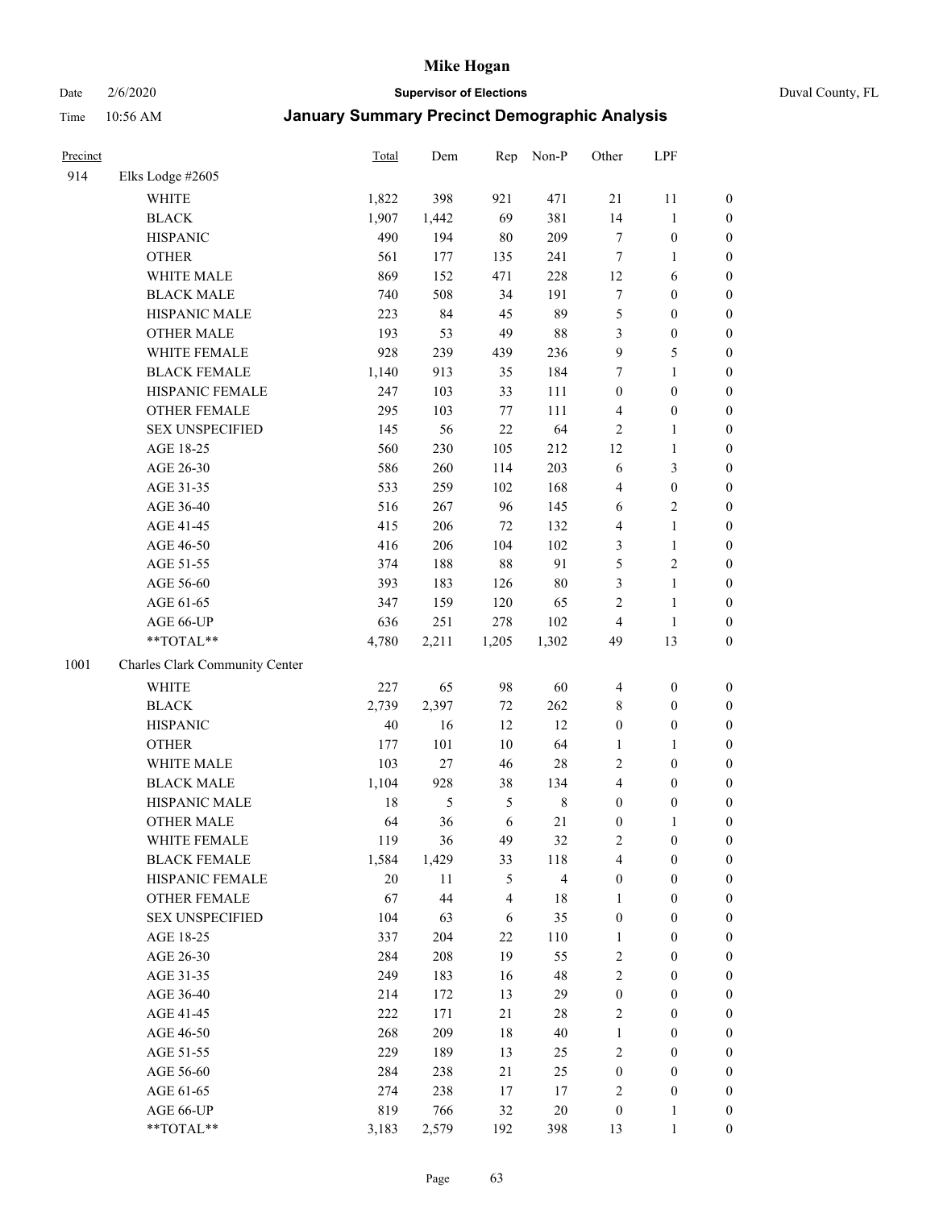# Mike Hogan

Date 2/6/2020 **Supervisor of Elections** Duval County, FL

Time 10:56 AM **January Summary Precinct Demographic Analysis**

| Precinct | | Total | Dem | Rep | Non-P | Other | LPF | |
|---|---|---|---|---|---|---|---|---|
| 914 | Elks Lodge #2605 | | | | | | | |
| | WHITE | 1,822 | 398 | 921 | 471 | 21 | 11 | 0 |
| | BLACK | 1,907 | 1,442 | 69 | 381 | 14 | 1 | 0 |
| | HISPANIC | 490 | 194 | 80 | 209 | 7 | 0 | 0 |
| | OTHER | 561 | 177 | 135 | 241 | 7 | 1 | 0 |
| | WHITE MALE | 869 | 152 | 471 | 228 | 12 | 6 | 0 |
| | BLACK MALE | 740 | 508 | 34 | 191 | 7 | 0 | 0 |
| | HISPANIC MALE | 223 | 84 | 45 | 89 | 5 | 0 | 0 |
| | OTHER MALE | 193 | 53 | 49 | 88 | 3 | 0 | 0 |
| | WHITE FEMALE | 928 | 239 | 439 | 236 | 9 | 5 | 0 |
| | BLACK FEMALE | 1,140 | 913 | 35 | 184 | 7 | 1 | 0 |
| | HISPANIC FEMALE | 247 | 103 | 33 | 111 | 0 | 0 | 0 |
| | OTHER FEMALE | 295 | 103 | 77 | 111 | 4 | 0 | 0 |
| | SEX UNSPECIFIED | 145 | 56 | 22 | 64 | 2 | 1 | 0 |
| | AGE 18-25 | 560 | 230 | 105 | 212 | 12 | 1 | 0 |
| | AGE 26-30 | 586 | 260 | 114 | 203 | 6 | 3 | 0 |
| | AGE 31-35 | 533 | 259 | 102 | 168 | 4 | 0 | 0 |
| | AGE 36-40 | 516 | 267 | 96 | 145 | 6 | 2 | 0 |
| | AGE 41-45 | 415 | 206 | 72 | 132 | 4 | 1 | 0 |
| | AGE 46-50 | 416 | 206 | 104 | 102 | 3 | 1 | 0 |
| | AGE 51-55 | 374 | 188 | 88 | 91 | 5 | 2 | 0 |
| | AGE 56-60 | 393 | 183 | 126 | 80 | 3 | 1 | 0 |
| | AGE 61-65 | 347 | 159 | 120 | 65 | 2 | 1 | 0 |
| | AGE 66-UP | 636 | 251 | 278 | 102 | 4 | 1 | 0 |
| | **TOTAL** | 4,780 | 2,211 | 1,205 | 1,302 | 49 | 13 | 0 |
| 1001 | Charles Clark Community Center | | | | | | | |
| | WHITE | 227 | 65 | 98 | 60 | 4 | 0 | 0 |
| | BLACK | 2,739 | 2,397 | 72 | 262 | 8 | 0 | 0 |
| | HISPANIC | 40 | 16 | 12 | 12 | 0 | 0 | 0 |
| | OTHER | 177 | 101 | 10 | 64 | 1 | 1 | 0 |
| | WHITE MALE | 103 | 27 | 46 | 28 | 2 | 0 | 0 |
| | BLACK MALE | 1,104 | 928 | 38 | 134 | 4 | 0 | 0 |
| | HISPANIC MALE | 18 | 5 | 5 | 8 | 0 | 0 | 0 |
| | OTHER MALE | 64 | 36 | 6 | 21 | 0 | 1 | 0 |
| | WHITE FEMALE | 119 | 36 | 49 | 32 | 2 | 0 | 0 |
| | BLACK FEMALE | 1,584 | 1,429 | 33 | 118 | 4 | 0 | 0 |
| | HISPANIC FEMALE | 20 | 11 | 5 | 4 | 0 | 0 | 0 |
| | OTHER FEMALE | 67 | 44 | 4 | 18 | 1 | 0 | 0 |
| | SEX UNSPECIFIED | 104 | 63 | 6 | 35 | 0 | 0 | 0 |
| | AGE 18-25 | 337 | 204 | 22 | 110 | 1 | 0 | 0 |
| | AGE 26-30 | 284 | 208 | 19 | 55 | 2 | 0 | 0 |
| | AGE 31-35 | 249 | 183 | 16 | 48 | 2 | 0 | 0 |
| | AGE 36-40 | 214 | 172 | 13 | 29 | 0 | 0 | 0 |
| | AGE 41-45 | 222 | 171 | 21 | 28 | 2 | 0 | 0 |
| | AGE 46-50 | 268 | 209 | 18 | 40 | 1 | 0 | 0 |
| | AGE 51-55 | 229 | 189 | 13 | 25 | 2 | 0 | 0 |
| | AGE 56-60 | 284 | 238 | 21 | 25 | 0 | 0 | 0 |
| | AGE 61-65 | 274 | 238 | 17 | 17 | 2 | 0 | 0 |
| | AGE 66-UP | 819 | 766 | 32 | 20 | 0 | 1 | 0 |
| | **TOTAL** | 3,183 | 2,579 | 192 | 398 | 13 | 1 | 0 |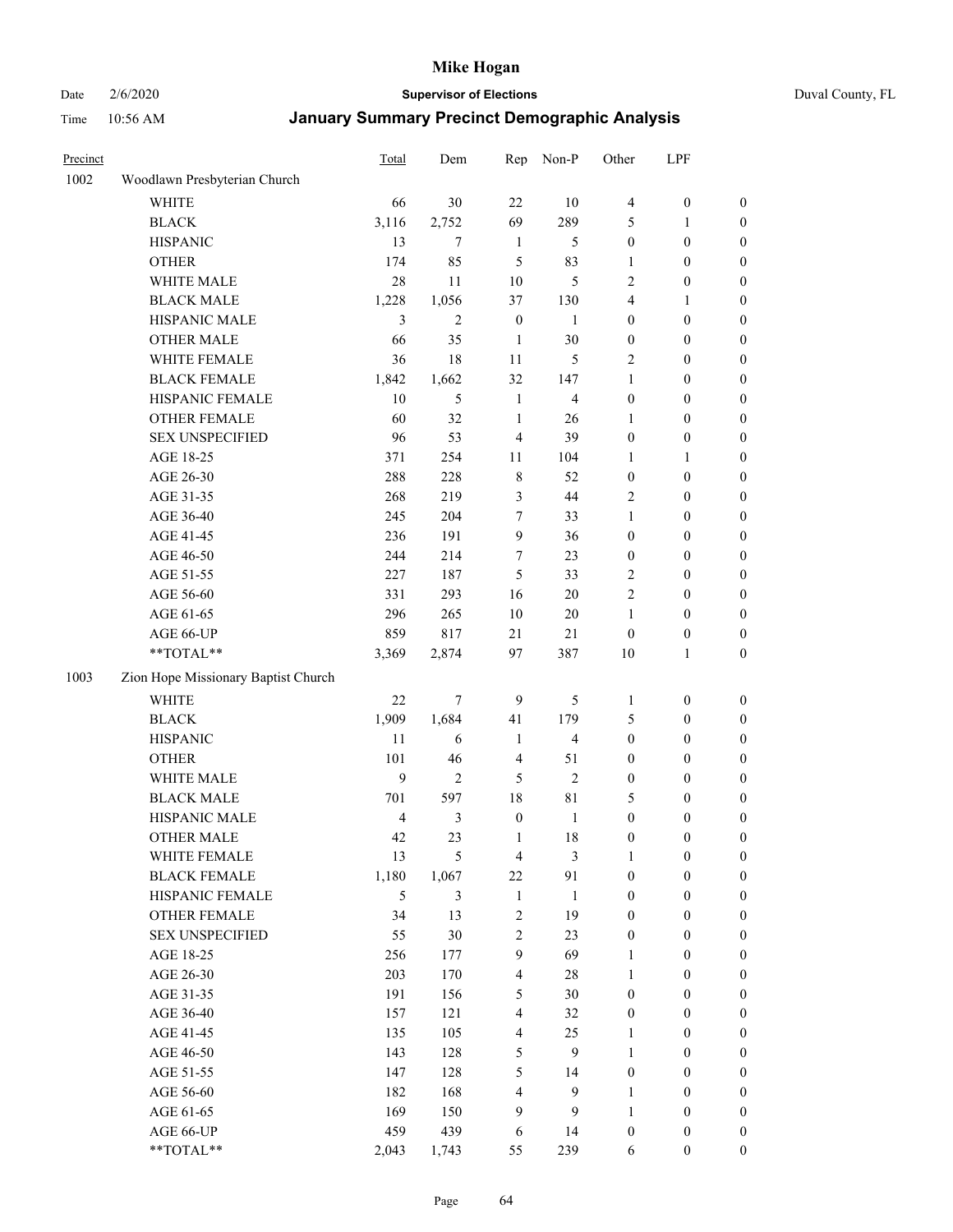# Mike Hogan

Date 2/6/2020 **Supervisor of Elections** Duval County, FL

Time 10:56 AM **January Summary Precinct Demographic Analysis**

| Precinct | | Total | Dem | Rep | Non-P | Other | LPF | |
|---|---|---|---|---|---|---|---|---|
| 1002 | Woodlawn Presbyterian Church | | | | | | | |
| | WHITE | 66 | 30 | 22 | 10 | 4 | 0 | 0 |
| | BLACK | 3,116 | 2,752 | 69 | 289 | 5 | 1 | 0 |
| | HISPANIC | 13 | 7 | 1 | 5 | 0 | 0 | 0 |
| | OTHER | 174 | 85 | 5 | 83 | 1 | 0 | 0 |
| | WHITE MALE | 28 | 11 | 10 | 5 | 2 | 0 | 0 |
| | BLACK MALE | 1,228 | 1,056 | 37 | 130 | 4 | 1 | 0 |
| | HISPANIC MALE | 3 | 2 | 0 | 1 | 0 | 0 | 0 |
| | OTHER MALE | 66 | 35 | 1 | 30 | 0 | 0 | 0 |
| | WHITE FEMALE | 36 | 18 | 11 | 5 | 2 | 0 | 0 |
| | BLACK FEMALE | 1,842 | 1,662 | 32 | 147 | 1 | 0 | 0 |
| | HISPANIC FEMALE | 10 | 5 | 1 | 4 | 0 | 0 | 0 |
| | OTHER FEMALE | 60 | 32 | 1 | 26 | 1 | 0 | 0 |
| | SEX UNSPECIFIED | 96 | 53 | 4 | 39 | 0 | 0 | 0 |
| | AGE 18-25 | 371 | 254 | 11 | 104 | 1 | 1 | 0 |
| | AGE 26-30 | 288 | 228 | 8 | 52 | 0 | 0 | 0 |
| | AGE 31-35 | 268 | 219 | 3 | 44 | 2 | 0 | 0 |
| | AGE 36-40 | 245 | 204 | 7 | 33 | 1 | 0 | 0 |
| | AGE 41-45 | 236 | 191 | 9 | 36 | 0 | 0 | 0 |
| | AGE 46-50 | 244 | 214 | 7 | 23 | 0 | 0 | 0 |
| | AGE 51-55 | 227 | 187 | 5 | 33 | 2 | 0 | 0 |
| | AGE 56-60 | 331 | 293 | 16 | 20 | 2 | 0 | 0 |
| | AGE 61-65 | 296 | 265 | 10 | 20 | 1 | 0 | 0 |
| | AGE 66-UP | 859 | 817 | 21 | 21 | 0 | 0 | 0 |
| | **TOTAL** | 3,369 | 2,874 | 97 | 387 | 10 | 1 | 0 |
| 1003 | Zion Hope Missionary Baptist Church | | | | | | | |
| | WHITE | 22 | 7 | 9 | 5 | 1 | 0 | 0 |
| | BLACK | 1,909 | 1,684 | 41 | 179 | 5 | 0 | 0 |
| | HISPANIC | 11 | 6 | 1 | 4 | 0 | 0 | 0 |
| | OTHER | 101 | 46 | 4 | 51 | 0 | 0 | 0 |
| | WHITE MALE | 9 | 2 | 5 | 2 | 0 | 0 | 0 |
| | BLACK MALE | 701 | 597 | 18 | 81 | 5 | 0 | 0 |
| | HISPANIC MALE | 4 | 3 | 0 | 1 | 0 | 0 | 0 |
| | OTHER MALE | 42 | 23 | 1 | 18 | 0 | 0 | 0 |
| | WHITE FEMALE | 13 | 5 | 4 | 3 | 1 | 0 | 0 |
| | BLACK FEMALE | 1,180 | 1,067 | 22 | 91 | 0 | 0 | 0 |
| | HISPANIC FEMALE | 5 | 3 | 1 | 1 | 0 | 0 | 0 |
| | OTHER FEMALE | 34 | 13 | 2 | 19 | 0 | 0 | 0 |
| | SEX UNSPECIFIED | 55 | 30 | 2 | 23 | 0 | 0 | 0 |
| | AGE 18-25 | 256 | 177 | 9 | 69 | 1 | 0 | 0 |
| | AGE 26-30 | 203 | 170 | 4 | 28 | 1 | 0 | 0 |
| | AGE 31-35 | 191 | 156 | 5 | 30 | 0 | 0 | 0 |
| | AGE 36-40 | 157 | 121 | 4 | 32 | 0 | 0 | 0 |
| | AGE 41-45 | 135 | 105 | 4 | 25 | 1 | 0 | 0 |
| | AGE 46-50 | 143 | 128 | 5 | 9 | 1 | 0 | 0 |
| | AGE 51-55 | 147 | 128 | 5 | 14 | 0 | 0 | 0 |
| | AGE 56-60 | 182 | 168 | 4 | 9 | 1 | 0 | 0 |
| | AGE 61-65 | 169 | 150 | 9 | 9 | 1 | 0 | 0 |
| | AGE 66-UP | 459 | 439 | 6 | 14 | 0 | 0 | 0 |
| | **TOTAL** | 2,043 | 1,743 | 55 | 239 | 6 | 0 | 0 |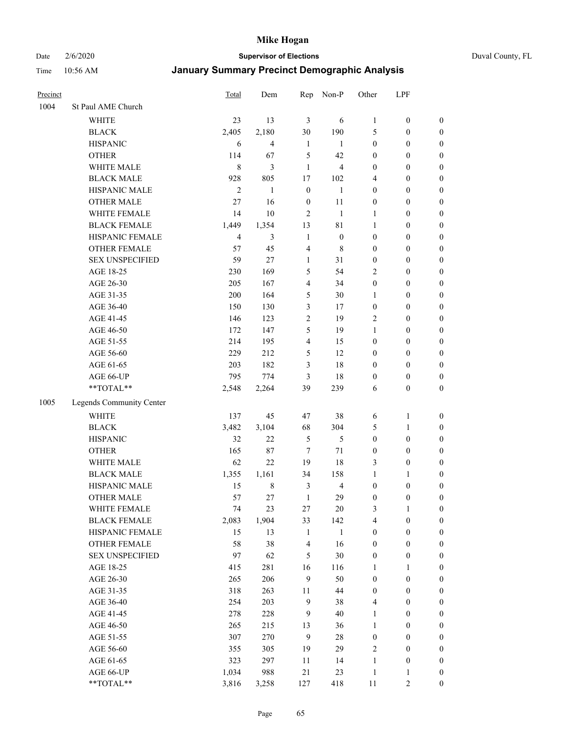# Mike Hogan

Date 2/6/2020 **Supervisor of Elections** Duval County, FL

Time 10:56 AM **January Summary Precinct Demographic Analysis**

| Precinct | | Total | Dem | Rep | Non-P | Other | LPF | |
|---|---|---|---|---|---|---|---|---|
| 1004 | St Paul AME Church | | | | | | | |
| | WHITE | 23 | 13 | 3 | 6 | 1 | 0 | 0 |
| | BLACK | 2,405 | 2,180 | 30 | 190 | 5 | 0 | 0 |
| | HISPANIC | 6 | 4 | 1 | 1 | 0 | 0 | 0 |
| | OTHER | 114 | 67 | 5 | 42 | 0 | 0 | 0 |
| | WHITE MALE | 8 | 3 | 1 | 4 | 0 | 0 | 0 |
| | BLACK MALE | 928 | 805 | 17 | 102 | 4 | 0 | 0 |
| | HISPANIC MALE | 2 | 1 | 0 | 1 | 0 | 0 | 0 |
| | OTHER MALE | 27 | 16 | 0 | 11 | 0 | 0 | 0 |
| | WHITE FEMALE | 14 | 10 | 2 | 1 | 1 | 0 | 0 |
| | BLACK FEMALE | 1,449 | 1,354 | 13 | 81 | 1 | 0 | 0 |
| | HISPANIC FEMALE | 4 | 3 | 1 | 0 | 0 | 0 | 0 |
| | OTHER FEMALE | 57 | 45 | 4 | 8 | 0 | 0 | 0 |
| | SEX UNSPECIFIED | 59 | 27 | 1 | 31 | 0 | 0 | 0 |
| | AGE 18-25 | 230 | 169 | 5 | 54 | 2 | 0 | 0 |
| | AGE 26-30 | 205 | 167 | 4 | 34 | 0 | 0 | 0 |
| | AGE 31-35 | 200 | 164 | 5 | 30 | 1 | 0 | 0 |
| | AGE 36-40 | 150 | 130 | 3 | 17 | 0 | 0 | 0 |
| | AGE 41-45 | 146 | 123 | 2 | 19 | 2 | 0 | 0 |
| | AGE 46-50 | 172 | 147 | 5 | 19 | 1 | 0 | 0 |
| | AGE 51-55 | 214 | 195 | 4 | 15 | 0 | 0 | 0 |
| | AGE 56-60 | 229 | 212 | 5 | 12 | 0 | 0 | 0 |
| | AGE 61-65 | 203 | 182 | 3 | 18 | 0 | 0 | 0 |
| | AGE 66-UP | 795 | 774 | 3 | 18 | 0 | 0 | 0 |
| | **TOTAL** | 2,548 | 2,264 | 39 | 239 | 6 | 0 | 0 |
| 1005 | Legends Community Center | | | | | | | |
| | WHITE | 137 | 45 | 47 | 38 | 6 | 1 | 0 |
| | BLACK | 3,482 | 3,104 | 68 | 304 | 5 | 1 | 0 |
| | HISPANIC | 32 | 22 | 5 | 5 | 0 | 0 | 0 |
| | OTHER | 165 | 87 | 7 | 71 | 0 | 0 | 0 |
| | WHITE MALE | 62 | 22 | 19 | 18 | 3 | 0 | 0 |
| | BLACK MALE | 1,355 | 1,161 | 34 | 158 | 1 | 1 | 0 |
| | HISPANIC MALE | 15 | 8 | 3 | 4 | 0 | 0 | 0 |
| | OTHER MALE | 57 | 27 | 1 | 29 | 0 | 0 | 0 |
| | WHITE FEMALE | 74 | 23 | 27 | 20 | 3 | 1 | 0 |
| | BLACK FEMALE | 2,083 | 1,904 | 33 | 142 | 4 | 0 | 0 |
| | HISPANIC FEMALE | 15 | 13 | 1 | 1 | 0 | 0 | 0 |
| | OTHER FEMALE | 58 | 38 | 4 | 16 | 0 | 0 | 0 |
| | SEX UNSPECIFIED | 97 | 62 | 5 | 30 | 0 | 0 | 0 |
| | AGE 18-25 | 415 | 281 | 16 | 116 | 1 | 1 | 0 |
| | AGE 26-30 | 265 | 206 | 9 | 50 | 0 | 0 | 0 |
| | AGE 31-35 | 318 | 263 | 11 | 44 | 0 | 0 | 0 |
| | AGE 36-40 | 254 | 203 | 9 | 38 | 4 | 0 | 0 |
| | AGE 41-45 | 278 | 228 | 9 | 40 | 1 | 0 | 0 |
| | AGE 46-50 | 265 | 215 | 13 | 36 | 1 | 0 | 0 |
| | AGE 51-55 | 307 | 270 | 9 | 28 | 0 | 0 | 0 |
| | AGE 56-60 | 355 | 305 | 19 | 29 | 2 | 0 | 0 |
| | AGE 61-65 | 323 | 297 | 11 | 14 | 1 | 0 | 0 |
| | AGE 66-UP | 1,034 | 988 | 21 | 23 | 1 | 1 | 0 |
| | **TOTAL** | 3,816 | 3,258 | 127 | 418 | 11 | 2 | 0 |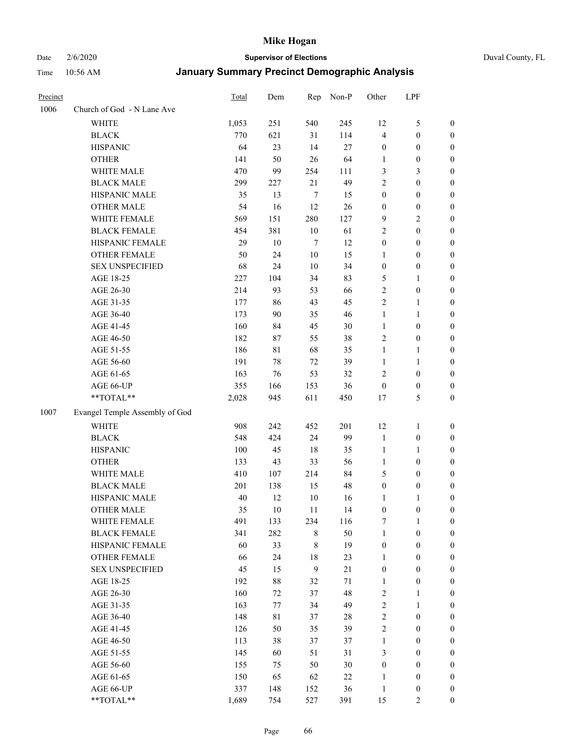| Precinct | | Total | Dem | Rep | Non-P | Other | LPF | |
|---|---|---|---|---|---|---|---|---|
| 1006 | Church of God - N Lane Ave | | | | | | | |
| | WHITE | 1,053 | 251 | 540 | 245 | 12 | 5 | 0 |
| | BLACK | 770 | 621 | 31 | 114 | 4 | 0 | 0 |
| | HISPANIC | 64 | 23 | 14 | 27 | 0 | 0 | 0 |
| | OTHER | 141 | 50 | 26 | 64 | 1 | 0 | 0 |
| | WHITE MALE | 470 | 99 | 254 | 111 | 3 | 3 | 0 |
| | BLACK MALE | 299 | 227 | 21 | 49 | 2 | 0 | 0 |
| | HISPANIC MALE | 35 | 13 | 7 | 15 | 0 | 0 | 0 |
| | OTHER MALE | 54 | 16 | 12 | 26 | 0 | 0 | 0 |
| | WHITE FEMALE | 569 | 151 | 280 | 127 | 9 | 2 | 0 |
| | BLACK FEMALE | 454 | 381 | 10 | 61 | 2 | 0 | 0 |
| | HISPANIC FEMALE | 29 | 10 | 7 | 12 | 0 | 0 | 0 |
| | OTHER FEMALE | 50 | 24 | 10 | 15 | 1 | 0 | 0 |
| | SEX UNSPECIFIED | 68 | 24 | 10 | 34 | 0 | 0 | 0 |
| | AGE 18-25 | 227 | 104 | 34 | 83 | 5 | 1 | 0 |
| | AGE 26-30 | 214 | 93 | 53 | 66 | 2 | 0 | 0 |
| | AGE 31-35 | 177 | 86 | 43 | 45 | 2 | 1 | 0 |
| | AGE 36-40 | 173 | 90 | 35 | 46 | 1 | 1 | 0 |
| | AGE 41-45 | 160 | 84 | 45 | 30 | 1 | 0 | 0 |
| | AGE 46-50 | 182 | 87 | 55 | 38 | 2 | 0 | 0 |
| | AGE 51-55 | 186 | 81 | 68 | 35 | 1 | 1 | 0 |
| | AGE 56-60 | 191 | 78 | 72 | 39 | 1 | 1 | 0 |
| | AGE 61-65 | 163 | 76 | 53 | 32 | 2 | 0 | 0 |
| | AGE 66-UP | 355 | 166 | 153 | 36 | 0 | 0 | 0 |
| | **TOTAL** | 2,028 | 945 | 611 | 450 | 17 | 5 | 0 |
| 1007 | Evangel Temple Assembly of God | | | | | | | |
| | WHITE | 908 | 242 | 452 | 201 | 12 | 1 | 0 |
| | BLACK | 548 | 424 | 24 | 99 | 1 | 0 | 0 |
| | HISPANIC | 100 | 45 | 18 | 35 | 1 | 1 | 0 |
| | OTHER | 133 | 43 | 33 | 56 | 1 | 0 | 0 |
| | WHITE MALE | 410 | 107 | 214 | 84 | 5 | 0 | 0 |
| | BLACK MALE | 201 | 138 | 15 | 48 | 0 | 0 | 0 |
| | HISPANIC MALE | 40 | 12 | 10 | 16 | 1 | 1 | 0 |
| | OTHER MALE | 35 | 10 | 11 | 14 | 0 | 0 | 0 |
| | WHITE FEMALE | 491 | 133 | 234 | 116 | 7 | 1 | 0 |
| | BLACK FEMALE | 341 | 282 | 8 | 50 | 1 | 0 | 0 |
| | HISPANIC FEMALE | 60 | 33 | 8 | 19 | 0 | 0 | 0 |
| | OTHER FEMALE | 66 | 24 | 18 | 23 | 1 | 0 | 0 |
| | SEX UNSPECIFIED | 45 | 15 | 9 | 21 | 0 | 0 | 0 |
| | AGE 18-25 | 192 | 88 | 32 | 71 | 1 | 0 | 0 |
| | AGE 26-30 | 160 | 72 | 37 | 48 | 2 | 1 | 0 |
| | AGE 31-35 | 163 | 77 | 34 | 49 | 2 | 1 | 0 |
| | AGE 36-40 | 148 | 81 | 37 | 28 | 2 | 0 | 0 |
| | AGE 41-45 | 126 | 50 | 35 | 39 | 2 | 0 | 0 |
| | AGE 46-50 | 113 | 38 | 37 | 37 | 1 | 0 | 0 |
| | AGE 51-55 | 145 | 60 | 51 | 31 | 3 | 0 | 0 |
| | AGE 56-60 | 155 | 75 | 50 | 30 | 0 | 0 | 0 |
| | AGE 61-65 | 150 | 65 | 62 | 22 | 1 | 0 | 0 |
| | AGE 66-UP | 337 | 148 | 152 | 36 | 1 | 0 | 0 |
| | **TOTAL** | 1,689 | 754 | 527 | 391 | 15 | 2 | 0 |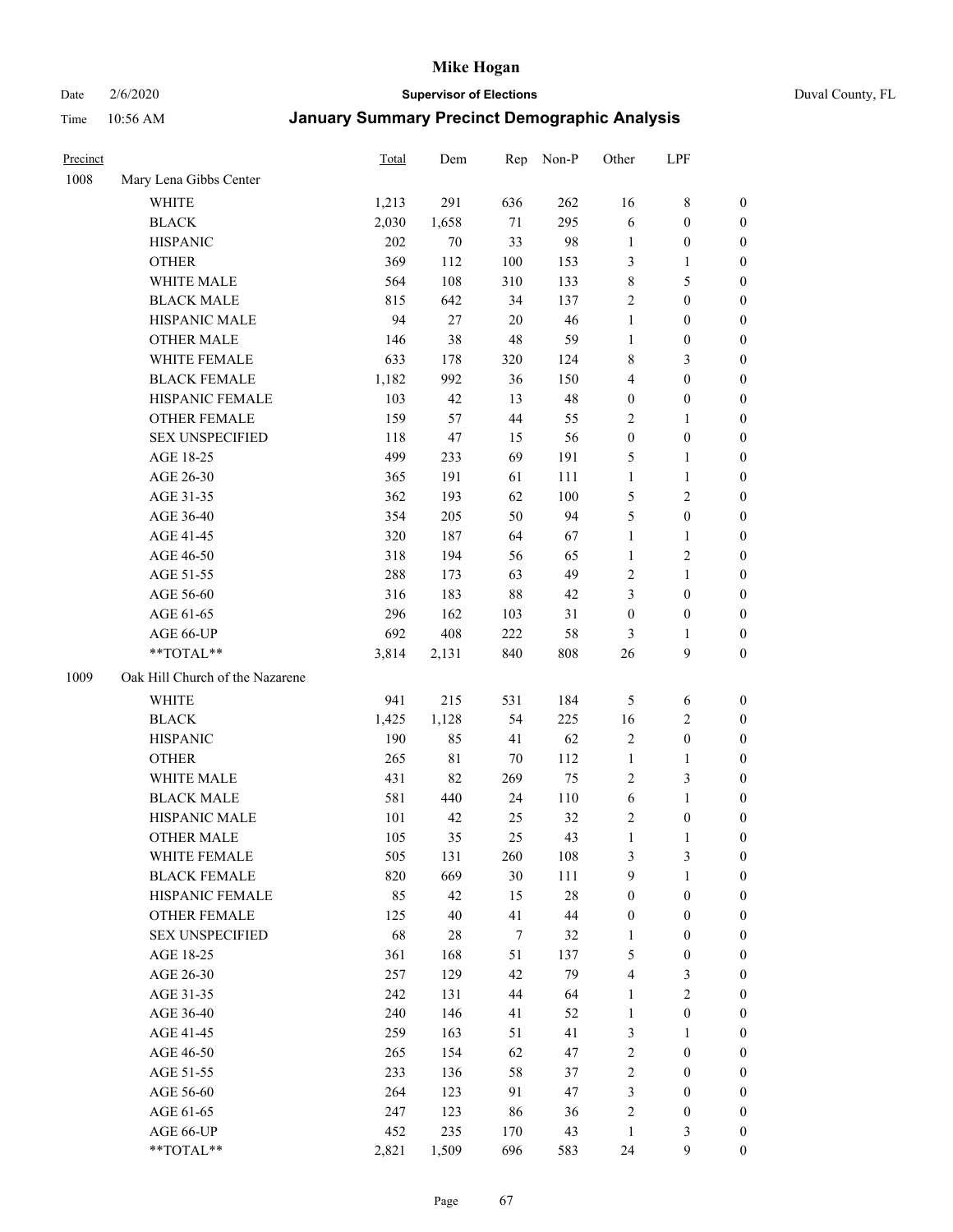# Mike Hogan

Date 2/6/2020 **Supervisor of Elections** Duval County, FL

Time 10:56 AM **January Summary Precinct Demographic Analysis**

| Precinct | | Total | Dem | Rep | Non-P | Other | LPF | |
|---|---|---|---|---|---|---|---|---|
| 1008 | Mary Lena Gibbs Center | | | | | | | |
| | WHITE | 1,213 | 291 | 636 | 262 | 16 | 8 | 0 |
| | BLACK | 2,030 | 1,658 | 71 | 295 | 6 | 0 | 0 |
| | HISPANIC | 202 | 70 | 33 | 98 | 1 | 0 | 0 |
| | OTHER | 369 | 112 | 100 | 153 | 3 | 1 | 0 |
| | WHITE MALE | 564 | 108 | 310 | 133 | 8 | 5 | 0 |
| | BLACK MALE | 815 | 642 | 34 | 137 | 2 | 0 | 0 |
| | HISPANIC MALE | 94 | 27 | 20 | 46 | 1 | 0 | 0 |
| | OTHER MALE | 146 | 38 | 48 | 59 | 1 | 0 | 0 |
| | WHITE FEMALE | 633 | 178 | 320 | 124 | 8 | 3 | 0 |
| | BLACK FEMALE | 1,182 | 992 | 36 | 150 | 4 | 0 | 0 |
| | HISPANIC FEMALE | 103 | 42 | 13 | 48 | 0 | 0 | 0 |
| | OTHER FEMALE | 159 | 57 | 44 | 55 | 2 | 1 | 0 |
| | SEX UNSPECIFIED | 118 | 47 | 15 | 56 | 0 | 0 | 0 |
| | AGE 18-25 | 499 | 233 | 69 | 191 | 5 | 1 | 0 |
| | AGE 26-30 | 365 | 191 | 61 | 111 | 1 | 1 | 0 |
| | AGE 31-35 | 362 | 193 | 62 | 100 | 5 | 2 | 0 |
| | AGE 36-40 | 354 | 205 | 50 | 94 | 5 | 0 | 0 |
| | AGE 41-45 | 320 | 187 | 64 | 67 | 1 | 1 | 0 |
| | AGE 46-50 | 318 | 194 | 56 | 65 | 1 | 2 | 0 |
| | AGE 51-55 | 288 | 173 | 63 | 49 | 2 | 1 | 0 |
| | AGE 56-60 | 316 | 183 | 88 | 42 | 3 | 0 | 0 |
| | AGE 61-65 | 296 | 162 | 103 | 31 | 0 | 0 | 0 |
| | AGE 66-UP | 692 | 408 | 222 | 58 | 3 | 1 | 0 |
| | **TOTAL** | 3,814 | 2,131 | 840 | 808 | 26 | 9 | 0 |
| 1009 | Oak Hill Church of the Nazarene | | | | | | | |
| | WHITE | 941 | 215 | 531 | 184 | 5 | 6 | 0 |
| | BLACK | 1,425 | 1,128 | 54 | 225 | 16 | 2 | 0 |
| | HISPANIC | 190 | 85 | 41 | 62 | 2 | 0 | 0 |
| | OTHER | 265 | 81 | 70 | 112 | 1 | 1 | 0 |
| | WHITE MALE | 431 | 82 | 269 | 75 | 2 | 3 | 0 |
| | BLACK MALE | 581 | 440 | 24 | 110 | 6 | 1 | 0 |
| | HISPANIC MALE | 101 | 42 | 25 | 32 | 2 | 0 | 0 |
| | OTHER MALE | 105 | 35 | 25 | 43 | 1 | 1 | 0 |
| | WHITE FEMALE | 505 | 131 | 260 | 108 | 3 | 3 | 0 |
| | BLACK FEMALE | 820 | 669 | 30 | 111 | 9 | 1 | 0 |
| | HISPANIC FEMALE | 85 | 42 | 15 | 28 | 0 | 0 | 0 |
| | OTHER FEMALE | 125 | 40 | 41 | 44 | 0 | 0 | 0 |
| | SEX UNSPECIFIED | 68 | 28 | 7 | 32 | 1 | 0 | 0 |
| | AGE 18-25 | 361 | 168 | 51 | 137 | 5 | 0 | 0 |
| | AGE 26-30 | 257 | 129 | 42 | 79 | 4 | 3 | 0 |
| | AGE 31-35 | 242 | 131 | 44 | 64 | 1 | 2 | 0 |
| | AGE 36-40 | 240 | 146 | 41 | 52 | 1 | 0 | 0 |
| | AGE 41-45 | 259 | 163 | 51 | 41 | 3 | 1 | 0 |
| | AGE 46-50 | 265 | 154 | 62 | 47 | 2 | 0 | 0 |
| | AGE 51-55 | 233 | 136 | 58 | 37 | 2 | 0 | 0 |
| | AGE 56-60 | 264 | 123 | 91 | 47 | 3 | 0 | 0 |
| | AGE 61-65 | 247 | 123 | 86 | 36 | 2 | 0 | 0 |
| | AGE 66-UP | 452 | 235 | 170 | 43 | 1 | 3 | 0 |
| | **TOTAL** | 2,821 | 1,509 | 696 | 583 | 24 | 9 | 0 |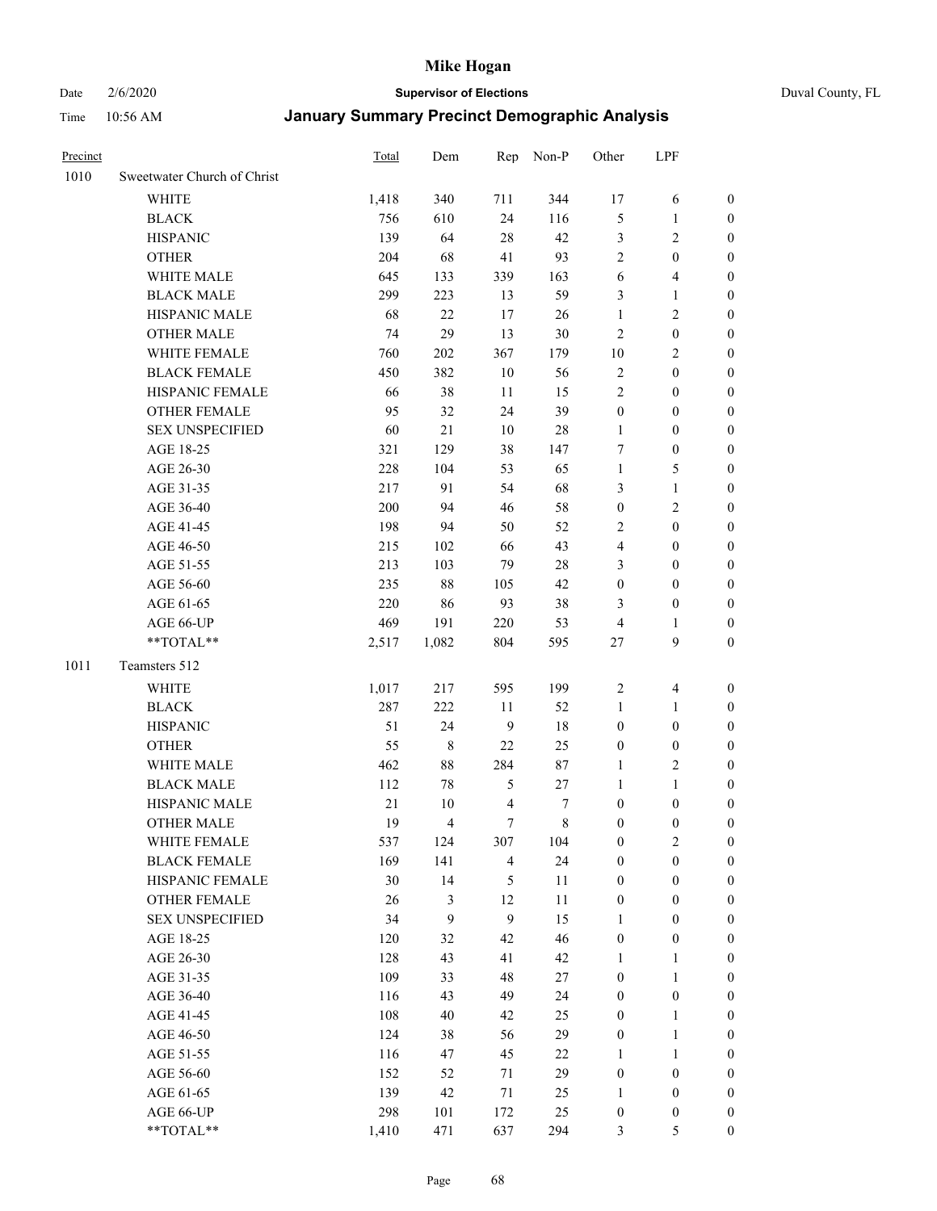# Mike Hogan

Date 2/6/2020 **Supervisor of Elections** Duval County, FL

Time 10:56 AM **January Summary Precinct Demographic Analysis**

| Precinct | | Total | Dem | Rep | Non-P | Other | LPF | |
|---|---|---|---|---|---|---|---|---|
| 1010 | Sweetwater Church of Christ | | | | | | | |
| | WHITE | 1,418 | 340 | 711 | 344 | 17 | 6 | 0 |
| | BLACK | 756 | 610 | 24 | 116 | 5 | 1 | 0 |
| | HISPANIC | 139 | 64 | 28 | 42 | 3 | 2 | 0 |
| | OTHER | 204 | 68 | 41 | 93 | 2 | 0 | 0 |
| | WHITE MALE | 645 | 133 | 339 | 163 | 6 | 4 | 0 |
| | BLACK MALE | 299 | 223 | 13 | 59 | 3 | 1 | 0 |
| | HISPANIC MALE | 68 | 22 | 17 | 26 | 1 | 2 | 0 |
| | OTHER MALE | 74 | 29 | 13 | 30 | 2 | 0 | 0 |
| | WHITE FEMALE | 760 | 202 | 367 | 179 | 10 | 2 | 0 |
| | BLACK FEMALE | 450 | 382 | 10 | 56 | 2 | 0 | 0 |
| | HISPANIC FEMALE | 66 | 38 | 11 | 15 | 2 | 0 | 0 |
| | OTHER FEMALE | 95 | 32 | 24 | 39 | 0 | 0 | 0 |
| | SEX UNSPECIFIED | 60 | 21 | 10 | 28 | 1 | 0 | 0 |
| | AGE 18-25 | 321 | 129 | 38 | 147 | 7 | 0 | 0 |
| | AGE 26-30 | 228 | 104 | 53 | 65 | 1 | 5 | 0 |
| | AGE 31-35 | 217 | 91 | 54 | 68 | 3 | 1 | 0 |
| | AGE 36-40 | 200 | 94 | 46 | 58 | 0 | 2 | 0 |
| | AGE 41-45 | 198 | 94 | 50 | 52 | 2 | 0 | 0 |
| | AGE 46-50 | 215 | 102 | 66 | 43 | 4 | 0 | 0 |
| | AGE 51-55 | 213 | 103 | 79 | 28 | 3 | 0 | 0 |
| | AGE 56-60 | 235 | 88 | 105 | 42 | 0 | 0 | 0 |
| | AGE 61-65 | 220 | 86 | 93 | 38 | 3 | 0 | 0 |
| | AGE 66-UP | 469 | 191 | 220 | 53 | 4 | 1 | 0 |
| | **TOTAL** | 2,517 | 1,082 | 804 | 595 | 27 | 9 | 0 |
| 1011 | Teamsters 512 | | | | | | | |
| | WHITE | 1,017 | 217 | 595 | 199 | 2 | 4 | 0 |
| | BLACK | 287 | 222 | 11 | 52 | 1 | 1 | 0 |
| | HISPANIC | 51 | 24 | 9 | 18 | 0 | 0 | 0 |
| | OTHER | 55 | 8 | 22 | 25 | 0 | 0 | 0 |
| | WHITE MALE | 462 | 88 | 284 | 87 | 1 | 2 | 0 |
| | BLACK MALE | 112 | 78 | 5 | 27 | 1 | 1 | 0 |
| | HISPANIC MALE | 21 | 10 | 4 | 7 | 0 | 0 | 0 |
| | OTHER MALE | 19 | 4 | 7 | 8 | 0 | 0 | 0 |
| | WHITE FEMALE | 537 | 124 | 307 | 104 | 0 | 2 | 0 |
| | BLACK FEMALE | 169 | 141 | 4 | 24 | 0 | 0 | 0 |
| | HISPANIC FEMALE | 30 | 14 | 5 | 11 | 0 | 0 | 0 |
| | OTHER FEMALE | 26 | 3 | 12 | 11 | 0 | 0 | 0 |
| | SEX UNSPECIFIED | 34 | 9 | 9 | 15 | 1 | 0 | 0 |
| | AGE 18-25 | 120 | 32 | 42 | 46 | 0 | 0 | 0 |
| | AGE 26-30 | 128 | 43 | 41 | 42 | 1 | 1 | 0 |
| | AGE 31-35 | 109 | 33 | 48 | 27 | 0 | 1 | 0 |
| | AGE 36-40 | 116 | 43 | 49 | 24 | 0 | 0 | 0 |
| | AGE 41-45 | 108 | 40 | 42 | 25 | 0 | 1 | 0 |
| | AGE 46-50 | 124 | 38 | 56 | 29 | 0 | 1 | 0 |
| | AGE 51-55 | 116 | 47 | 45 | 22 | 1 | 1 | 0 |
| | AGE 56-60 | 152 | 52 | 71 | 29 | 0 | 0 | 0 |
| | AGE 61-65 | 139 | 42 | 71 | 25 | 1 | 0 | 0 |
| | AGE 66-UP | 298 | 101 | 172 | 25 | 0 | 0 | 0 |
| | **TOTAL** | 1,410 | 471 | 637 | 294 | 3 | 5 | 0 |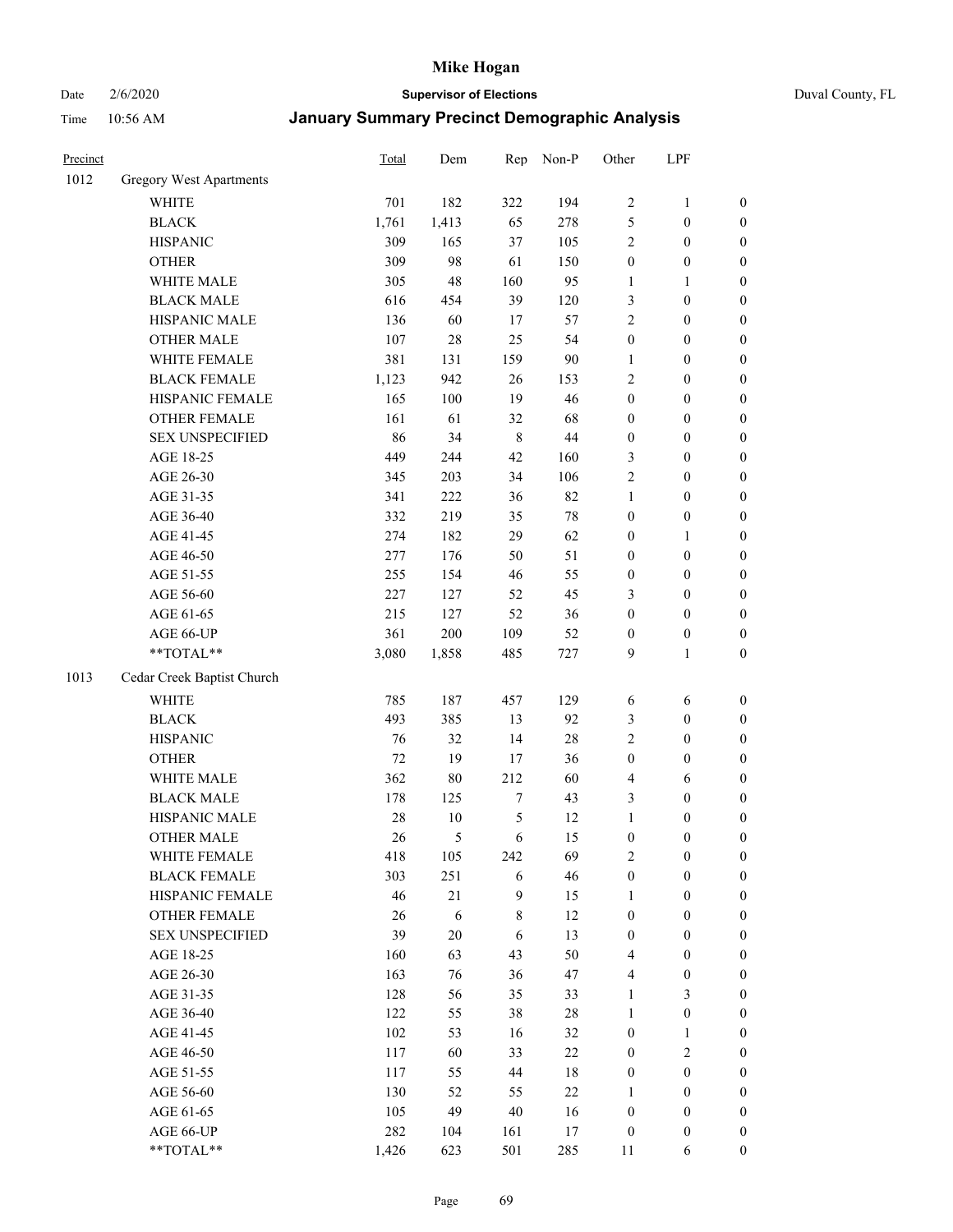# Mike Hogan

Date 2/6/2020 **Supervisor of Elections** Duval County, FL

Time 10:56 AM **January Summary Precinct Demographic Analysis**

| Precinct | | Total | Dem | Rep | Non-P | Other | LPF | |
|---|---|---|---|---|---|---|---|---|
| 1012 | Gregory West Apartments | | | | | | | |
| | WHITE | 701 | 182 | 322 | 194 | 2 | 1 | 0 |
| | BLACK | 1,761 | 1,413 | 65 | 278 | 5 | 0 | 0 |
| | HISPANIC | 309 | 165 | 37 | 105 | 2 | 0 | 0 |
| | OTHER | 309 | 98 | 61 | 150 | 0 | 0 | 0 |
| | WHITE MALE | 305 | 48 | 160 | 95 | 1 | 1 | 0 |
| | BLACK MALE | 616 | 454 | 39 | 120 | 3 | 0 | 0 |
| | HISPANIC MALE | 136 | 60 | 17 | 57 | 2 | 0 | 0 |
| | OTHER MALE | 107 | 28 | 25 | 54 | 0 | 0 | 0 |
| | WHITE FEMALE | 381 | 131 | 159 | 90 | 1 | 0 | 0 |
| | BLACK FEMALE | 1,123 | 942 | 26 | 153 | 2 | 0 | 0 |
| | HISPANIC FEMALE | 165 | 100 | 19 | 46 | 0 | 0 | 0 |
| | OTHER FEMALE | 161 | 61 | 32 | 68 | 0 | 0 | 0 |
| | SEX UNSPECIFIED | 86 | 34 | 8 | 44 | 0 | 0 | 0 |
| | AGE 18-25 | 449 | 244 | 42 | 160 | 3 | 0 | 0 |
| | AGE 26-30 | 345 | 203 | 34 | 106 | 2 | 0 | 0 |
| | AGE 31-35 | 341 | 222 | 36 | 82 | 1 | 0 | 0 |
| | AGE 36-40 | 332 | 219 | 35 | 78 | 0 | 0 | 0 |
| | AGE 41-45 | 274 | 182 | 29 | 62 | 0 | 1 | 0 |
| | AGE 46-50 | 277 | 176 | 50 | 51 | 0 | 0 | 0 |
| | AGE 51-55 | 255 | 154 | 46 | 55 | 0 | 0 | 0 |
| | AGE 56-60 | 227 | 127 | 52 | 45 | 3 | 0 | 0 |
| | AGE 61-65 | 215 | 127 | 52 | 36 | 0 | 0 | 0 |
| | AGE 66-UP | 361 | 200 | 109 | 52 | 0 | 0 | 0 |
| | **TOTAL** | 3,080 | 1,858 | 485 | 727 | 9 | 1 | 0 |
| 1013 | Cedar Creek Baptist Church | | | | | | | |
| | WHITE | 785 | 187 | 457 | 129 | 6 | 6 | 0 |
| | BLACK | 493 | 385 | 13 | 92 | 3 | 0 | 0 |
| | HISPANIC | 76 | 32 | 14 | 28 | 2 | 0 | 0 |
| | OTHER | 72 | 19 | 17 | 36 | 0 | 0 | 0 |
| | WHITE MALE | 362 | 80 | 212 | 60 | 4 | 6 | 0 |
| | BLACK MALE | 178 | 125 | 7 | 43 | 3 | 0 | 0 |
| | HISPANIC MALE | 28 | 10 | 5 | 12 | 1 | 0 | 0 |
| | OTHER MALE | 26 | 5 | 6 | 15 | 0 | 0 | 0 |
| | WHITE FEMALE | 418 | 105 | 242 | 69 | 2 | 0 | 0 |
| | BLACK FEMALE | 303 | 251 | 6 | 46 | 0 | 0 | 0 |
| | HISPANIC FEMALE | 46 | 21 | 9 | 15 | 1 | 0 | 0 |
| | OTHER FEMALE | 26 | 6 | 8 | 12 | 0 | 0 | 0 |
| | SEX UNSPECIFIED | 39 | 20 | 6 | 13 | 0 | 0 | 0 |
| | AGE 18-25 | 160 | 63 | 43 | 50 | 4 | 0 | 0 |
| | AGE 26-30 | 163 | 76 | 36 | 47 | 4 | 0 | 0 |
| | AGE 31-35 | 128 | 56 | 35 | 33 | 1 | 3 | 0 |
| | AGE 36-40 | 122 | 55 | 38 | 28 | 1 | 0 | 0 |
| | AGE 41-45 | 102 | 53 | 16 | 32 | 0 | 1 | 0 |
| | AGE 46-50 | 117 | 60 | 33 | 22 | 0 | 2 | 0 |
| | AGE 51-55 | 117 | 55 | 44 | 18 | 0 | 0 | 0 |
| | AGE 56-60 | 130 | 52 | 55 | 22 | 1 | 0 | 0 |
| | AGE 61-65 | 105 | 49 | 40 | 16 | 0 | 0 | 0 |
| | AGE 66-UP | 282 | 104 | 161 | 17 | 0 | 0 | 0 |
| | **TOTAL** | 1,426 | 623 | 501 | 285 | 11 | 6 | 0 |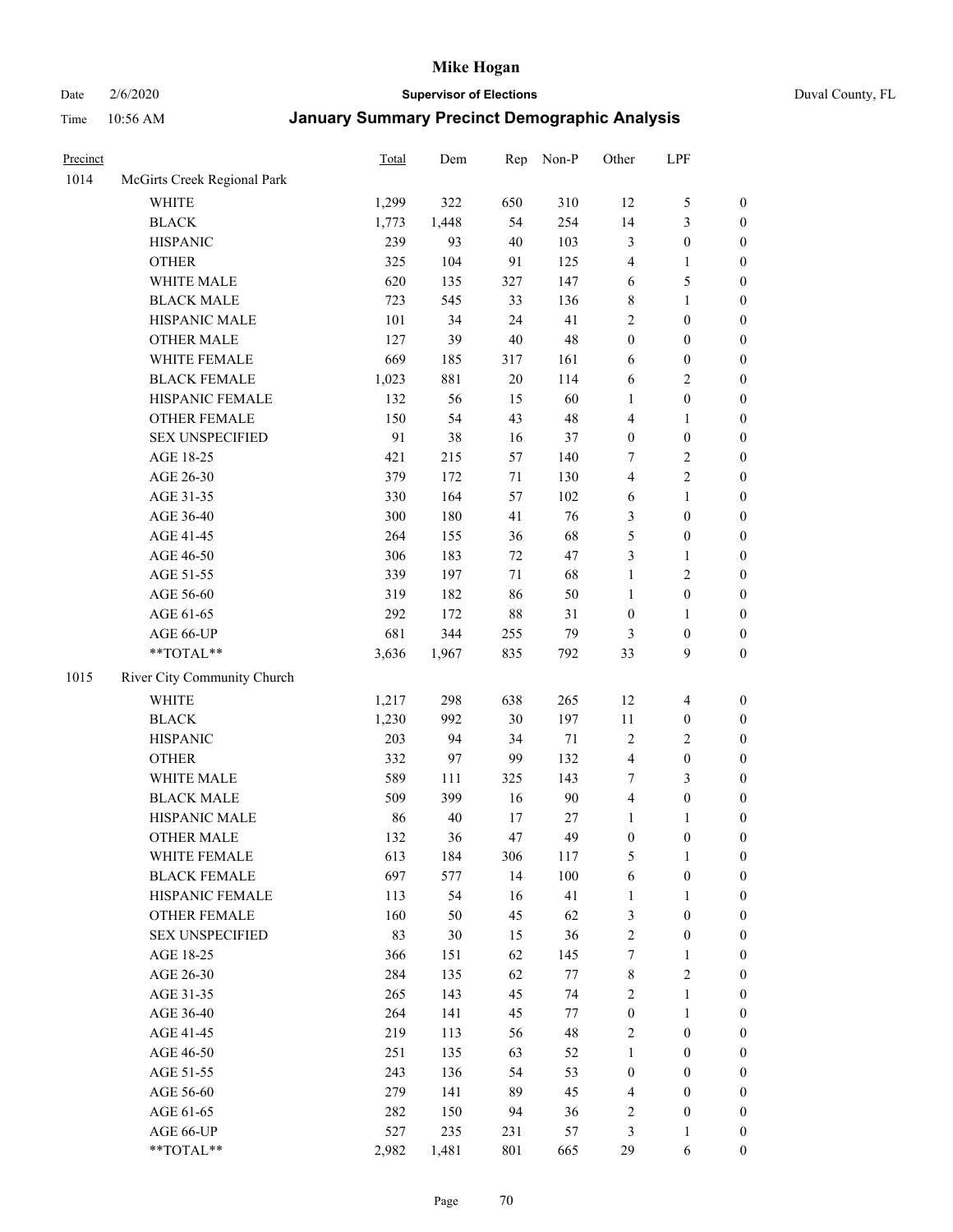# Mike Hogan

Date 2/6/2020 **Supervisor of Elections** Duval County, FL

Time 10:56 AM **January Summary Precinct Demographic Analysis**

| Precinct | | Total | Dem | Rep | Non-P | Other | LPF | |
|---|---|---|---|---|---|---|---|---|
| 1014 | McGirts Creek Regional Park | | | | | | | |
| | WHITE | 1,299 | 322 | 650 | 310 | 12 | 5 | 0 |
| | BLACK | 1,773 | 1,448 | 54 | 254 | 14 | 3 | 0 |
| | HISPANIC | 239 | 93 | 40 | 103 | 3 | 0 | 0 |
| | OTHER | 325 | 104 | 91 | 125 | 4 | 1 | 0 |
| | WHITE MALE | 620 | 135 | 327 | 147 | 6 | 5 | 0 |
| | BLACK MALE | 723 | 545 | 33 | 136 | 8 | 1 | 0 |
| | HISPANIC MALE | 101 | 34 | 24 | 41 | 2 | 0 | 0 |
| | OTHER MALE | 127 | 39 | 40 | 48 | 0 | 0 | 0 |
| | WHITE FEMALE | 669 | 185 | 317 | 161 | 6 | 0 | 0 |
| | BLACK FEMALE | 1,023 | 881 | 20 | 114 | 6 | 2 | 0 |
| | HISPANIC FEMALE | 132 | 56 | 15 | 60 | 1 | 0 | 0 |
| | OTHER FEMALE | 150 | 54 | 43 | 48 | 4 | 1 | 0 |
| | SEX UNSPECIFIED | 91 | 38 | 16 | 37 | 0 | 0 | 0 |
| | AGE 18-25 | 421 | 215 | 57 | 140 | 7 | 2 | 0 |
| | AGE 26-30 | 379 | 172 | 71 | 130 | 4 | 2 | 0 |
| | AGE 31-35 | 330 | 164 | 57 | 102 | 6 | 1 | 0 |
| | AGE 36-40 | 300 | 180 | 41 | 76 | 3 | 0 | 0 |
| | AGE 41-45 | 264 | 155 | 36 | 68 | 5 | 0 | 0 |
| | AGE 46-50 | 306 | 183 | 72 | 47 | 3 | 1 | 0 |
| | AGE 51-55 | 339 | 197 | 71 | 68 | 1 | 2 | 0 |
| | AGE 56-60 | 319 | 182 | 86 | 50 | 1 | 0 | 0 |
| | AGE 61-65 | 292 | 172 | 88 | 31 | 0 | 1 | 0 |
| | AGE 66-UP | 681 | 344 | 255 | 79 | 3 | 0 | 0 |
| | **TOTAL** | 3,636 | 1,967 | 835 | 792 | 33 | 9 | 0 |
| 1015 | River City Community Church | | | | | | | |
| | WHITE | 1,217 | 298 | 638 | 265 | 12 | 4 | 0 |
| | BLACK | 1,230 | 992 | 30 | 197 | 11 | 0 | 0 |
| | HISPANIC | 203 | 94 | 34 | 71 | 2 | 2 | 0 |
| | OTHER | 332 | 97 | 99 | 132 | 4 | 0 | 0 |
| | WHITE MALE | 589 | 111 | 325 | 143 | 7 | 3 | 0 |
| | BLACK MALE | 509 | 399 | 16 | 90 | 4 | 0 | 0 |
| | HISPANIC MALE | 86 | 40 | 17 | 27 | 1 | 1 | 0 |
| | OTHER MALE | 132 | 36 | 47 | 49 | 0 | 0 | 0 |
| | WHITE FEMALE | 613 | 184 | 306 | 117 | 5 | 1 | 0 |
| | BLACK FEMALE | 697 | 577 | 14 | 100 | 6 | 0 | 0 |
| | HISPANIC FEMALE | 113 | 54 | 16 | 41 | 1 | 1 | 0 |
| | OTHER FEMALE | 160 | 50 | 45 | 62 | 3 | 0 | 0 |
| | SEX UNSPECIFIED | 83 | 30 | 15 | 36 | 2 | 0 | 0 |
| | AGE 18-25 | 366 | 151 | 62 | 145 | 7 | 1 | 0 |
| | AGE 26-30 | 284 | 135 | 62 | 77 | 8 | 2 | 0 |
| | AGE 31-35 | 265 | 143 | 45 | 74 | 2 | 1 | 0 |
| | AGE 36-40 | 264 | 141 | 45 | 77 | 0 | 1 | 0 |
| | AGE 41-45 | 219 | 113 | 56 | 48 | 2 | 0 | 0 |
| | AGE 46-50 | 251 | 135 | 63 | 52 | 1 | 0 | 0 |
| | AGE 51-55 | 243 | 136 | 54 | 53 | 0 | 0 | 0 |
| | AGE 56-60 | 279 | 141 | 89 | 45 | 4 | 0 | 0 |
| | AGE 61-65 | 282 | 150 | 94 | 36 | 2 | 0 | 0 |
| | AGE 66-UP | 527 | 235 | 231 | 57 | 3 | 1 | 0 |
| | **TOTAL** | 2,982 | 1,481 | 801 | 665 | 29 | 6 | 0 |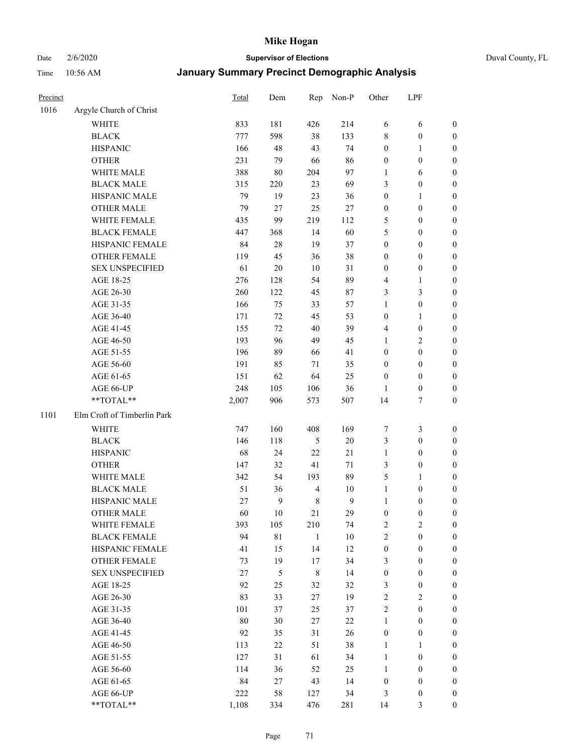# Mike Hogan

Date 2/6/2020 **Supervisor of Elections** Duval County, FL

Time 10:56 AM **January Summary Precinct Demographic Analysis**

| Precinct | | Total | Dem | Rep | Non-P | Other | LPF | |
|---|---|---|---|---|---|---|---|---|
| 1016 | Argyle Church of Christ | | | | | | | |
| | WHITE | 833 | 181 | 426 | 214 | 6 | 6 | 0 |
| | BLACK | 777 | 598 | 38 | 133 | 8 | 0 | 0 |
| | HISPANIC | 166 | 48 | 43 | 74 | 0 | 1 | 0 |
| | OTHER | 231 | 79 | 66 | 86 | 0 | 0 | 0 |
| | WHITE MALE | 388 | 80 | 204 | 97 | 1 | 6 | 0 |
| | BLACK MALE | 315 | 220 | 23 | 69 | 3 | 0 | 0 |
| | HISPANIC MALE | 79 | 19 | 23 | 36 | 0 | 1 | 0 |
| | OTHER MALE | 79 | 27 | 25 | 27 | 0 | 0 | 0 |
| | WHITE FEMALE | 435 | 99 | 219 | 112 | 5 | 0 | 0 |
| | BLACK FEMALE | 447 | 368 | 14 | 60 | 5 | 0 | 0 |
| | HISPANIC FEMALE | 84 | 28 | 19 | 37 | 0 | 0 | 0 |
| | OTHER FEMALE | 119 | 45 | 36 | 38 | 0 | 0 | 0 |
| | SEX UNSPECIFIED | 61 | 20 | 10 | 31 | 0 | 0 | 0 |
| | AGE 18-25 | 276 | 128 | 54 | 89 | 4 | 1 | 0 |
| | AGE 26-30 | 260 | 122 | 45 | 87 | 3 | 3 | 0 |
| | AGE 31-35 | 166 | 75 | 33 | 57 | 1 | 0 | 0 |
| | AGE 36-40 | 171 | 72 | 45 | 53 | 0 | 1 | 0 |
| | AGE 41-45 | 155 | 72 | 40 | 39 | 4 | 0 | 0 |
| | AGE 46-50 | 193 | 96 | 49 | 45 | 1 | 2 | 0 |
| | AGE 51-55 | 196 | 89 | 66 | 41 | 0 | 0 | 0 |
| | AGE 56-60 | 191 | 85 | 71 | 35 | 0 | 0 | 0 |
| | AGE 61-65 | 151 | 62 | 64 | 25 | 0 | 0 | 0 |
| | AGE 66-UP | 248 | 105 | 106 | 36 | 1 | 0 | 0 |
| | **TOTAL** | 2,007 | 906 | 573 | 507 | 14 | 7 | 0 |
| 1101 | Elm Croft of Timberlin Park | | | | | | | |
| | WHITE | 747 | 160 | 408 | 169 | 7 | 3 | 0 |
| | BLACK | 146 | 118 | 5 | 20 | 3 | 0 | 0 |
| | HISPANIC | 68 | 24 | 22 | 21 | 1 | 0 | 0 |
| | OTHER | 147 | 32 | 41 | 71 | 3 | 0 | 0 |
| | WHITE MALE | 342 | 54 | 193 | 89 | 5 | 1 | 0 |
| | BLACK MALE | 51 | 36 | 4 | 10 | 1 | 0 | 0 |
| | HISPANIC MALE | 27 | 9 | 8 | 9 | 1 | 0 | 0 |
| | OTHER MALE | 60 | 10 | 21 | 29 | 0 | 0 | 0 |
| | WHITE FEMALE | 393 | 105 | 210 | 74 | 2 | 2 | 0 |
| | BLACK FEMALE | 94 | 81 | 1 | 10 | 2 | 0 | 0 |
| | HISPANIC FEMALE | 41 | 15 | 14 | 12 | 0 | 0 | 0 |
| | OTHER FEMALE | 73 | 19 | 17 | 34 | 3 | 0 | 0 |
| | SEX UNSPECIFIED | 27 | 5 | 8 | 14 | 0 | 0 | 0 |
| | AGE 18-25 | 92 | 25 | 32 | 32 | 3 | 0 | 0 |
| | AGE 26-30 | 83 | 33 | 27 | 19 | 2 | 2 | 0 |
| | AGE 31-35 | 101 | 37 | 25 | 37 | 2 | 0 | 0 |
| | AGE 36-40 | 80 | 30 | 27 | 22 | 1 | 0 | 0 |
| | AGE 41-45 | 92 | 35 | 31 | 26 | 0 | 0 | 0 |
| | AGE 46-50 | 113 | 22 | 51 | 38 | 1 | 1 | 0 |
| | AGE 51-55 | 127 | 31 | 61 | 34 | 1 | 0 | 0 |
| | AGE 56-60 | 114 | 36 | 52 | 25 | 1 | 0 | 0 |
| | AGE 61-65 | 84 | 27 | 43 | 14 | 0 | 0 | 0 |
| | AGE 66-UP | 222 | 58 | 127 | 34 | 3 | 0 | 0 |
| | **TOTAL** | 1,108 | 334 | 476 | 281 | 14 | 3 | 0 |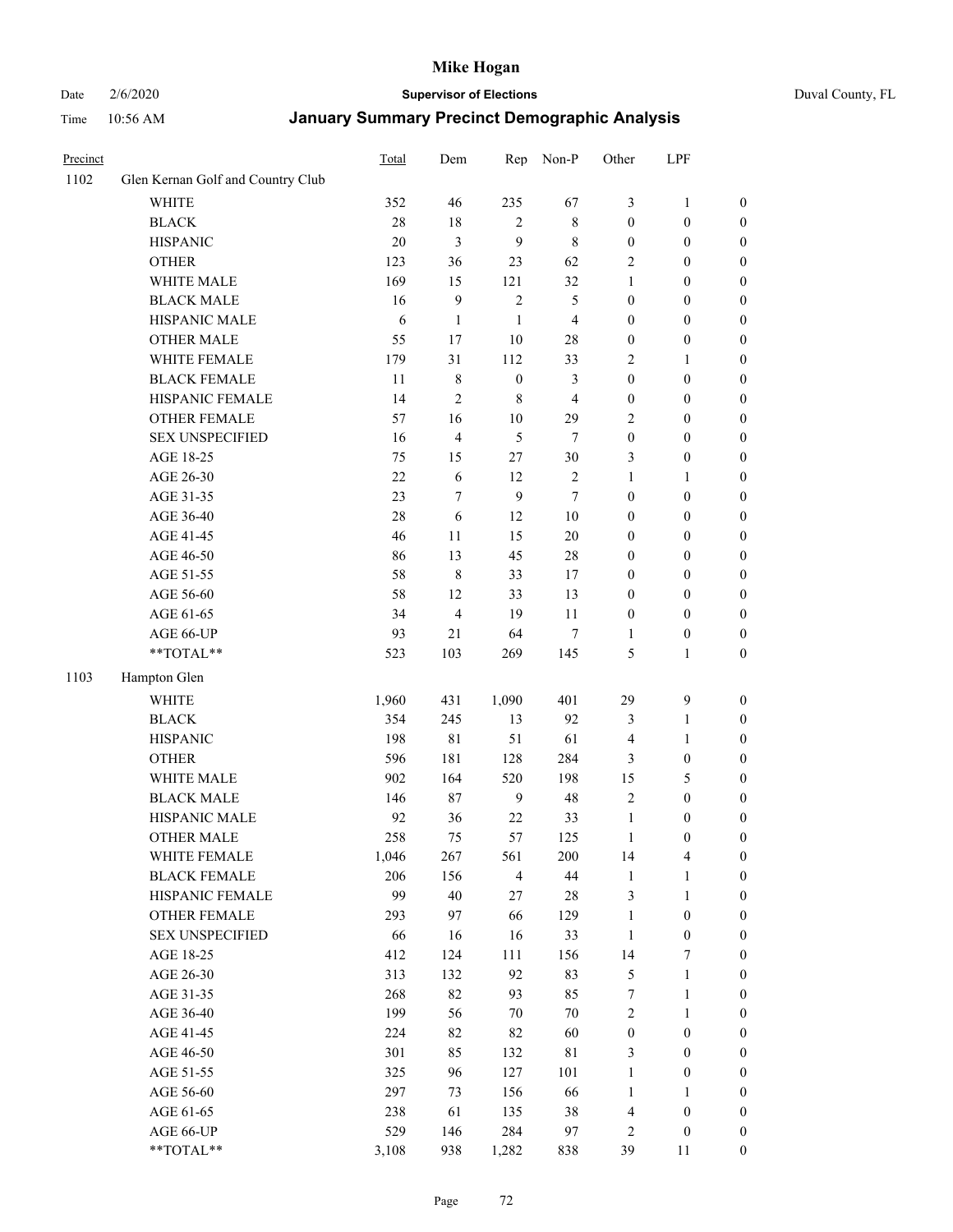# Mike Hogan

Date 2/6/2020 **Supervisor of Elections** Duval County, FL

Time 10:56 AM **January Summary Precinct Demographic Analysis**

| Precinct | | Total | Dem | Rep | Non-P | Other | LPF | |
|---|---|---|---|---|---|---|---|---|
| 1102 | Glen Kernan Golf and Country Club | | | | | | | |
| | WHITE | 352 | 46 | 235 | 67 | 3 | 1 | 0 |
| | BLACK | 28 | 18 | 2 | 8 | 0 | 0 | 0 |
| | HISPANIC | 20 | 3 | 9 | 8 | 0 | 0 | 0 |
| | OTHER | 123 | 36 | 23 | 62 | 2 | 0 | 0 |
| | WHITE MALE | 169 | 15 | 121 | 32 | 1 | 0 | 0 |
| | BLACK MALE | 16 | 9 | 2 | 5 | 0 | 0 | 0 |
| | HISPANIC MALE | 6 | 1 | 1 | 4 | 0 | 0 | 0 |
| | OTHER MALE | 55 | 17 | 10 | 28 | 0 | 0 | 0 |
| | WHITE FEMALE | 179 | 31 | 112 | 33 | 2 | 1 | 0 |
| | BLACK FEMALE | 11 | 8 | 0 | 3 | 0 | 0 | 0 |
| | HISPANIC FEMALE | 14 | 2 | 8 | 4 | 0 | 0 | 0 |
| | OTHER FEMALE | 57 | 16 | 10 | 29 | 2 | 0 | 0 |
| | SEX UNSPECIFIED | 16 | 4 | 5 | 7 | 0 | 0 | 0 |
| | AGE 18-25 | 75 | 15 | 27 | 30 | 3 | 0 | 0 |
| | AGE 26-30 | 22 | 6 | 12 | 2 | 1 | 1 | 0 |
| | AGE 31-35 | 23 | 7 | 9 | 7 | 0 | 0 | 0 |
| | AGE 36-40 | 28 | 6 | 12 | 10 | 0 | 0 | 0 |
| | AGE 41-45 | 46 | 11 | 15 | 20 | 0 | 0 | 0 |
| | AGE 46-50 | 86 | 13 | 45 | 28 | 0 | 0 | 0 |
| | AGE 51-55 | 58 | 8 | 33 | 17 | 0 | 0 | 0 |
| | AGE 56-60 | 58 | 12 | 33 | 13 | 0 | 0 | 0 |
| | AGE 61-65 | 34 | 4 | 19 | 11 | 0 | 0 | 0 |
| | AGE 66-UP | 93 | 21 | 64 | 7 | 1 | 0 | 0 |
| | **TOTAL** | 523 | 103 | 269 | 145 | 5 | 1 | 0 |
| 1103 | Hampton Glen | | | | | | | |
| | WHITE | 1,960 | 431 | 1,090 | 401 | 29 | 9 | 0 |
| | BLACK | 354 | 245 | 13 | 92 | 3 | 1 | 0 |
| | HISPANIC | 198 | 81 | 51 | 61 | 4 | 1 | 0 |
| | OTHER | 596 | 181 | 128 | 284 | 3 | 0 | 0 |
| | WHITE MALE | 902 | 164 | 520 | 198 | 15 | 5 | 0 |
| | BLACK MALE | 146 | 87 | 9 | 48 | 2 | 0 | 0 |
| | HISPANIC MALE | 92 | 36 | 22 | 33 | 1 | 0 | 0 |
| | OTHER MALE | 258 | 75 | 57 | 125 | 1 | 0 | 0 |
| | WHITE FEMALE | 1,046 | 267 | 561 | 200 | 14 | 4 | 0 |
| | BLACK FEMALE | 206 | 156 | 4 | 44 | 1 | 1 | 0 |
| | HISPANIC FEMALE | 99 | 40 | 27 | 28 | 3 | 1 | 0 |
| | OTHER FEMALE | 293 | 97 | 66 | 129 | 1 | 0 | 0 |
| | SEX UNSPECIFIED | 66 | 16 | 16 | 33 | 1 | 0 | 0 |
| | AGE 18-25 | 412 | 124 | 111 | 156 | 14 | 7 | 0 |
| | AGE 26-30 | 313 | 132 | 92 | 83 | 5 | 1 | 0 |
| | AGE 31-35 | 268 | 82 | 93 | 85 | 7 | 1 | 0 |
| | AGE 36-40 | 199 | 56 | 70 | 70 | 2 | 1 | 0 |
| | AGE 41-45 | 224 | 82 | 82 | 60 | 0 | 0 | 0 |
| | AGE 46-50 | 301 | 85 | 132 | 81 | 3 | 0 | 0 |
| | AGE 51-55 | 325 | 96 | 127 | 101 | 1 | 0 | 0 |
| | AGE 56-60 | 297 | 73 | 156 | 66 | 1 | 1 | 0 |
| | AGE 61-65 | 238 | 61 | 135 | 38 | 4 | 0 | 0 |
| | AGE 66-UP | 529 | 146 | 284 | 97 | 2 | 0 | 0 |
| | **TOTAL** | 3,108 | 938 | 1,282 | 838 | 39 | 11 | 0 |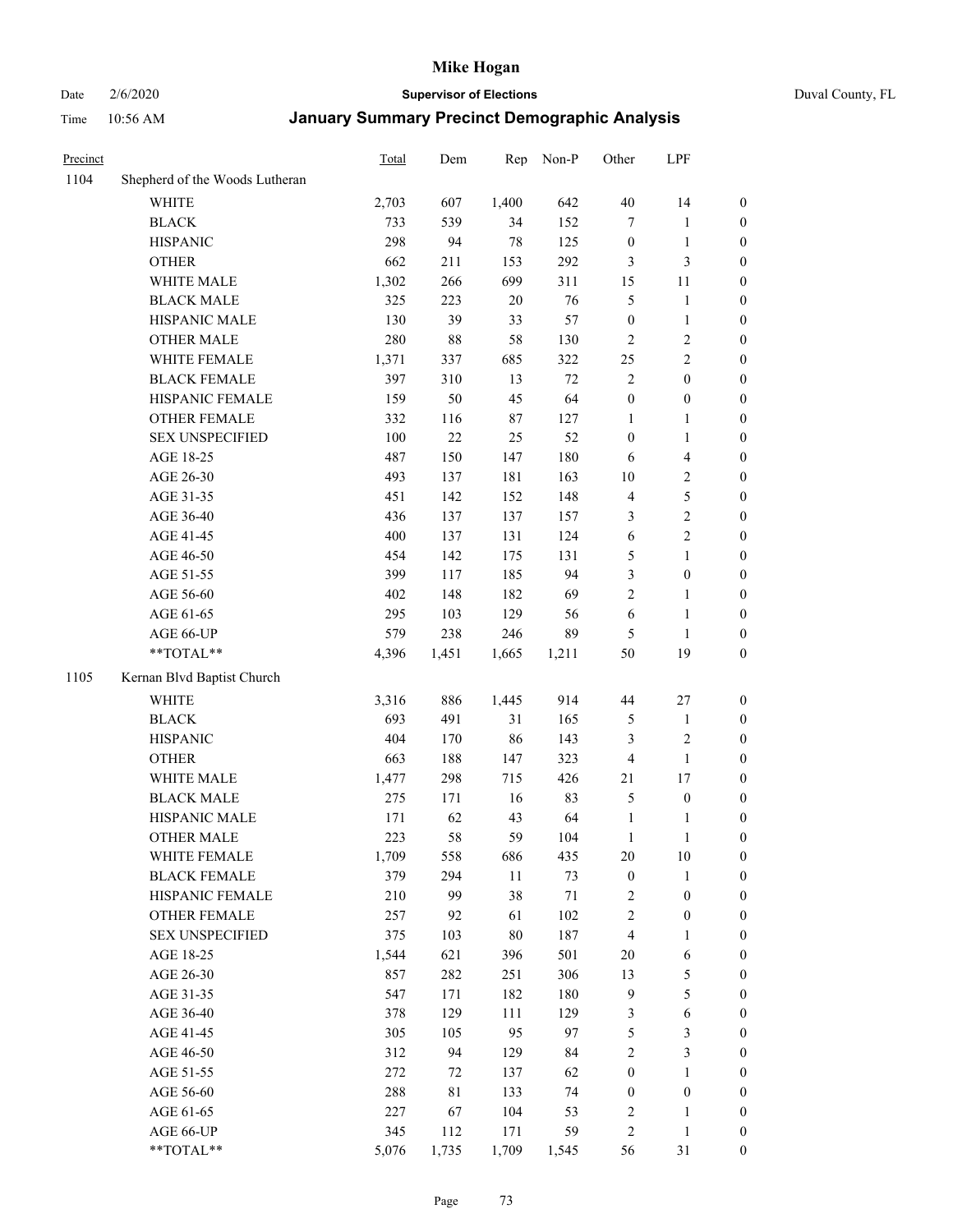# Mike Hogan

Date 2/6/2020 — **Supervisor of Elections** — Duval County, FL

Time 10:56 AM — **January Summary Precinct Demographic Analysis**

| Precinct | | Total | Dem | Rep | Non-P | Other | LPF | |
|---|---|---|---|---|---|---|---|---|
| 1104 | Shepherd of the Woods Lutheran | | | | | | | |
| | WHITE | 2,703 | 607 | 1,400 | 642 | 40 | 14 | 0 |
| | BLACK | 733 | 539 | 34 | 152 | 7 | 1 | 0 |
| | HISPANIC | 298 | 94 | 78 | 125 | 0 | 1 | 0 |
| | OTHER | 662 | 211 | 153 | 292 | 3 | 3 | 0 |
| | WHITE MALE | 1,302 | 266 | 699 | 311 | 15 | 11 | 0 |
| | BLACK MALE | 325 | 223 | 20 | 76 | 5 | 1 | 0 |
| | HISPANIC MALE | 130 | 39 | 33 | 57 | 0 | 1 | 0 |
| | OTHER MALE | 280 | 88 | 58 | 130 | 2 | 2 | 0 |
| | WHITE FEMALE | 1,371 | 337 | 685 | 322 | 25 | 2 | 0 |
| | BLACK FEMALE | 397 | 310 | 13 | 72 | 2 | 0 | 0 |
| | HISPANIC FEMALE | 159 | 50 | 45 | 64 | 0 | 0 | 0 |
| | OTHER FEMALE | 332 | 116 | 87 | 127 | 1 | 1 | 0 |
| | SEX UNSPECIFIED | 100 | 22 | 25 | 52 | 0 | 1 | 0 |
| | AGE 18-25 | 487 | 150 | 147 | 180 | 6 | 4 | 0 |
| | AGE 26-30 | 493 | 137 | 181 | 163 | 10 | 2 | 0 |
| | AGE 31-35 | 451 | 142 | 152 | 148 | 4 | 5 | 0 |
| | AGE 36-40 | 436 | 137 | 137 | 157 | 3 | 2 | 0 |
| | AGE 41-45 | 400 | 137 | 131 | 124 | 6 | 2 | 0 |
| | AGE 46-50 | 454 | 142 | 175 | 131 | 5 | 1 | 0 |
| | AGE 51-55 | 399 | 117 | 185 | 94 | 3 | 0 | 0 |
| | AGE 56-60 | 402 | 148 | 182 | 69 | 2 | 1 | 0 |
| | AGE 61-65 | 295 | 103 | 129 | 56 | 6 | 1 | 0 |
| | AGE 66-UP | 579 | 238 | 246 | 89 | 5 | 1 | 0 |
| | **TOTAL** | 4,396 | 1,451 | 1,665 | 1,211 | 50 | 19 | 0 |
| 1105 | Kernan Blvd Baptist Church | | | | | | | |
| | WHITE | 3,316 | 886 | 1,445 | 914 | 44 | 27 | 0 |
| | BLACK | 693 | 491 | 31 | 165 | 5 | 1 | 0 |
| | HISPANIC | 404 | 170 | 86 | 143 | 3 | 2 | 0 |
| | OTHER | 663 | 188 | 147 | 323 | 4 | 1 | 0 |
| | WHITE MALE | 1,477 | 298 | 715 | 426 | 21 | 17 | 0 |
| | BLACK MALE | 275 | 171 | 16 | 83 | 5 | 0 | 0 |
| | HISPANIC MALE | 171 | 62 | 43 | 64 | 1 | 1 | 0 |
| | OTHER MALE | 223 | 58 | 59 | 104 | 1 | 1 | 0 |
| | WHITE FEMALE | 1,709 | 558 | 686 | 435 | 20 | 10 | 0 |
| | BLACK FEMALE | 379 | 294 | 11 | 73 | 0 | 1 | 0 |
| | HISPANIC FEMALE | 210 | 99 | 38 | 71 | 2 | 0 | 0 |
| | OTHER FEMALE | 257 | 92 | 61 | 102 | 2 | 0 | 0 |
| | SEX UNSPECIFIED | 375 | 103 | 80 | 187 | 4 | 1 | 0 |
| | AGE 18-25 | 1,544 | 621 | 396 | 501 | 20 | 6 | 0 |
| | AGE 26-30 | 857 | 282 | 251 | 306 | 13 | 5 | 0 |
| | AGE 31-35 | 547 | 171 | 182 | 180 | 9 | 5 | 0 |
| | AGE 36-40 | 378 | 129 | 111 | 129 | 3 | 6 | 0 |
| | AGE 41-45 | 305 | 105 | 95 | 97 | 5 | 3 | 0 |
| | AGE 46-50 | 312 | 94 | 129 | 84 | 2 | 3 | 0 |
| | AGE 51-55 | 272 | 72 | 137 | 62 | 0 | 1 | 0 |
| | AGE 56-60 | 288 | 81 | 133 | 74 | 0 | 0 | 0 |
| | AGE 61-65 | 227 | 67 | 104 | 53 | 2 | 1 | 0 |
| | AGE 66-UP | 345 | 112 | 171 | 59 | 2 | 1 | 0 |
| | **TOTAL** | 5,076 | 1,735 | 1,709 | 1,545 | 56 | 31 | 0 |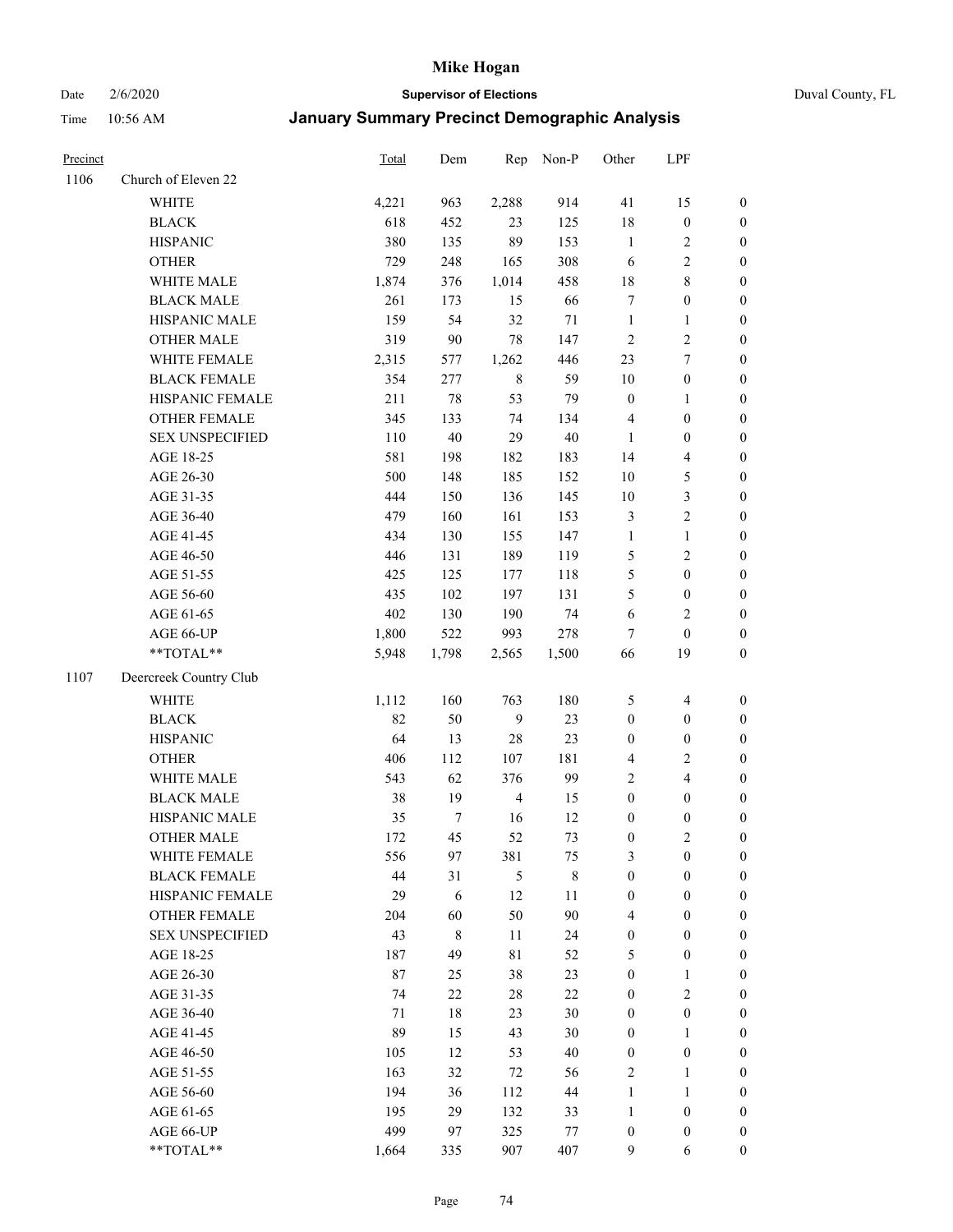# Mike Hogan

Date 2/6/2020 **Supervisor of Elections** Duval County, FL

Time 10:56 AM **January Summary Precinct Demographic Analysis**

| Precinct | | Total | Dem | Rep | Non-P | Other | LPF | |
|---|---|---|---|---|---|---|---|---|
| 1106 | Church of Eleven 22 | | | | | | | |
| | WHITE | 4,221 | 963 | 2,288 | 914 | 41 | 15 | 0 |
| | BLACK | 618 | 452 | 23 | 125 | 18 | 0 | 0 |
| | HISPANIC | 380 | 135 | 89 | 153 | 1 | 2 | 0 |
| | OTHER | 729 | 248 | 165 | 308 | 6 | 2 | 0 |
| | WHITE MALE | 1,874 | 376 | 1,014 | 458 | 18 | 8 | 0 |
| | BLACK MALE | 261 | 173 | 15 | 66 | 7 | 0 | 0 |
| | HISPANIC MALE | 159 | 54 | 32 | 71 | 1 | 1 | 0 |
| | OTHER MALE | 319 | 90 | 78 | 147 | 2 | 2 | 0 |
| | WHITE FEMALE | 2,315 | 577 | 1,262 | 446 | 23 | 7 | 0 |
| | BLACK FEMALE | 354 | 277 | 8 | 59 | 10 | 0 | 0 |
| | HISPANIC FEMALE | 211 | 78 | 53 | 79 | 0 | 1 | 0 |
| | OTHER FEMALE | 345 | 133 | 74 | 134 | 4 | 0 | 0 |
| | SEX UNSPECIFIED | 110 | 40 | 29 | 40 | 1 | 0 | 0 |
| | AGE 18-25 | 581 | 198 | 182 | 183 | 14 | 4 | 0 |
| | AGE 26-30 | 500 | 148 | 185 | 152 | 10 | 5 | 0 |
| | AGE 31-35 | 444 | 150 | 136 | 145 | 10 | 3 | 0 |
| | AGE 36-40 | 479 | 160 | 161 | 153 | 3 | 2 | 0 |
| | AGE 41-45 | 434 | 130 | 155 | 147 | 1 | 1 | 0 |
| | AGE 46-50 | 446 | 131 | 189 | 119 | 5 | 2 | 0 |
| | AGE 51-55 | 425 | 125 | 177 | 118 | 5 | 0 | 0 |
| | AGE 56-60 | 435 | 102 | 197 | 131 | 5 | 0 | 0 |
| | AGE 61-65 | 402 | 130 | 190 | 74 | 6 | 2 | 0 |
| | AGE 66-UP | 1,800 | 522 | 993 | 278 | 7 | 0 | 0 |
| | **TOTAL** | 5,948 | 1,798 | 2,565 | 1,500 | 66 | 19 | 0 |
| 1107 | Deercreek Country Club | | | | | | | |
| | WHITE | 1,112 | 160 | 763 | 180 | 5 | 4 | 0 |
| | BLACK | 82 | 50 | 9 | 23 | 0 | 0 | 0 |
| | HISPANIC | 64 | 13 | 28 | 23 | 0 | 0 | 0 |
| | OTHER | 406 | 112 | 107 | 181 | 4 | 2 | 0 |
| | WHITE MALE | 543 | 62 | 376 | 99 | 2 | 4 | 0 |
| | BLACK MALE | 38 | 19 | 4 | 15 | 0 | 0 | 0 |
| | HISPANIC MALE | 35 | 7 | 16 | 12 | 0 | 0 | 0 |
| | OTHER MALE | 172 | 45 | 52 | 73 | 0 | 2 | 0 |
| | WHITE FEMALE | 556 | 97 | 381 | 75 | 3 | 0 | 0 |
| | BLACK FEMALE | 44 | 31 | 5 | 8 | 0 | 0 | 0 |
| | HISPANIC FEMALE | 29 | 6 | 12 | 11 | 0 | 0 | 0 |
| | OTHER FEMALE | 204 | 60 | 50 | 90 | 4 | 0 | 0 |
| | SEX UNSPECIFIED | 43 | 8 | 11 | 24 | 0 | 0 | 0 |
| | AGE 18-25 | 187 | 49 | 81 | 52 | 5 | 0 | 0 |
| | AGE 26-30 | 87 | 25 | 38 | 23 | 0 | 1 | 0 |
| | AGE 31-35 | 74 | 22 | 28 | 22 | 0 | 2 | 0 |
| | AGE 36-40 | 71 | 18 | 23 | 30 | 0 | 0 | 0 |
| | AGE 41-45 | 89 | 15 | 43 | 30 | 0 | 1 | 0 |
| | AGE 46-50 | 105 | 12 | 53 | 40 | 0 | 0 | 0 |
| | AGE 51-55 | 163 | 32 | 72 | 56 | 2 | 1 | 0 |
| | AGE 56-60 | 194 | 36 | 112 | 44 | 1 | 1 | 0 |
| | AGE 61-65 | 195 | 29 | 132 | 33 | 1 | 0 | 0 |
| | AGE 66-UP | 499 | 97 | 325 | 77 | 0 | 0 | 0 |
| | **TOTAL** | 1,664 | 335 | 907 | 407 | 9 | 6 | 0 |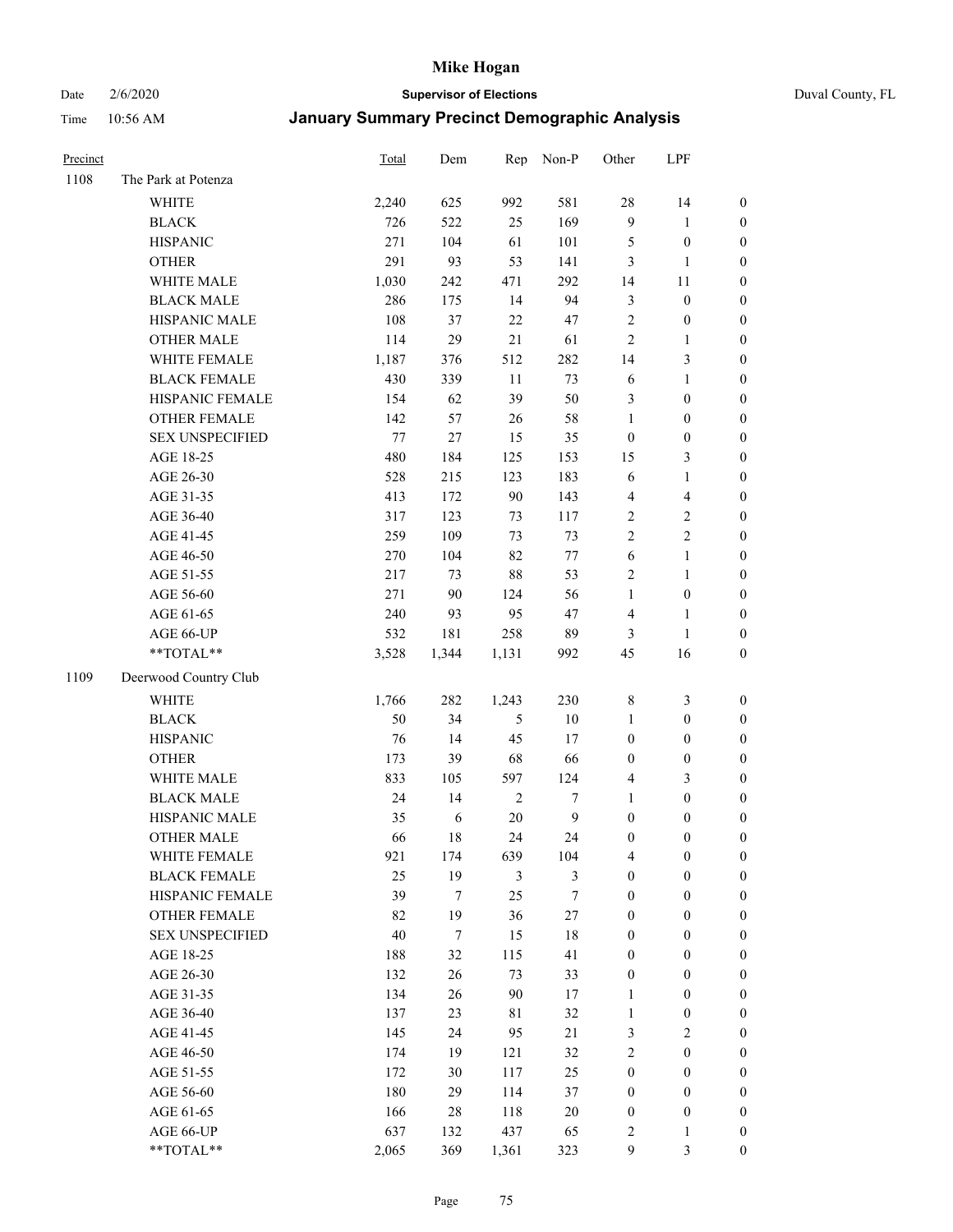# Mike Hogan

Date 2/6/2020 **Supervisor of Elections** Duval County, FL

Time 10:56 AM **January Summary Precinct Demographic Analysis**

| Precinct | | Total | Dem | Rep | Non-P | Other | LPF | |
|---|---|---|---|---|---|---|---|---|
| 1108 | The Park at Potenza | | | | | | | |
| | WHITE | 2,240 | 625 | 992 | 581 | 28 | 14 | 0 |
| | BLACK | 726 | 522 | 25 | 169 | 9 | 1 | 0 |
| | HISPANIC | 271 | 104 | 61 | 101 | 5 | 0 | 0 |
| | OTHER | 291 | 93 | 53 | 141 | 3 | 1 | 0 |
| | WHITE MALE | 1,030 | 242 | 471 | 292 | 14 | 11 | 0 |
| | BLACK MALE | 286 | 175 | 14 | 94 | 3 | 0 | 0 |
| | HISPANIC MALE | 108 | 37 | 22 | 47 | 2 | 0 | 0 |
| | OTHER MALE | 114 | 29 | 21 | 61 | 2 | 1 | 0 |
| | WHITE FEMALE | 1,187 | 376 | 512 | 282 | 14 | 3 | 0 |
| | BLACK FEMALE | 430 | 339 | 11 | 73 | 6 | 1 | 0 |
| | HISPANIC FEMALE | 154 | 62 | 39 | 50 | 3 | 0 | 0 |
| | OTHER FEMALE | 142 | 57 | 26 | 58 | 1 | 0 | 0 |
| | SEX UNSPECIFIED | 77 | 27 | 15 | 35 | 0 | 0 | 0 |
| | AGE 18-25 | 480 | 184 | 125 | 153 | 15 | 3 | 0 |
| | AGE 26-30 | 528 | 215 | 123 | 183 | 6 | 1 | 0 |
| | AGE 31-35 | 413 | 172 | 90 | 143 | 4 | 4 | 0 |
| | AGE 36-40 | 317 | 123 | 73 | 117 | 2 | 2 | 0 |
| | AGE 41-45 | 259 | 109 | 73 | 73 | 2 | 2 | 0 |
| | AGE 46-50 | 270 | 104 | 82 | 77 | 6 | 1 | 0 |
| | AGE 51-55 | 217 | 73 | 88 | 53 | 2 | 1 | 0 |
| | AGE 56-60 | 271 | 90 | 124 | 56 | 1 | 0 | 0 |
| | AGE 61-65 | 240 | 93 | 95 | 47 | 4 | 1 | 0 |
| | AGE 66-UP | 532 | 181 | 258 | 89 | 3 | 1 | 0 |
| | **TOTAL** | 3,528 | 1,344 | 1,131 | 992 | 45 | 16 | 0 |
| 1109 | Deerwood Country Club | | | | | | | |
| | WHITE | 1,766 | 282 | 1,243 | 230 | 8 | 3 | 0 |
| | BLACK | 50 | 34 | 5 | 10 | 1 | 0 | 0 |
| | HISPANIC | 76 | 14 | 45 | 17 | 0 | 0 | 0 |
| | OTHER | 173 | 39 | 68 | 66 | 0 | 0 | 0 |
| | WHITE MALE | 833 | 105 | 597 | 124 | 4 | 3 | 0 |
| | BLACK MALE | 24 | 14 | 2 | 7 | 1 | 0 | 0 |
| | HISPANIC MALE | 35 | 6 | 20 | 9 | 0 | 0 | 0 |
| | OTHER MALE | 66 | 18 | 24 | 24 | 0 | 0 | 0 |
| | WHITE FEMALE | 921 | 174 | 639 | 104 | 4 | 0 | 0 |
| | BLACK FEMALE | 25 | 19 | 3 | 3 | 0 | 0 | 0 |
| | HISPANIC FEMALE | 39 | 7 | 25 | 7 | 0 | 0 | 0 |
| | OTHER FEMALE | 82 | 19 | 36 | 27 | 0 | 0 | 0 |
| | SEX UNSPECIFIED | 40 | 7 | 15 | 18 | 0 | 0 | 0 |
| | AGE 18-25 | 188 | 32 | 115 | 41 | 0 | 0 | 0 |
| | AGE 26-30 | 132 | 26 | 73 | 33 | 0 | 0 | 0 |
| | AGE 31-35 | 134 | 26 | 90 | 17 | 1 | 0 | 0 |
| | AGE 36-40 | 137 | 23 | 81 | 32 | 1 | 0 | 0 |
| | AGE 41-45 | 145 | 24 | 95 | 21 | 3 | 2 | 0 |
| | AGE 46-50 | 174 | 19 | 121 | 32 | 2 | 0 | 0 |
| | AGE 51-55 | 172 | 30 | 117 | 25 | 0 | 0 | 0 |
| | AGE 56-60 | 180 | 29 | 114 | 37 | 0 | 0 | 0 |
| | AGE 61-65 | 166 | 28 | 118 | 20 | 0 | 0 | 0 |
| | AGE 66-UP | 637 | 132 | 437 | 65 | 2 | 1 | 0 |
| | **TOTAL** | 2,065 | 369 | 1,361 | 323 | 9 | 3 | 0 |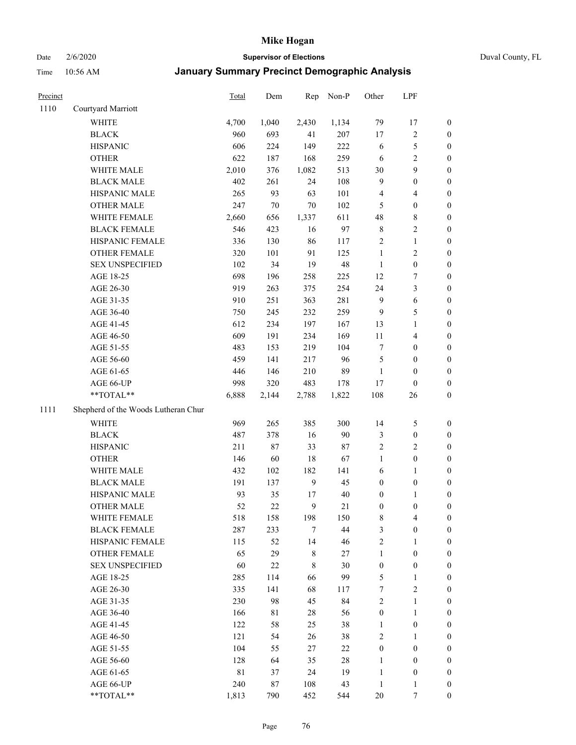| Precinct | | Total | Dem | Rep | Non-P | Other | LPF | |
|---|---|---|---|---|---|---|---|---|
| 1110 | Courtyard Marriott | | | | | | | |
| | WHITE | 4,700 | 1,040 | 2,430 | 1,134 | 79 | 17 | 0 |
| | BLACK | 960 | 693 | 41 | 207 | 17 | 2 | 0 |
| | HISPANIC | 606 | 224 | 149 | 222 | 6 | 5 | 0 |
| | OTHER | 622 | 187 | 168 | 259 | 6 | 2 | 0 |
| | WHITE MALE | 2,010 | 376 | 1,082 | 513 | 30 | 9 | 0 |
| | BLACK MALE | 402 | 261 | 24 | 108 | 9 | 0 | 0 |
| | HISPANIC MALE | 265 | 93 | 63 | 101 | 4 | 4 | 0 |
| | OTHER MALE | 247 | 70 | 70 | 102 | 5 | 0 | 0 |
| | WHITE FEMALE | 2,660 | 656 | 1,337 | 611 | 48 | 8 | 0 |
| | BLACK FEMALE | 546 | 423 | 16 | 97 | 8 | 2 | 0 |
| | HISPANIC FEMALE | 336 | 130 | 86 | 117 | 2 | 1 | 0 |
| | OTHER FEMALE | 320 | 101 | 91 | 125 | 1 | 2 | 0 |
| | SEX UNSPECIFIED | 102 | 34 | 19 | 48 | 1 | 0 | 0 |
| | AGE 18-25 | 698 | 196 | 258 | 225 | 12 | 7 | 0 |
| | AGE 26-30 | 919 | 263 | 375 | 254 | 24 | 3 | 0 |
| | AGE 31-35 | 910 | 251 | 363 | 281 | 9 | 6 | 0 |
| | AGE 36-40 | 750 | 245 | 232 | 259 | 9 | 5 | 0 |
| | AGE 41-45 | 612 | 234 | 197 | 167 | 13 | 1 | 0 |
| | AGE 46-50 | 609 | 191 | 234 | 169 | 11 | 4 | 0 |
| | AGE 51-55 | 483 | 153 | 219 | 104 | 7 | 0 | 0 |
| | AGE 56-60 | 459 | 141 | 217 | 96 | 5 | 0 | 0 |
| | AGE 61-65 | 446 | 146 | 210 | 89 | 1 | 0 | 0 |
| | AGE 66-UP | 998 | 320 | 483 | 178 | 17 | 0 | 0 |
| | **TOTAL** | 6,888 | 2,144 | 2,788 | 1,822 | 108 | 26 | 0 |
| 1111 | Shepherd of the Woods Lutheran Chur | | | | | | | |
| | WHITE | 969 | 265 | 385 | 300 | 14 | 5 | 0 |
| | BLACK | 487 | 378 | 16 | 90 | 3 | 0 | 0 |
| | HISPANIC | 211 | 87 | 33 | 87 | 2 | 2 | 0 |
| | OTHER | 146 | 60 | 18 | 67 | 1 | 0 | 0 |
| | WHITE MALE | 432 | 102 | 182 | 141 | 6 | 1 | 0 |
| | BLACK MALE | 191 | 137 | 9 | 45 | 0 | 0 | 0 |
| | HISPANIC MALE | 93 | 35 | 17 | 40 | 0 | 1 | 0 |
| | OTHER MALE | 52 | 22 | 9 | 21 | 0 | 0 | 0 |
| | WHITE FEMALE | 518 | 158 | 198 | 150 | 8 | 4 | 0 |
| | BLACK FEMALE | 287 | 233 | 7 | 44 | 3 | 0 | 0 |
| | HISPANIC FEMALE | 115 | 52 | 14 | 46 | 2 | 1 | 0 |
| | OTHER FEMALE | 65 | 29 | 8 | 27 | 1 | 0 | 0 |
| | SEX UNSPECIFIED | 60 | 22 | 8 | 30 | 0 | 0 | 0 |
| | AGE 18-25 | 285 | 114 | 66 | 99 | 5 | 1 | 0 |
| | AGE 26-30 | 335 | 141 | 68 | 117 | 7 | 2 | 0 |
| | AGE 31-35 | 230 | 98 | 45 | 84 | 2 | 1 | 0 |
| | AGE 36-40 | 166 | 81 | 28 | 56 | 0 | 1 | 0 |
| | AGE 41-45 | 122 | 58 | 25 | 38 | 1 | 0 | 0 |
| | AGE 46-50 | 121 | 54 | 26 | 38 | 2 | 1 | 0 |
| | AGE 51-55 | 104 | 55 | 27 | 22 | 0 | 0 | 0 |
| | AGE 56-60 | 128 | 64 | 35 | 28 | 1 | 0 | 0 |
| | AGE 61-65 | 81 | 37 | 24 | 19 | 1 | 0 | 0 |
| | AGE 66-UP | 240 | 87 | 108 | 43 | 1 | 1 | 0 |
| | **TOTAL** | 1,813 | 790 | 452 | 544 | 20 | 7 | 0 |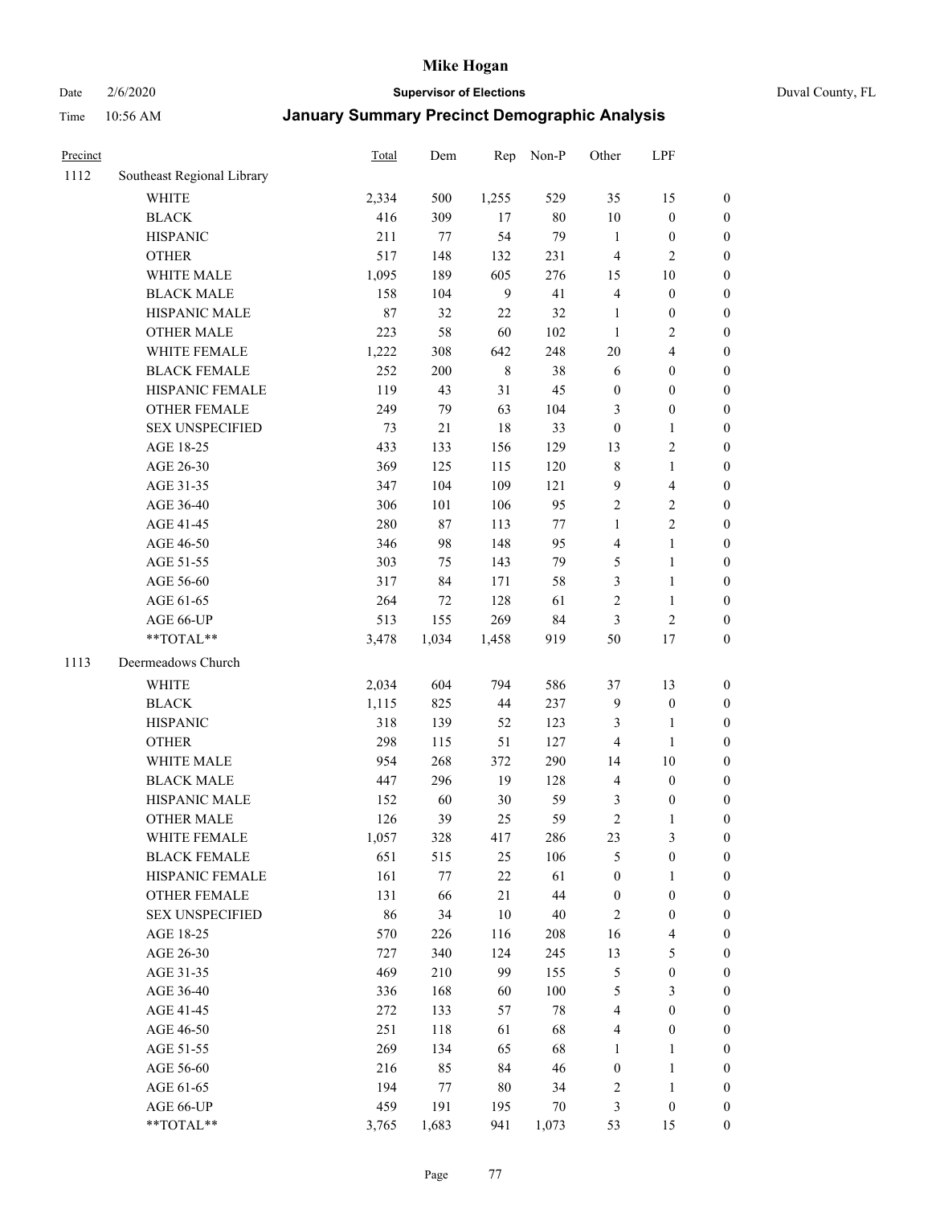# Mike Hogan

Date 2/6/2020 | **Supervisor of Elections** | Duval County, FL

Time 10:56 AM | **January Summary Precinct Demographic Analysis**

| Precinct | | Total | Dem | Rep | Non-P | Other | LPF | |
|---|---|---|---|---|---|---|---|---|
| 1112 | Southeast Regional Library | | | | | | | |
| | WHITE | 2,334 | 500 | 1,255 | 529 | 35 | 15 | 0 |
| | BLACK | 416 | 309 | 17 | 80 | 10 | 0 | 0 |
| | HISPANIC | 211 | 77 | 54 | 79 | 1 | 0 | 0 |
| | OTHER | 517 | 148 | 132 | 231 | 4 | 2 | 0 |
| | WHITE MALE | 1,095 | 189 | 605 | 276 | 15 | 10 | 0 |
| | BLACK MALE | 158 | 104 | 9 | 41 | 4 | 0 | 0 |
| | HISPANIC MALE | 87 | 32 | 22 | 32 | 1 | 0 | 0 |
| | OTHER MALE | 223 | 58 | 60 | 102 | 1 | 2 | 0 |
| | WHITE FEMALE | 1,222 | 308 | 642 | 248 | 20 | 4 | 0 |
| | BLACK FEMALE | 252 | 200 | 8 | 38 | 6 | 0 | 0 |
| | HISPANIC FEMALE | 119 | 43 | 31 | 45 | 0 | 0 | 0 |
| | OTHER FEMALE | 249 | 79 | 63 | 104 | 3 | 0 | 0 |
| | SEX UNSPECIFIED | 73 | 21 | 18 | 33 | 0 | 1 | 0 |
| | AGE 18-25 | 433 | 133 | 156 | 129 | 13 | 2 | 0 |
| | AGE 26-30 | 369 | 125 | 115 | 120 | 8 | 1 | 0 |
| | AGE 31-35 | 347 | 104 | 109 | 121 | 9 | 4 | 0 |
| | AGE 36-40 | 306 | 101 | 106 | 95 | 2 | 2 | 0 |
| | AGE 41-45 | 280 | 87 | 113 | 77 | 1 | 2 | 0 |
| | AGE 46-50 | 346 | 98 | 148 | 95 | 4 | 1 | 0 |
| | AGE 51-55 | 303 | 75 | 143 | 79 | 5 | 1 | 0 |
| | AGE 56-60 | 317 | 84 | 171 | 58 | 3 | 1 | 0 |
| | AGE 61-65 | 264 | 72 | 128 | 61 | 2 | 1 | 0 |
| | AGE 66-UP | 513 | 155 | 269 | 84 | 3 | 2 | 0 |
| | **TOTAL** | 3,478 | 1,034 | 1,458 | 919 | 50 | 17 | 0 |
| 1113 | Deermeadows Church | | | | | | | |
| | WHITE | 2,034 | 604 | 794 | 586 | 37 | 13 | 0 |
| | BLACK | 1,115 | 825 | 44 | 237 | 9 | 0 | 0 |
| | HISPANIC | 318 | 139 | 52 | 123 | 3 | 1 | 0 |
| | OTHER | 298 | 115 | 51 | 127 | 4 | 1 | 0 |
| | WHITE MALE | 954 | 268 | 372 | 290 | 14 | 10 | 0 |
| | BLACK MALE | 447 | 296 | 19 | 128 | 4 | 0 | 0 |
| | HISPANIC MALE | 152 | 60 | 30 | 59 | 3 | 0 | 0 |
| | OTHER MALE | 126 | 39 | 25 | 59 | 2 | 1 | 0 |
| | WHITE FEMALE | 1,057 | 328 | 417 | 286 | 23 | 3 | 0 |
| | BLACK FEMALE | 651 | 515 | 25 | 106 | 5 | 0 | 0 |
| | HISPANIC FEMALE | 161 | 77 | 22 | 61 | 0 | 1 | 0 |
| | OTHER FEMALE | 131 | 66 | 21 | 44 | 0 | 0 | 0 |
| | SEX UNSPECIFIED | 86 | 34 | 10 | 40 | 2 | 0 | 0 |
| | AGE 18-25 | 570 | 226 | 116 | 208 | 16 | 4 | 0 |
| | AGE 26-30 | 727 | 340 | 124 | 245 | 13 | 5 | 0 |
| | AGE 31-35 | 469 | 210 | 99 | 155 | 5 | 0 | 0 |
| | AGE 36-40 | 336 | 168 | 60 | 100 | 5 | 3 | 0 |
| | AGE 41-45 | 272 | 133 | 57 | 78 | 4 | 0 | 0 |
| | AGE 46-50 | 251 | 118 | 61 | 68 | 4 | 0 | 0 |
| | AGE 51-55 | 269 | 134 | 65 | 68 | 1 | 1 | 0 |
| | AGE 56-60 | 216 | 85 | 84 | 46 | 0 | 1 | 0 |
| | AGE 61-65 | 194 | 77 | 80 | 34 | 2 | 1 | 0 |
| | AGE 66-UP | 459 | 191 | 195 | 70 | 3 | 0 | 0 |
| | **TOTAL** | 3,765 | 1,683 | 941 | 1,073 | 53 | 15 | 0 |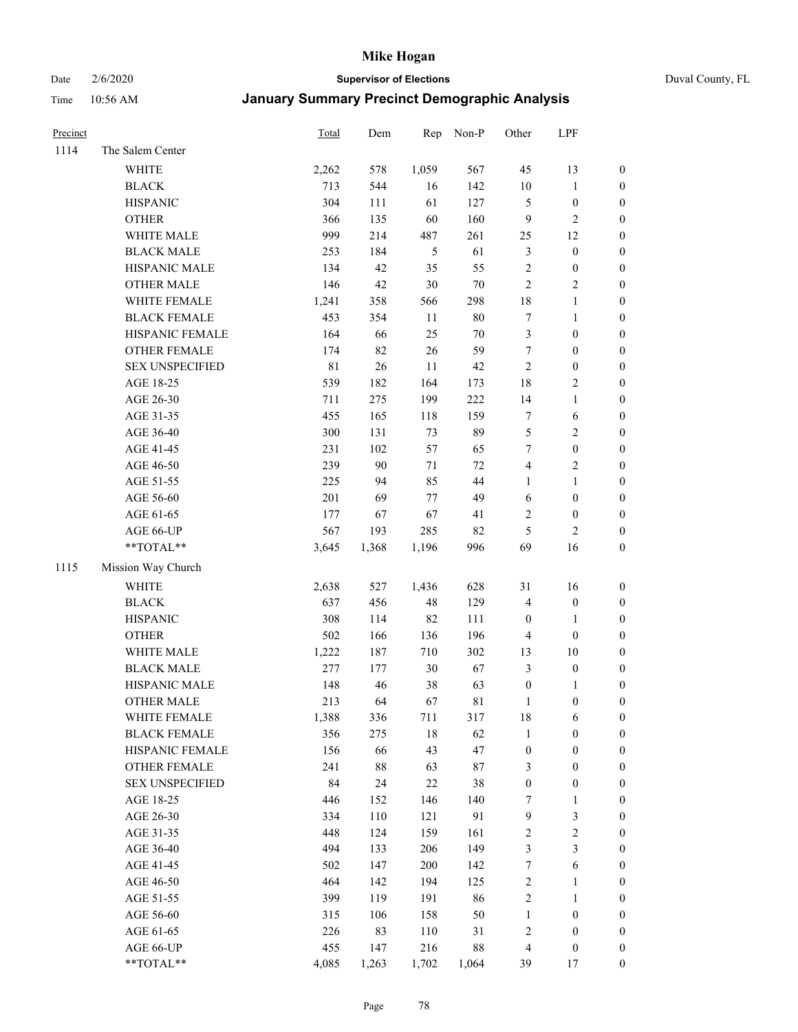# Mike Hogan

Date 2/6/2020 **Supervisor of Elections** Duval County, FL

Time 10:56 AM **January Summary Precinct Demographic Analysis**

| Precinct | | Total | Dem | Rep | Non-P | Other | LPF | |
|---|---|---|---|---|---|---|---|---|
| 1114 | The Salem Center | | | | | | | |
| | WHITE | 2,262 | 578 | 1,059 | 567 | 45 | 13 | 0 |
| | BLACK | 713 | 544 | 16 | 142 | 10 | 1 | 0 |
| | HISPANIC | 304 | 111 | 61 | 127 | 5 | 0 | 0 |
| | OTHER | 366 | 135 | 60 | 160 | 9 | 2 | 0 |
| | WHITE MALE | 999 | 214 | 487 | 261 | 25 | 12 | 0 |
| | BLACK MALE | 253 | 184 | 5 | 61 | 3 | 0 | 0 |
| | HISPANIC MALE | 134 | 42 | 35 | 55 | 2 | 0 | 0 |
| | OTHER MALE | 146 | 42 | 30 | 70 | 2 | 2 | 0 |
| | WHITE FEMALE | 1,241 | 358 | 566 | 298 | 18 | 1 | 0 |
| | BLACK FEMALE | 453 | 354 | 11 | 80 | 7 | 1 | 0 |
| | HISPANIC FEMALE | 164 | 66 | 25 | 70 | 3 | 0 | 0 |
| | OTHER FEMALE | 174 | 82 | 26 | 59 | 7 | 0 | 0 |
| | SEX UNSPECIFIED | 81 | 26 | 11 | 42 | 2 | 0 | 0 |
| | AGE 18-25 | 539 | 182 | 164 | 173 | 18 | 2 | 0 |
| | AGE 26-30 | 711 | 275 | 199 | 222 | 14 | 1 | 0 |
| | AGE 31-35 | 455 | 165 | 118 | 159 | 7 | 6 | 0 |
| | AGE 36-40 | 300 | 131 | 73 | 89 | 5 | 2 | 0 |
| | AGE 41-45 | 231 | 102 | 57 | 65 | 7 | 0 | 0 |
| | AGE 46-50 | 239 | 90 | 71 | 72 | 4 | 2 | 0 |
| | AGE 51-55 | 225 | 94 | 85 | 44 | 1 | 1 | 0 |
| | AGE 56-60 | 201 | 69 | 77 | 49 | 6 | 0 | 0 |
| | AGE 61-65 | 177 | 67 | 67 | 41 | 2 | 0 | 0 |
| | AGE 66-UP | 567 | 193 | 285 | 82 | 5 | 2 | 0 |
| | **TOTAL** | 3,645 | 1,368 | 1,196 | 996 | 69 | 16 | 0 |
| 1115 | Mission Way Church | | | | | | | |
| | WHITE | 2,638 | 527 | 1,436 | 628 | 31 | 16 | 0 |
| | BLACK | 637 | 456 | 48 | 129 | 4 | 0 | 0 |
| | HISPANIC | 308 | 114 | 82 | 111 | 0 | 1 | 0 |
| | OTHER | 502 | 166 | 136 | 196 | 4 | 0 | 0 |
| | WHITE MALE | 1,222 | 187 | 710 | 302 | 13 | 10 | 0 |
| | BLACK MALE | 277 | 177 | 30 | 67 | 3 | 0 | 0 |
| | HISPANIC MALE | 148 | 46 | 38 | 63 | 0 | 1 | 0 |
| | OTHER MALE | 213 | 64 | 67 | 81 | 1 | 0 | 0 |
| | WHITE FEMALE | 1,388 | 336 | 711 | 317 | 18 | 6 | 0 |
| | BLACK FEMALE | 356 | 275 | 18 | 62 | 1 | 0 | 0 |
| | HISPANIC FEMALE | 156 | 66 | 43 | 47 | 0 | 0 | 0 |
| | OTHER FEMALE | 241 | 88 | 63 | 87 | 3 | 0 | 0 |
| | SEX UNSPECIFIED | 84 | 24 | 22 | 38 | 0 | 0 | 0 |
| | AGE 18-25 | 446 | 152 | 146 | 140 | 7 | 1 | 0 |
| | AGE 26-30 | 334 | 110 | 121 | 91 | 9 | 3 | 0 |
| | AGE 31-35 | 448 | 124 | 159 | 161 | 2 | 2 | 0 |
| | AGE 36-40 | 494 | 133 | 206 | 149 | 3 | 3 | 0 |
| | AGE 41-45 | 502 | 147 | 200 | 142 | 7 | 6 | 0 |
| | AGE 46-50 | 464 | 142 | 194 | 125 | 2 | 1 | 0 |
| | AGE 51-55 | 399 | 119 | 191 | 86 | 2 | 1 | 0 |
| | AGE 56-60 | 315 | 106 | 158 | 50 | 1 | 0 | 0 |
| | AGE 61-65 | 226 | 83 | 110 | 31 | 2 | 0 | 0 |
| | AGE 66-UP | 455 | 147 | 216 | 88 | 4 | 0 | 0 |
| | **TOTAL** | 4,085 | 1,263 | 1,702 | 1,064 | 39 | 17 | 0 |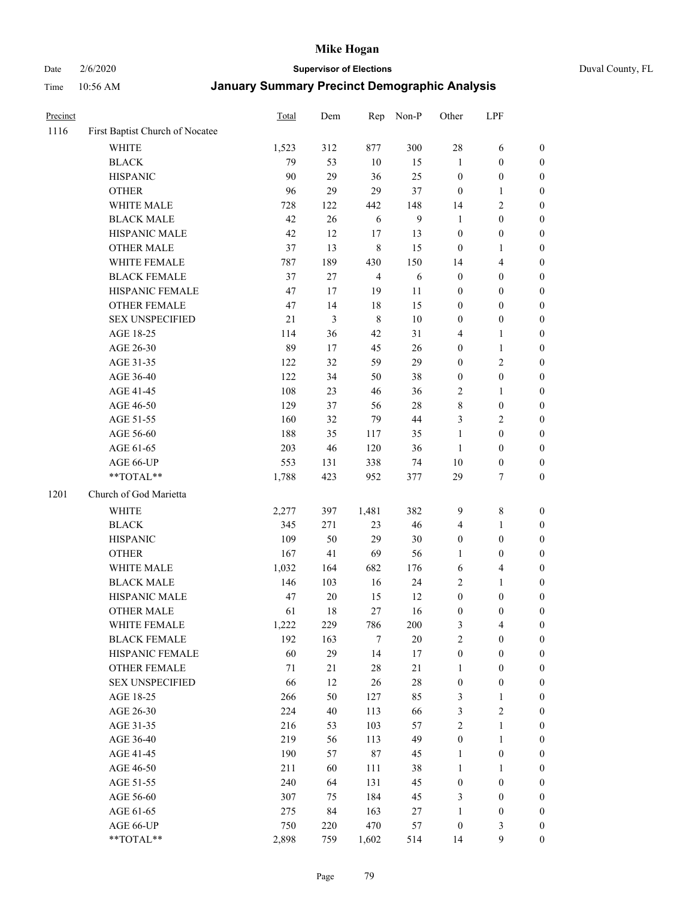# Mike Hogan

Date 2/6/2020 **Supervisor of Elections** Duval County, FL

Time 10:56 AM **January Summary Precinct Demographic Analysis**

| Precinct | | Total | Dem | Rep | Non-P | Other | LPF | |
|---|---|---|---|---|---|---|---|---|
| 1116 | First Baptist Church of Nocatee | | | | | | | |
| | WHITE | 1,523 | 312 | 877 | 300 | 28 | 6 | 0 |
| | BLACK | 79 | 53 | 10 | 15 | 1 | 0 | 0 |
| | HISPANIC | 90 | 29 | 36 | 25 | 0 | 0 | 0 |
| | OTHER | 96 | 29 | 29 | 37 | 0 | 1 | 0 |
| | WHITE MALE | 728 | 122 | 442 | 148 | 14 | 2 | 0 |
| | BLACK MALE | 42 | 26 | 6 | 9 | 1 | 0 | 0 |
| | HISPANIC MALE | 42 | 12 | 17 | 13 | 0 | 0 | 0 |
| | OTHER MALE | 37 | 13 | 8 | 15 | 0 | 1 | 0 |
| | WHITE FEMALE | 787 | 189 | 430 | 150 | 14 | 4 | 0 |
| | BLACK FEMALE | 37 | 27 | 4 | 6 | 0 | 0 | 0 |
| | HISPANIC FEMALE | 47 | 17 | 19 | 11 | 0 | 0 | 0 |
| | OTHER FEMALE | 47 | 14 | 18 | 15 | 0 | 0 | 0 |
| | SEX UNSPECIFIED | 21 | 3 | 8 | 10 | 0 | 0 | 0 |
| | AGE 18-25 | 114 | 36 | 42 | 31 | 4 | 1 | 0 |
| | AGE 26-30 | 89 | 17 | 45 | 26 | 0 | 1 | 0 |
| | AGE 31-35 | 122 | 32 | 59 | 29 | 0 | 2 | 0 |
| | AGE 36-40 | 122 | 34 | 50 | 38 | 0 | 0 | 0 |
| | AGE 41-45 | 108 | 23 | 46 | 36 | 2 | 1 | 0 |
| | AGE 46-50 | 129 | 37 | 56 | 28 | 8 | 0 | 0 |
| | AGE 51-55 | 160 | 32 | 79 | 44 | 3 | 2 | 0 |
| | AGE 56-60 | 188 | 35 | 117 | 35 | 1 | 0 | 0 |
| | AGE 61-65 | 203 | 46 | 120 | 36 | 1 | 0 | 0 |
| | AGE 66-UP | 553 | 131 | 338 | 74 | 10 | 0 | 0 |
| | **TOTAL** | 1,788 | 423 | 952 | 377 | 29 | 7 | 0 |
| 1201 | Church of God Marietta | | | | | | | |
| | WHITE | 2,277 | 397 | 1,481 | 382 | 9 | 8 | 0 |
| | BLACK | 345 | 271 | 23 | 46 | 4 | 1 | 0 |
| | HISPANIC | 109 | 50 | 29 | 30 | 0 | 0 | 0 |
| | OTHER | 167 | 41 | 69 | 56 | 1 | 0 | 0 |
| | WHITE MALE | 1,032 | 164 | 682 | 176 | 6 | 4 | 0 |
| | BLACK MALE | 146 | 103 | 16 | 24 | 2 | 1 | 0 |
| | HISPANIC MALE | 47 | 20 | 15 | 12 | 0 | 0 | 0 |
| | OTHER MALE | 61 | 18 | 27 | 16 | 0 | 0 | 0 |
| | WHITE FEMALE | 1,222 | 229 | 786 | 200 | 3 | 4 | 0 |
| | BLACK FEMALE | 192 | 163 | 7 | 20 | 2 | 0 | 0 |
| | HISPANIC FEMALE | 60 | 29 | 14 | 17 | 0 | 0 | 0 |
| | OTHER FEMALE | 71 | 21 | 28 | 21 | 1 | 0 | 0 |
| | SEX UNSPECIFIED | 66 | 12 | 26 | 28 | 0 | 0 | 0 |
| | AGE 18-25 | 266 | 50 | 127 | 85 | 3 | 1 | 0 |
| | AGE 26-30 | 224 | 40 | 113 | 66 | 3 | 2 | 0 |
| | AGE 31-35 | 216 | 53 | 103 | 57 | 2 | 1 | 0 |
| | AGE 36-40 | 219 | 56 | 113 | 49 | 0 | 1 | 0 |
| | AGE 41-45 | 190 | 57 | 87 | 45 | 1 | 0 | 0 |
| | AGE 46-50 | 211 | 60 | 111 | 38 | 1 | 1 | 0 |
| | AGE 51-55 | 240 | 64 | 131 | 45 | 0 | 0 | 0 |
| | AGE 56-60 | 307 | 75 | 184 | 45 | 3 | 0 | 0 |
| | AGE 61-65 | 275 | 84 | 163 | 27 | 1 | 0 | 0 |
| | AGE 66-UP | 750 | 220 | 470 | 57 | 0 | 3 | 0 |
| | **TOTAL** | 2,898 | 759 | 1,602 | 514 | 14 | 9 | 0 |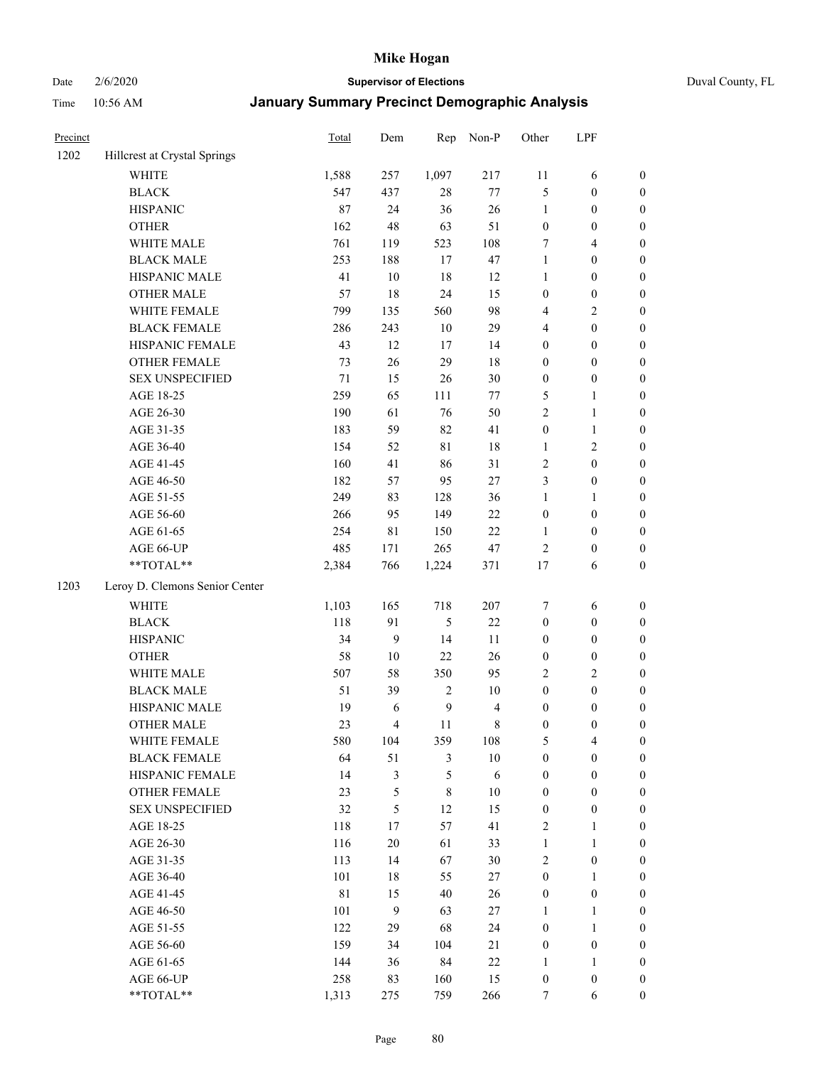| Precinct | | Total | Dem | Rep | Non-P | Other | LPF | |
|---|---|---|---|---|---|---|---|---|
| 1202 | Hillcrest at Crystal Springs | | | | | | | |
| | WHITE | 1,588 | 257 | 1,097 | 217 | 11 | 6 | 0 |
| | BLACK | 547 | 437 | 28 | 77 | 5 | 0 | 0 |
| | HISPANIC | 87 | 24 | 36 | 26 | 1 | 0 | 0 |
| | OTHER | 162 | 48 | 63 | 51 | 0 | 0 | 0 |
| | WHITE MALE | 761 | 119 | 523 | 108 | 7 | 4 | 0 |
| | BLACK MALE | 253 | 188 | 17 | 47 | 1 | 0 | 0 |
| | HISPANIC MALE | 41 | 10 | 18 | 12 | 1 | 0 | 0 |
| | OTHER MALE | 57 | 18 | 24 | 15 | 0 | 0 | 0 |
| | WHITE FEMALE | 799 | 135 | 560 | 98 | 4 | 2 | 0 |
| | BLACK FEMALE | 286 | 243 | 10 | 29 | 4 | 0 | 0 |
| | HISPANIC FEMALE | 43 | 12 | 17 | 14 | 0 | 0 | 0 |
| | OTHER FEMALE | 73 | 26 | 29 | 18 | 0 | 0 | 0 |
| | SEX UNSPECIFIED | 71 | 15 | 26 | 30 | 0 | 0 | 0 |
| | AGE 18-25 | 259 | 65 | 111 | 77 | 5 | 1 | 0 |
| | AGE 26-30 | 190 | 61 | 76 | 50 | 2 | 1 | 0 |
| | AGE 31-35 | 183 | 59 | 82 | 41 | 0 | 1 | 0 |
| | AGE 36-40 | 154 | 52 | 81 | 18 | 1 | 2 | 0 |
| | AGE 41-45 | 160 | 41 | 86 | 31 | 2 | 0 | 0 |
| | AGE 46-50 | 182 | 57 | 95 | 27 | 3 | 0 | 0 |
| | AGE 51-55 | 249 | 83 | 128 | 36 | 1 | 1 | 0 |
| | AGE 56-60 | 266 | 95 | 149 | 22 | 0 | 0 | 0 |
| | AGE 61-65 | 254 | 81 | 150 | 22 | 1 | 0 | 0 |
| | AGE 66-UP | 485 | 171 | 265 | 47 | 2 | 0 | 0 |
| | **TOTAL** | 2,384 | 766 | 1,224 | 371 | 17 | 6 | 0 |
| 1203 | Leroy D. Clemons Senior Center | | | | | | | |
| | WHITE | 1,103 | 165 | 718 | 207 | 7 | 6 | 0 |
| | BLACK | 118 | 91 | 5 | 22 | 0 | 0 | 0 |
| | HISPANIC | 34 | 9 | 14 | 11 | 0 | 0 | 0 |
| | OTHER | 58 | 10 | 22 | 26 | 0 | 0 | 0 |
| | WHITE MALE | 507 | 58 | 350 | 95 | 2 | 2 | 0 |
| | BLACK MALE | 51 | 39 | 2 | 10 | 0 | 0 | 0 |
| | HISPANIC MALE | 19 | 6 | 9 | 4 | 0 | 0 | 0 |
| | OTHER MALE | 23 | 4 | 11 | 8 | 0 | 0 | 0 |
| | WHITE FEMALE | 580 | 104 | 359 | 108 | 5 | 4 | 0 |
| | BLACK FEMALE | 64 | 51 | 3 | 10 | 0 | 0 | 0 |
| | HISPANIC FEMALE | 14 | 3 | 5 | 6 | 0 | 0 | 0 |
| | OTHER FEMALE | 23 | 5 | 8 | 10 | 0 | 0 | 0 |
| | SEX UNSPECIFIED | 32 | 5 | 12 | 15 | 0 | 0 | 0 |
| | AGE 18-25 | 118 | 17 | 57 | 41 | 2 | 1 | 0 |
| | AGE 26-30 | 116 | 20 | 61 | 33 | 1 | 1 | 0 |
| | AGE 31-35 | 113 | 14 | 67 | 30 | 2 | 0 | 0 |
| | AGE 36-40 | 101 | 18 | 55 | 27 | 0 | 1 | 0 |
| | AGE 41-45 | 81 | 15 | 40 | 26 | 0 | 0 | 0 |
| | AGE 46-50 | 101 | 9 | 63 | 27 | 1 | 1 | 0 |
| | AGE 51-55 | 122 | 29 | 68 | 24 | 0 | 1 | 0 |
| | AGE 56-60 | 159 | 34 | 104 | 21 | 0 | 0 | 0 |
| | AGE 61-65 | 144 | 36 | 84 | 22 | 1 | 1 | 0 |
| | AGE 66-UP | 258 | 83 | 160 | 15 | 0 | 0 | 0 |
| | **TOTAL** | 1,313 | 275 | 759 | 266 | 7 | 6 | 0 |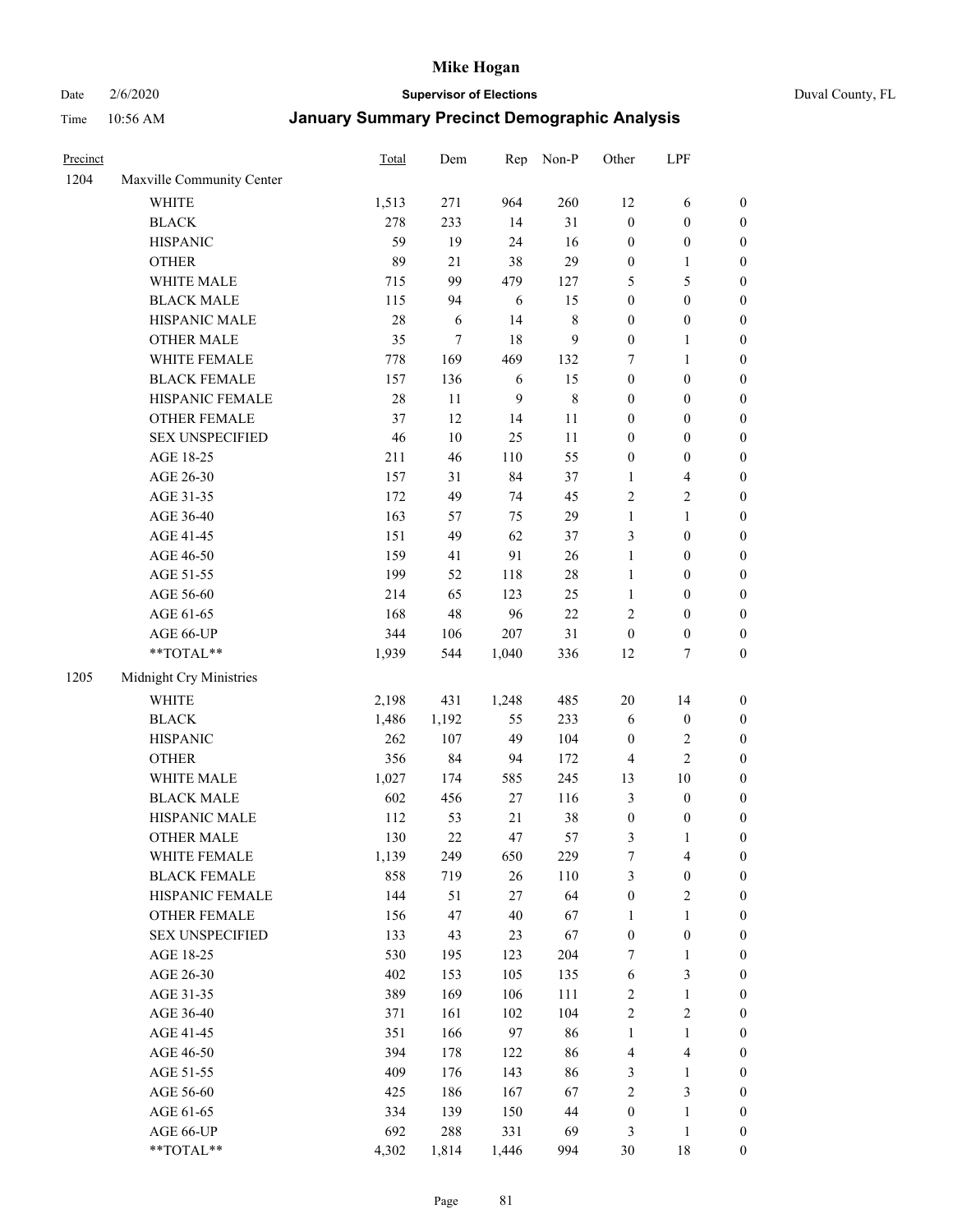# Mike Hogan

Date 2/6/2020 **Supervisor of Elections** Duval County, FL

Time 10:56 AM **January Summary Precinct Demographic Analysis**

| Precinct | | Total | Dem | Rep | Non-P | Other | LPF | |
|---|---|---|---|---|---|---|---|---|
| 1204 | Maxville Community Center | | | | | | | |
| | WHITE | 1,513 | 271 | 964 | 260 | 12 | 6 | 0 |
| | BLACK | 278 | 233 | 14 | 31 | 0 | 0 | 0 |
| | HISPANIC | 59 | 19 | 24 | 16 | 0 | 0 | 0 |
| | OTHER | 89 | 21 | 38 | 29 | 0 | 1 | 0 |
| | WHITE MALE | 715 | 99 | 479 | 127 | 5 | 5 | 0 |
| | BLACK MALE | 115 | 94 | 6 | 15 | 0 | 0 | 0 |
| | HISPANIC MALE | 28 | 6 | 14 | 8 | 0 | 0 | 0 |
| | OTHER MALE | 35 | 7 | 18 | 9 | 0 | 1 | 0 |
| | WHITE FEMALE | 778 | 169 | 469 | 132 | 7 | 1 | 0 |
| | BLACK FEMALE | 157 | 136 | 6 | 15 | 0 | 0 | 0 |
| | HISPANIC FEMALE | 28 | 11 | 9 | 8 | 0 | 0 | 0 |
| | OTHER FEMALE | 37 | 12 | 14 | 11 | 0 | 0 | 0 |
| | SEX UNSPECIFIED | 46 | 10 | 25 | 11 | 0 | 0 | 0 |
| | AGE 18-25 | 211 | 46 | 110 | 55 | 0 | 0 | 0 |
| | AGE 26-30 | 157 | 31 | 84 | 37 | 1 | 4 | 0 |
| | AGE 31-35 | 172 | 49 | 74 | 45 | 2 | 2 | 0 |
| | AGE 36-40 | 163 | 57 | 75 | 29 | 1 | 1 | 0 |
| | AGE 41-45 | 151 | 49 | 62 | 37 | 3 | 0 | 0 |
| | AGE 46-50 | 159 | 41 | 91 | 26 | 1 | 0 | 0 |
| | AGE 51-55 | 199 | 52 | 118 | 28 | 1 | 0 | 0 |
| | AGE 56-60 | 214 | 65 | 123 | 25 | 1 | 0 | 0 |
| | AGE 61-65 | 168 | 48 | 96 | 22 | 2 | 0 | 0 |
| | AGE 66-UP | 344 | 106 | 207 | 31 | 0 | 0 | 0 |
| | **TOTAL** | 1,939 | 544 | 1,040 | 336 | 12 | 7 | 0 |
| 1205 | Midnight Cry Ministries | | | | | | | |
| | WHITE | 2,198 | 431 | 1,248 | 485 | 20 | 14 | 0 |
| | BLACK | 1,486 | 1,192 | 55 | 233 | 6 | 0 | 0 |
| | HISPANIC | 262 | 107 | 49 | 104 | 0 | 2 | 0 |
| | OTHER | 356 | 84 | 94 | 172 | 4 | 2 | 0 |
| | WHITE MALE | 1,027 | 174 | 585 | 245 | 13 | 10 | 0 |
| | BLACK MALE | 602 | 456 | 27 | 116 | 3 | 0 | 0 |
| | HISPANIC MALE | 112 | 53 | 21 | 38 | 0 | 0 | 0 |
| | OTHER MALE | 130 | 22 | 47 | 57 | 3 | 1 | 0 |
| | WHITE FEMALE | 1,139 | 249 | 650 | 229 | 7 | 4 | 0 |
| | BLACK FEMALE | 858 | 719 | 26 | 110 | 3 | 0 | 0 |
| | HISPANIC FEMALE | 144 | 51 | 27 | 64 | 0 | 2 | 0 |
| | OTHER FEMALE | 156 | 47 | 40 | 67 | 1 | 1 | 0 |
| | SEX UNSPECIFIED | 133 | 43 | 23 | 67 | 0 | 0 | 0 |
| | AGE 18-25 | 530 | 195 | 123 | 204 | 7 | 1 | 0 |
| | AGE 26-30 | 402 | 153 | 105 | 135 | 6 | 3 | 0 |
| | AGE 31-35 | 389 | 169 | 106 | 111 | 2 | 1 | 0 |
| | AGE 36-40 | 371 | 161 | 102 | 104 | 2 | 2 | 0 |
| | AGE 41-45 | 351 | 166 | 97 | 86 | 1 | 1 | 0 |
| | AGE 46-50 | 394 | 178 | 122 | 86 | 4 | 4 | 0 |
| | AGE 51-55 | 409 | 176 | 143 | 86 | 3 | 1 | 0 |
| | AGE 56-60 | 425 | 186 | 167 | 67 | 2 | 3 | 0 |
| | AGE 61-65 | 334 | 139 | 150 | 44 | 0 | 1 | 0 |
| | AGE 66-UP | 692 | 288 | 331 | 69 | 3 | 1 | 0 |
| | **TOTAL** | 4,302 | 1,814 | 1,446 | 994 | 30 | 18 | 0 |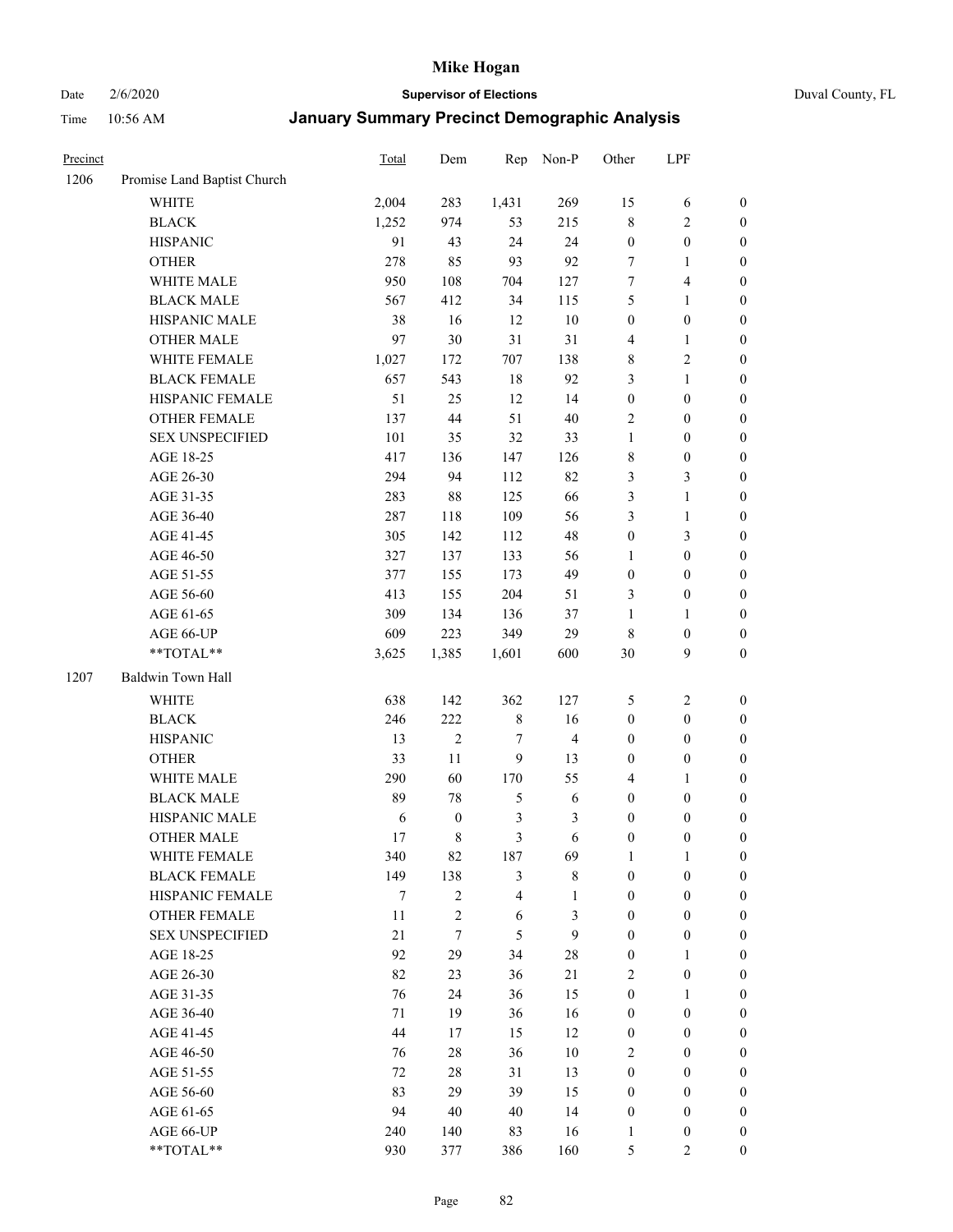# Mike Hogan

Date 2/6/2020 **Supervisor of Elections** Duval County, FL

Time 10:56 AM **January Summary Precinct Demographic Analysis**

| Precinct | | Total | Dem | Rep | Non-P | Other | LPF | |
|---|---|---|---|---|---|---|---|---|
| 1206 | Promise Land Baptist Church | | | | | | | |
| | WHITE | 2,004 | 283 | 1,431 | 269 | 15 | 6 | 0 |
| | BLACK | 1,252 | 974 | 53 | 215 | 8 | 2 | 0 |
| | HISPANIC | 91 | 43 | 24 | 24 | 0 | 0 | 0 |
| | OTHER | 278 | 85 | 93 | 92 | 7 | 1 | 0 |
| | WHITE MALE | 950 | 108 | 704 | 127 | 7 | 4 | 0 |
| | BLACK MALE | 567 | 412 | 34 | 115 | 5 | 1 | 0 |
| | HISPANIC MALE | 38 | 16 | 12 | 10 | 0 | 0 | 0 |
| | OTHER MALE | 97 | 30 | 31 | 31 | 4 | 1 | 0 |
| | WHITE FEMALE | 1,027 | 172 | 707 | 138 | 8 | 2 | 0 |
| | BLACK FEMALE | 657 | 543 | 18 | 92 | 3 | 1 | 0 |
| | HISPANIC FEMALE | 51 | 25 | 12 | 14 | 0 | 0 | 0 |
| | OTHER FEMALE | 137 | 44 | 51 | 40 | 2 | 0 | 0 |
| | SEX UNSPECIFIED | 101 | 35 | 32 | 33 | 1 | 0 | 0 |
| | AGE 18-25 | 417 | 136 | 147 | 126 | 8 | 0 | 0 |
| | AGE 26-30 | 294 | 94 | 112 | 82 | 3 | 3 | 0 |
| | AGE 31-35 | 283 | 88 | 125 | 66 | 3 | 1 | 0 |
| | AGE 36-40 | 287 | 118 | 109 | 56 | 3 | 1 | 0 |
| | AGE 41-45 | 305 | 142 | 112 | 48 | 0 | 3 | 0 |
| | AGE 46-50 | 327 | 137 | 133 | 56 | 1 | 0 | 0 |
| | AGE 51-55 | 377 | 155 | 173 | 49 | 0 | 0 | 0 |
| | AGE 56-60 | 413 | 155 | 204 | 51 | 3 | 0 | 0 |
| | AGE 61-65 | 309 | 134 | 136 | 37 | 1 | 1 | 0 |
| | AGE 66-UP | 609 | 223 | 349 | 29 | 8 | 0 | 0 |
| | **TOTAL** | 3,625 | 1,385 | 1,601 | 600 | 30 | 9 | 0 |
| 1207 | Baldwin Town Hall | | | | | | | |
| | WHITE | 638 | 142 | 362 | 127 | 5 | 2 | 0 |
| | BLACK | 246 | 222 | 8 | 16 | 0 | 0 | 0 |
| | HISPANIC | 13 | 2 | 7 | 4 | 0 | 0 | 0 |
| | OTHER | 33 | 11 | 9 | 13 | 0 | 0 | 0 |
| | WHITE MALE | 290 | 60 | 170 | 55 | 4 | 1 | 0 |
| | BLACK MALE | 89 | 78 | 5 | 6 | 0 | 0 | 0 |
| | HISPANIC MALE | 6 | 0 | 3 | 3 | 0 | 0 | 0 |
| | OTHER MALE | 17 | 8 | 3 | 6 | 0 | 0 | 0 |
| | WHITE FEMALE | 340 | 82 | 187 | 69 | 1 | 1 | 0 |
| | BLACK FEMALE | 149 | 138 | 3 | 8 | 0 | 0 | 0 |
| | HISPANIC FEMALE | 7 | 2 | 4 | 1 | 0 | 0 | 0 |
| | OTHER FEMALE | 11 | 2 | 6 | 3 | 0 | 0 | 0 |
| | SEX UNSPECIFIED | 21 | 7 | 5 | 9 | 0 | 0 | 0 |
| | AGE 18-25 | 92 | 29 | 34 | 28 | 0 | 1 | 0 |
| | AGE 26-30 | 82 | 23 | 36 | 21 | 2 | 0 | 0 |
| | AGE 31-35 | 76 | 24 | 36 | 15 | 0 | 1 | 0 |
| | AGE 36-40 | 71 | 19 | 36 | 16 | 0 | 0 | 0 |
| | AGE 41-45 | 44 | 17 | 15 | 12 | 0 | 0 | 0 |
| | AGE 46-50 | 76 | 28 | 36 | 10 | 2 | 0 | 0 |
| | AGE 51-55 | 72 | 28 | 31 | 13 | 0 | 0 | 0 |
| | AGE 56-60 | 83 | 29 | 39 | 15 | 0 | 0 | 0 |
| | AGE 61-65 | 94 | 40 | 40 | 14 | 0 | 0 | 0 |
| | AGE 66-UP | 240 | 140 | 83 | 16 | 1 | 0 | 0 |
| | **TOTAL** | 930 | 377 | 386 | 160 | 5 | 2 | 0 |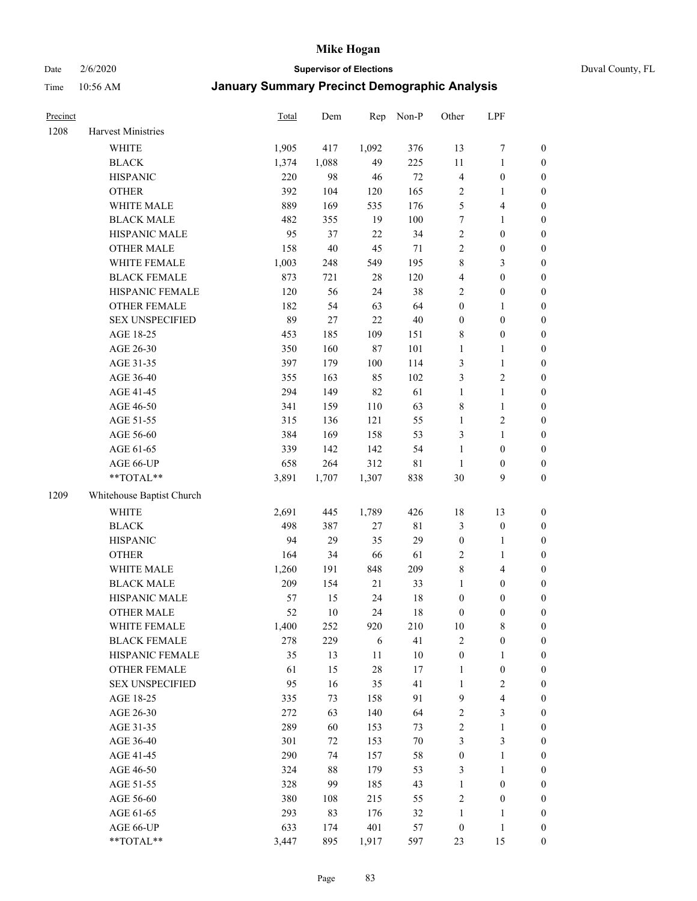# Mike Hogan

Date 2/6/2020 **Supervisor of Elections** Duval County, FL

Time 10:56 AM **January Summary Precinct Demographic Analysis**

| Precinct | | Total | Dem | Rep | Non-P | Other | LPF | |
|---|---|---|---|---|---|---|---|---|
| 1208 | Harvest Ministries | | | | | | | |
| | WHITE | 1,905 | 417 | 1,092 | 376 | 13 | 7 | 0 |
| | BLACK | 1,374 | 1,088 | 49 | 225 | 11 | 1 | 0 |
| | HISPANIC | 220 | 98 | 46 | 72 | 4 | 0 | 0 |
| | OTHER | 392 | 104 | 120 | 165 | 2 | 1 | 0 |
| | WHITE MALE | 889 | 169 | 535 | 176 | 5 | 4 | 0 |
| | BLACK MALE | 482 | 355 | 19 | 100 | 7 | 1 | 0 |
| | HISPANIC MALE | 95 | 37 | 22 | 34 | 2 | 0 | 0 |
| | OTHER MALE | 158 | 40 | 45 | 71 | 2 | 0 | 0 |
| | WHITE FEMALE | 1,003 | 248 | 549 | 195 | 8 | 3 | 0 |
| | BLACK FEMALE | 873 | 721 | 28 | 120 | 4 | 0 | 0 |
| | HISPANIC FEMALE | 120 | 56 | 24 | 38 | 2 | 0 | 0 |
| | OTHER FEMALE | 182 | 54 | 63 | 64 | 0 | 1 | 0 |
| | SEX UNSPECIFIED | 89 | 27 | 22 | 40 | 0 | 0 | 0 |
| | AGE 18-25 | 453 | 185 | 109 | 151 | 8 | 0 | 0 |
| | AGE 26-30 | 350 | 160 | 87 | 101 | 1 | 1 | 0 |
| | AGE 31-35 | 397 | 179 | 100 | 114 | 3 | 1 | 0 |
| | AGE 36-40 | 355 | 163 | 85 | 102 | 3 | 2 | 0 |
| | AGE 41-45 | 294 | 149 | 82 | 61 | 1 | 1 | 0 |
| | AGE 46-50 | 341 | 159 | 110 | 63 | 8 | 1 | 0 |
| | AGE 51-55 | 315 | 136 | 121 | 55 | 1 | 2 | 0 |
| | AGE 56-60 | 384 | 169 | 158 | 53 | 3 | 1 | 0 |
| | AGE 61-65 | 339 | 142 | 142 | 54 | 1 | 0 | 0 |
| | AGE 66-UP | 658 | 264 | 312 | 81 | 1 | 0 | 0 |
| | **TOTAL** | 3,891 | 1,707 | 1,307 | 838 | 30 | 9 | 0 |
| 1209 | Whitehouse Baptist Church | | | | | | | |
| | WHITE | 2,691 | 445 | 1,789 | 426 | 18 | 13 | 0 |
| | BLACK | 498 | 387 | 27 | 81 | 3 | 0 | 0 |
| | HISPANIC | 94 | 29 | 35 | 29 | 0 | 1 | 0 |
| | OTHER | 164 | 34 | 66 | 61 | 2 | 1 | 0 |
| | WHITE MALE | 1,260 | 191 | 848 | 209 | 8 | 4 | 0 |
| | BLACK MALE | 209 | 154 | 21 | 33 | 1 | 0 | 0 |
| | HISPANIC MALE | 57 | 15 | 24 | 18 | 0 | 0 | 0 |
| | OTHER MALE | 52 | 10 | 24 | 18 | 0 | 0 | 0 |
| | WHITE FEMALE | 1,400 | 252 | 920 | 210 | 10 | 8 | 0 |
| | BLACK FEMALE | 278 | 229 | 6 | 41 | 2 | 0 | 0 |
| | HISPANIC FEMALE | 35 | 13 | 11 | 10 | 0 | 1 | 0 |
| | OTHER FEMALE | 61 | 15 | 28 | 17 | 1 | 0 | 0 |
| | SEX UNSPECIFIED | 95 | 16 | 35 | 41 | 1 | 2 | 0 |
| | AGE 18-25 | 335 | 73 | 158 | 91 | 9 | 4 | 0 |
| | AGE 26-30 | 272 | 63 | 140 | 64 | 2 | 3 | 0 |
| | AGE 31-35 | 289 | 60 | 153 | 73 | 2 | 1 | 0 |
| | AGE 36-40 | 301 | 72 | 153 | 70 | 3 | 3 | 0 |
| | AGE 41-45 | 290 | 74 | 157 | 58 | 0 | 1 | 0 |
| | AGE 46-50 | 324 | 88 | 179 | 53 | 3 | 1 | 0 |
| | AGE 51-55 | 328 | 99 | 185 | 43 | 1 | 0 | 0 |
| | AGE 56-60 | 380 | 108 | 215 | 55 | 2 | 0 | 0 |
| | AGE 61-65 | 293 | 83 | 176 | 32 | 1 | 1 | 0 |
| | AGE 66-UP | 633 | 174 | 401 | 57 | 0 | 1 | 0 |
| | **TOTAL** | 3,447 | 895 | 1,917 | 597 | 23 | 15 | 0 |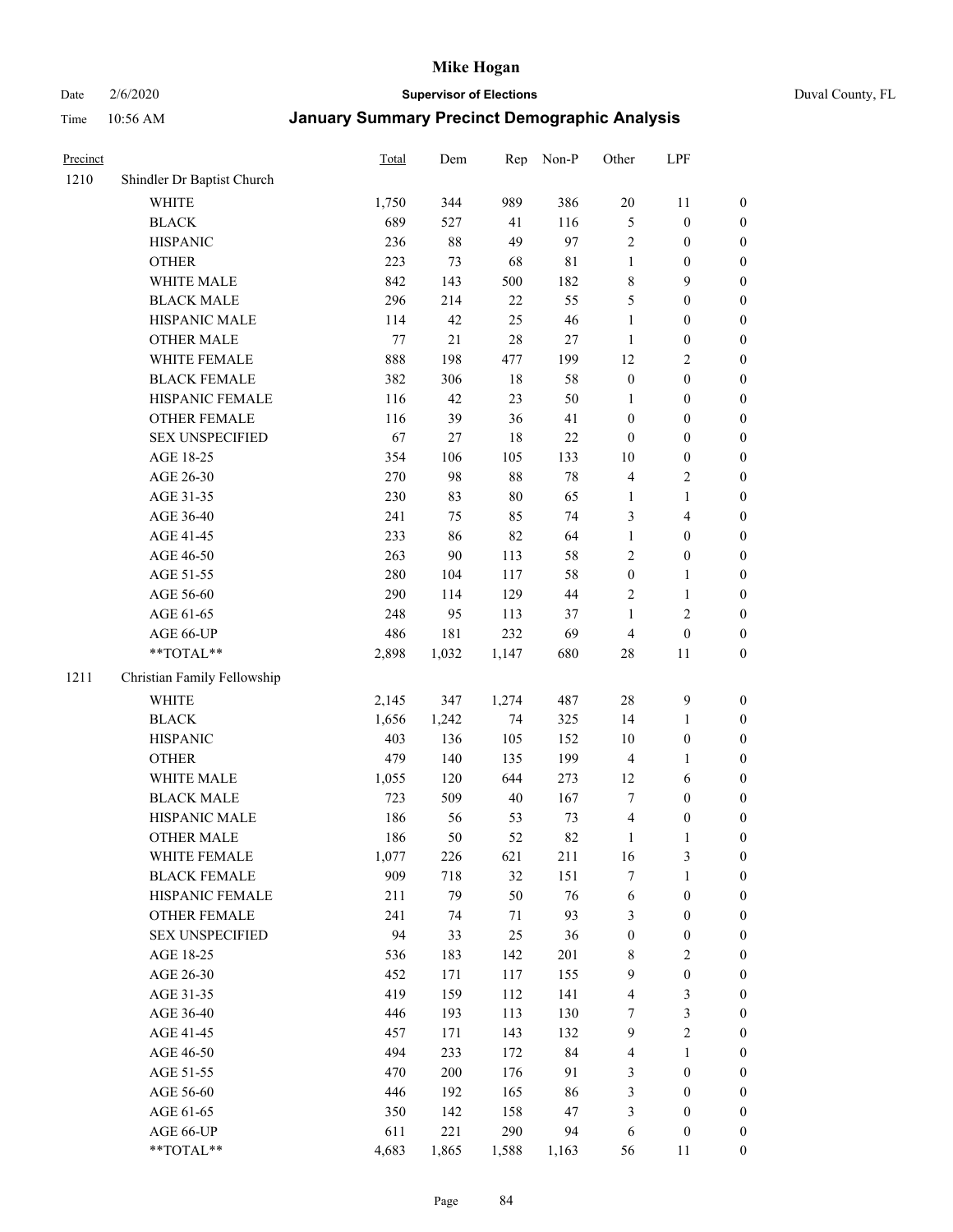# Mike Hogan

Date 2/6/2020 **Supervisor of Elections** Duval County, FL

Time 10:56 AM **January Summary Precinct Demographic Analysis**

| Precinct | | Total | Dem | Rep | Non-P | Other | LPF | |
|---|---|---|---|---|---|---|---|---|
| 1210 | Shindler Dr Baptist Church | | | | | | | |
| | WHITE | 1,750 | 344 | 989 | 386 | 20 | 11 | 0 |
| | BLACK | 689 | 527 | 41 | 116 | 5 | 0 | 0 |
| | HISPANIC | 236 | 88 | 49 | 97 | 2 | 0 | 0 |
| | OTHER | 223 | 73 | 68 | 81 | 1 | 0 | 0 |
| | WHITE MALE | 842 | 143 | 500 | 182 | 8 | 9 | 0 |
| | BLACK MALE | 296 | 214 | 22 | 55 | 5 | 0 | 0 |
| | HISPANIC MALE | 114 | 42 | 25 | 46 | 1 | 0 | 0 |
| | OTHER MALE | 77 | 21 | 28 | 27 | 1 | 0 | 0 |
| | WHITE FEMALE | 888 | 198 | 477 | 199 | 12 | 2 | 0 |
| | BLACK FEMALE | 382 | 306 | 18 | 58 | 0 | 0 | 0 |
| | HISPANIC FEMALE | 116 | 42 | 23 | 50 | 1 | 0 | 0 |
| | OTHER FEMALE | 116 | 39 | 36 | 41 | 0 | 0 | 0 |
| | SEX UNSPECIFIED | 67 | 27 | 18 | 22 | 0 | 0 | 0 |
| | AGE 18-25 | 354 | 106 | 105 | 133 | 10 | 0 | 0 |
| | AGE 26-30 | 270 | 98 | 88 | 78 | 4 | 2 | 0 |
| | AGE 31-35 | 230 | 83 | 80 | 65 | 1 | 1 | 0 |
| | AGE 36-40 | 241 | 75 | 85 | 74 | 3 | 4 | 0 |
| | AGE 41-45 | 233 | 86 | 82 | 64 | 1 | 0 | 0 |
| | AGE 46-50 | 263 | 90 | 113 | 58 | 2 | 0 | 0 |
| | AGE 51-55 | 280 | 104 | 117 | 58 | 0 | 1 | 0 |
| | AGE 56-60 | 290 | 114 | 129 | 44 | 2 | 1 | 0 |
| | AGE 61-65 | 248 | 95 | 113 | 37 | 1 | 2 | 0 |
| | AGE 66-UP | 486 | 181 | 232 | 69 | 4 | 0 | 0 |
| | **TOTAL** | 2,898 | 1,032 | 1,147 | 680 | 28 | 11 | 0 |
| 1211 | Christian Family Fellowship | | | | | | | |
| | WHITE | 2,145 | 347 | 1,274 | 487 | 28 | 9 | 0 |
| | BLACK | 1,656 | 1,242 | 74 | 325 | 14 | 1 | 0 |
| | HISPANIC | 403 | 136 | 105 | 152 | 10 | 0 | 0 |
| | OTHER | 479 | 140 | 135 | 199 | 4 | 1 | 0 |
| | WHITE MALE | 1,055 | 120 | 644 | 273 | 12 | 6 | 0 |
| | BLACK MALE | 723 | 509 | 40 | 167 | 7 | 0 | 0 |
| | HISPANIC MALE | 186 | 56 | 53 | 73 | 4 | 0 | 0 |
| | OTHER MALE | 186 | 50 | 52 | 82 | 1 | 1 | 0 |
| | WHITE FEMALE | 1,077 | 226 | 621 | 211 | 16 | 3 | 0 |
| | BLACK FEMALE | 909 | 718 | 32 | 151 | 7 | 1 | 0 |
| | HISPANIC FEMALE | 211 | 79 | 50 | 76 | 6 | 0 | 0 |
| | OTHER FEMALE | 241 | 74 | 71 | 93 | 3 | 0 | 0 |
| | SEX UNSPECIFIED | 94 | 33 | 25 | 36 | 0 | 0 | 0 |
| | AGE 18-25 | 536 | 183 | 142 | 201 | 8 | 2 | 0 |
| | AGE 26-30 | 452 | 171 | 117 | 155 | 9 | 0 | 0 |
| | AGE 31-35 | 419 | 159 | 112 | 141 | 4 | 3 | 0 |
| | AGE 36-40 | 446 | 193 | 113 | 130 | 7 | 3 | 0 |
| | AGE 41-45 | 457 | 171 | 143 | 132 | 9 | 2 | 0 |
| | AGE 46-50 | 494 | 233 | 172 | 84 | 4 | 1 | 0 |
| | AGE 51-55 | 470 | 200 | 176 | 91 | 3 | 0 | 0 |
| | AGE 56-60 | 446 | 192 | 165 | 86 | 3 | 0 | 0 |
| | AGE 61-65 | 350 | 142 | 158 | 47 | 3 | 0 | 0 |
| | AGE 66-UP | 611 | 221 | 290 | 94 | 6 | 0 | 0 |
| | **TOTAL** | 4,683 | 1,865 | 1,588 | 1,163 | 56 | 11 | 0 |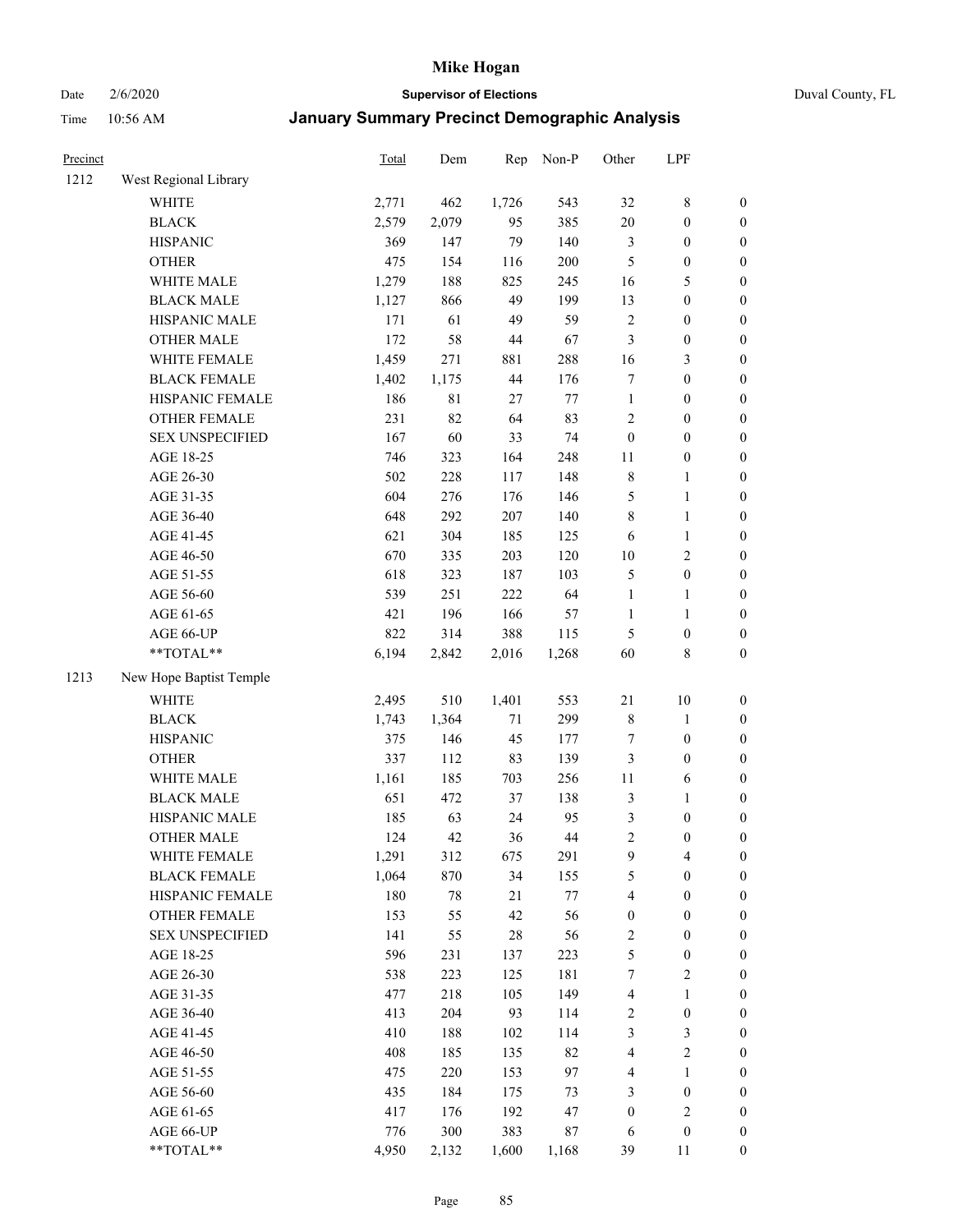# Mike Hogan

Date 2/6/2020 **Supervisor of Elections** Duval County, FL

Time 10:56 AM **January Summary Precinct Demographic Analysis**

| Precinct | | Total | Dem | Rep | Non-P | Other | LPF | |
|---|---|---|---|---|---|---|---|---|
| 1212 | West Regional Library | | | | | | | |
| | WHITE | 2,771 | 462 | 1,726 | 543 | 32 | 8 | 0 |
| | BLACK | 2,579 | 2,079 | 95 | 385 | 20 | 0 | 0 |
| | HISPANIC | 369 | 147 | 79 | 140 | 3 | 0 | 0 |
| | OTHER | 475 | 154 | 116 | 200 | 5 | 0 | 0 |
| | WHITE MALE | 1,279 | 188 | 825 | 245 | 16 | 5 | 0 |
| | BLACK MALE | 1,127 | 866 | 49 | 199 | 13 | 0 | 0 |
| | HISPANIC MALE | 171 | 61 | 49 | 59 | 2 | 0 | 0 |
| | OTHER MALE | 172 | 58 | 44 | 67 | 3 | 0 | 0 |
| | WHITE FEMALE | 1,459 | 271 | 881 | 288 | 16 | 3 | 0 |
| | BLACK FEMALE | 1,402 | 1,175 | 44 | 176 | 7 | 0 | 0 |
| | HISPANIC FEMALE | 186 | 81 | 27 | 77 | 1 | 0 | 0 |
| | OTHER FEMALE | 231 | 82 | 64 | 83 | 2 | 0 | 0 |
| | SEX UNSPECIFIED | 167 | 60 | 33 | 74 | 0 | 0 | 0 |
| | AGE 18-25 | 746 | 323 | 164 | 248 | 11 | 0 | 0 |
| | AGE 26-30 | 502 | 228 | 117 | 148 | 8 | 1 | 0 |
| | AGE 31-35 | 604 | 276 | 176 | 146 | 5 | 1 | 0 |
| | AGE 36-40 | 648 | 292 | 207 | 140 | 8 | 1 | 0 |
| | AGE 41-45 | 621 | 304 | 185 | 125 | 6 | 1 | 0 |
| | AGE 46-50 | 670 | 335 | 203 | 120 | 10 | 2 | 0 |
| | AGE 51-55 | 618 | 323 | 187 | 103 | 5 | 0 | 0 |
| | AGE 56-60 | 539 | 251 | 222 | 64 | 1 | 1 | 0 |
| | AGE 61-65 | 421 | 196 | 166 | 57 | 1 | 1 | 0 |
| | AGE 66-UP | 822 | 314 | 388 | 115 | 5 | 0 | 0 |
| | **TOTAL** | 6,194 | 2,842 | 2,016 | 1,268 | 60 | 8 | 0 |
| 1213 | New Hope Baptist Temple | | | | | | | |
| | WHITE | 2,495 | 510 | 1,401 | 553 | 21 | 10 | 0 |
| | BLACK | 1,743 | 1,364 | 71 | 299 | 8 | 1 | 0 |
| | HISPANIC | 375 | 146 | 45 | 177 | 7 | 0 | 0 |
| | OTHER | 337 | 112 | 83 | 139 | 3 | 0 | 0 |
| | WHITE MALE | 1,161 | 185 | 703 | 256 | 11 | 6 | 0 |
| | BLACK MALE | 651 | 472 | 37 | 138 | 3 | 1 | 0 |
| | HISPANIC MALE | 185 | 63 | 24 | 95 | 3 | 0 | 0 |
| | OTHER MALE | 124 | 42 | 36 | 44 | 2 | 0 | 0 |
| | WHITE FEMALE | 1,291 | 312 | 675 | 291 | 9 | 4 | 0 |
| | BLACK FEMALE | 1,064 | 870 | 34 | 155 | 5 | 0 | 0 |
| | HISPANIC FEMALE | 180 | 78 | 21 | 77 | 4 | 0 | 0 |
| | OTHER FEMALE | 153 | 55 | 42 | 56 | 0 | 0 | 0 |
| | SEX UNSPECIFIED | 141 | 55 | 28 | 56 | 2 | 0 | 0 |
| | AGE 18-25 | 596 | 231 | 137 | 223 | 5 | 0 | 0 |
| | AGE 26-30 | 538 | 223 | 125 | 181 | 7 | 2 | 0 |
| | AGE 31-35 | 477 | 218 | 105 | 149 | 4 | 1 | 0 |
| | AGE 36-40 | 413 | 204 | 93 | 114 | 2 | 0 | 0 |
| | AGE 41-45 | 410 | 188 | 102 | 114 | 3 | 3 | 0 |
| | AGE 46-50 | 408 | 185 | 135 | 82 | 4 | 2 | 0 |
| | AGE 51-55 | 475 | 220 | 153 | 97 | 4 | 1 | 0 |
| | AGE 56-60 | 435 | 184 | 175 | 73 | 3 | 0 | 0 |
| | AGE 61-65 | 417 | 176 | 192 | 47 | 0 | 2 | 0 |
| | AGE 66-UP | 776 | 300 | 383 | 87 | 6 | 0 | 0 |
| | **TOTAL** | 4,950 | 2,132 | 1,600 | 1,168 | 39 | 11 | 0 |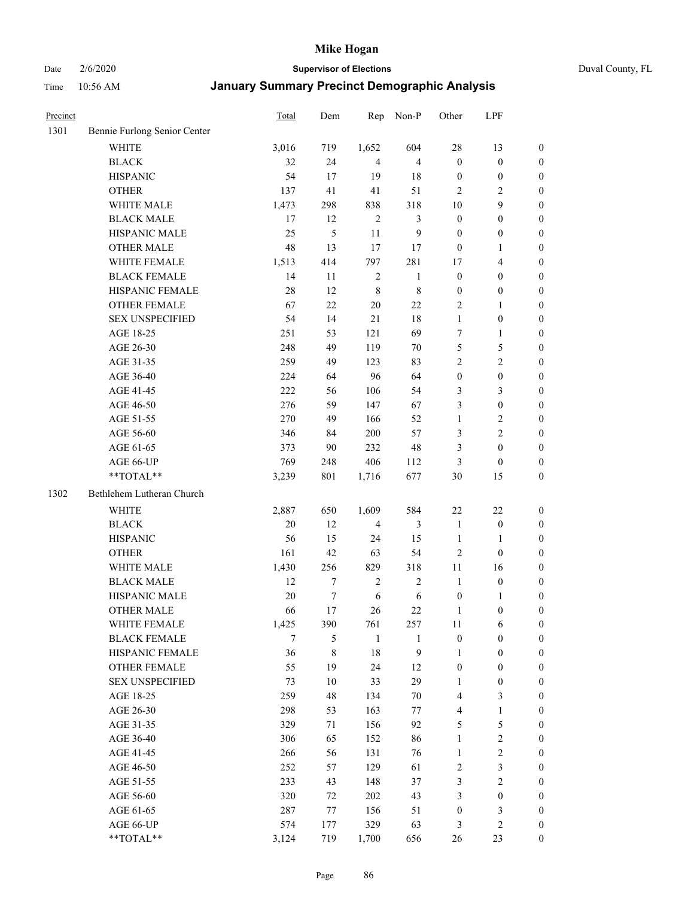# Mike Hogan

Date 2/6/2020 **Supervisor of Elections** Duval County, FL

Time 10:56 AM **January Summary Precinct Demographic Analysis**

| Precinct | | Total | Dem | Rep | Non-P | Other | LPF | |
|---|---|---|---|---|---|---|---|---|
| 1301 | Bennie Furlong Senior Center | | | | | | | |
| | WHITE | 3,016 | 719 | 1,652 | 604 | 28 | 13 | 0 |
| | BLACK | 32 | 24 | 4 | 4 | 0 | 0 | 0 |
| | HISPANIC | 54 | 17 | 19 | 18 | 0 | 0 | 0 |
| | OTHER | 137 | 41 | 41 | 51 | 2 | 2 | 0 |
| | WHITE MALE | 1,473 | 298 | 838 | 318 | 10 | 9 | 0 |
| | BLACK MALE | 17 | 12 | 2 | 3 | 0 | 0 | 0 |
| | HISPANIC MALE | 25 | 5 | 11 | 9 | 0 | 0 | 0 |
| | OTHER MALE | 48 | 13 | 17 | 17 | 0 | 1 | 0 |
| | WHITE FEMALE | 1,513 | 414 | 797 | 281 | 17 | 4 | 0 |
| | BLACK FEMALE | 14 | 11 | 2 | 1 | 0 | 0 | 0 |
| | HISPANIC FEMALE | 28 | 12 | 8 | 8 | 0 | 0 | 0 |
| | OTHER FEMALE | 67 | 22 | 20 | 22 | 2 | 1 | 0 |
| | SEX UNSPECIFIED | 54 | 14 | 21 | 18 | 1 | 0 | 0 |
| | AGE 18-25 | 251 | 53 | 121 | 69 | 7 | 1 | 0 |
| | AGE 26-30 | 248 | 49 | 119 | 70 | 5 | 5 | 0 |
| | AGE 31-35 | 259 | 49 | 123 | 83 | 2 | 2 | 0 |
| | AGE 36-40 | 224 | 64 | 96 | 64 | 0 | 0 | 0 |
| | AGE 41-45 | 222 | 56 | 106 | 54 | 3 | 3 | 0 |
| | AGE 46-50 | 276 | 59 | 147 | 67 | 3 | 0 | 0 |
| | AGE 51-55 | 270 | 49 | 166 | 52 | 1 | 2 | 0 |
| | AGE 56-60 | 346 | 84 | 200 | 57 | 3 | 2 | 0 |
| | AGE 61-65 | 373 | 90 | 232 | 48 | 3 | 0 | 0 |
| | AGE 66-UP | 769 | 248 | 406 | 112 | 3 | 0 | 0 |
| | **TOTAL** | 3,239 | 801 | 1,716 | 677 | 30 | 15 | 0 |
| 1302 | Bethlehem Lutheran Church | | | | | | | |
| | WHITE | 2,887 | 650 | 1,609 | 584 | 22 | 22 | 0 |
| | BLACK | 20 | 12 | 4 | 3 | 1 | 0 | 0 |
| | HISPANIC | 56 | 15 | 24 | 15 | 1 | 1 | 0 |
| | OTHER | 161 | 42 | 63 | 54 | 2 | 0 | 0 |
| | WHITE MALE | 1,430 | 256 | 829 | 318 | 11 | 16 | 0 |
| | BLACK MALE | 12 | 7 | 2 | 2 | 1 | 0 | 0 |
| | HISPANIC MALE | 20 | 7 | 6 | 6 | 0 | 1 | 0 |
| | OTHER MALE | 66 | 17 | 26 | 22 | 1 | 0 | 0 |
| | WHITE FEMALE | 1,425 | 390 | 761 | 257 | 11 | 6 | 0 |
| | BLACK FEMALE | 7 | 5 | 1 | 1 | 0 | 0 | 0 |
| | HISPANIC FEMALE | 36 | 8 | 18 | 9 | 1 | 0 | 0 |
| | OTHER FEMALE | 55 | 19 | 24 | 12 | 0 | 0 | 0 |
| | SEX UNSPECIFIED | 73 | 10 | 33 | 29 | 1 | 0 | 0 |
| | AGE 18-25 | 259 | 48 | 134 | 70 | 4 | 3 | 0 |
| | AGE 26-30 | 298 | 53 | 163 | 77 | 4 | 1 | 0 |
| | AGE 31-35 | 329 | 71 | 156 | 92 | 5 | 5 | 0 |
| | AGE 36-40 | 306 | 65 | 152 | 86 | 1 | 2 | 0 |
| | AGE 41-45 | 266 | 56 | 131 | 76 | 1 | 2 | 0 |
| | AGE 46-50 | 252 | 57 | 129 | 61 | 2 | 3 | 0 |
| | AGE 51-55 | 233 | 43 | 148 | 37 | 3 | 2 | 0 |
| | AGE 56-60 | 320 | 72 | 202 | 43 | 3 | 0 | 0 |
| | AGE 61-65 | 287 | 77 | 156 | 51 | 0 | 3 | 0 |
| | AGE 66-UP | 574 | 177 | 329 | 63 | 3 | 2 | 0 |
| | **TOTAL** | 3,124 | 719 | 1,700 | 656 | 26 | 23 | 0 |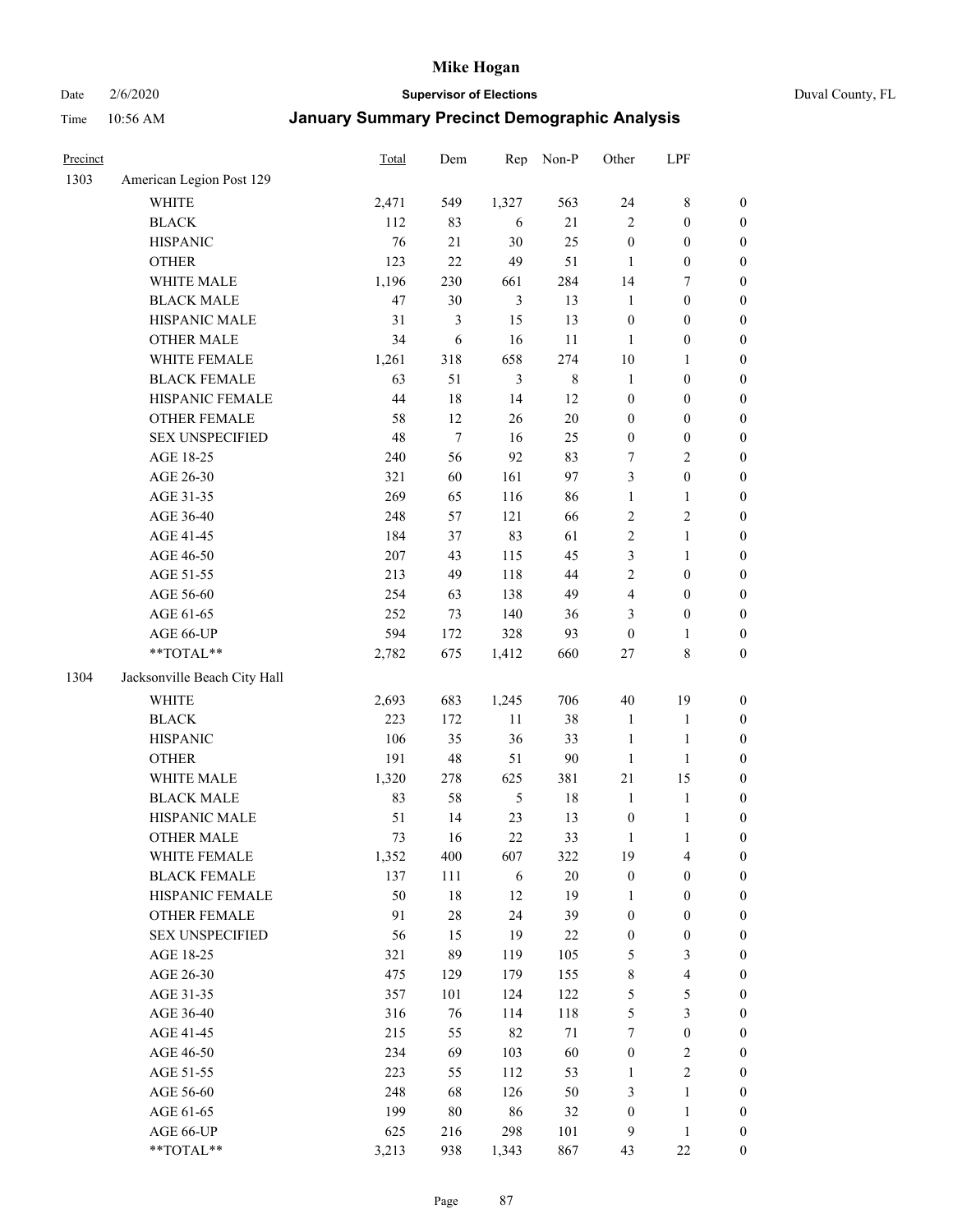# Mike Hogan

Date 2/6/2020 **Supervisor of Elections** Duval County, FL

Time 10:56 AM **January Summary Precinct Demographic Analysis**

| Precinct | | Total | Dem | Rep | Non-P | Other | LPF | |
|---|---|---|---|---|---|---|---|---|
| 1303 | American Legion Post 129 | | | | | | | |
| | WHITE | 2,471 | 549 | 1,327 | 563 | 24 | 8 | 0 |
| | BLACK | 112 | 83 | 6 | 21 | 2 | 0 | 0 |
| | HISPANIC | 76 | 21 | 30 | 25 | 0 | 0 | 0 |
| | OTHER | 123 | 22 | 49 | 51 | 1 | 0 | 0 |
| | WHITE MALE | 1,196 | 230 | 661 | 284 | 14 | 7 | 0 |
| | BLACK MALE | 47 | 30 | 3 | 13 | 1 | 0 | 0 |
| | HISPANIC MALE | 31 | 3 | 15 | 13 | 0 | 0 | 0 |
| | OTHER MALE | 34 | 6 | 16 | 11 | 1 | 0 | 0 |
| | WHITE FEMALE | 1,261 | 318 | 658 | 274 | 10 | 1 | 0 |
| | BLACK FEMALE | 63 | 51 | 3 | 8 | 1 | 0 | 0 |
| | HISPANIC FEMALE | 44 | 18 | 14 | 12 | 0 | 0 | 0 |
| | OTHER FEMALE | 58 | 12 | 26 | 20 | 0 | 0 | 0 |
| | SEX UNSPECIFIED | 48 | 7 | 16 | 25 | 0 | 0 | 0 |
| | AGE 18-25 | 240 | 56 | 92 | 83 | 7 | 2 | 0 |
| | AGE 26-30 | 321 | 60 | 161 | 97 | 3 | 0 | 0 |
| | AGE 31-35 | 269 | 65 | 116 | 86 | 1 | 1 | 0 |
| | AGE 36-40 | 248 | 57 | 121 | 66 | 2 | 2 | 0 |
| | AGE 41-45 | 184 | 37 | 83 | 61 | 2 | 1 | 0 |
| | AGE 46-50 | 207 | 43 | 115 | 45 | 3 | 1 | 0 |
| | AGE 51-55 | 213 | 49 | 118 | 44 | 2 | 0 | 0 |
| | AGE 56-60 | 254 | 63 | 138 | 49 | 4 | 0 | 0 |
| | AGE 61-65 | 252 | 73 | 140 | 36 | 3 | 0 | 0 |
| | AGE 66-UP | 594 | 172 | 328 | 93 | 0 | 1 | 0 |
| | **TOTAL** | 2,782 | 675 | 1,412 | 660 | 27 | 8 | 0 |
| 1304 | Jacksonville Beach City Hall | | | | | | | |
| | WHITE | 2,693 | 683 | 1,245 | 706 | 40 | 19 | 0 |
| | BLACK | 223 | 172 | 11 | 38 | 1 | 1 | 0 |
| | HISPANIC | 106 | 35 | 36 | 33 | 1 | 1 | 0 |
| | OTHER | 191 | 48 | 51 | 90 | 1 | 1 | 0 |
| | WHITE MALE | 1,320 | 278 | 625 | 381 | 21 | 15 | 0 |
| | BLACK MALE | 83 | 58 | 5 | 18 | 1 | 1 | 0 |
| | HISPANIC MALE | 51 | 14 | 23 | 13 | 0 | 1 | 0 |
| | OTHER MALE | 73 | 16 | 22 | 33 | 1 | 1 | 0 |
| | WHITE FEMALE | 1,352 | 400 | 607 | 322 | 19 | 4 | 0 |
| | BLACK FEMALE | 137 | 111 | 6 | 20 | 0 | 0 | 0 |
| | HISPANIC FEMALE | 50 | 18 | 12 | 19 | 1 | 0 | 0 |
| | OTHER FEMALE | 91 | 28 | 24 | 39 | 0 | 0 | 0 |
| | SEX UNSPECIFIED | 56 | 15 | 19 | 22 | 0 | 0 | 0 |
| | AGE 18-25 | 321 | 89 | 119 | 105 | 5 | 3 | 0 |
| | AGE 26-30 | 475 | 129 | 179 | 155 | 8 | 4 | 0 |
| | AGE 31-35 | 357 | 101 | 124 | 122 | 5 | 5 | 0 |
| | AGE 36-40 | 316 | 76 | 114 | 118 | 5 | 3 | 0 |
| | AGE 41-45 | 215 | 55 | 82 | 71 | 7 | 0 | 0 |
| | AGE 46-50 | 234 | 69 | 103 | 60 | 0 | 2 | 0 |
| | AGE 51-55 | 223 | 55 | 112 | 53 | 1 | 2 | 0 |
| | AGE 56-60 | 248 | 68 | 126 | 50 | 3 | 1 | 0 |
| | AGE 61-65 | 199 | 80 | 86 | 32 | 0 | 1 | 0 |
| | AGE 66-UP | 625 | 216 | 298 | 101 | 9 | 1 | 0 |
| | **TOTAL** | 3,213 | 938 | 1,343 | 867 | 43 | 22 | 0 |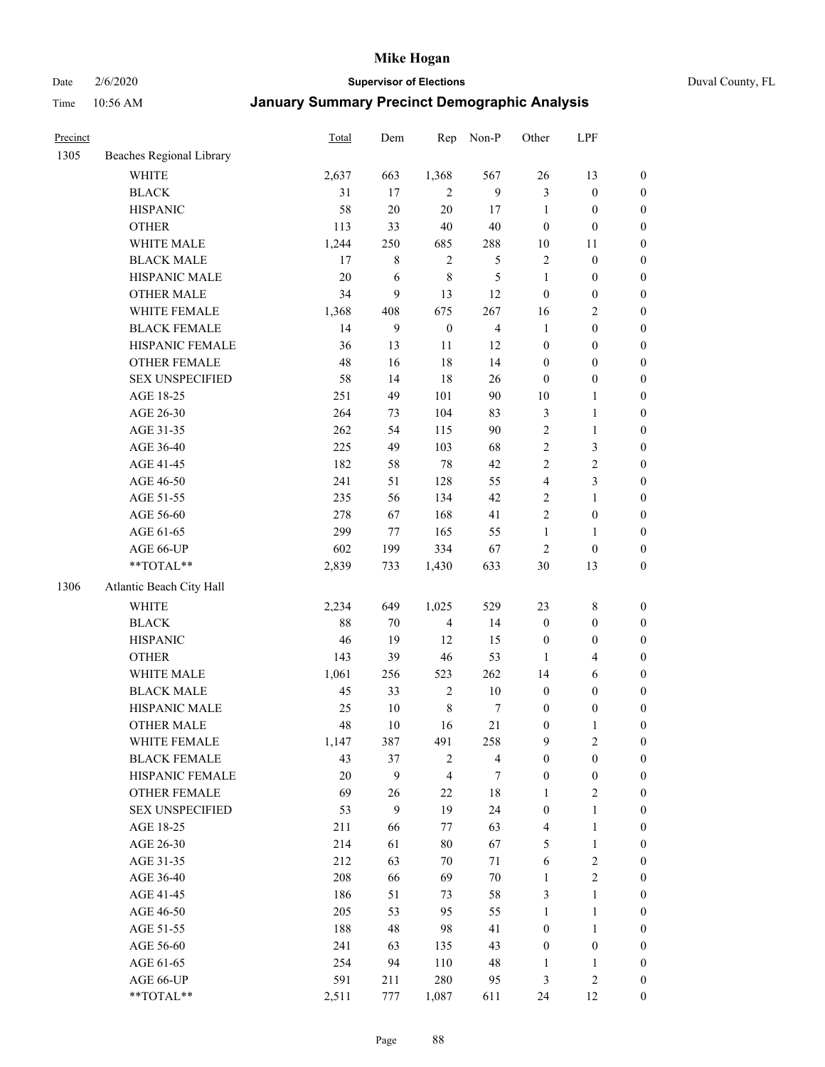| Precinct | | Total | Dem | Rep | Non-P | Other | LPF | |
|---|---|---|---|---|---|---|---|---|
| 1305 | Beaches Regional Library | | | | | | | |
| | WHITE | 2,637 | 663 | 1,368 | 567 | 26 | 13 | 0 |
| | BLACK | 31 | 17 | 2 | 9 | 3 | 0 | 0 |
| | HISPANIC | 58 | 20 | 20 | 17 | 1 | 0 | 0 |
| | OTHER | 113 | 33 | 40 | 40 | 0 | 0 | 0 |
| | WHITE MALE | 1,244 | 250 | 685 | 288 | 10 | 11 | 0 |
| | BLACK MALE | 17 | 8 | 2 | 5 | 2 | 0 | 0 |
| | HISPANIC MALE | 20 | 6 | 8 | 5 | 1 | 0 | 0 |
| | OTHER MALE | 34 | 9 | 13 | 12 | 0 | 0 | 0 |
| | WHITE FEMALE | 1,368 | 408 | 675 | 267 | 16 | 2 | 0 |
| | BLACK FEMALE | 14 | 9 | 0 | 4 | 1 | 0 | 0 |
| | HISPANIC FEMALE | 36 | 13 | 11 | 12 | 0 | 0 | 0 |
| | OTHER FEMALE | 48 | 16 | 18 | 14 | 0 | 0 | 0 |
| | SEX UNSPECIFIED | 58 | 14 | 18 | 26 | 0 | 0 | 0 |
| | AGE 18-25 | 251 | 49 | 101 | 90 | 10 | 1 | 0 |
| | AGE 26-30 | 264 | 73 | 104 | 83 | 3 | 1 | 0 |
| | AGE 31-35 | 262 | 54 | 115 | 90 | 2 | 1 | 0 |
| | AGE 36-40 | 225 | 49 | 103 | 68 | 2 | 3 | 0 |
| | AGE 41-45 | 182 | 58 | 78 | 42 | 2 | 2 | 0 |
| | AGE 46-50 | 241 | 51 | 128 | 55 | 4 | 3 | 0 |
| | AGE 51-55 | 235 | 56 | 134 | 42 | 2 | 1 | 0 |
| | AGE 56-60 | 278 | 67 | 168 | 41 | 2 | 0 | 0 |
| | AGE 61-65 | 299 | 77 | 165 | 55 | 1 | 1 | 0 |
| | AGE 66-UP | 602 | 199 | 334 | 67 | 2 | 0 | 0 |
| | **TOTAL** | 2,839 | 733 | 1,430 | 633 | 30 | 13 | 0 |
| 1306 | Atlantic Beach City Hall | | | | | | | |
| | WHITE | 2,234 | 649 | 1,025 | 529 | 23 | 8 | 0 |
| | BLACK | 88 | 70 | 4 | 14 | 0 | 0 | 0 |
| | HISPANIC | 46 | 19 | 12 | 15 | 0 | 0 | 0 |
| | OTHER | 143 | 39 | 46 | 53 | 1 | 4 | 0 |
| | WHITE MALE | 1,061 | 256 | 523 | 262 | 14 | 6 | 0 |
| | BLACK MALE | 45 | 33 | 2 | 10 | 0 | 0 | 0 |
| | HISPANIC MALE | 25 | 10 | 8 | 7 | 0 | 0 | 0 |
| | OTHER MALE | 48 | 10 | 16 | 21 | 0 | 1 | 0 |
| | WHITE FEMALE | 1,147 | 387 | 491 | 258 | 9 | 2 | 0 |
| | BLACK FEMALE | 43 | 37 | 2 | 4 | 0 | 0 | 0 |
| | HISPANIC FEMALE | 20 | 9 | 4 | 7 | 0 | 0 | 0 |
| | OTHER FEMALE | 69 | 26 | 22 | 18 | 1 | 2 | 0 |
| | SEX UNSPECIFIED | 53 | 9 | 19 | 24 | 0 | 1 | 0 |
| | AGE 18-25 | 211 | 66 | 77 | 63 | 4 | 1 | 0 |
| | AGE 26-30 | 214 | 61 | 80 | 67 | 5 | 1 | 0 |
| | AGE 31-35 | 212 | 63 | 70 | 71 | 6 | 2 | 0 |
| | AGE 36-40 | 208 | 66 | 69 | 70 | 1 | 2 | 0 |
| | AGE 41-45 | 186 | 51 | 73 | 58 | 3 | 1 | 0 |
| | AGE 46-50 | 205 | 53 | 95 | 55 | 1 | 1 | 0 |
| | AGE 51-55 | 188 | 48 | 98 | 41 | 0 | 1 | 0 |
| | AGE 56-60 | 241 | 63 | 135 | 43 | 0 | 0 | 0 |
| | AGE 61-65 | 254 | 94 | 110 | 48 | 1 | 1 | 0 |
| | AGE 66-UP | 591 | 211 | 280 | 95 | 3 | 2 | 0 |
| | **TOTAL** | 2,511 | 777 | 1,087 | 611 | 24 | 12 | 0 |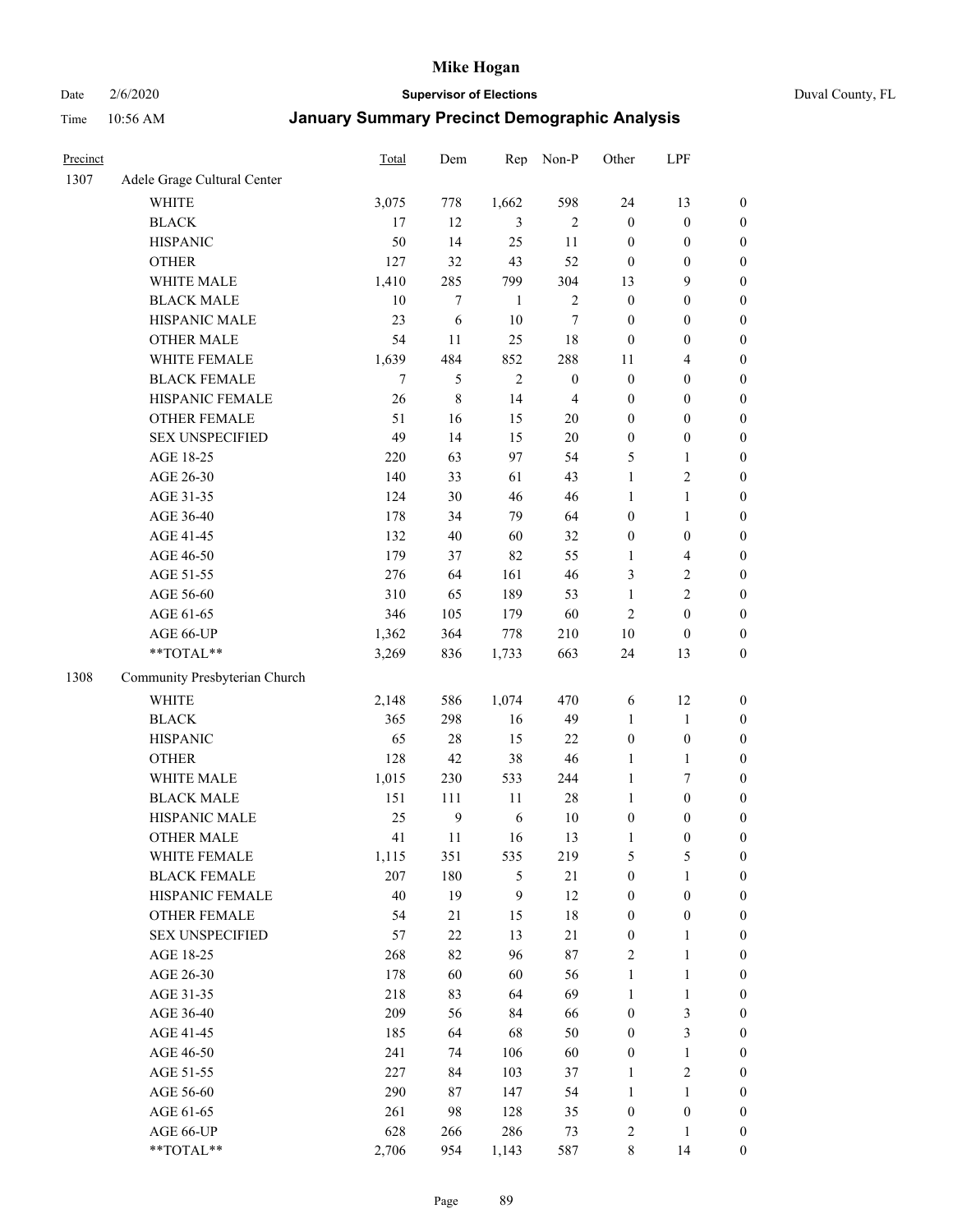# January Summary Precinct Demographic Analysis

Mike Hogan, Supervisor of Elections — Duval County, FL

Date 2/6/2020 Time 10:56 AM

| Precinct | | Total | Dem | Rep | Non-P | Other | LPF | |
|---|---|---|---|---|---|---|---|---|
| 1307 | Adele Grage Cultural Center | | | | | | | |
| | WHITE | 3,075 | 778 | 1,662 | 598 | 24 | 13 | 0 |
| | BLACK | 17 | 12 | 3 | 2 | 0 | 0 | 0 |
| | HISPANIC | 50 | 14 | 25 | 11 | 0 | 0 | 0 |
| | OTHER | 127 | 32 | 43 | 52 | 0 | 0 | 0 |
| | WHITE MALE | 1,410 | 285 | 799 | 304 | 13 | 9 | 0 |
| | BLACK MALE | 10 | 7 | 1 | 2 | 0 | 0 | 0 |
| | HISPANIC MALE | 23 | 6 | 10 | 7 | 0 | 0 | 0 |
| | OTHER MALE | 54 | 11 | 25 | 18 | 0 | 0 | 0 |
| | WHITE FEMALE | 1,639 | 484 | 852 | 288 | 11 | 4 | 0 |
| | BLACK FEMALE | 7 | 5 | 2 | 0 | 0 | 0 | 0 |
| | HISPANIC FEMALE | 26 | 8 | 14 | 4 | 0 | 0 | 0 |
| | OTHER FEMALE | 51 | 16 | 15 | 20 | 0 | 0 | 0 |
| | SEX UNSPECIFIED | 49 | 14 | 15 | 20 | 0 | 0 | 0 |
| | AGE 18-25 | 220 | 63 | 97 | 54 | 5 | 1 | 0 |
| | AGE 26-30 | 140 | 33 | 61 | 43 | 1 | 2 | 0 |
| | AGE 31-35 | 124 | 30 | 46 | 46 | 1 | 1 | 0 |
| | AGE 36-40 | 178 | 34 | 79 | 64 | 0 | 1 | 0 |
| | AGE 41-45 | 132 | 40 | 60 | 32 | 0 | 0 | 0 |
| | AGE 46-50 | 179 | 37 | 82 | 55 | 1 | 4 | 0 |
| | AGE 51-55 | 276 | 64 | 161 | 46 | 3 | 2 | 0 |
| | AGE 56-60 | 310 | 65 | 189 | 53 | 1 | 2 | 0 |
| | AGE 61-65 | 346 | 105 | 179 | 60 | 2 | 0 | 0 |
| | AGE 66-UP | 1,362 | 364 | 778 | 210 | 10 | 0 | 0 |
| | **TOTAL** | 3,269 | 836 | 1,733 | 663 | 24 | 13 | 0 |
| 1308 | Community Presbyterian Church | | | | | | | |
| | WHITE | 2,148 | 586 | 1,074 | 470 | 6 | 12 | 0 |
| | BLACK | 365 | 298 | 16 | 49 | 1 | 1 | 0 |
| | HISPANIC | 65 | 28 | 15 | 22 | 0 | 0 | 0 |
| | OTHER | 128 | 42 | 38 | 46 | 1 | 1 | 0 |
| | WHITE MALE | 1,015 | 230 | 533 | 244 | 1 | 7 | 0 |
| | BLACK MALE | 151 | 111 | 11 | 28 | 1 | 0 | 0 |
| | HISPANIC MALE | 25 | 9 | 6 | 10 | 0 | 0 | 0 |
| | OTHER MALE | 41 | 11 | 16 | 13 | 1 | 0 | 0 |
| | WHITE FEMALE | 1,115 | 351 | 535 | 219 | 5 | 5 | 0 |
| | BLACK FEMALE | 207 | 180 | 5 | 21 | 0 | 1 | 0 |
| | HISPANIC FEMALE | 40 | 19 | 9 | 12 | 0 | 0 | 0 |
| | OTHER FEMALE | 54 | 21 | 15 | 18 | 0 | 0 | 0 |
| | SEX UNSPECIFIED | 57 | 22 | 13 | 21 | 0 | 1 | 0 |
| | AGE 18-25 | 268 | 82 | 96 | 87 | 2 | 1 | 0 |
| | AGE 26-30 | 178 | 60 | 60 | 56 | 1 | 1 | 0 |
| | AGE 31-35 | 218 | 83 | 64 | 69 | 1 | 1 | 0 |
| | AGE 36-40 | 209 | 56 | 84 | 66 | 0 | 3 | 0 |
| | AGE 41-45 | 185 | 64 | 68 | 50 | 0 | 3 | 0 |
| | AGE 46-50 | 241 | 74 | 106 | 60 | 0 | 1 | 0 |
| | AGE 51-55 | 227 | 84 | 103 | 37 | 1 | 2 | 0 |
| | AGE 56-60 | 290 | 87 | 147 | 54 | 1 | 1 | 0 |
| | AGE 61-65 | 261 | 98 | 128 | 35 | 0 | 0 | 0 |
| | AGE 66-UP | 628 | 266 | 286 | 73 | 2 | 1 | 0 |
| | **TOTAL** | 2,706 | 954 | 1,143 | 587 | 8 | 14 | 0 |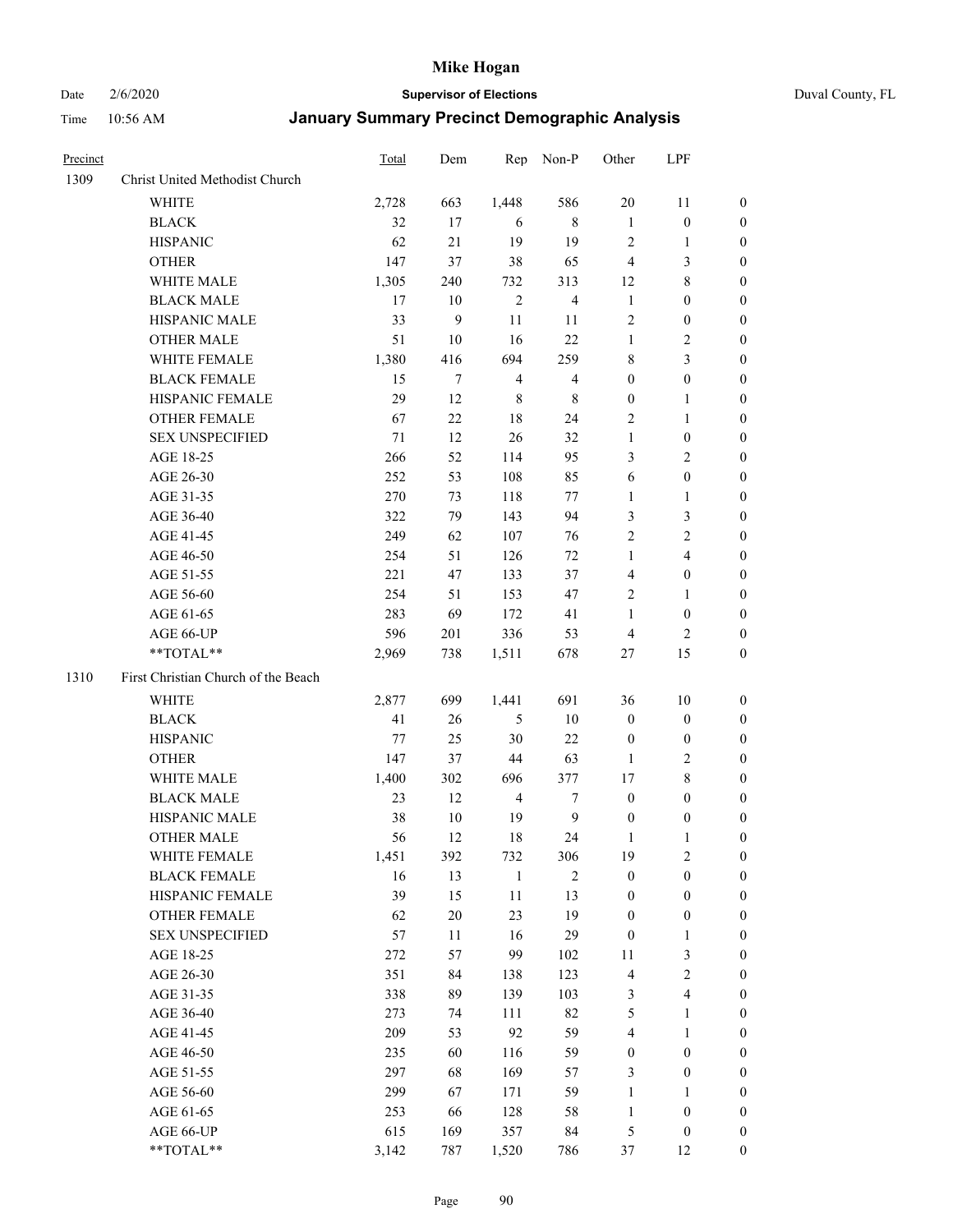| Precinct | | Total | Dem | Rep | Non-P | Other | LPF | |
|---|---|---|---|---|---|---|---|---|
| 1309 | Christ United Methodist Church | | | | | | | |
| | WHITE | 2,728 | 663 | 1,448 | 586 | 20 | 11 | 0 |
| | BLACK | 32 | 17 | 6 | 8 | 1 | 0 | 0 |
| | HISPANIC | 62 | 21 | 19 | 19 | 2 | 1 | 0 |
| | OTHER | 147 | 37 | 38 | 65 | 4 | 3 | 0 |
| | WHITE MALE | 1,305 | 240 | 732 | 313 | 12 | 8 | 0 |
| | BLACK MALE | 17 | 10 | 2 | 4 | 1 | 0 | 0 |
| | HISPANIC MALE | 33 | 9 | 11 | 11 | 2 | 0 | 0 |
| | OTHER MALE | 51 | 10 | 16 | 22 | 1 | 2 | 0 |
| | WHITE FEMALE | 1,380 | 416 | 694 | 259 | 8 | 3 | 0 |
| | BLACK FEMALE | 15 | 7 | 4 | 4 | 0 | 0 | 0 |
| | HISPANIC FEMALE | 29 | 12 | 8 | 8 | 0 | 1 | 0 |
| | OTHER FEMALE | 67 | 22 | 18 | 24 | 2 | 1 | 0 |
| | SEX UNSPECIFIED | 71 | 12 | 26 | 32 | 1 | 0 | 0 |
| | AGE 18-25 | 266 | 52 | 114 | 95 | 3 | 2 | 0 |
| | AGE 26-30 | 252 | 53 | 108 | 85 | 6 | 0 | 0 |
| | AGE 31-35 | 270 | 73 | 118 | 77 | 1 | 1 | 0 |
| | AGE 36-40 | 322 | 79 | 143 | 94 | 3 | 3 | 0 |
| | AGE 41-45 | 249 | 62 | 107 | 76 | 2 | 2 | 0 |
| | AGE 46-50 | 254 | 51 | 126 | 72 | 1 | 4 | 0 |
| | AGE 51-55 | 221 | 47 | 133 | 37 | 4 | 0 | 0 |
| | AGE 56-60 | 254 | 51 | 153 | 47 | 2 | 1 | 0 |
| | AGE 61-65 | 283 | 69 | 172 | 41 | 1 | 0 | 0 |
| | AGE 66-UP | 596 | 201 | 336 | 53 | 4 | 2 | 0 |
| | **TOTAL** | 2,969 | 738 | 1,511 | 678 | 27 | 15 | 0 |
| 1310 | First Christian Church of the Beach | | | | | | | |
| | WHITE | 2,877 | 699 | 1,441 | 691 | 36 | 10 | 0 |
| | BLACK | 41 | 26 | 5 | 10 | 0 | 0 | 0 |
| | HISPANIC | 77 | 25 | 30 | 22 | 0 | 0 | 0 |
| | OTHER | 147 | 37 | 44 | 63 | 1 | 2 | 0 |
| | WHITE MALE | 1,400 | 302 | 696 | 377 | 17 | 8 | 0 |
| | BLACK MALE | 23 | 12 | 4 | 7 | 0 | 0 | 0 |
| | HISPANIC MALE | 38 | 10 | 19 | 9 | 0 | 0 | 0 |
| | OTHER MALE | 56 | 12 | 18 | 24 | 1 | 1 | 0 |
| | WHITE FEMALE | 1,451 | 392 | 732 | 306 | 19 | 2 | 0 |
| | BLACK FEMALE | 16 | 13 | 1 | 2 | 0 | 0 | 0 |
| | HISPANIC FEMALE | 39 | 15 | 11 | 13 | 0 | 0 | 0 |
| | OTHER FEMALE | 62 | 20 | 23 | 19 | 0 | 0 | 0 |
| | SEX UNSPECIFIED | 57 | 11 | 16 | 29 | 0 | 1 | 0 |
| | AGE 18-25 | 272 | 57 | 99 | 102 | 11 | 3 | 0 |
| | AGE 26-30 | 351 | 84 | 138 | 123 | 4 | 2 | 0 |
| | AGE 31-35 | 338 | 89 | 139 | 103 | 3 | 4 | 0 |
| | AGE 36-40 | 273 | 74 | 111 | 82 | 5 | 1 | 0 |
| | AGE 41-45 | 209 | 53 | 92 | 59 | 4 | 1 | 0 |
| | AGE 46-50 | 235 | 60 | 116 | 59 | 0 | 0 | 0 |
| | AGE 51-55 | 297 | 68 | 169 | 57 | 3 | 0 | 0 |
| | AGE 56-60 | 299 | 67 | 171 | 59 | 1 | 1 | 0 |
| | AGE 61-65 | 253 | 66 | 128 | 58 | 1 | 0 | 0 |
| | AGE 66-UP | 615 | 169 | 357 | 84 | 5 | 0 | 0 |
| | **TOTAL** | 3,142 | 787 | 1,520 | 786 | 37 | 12 | 0 |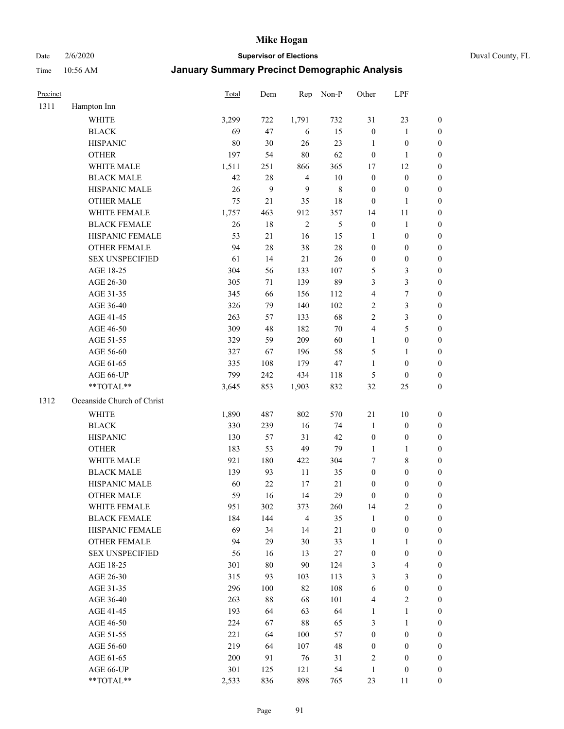| Precinct | | Total | Dem | Rep | Non-P | Other | LPF | |
|---|---|---|---|---|---|---|---|---|
| 1311 | Hampton Inn | | | | | | | |
| | WHITE | 3,299 | 722 | 1,791 | 732 | 31 | 23 | 0 |
| | BLACK | 69 | 47 | 6 | 15 | 0 | 1 | 0 |
| | HISPANIC | 80 | 30 | 26 | 23 | 1 | 0 | 0 |
| | OTHER | 197 | 54 | 80 | 62 | 0 | 1 | 0 |
| | WHITE MALE | 1,511 | 251 | 866 | 365 | 17 | 12 | 0 |
| | BLACK MALE | 42 | 28 | 4 | 10 | 0 | 0 | 0 |
| | HISPANIC MALE | 26 | 9 | 9 | 8 | 0 | 0 | 0 |
| | OTHER MALE | 75 | 21 | 35 | 18 | 0 | 1 | 0 |
| | WHITE FEMALE | 1,757 | 463 | 912 | 357 | 14 | 11 | 0 |
| | BLACK FEMALE | 26 | 18 | 2 | 5 | 0 | 1 | 0 |
| | HISPANIC FEMALE | 53 | 21 | 16 | 15 | 1 | 0 | 0 |
| | OTHER FEMALE | 94 | 28 | 38 | 28 | 0 | 0 | 0 |
| | SEX UNSPECIFIED | 61 | 14 | 21 | 26 | 0 | 0 | 0 |
| | AGE 18-25 | 304 | 56 | 133 | 107 | 5 | 3 | 0 |
| | AGE 26-30 | 305 | 71 | 139 | 89 | 3 | 3 | 0 |
| | AGE 31-35 | 345 | 66 | 156 | 112 | 4 | 7 | 0 |
| | AGE 36-40 | 326 | 79 | 140 | 102 | 2 | 3 | 0 |
| | AGE 41-45 | 263 | 57 | 133 | 68 | 2 | 3 | 0 |
| | AGE 46-50 | 309 | 48 | 182 | 70 | 4 | 5 | 0 |
| | AGE 51-55 | 329 | 59 | 209 | 60 | 1 | 0 | 0 |
| | AGE 56-60 | 327 | 67 | 196 | 58 | 5 | 1 | 0 |
| | AGE 61-65 | 335 | 108 | 179 | 47 | 1 | 0 | 0 |
| | AGE 66-UP | 799 | 242 | 434 | 118 | 5 | 0 | 0 |
| | **TOTAL** | 3,645 | 853 | 1,903 | 832 | 32 | 25 | 0 |
| 1312 | Oceanside Church of Christ | | | | | | | |
| | WHITE | 1,890 | 487 | 802 | 570 | 21 | 10 | 0 |
| | BLACK | 330 | 239 | 16 | 74 | 1 | 0 | 0 |
| | HISPANIC | 130 | 57 | 31 | 42 | 0 | 0 | 0 |
| | OTHER | 183 | 53 | 49 | 79 | 1 | 1 | 0 |
| | WHITE MALE | 921 | 180 | 422 | 304 | 7 | 8 | 0 |
| | BLACK MALE | 139 | 93 | 11 | 35 | 0 | 0 | 0 |
| | HISPANIC MALE | 60 | 22 | 17 | 21 | 0 | 0 | 0 |
| | OTHER MALE | 59 | 16 | 14 | 29 | 0 | 0 | 0 |
| | WHITE FEMALE | 951 | 302 | 373 | 260 | 14 | 2 | 0 |
| | BLACK FEMALE | 184 | 144 | 4 | 35 | 1 | 0 | 0 |
| | HISPANIC FEMALE | 69 | 34 | 14 | 21 | 0 | 0 | 0 |
| | OTHER FEMALE | 94 | 29 | 30 | 33 | 1 | 1 | 0 |
| | SEX UNSPECIFIED | 56 | 16 | 13 | 27 | 0 | 0 | 0 |
| | AGE 18-25 | 301 | 80 | 90 | 124 | 3 | 4 | 0 |
| | AGE 26-30 | 315 | 93 | 103 | 113 | 3 | 3 | 0 |
| | AGE 31-35 | 296 | 100 | 82 | 108 | 6 | 0 | 0 |
| | AGE 36-40 | 263 | 88 | 68 | 101 | 4 | 2 | 0 |
| | AGE 41-45 | 193 | 64 | 63 | 64 | 1 | 1 | 0 |
| | AGE 46-50 | 224 | 67 | 88 | 65 | 3 | 1 | 0 |
| | AGE 51-55 | 221 | 64 | 100 | 57 | 0 | 0 | 0 |
| | AGE 56-60 | 219 | 64 | 107 | 48 | 0 | 0 | 0 |
| | AGE 61-65 | 200 | 91 | 76 | 31 | 2 | 0 | 0 |
| | AGE 66-UP | 301 | 125 | 121 | 54 | 1 | 0 | 0 |
| | **TOTAL** | 2,533 | 836 | 898 | 765 | 23 | 11 | 0 |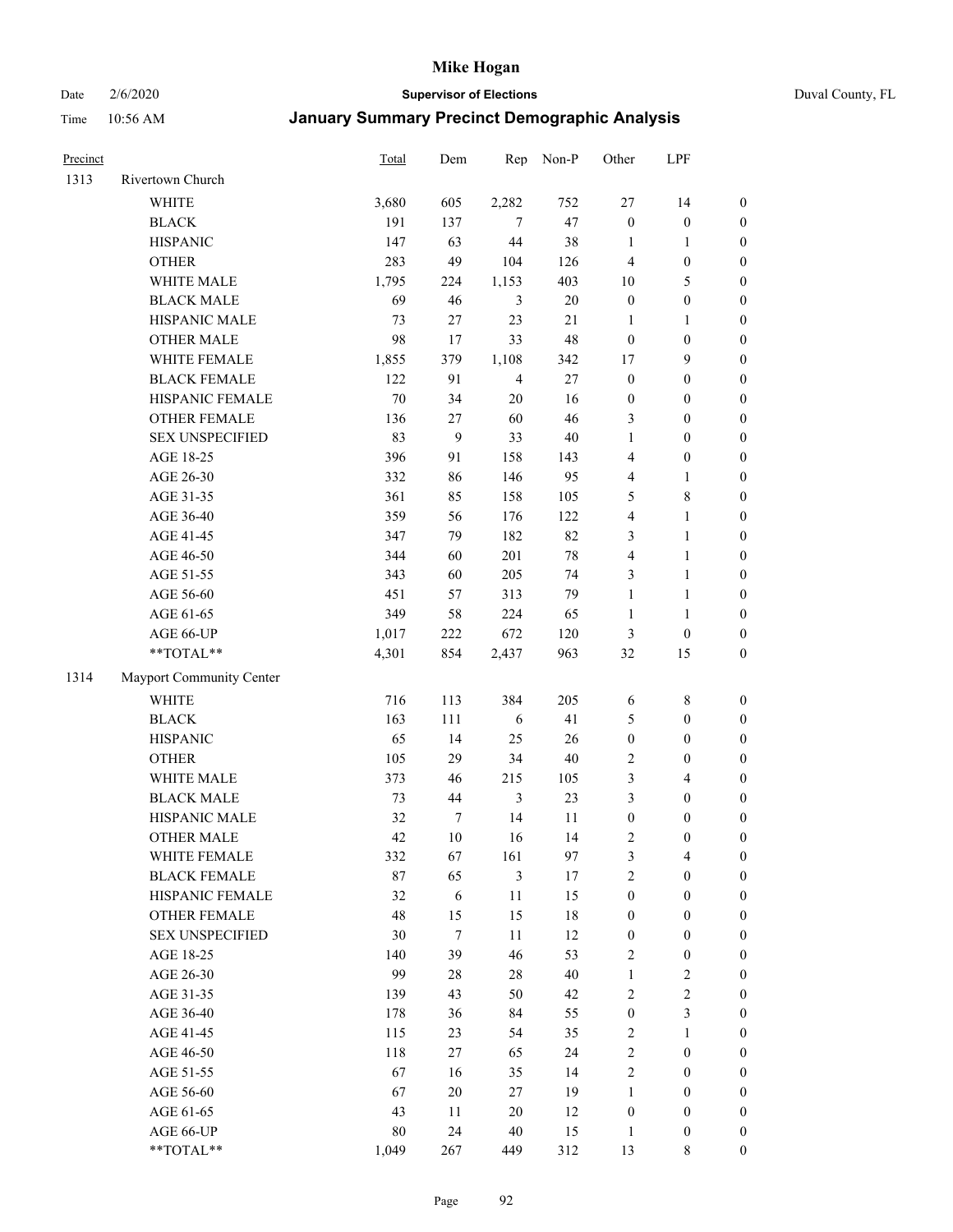| Precinct | | Total | Dem | Rep | Non-P | Other | LPF | |
|---|---|---|---|---|---|---|---|---|
| 1313 | Rivertown Church | | | | | | | |
| | WHITE | 3,680 | 605 | 2,282 | 752 | 27 | 14 | 0 |
| | BLACK | 191 | 137 | 7 | 47 | 0 | 0 | 0 |
| | HISPANIC | 147 | 63 | 44 | 38 | 1 | 1 | 0 |
| | OTHER | 283 | 49 | 104 | 126 | 4 | 0 | 0 |
| | WHITE MALE | 1,795 | 224 | 1,153 | 403 | 10 | 5 | 0 |
| | BLACK MALE | 69 | 46 | 3 | 20 | 0 | 0 | 0 |
| | HISPANIC MALE | 73 | 27 | 23 | 21 | 1 | 1 | 0 |
| | OTHER MALE | 98 | 17 | 33 | 48 | 0 | 0 | 0 |
| | WHITE FEMALE | 1,855 | 379 | 1,108 | 342 | 17 | 9 | 0 |
| | BLACK FEMALE | 122 | 91 | 4 | 27 | 0 | 0 | 0 |
| | HISPANIC FEMALE | 70 | 34 | 20 | 16 | 0 | 0 | 0 |
| | OTHER FEMALE | 136 | 27 | 60 | 46 | 3 | 0 | 0 |
| | SEX UNSPECIFIED | 83 | 9 | 33 | 40 | 1 | 0 | 0 |
| | AGE 18-25 | 396 | 91 | 158 | 143 | 4 | 0 | 0 |
| | AGE 26-30 | 332 | 86 | 146 | 95 | 4 | 1 | 0 |
| | AGE 31-35 | 361 | 85 | 158 | 105 | 5 | 8 | 0 |
| | AGE 36-40 | 359 | 56 | 176 | 122 | 4 | 1 | 0 |
| | AGE 41-45 | 347 | 79 | 182 | 82 | 3 | 1 | 0 |
| | AGE 46-50 | 344 | 60 | 201 | 78 | 4 | 1 | 0 |
| | AGE 51-55 | 343 | 60 | 205 | 74 | 3 | 1 | 0 |
| | AGE 56-60 | 451 | 57 | 313 | 79 | 1 | 1 | 0 |
| | AGE 61-65 | 349 | 58 | 224 | 65 | 1 | 1 | 0 |
| | AGE 66-UP | 1,017 | 222 | 672 | 120 | 3 | 0 | 0 |
| | **TOTAL** | 4,301 | 854 | 2,437 | 963 | 32 | 15 | 0 |
| 1314 | Mayport Community Center | | | | | | | |
| | WHITE | 716 | 113 | 384 | 205 | 6 | 8 | 0 |
| | BLACK | 163 | 111 | 6 | 41 | 5 | 0 | 0 |
| | HISPANIC | 65 | 14 | 25 | 26 | 0 | 0 | 0 |
| | OTHER | 105 | 29 | 34 | 40 | 2 | 0 | 0 |
| | WHITE MALE | 373 | 46 | 215 | 105 | 3 | 4 | 0 |
| | BLACK MALE | 73 | 44 | 3 | 23 | 3 | 0 | 0 |
| | HISPANIC MALE | 32 | 7 | 14 | 11 | 0 | 0 | 0 |
| | OTHER MALE | 42 | 10 | 16 | 14 | 2 | 0 | 0 |
| | WHITE FEMALE | 332 | 67 | 161 | 97 | 3 | 4 | 0 |
| | BLACK FEMALE | 87 | 65 | 3 | 17 | 2 | 0 | 0 |
| | HISPANIC FEMALE | 32 | 6 | 11 | 15 | 0 | 0 | 0 |
| | OTHER FEMALE | 48 | 15 | 15 | 18 | 0 | 0 | 0 |
| | SEX UNSPECIFIED | 30 | 7 | 11 | 12 | 0 | 0 | 0 |
| | AGE 18-25 | 140 | 39 | 46 | 53 | 2 | 0 | 0 |
| | AGE 26-30 | 99 | 28 | 28 | 40 | 1 | 2 | 0 |
| | AGE 31-35 | 139 | 43 | 50 | 42 | 2 | 2 | 0 |
| | AGE 36-40 | 178 | 36 | 84 | 55 | 0 | 3 | 0 |
| | AGE 41-45 | 115 | 23 | 54 | 35 | 2 | 1 | 0 |
| | AGE 46-50 | 118 | 27 | 65 | 24 | 2 | 0 | 0 |
| | AGE 51-55 | 67 | 16 | 35 | 14 | 2 | 0 | 0 |
| | AGE 56-60 | 67 | 20 | 27 | 19 | 1 | 0 | 0 |
| | AGE 61-65 | 43 | 11 | 20 | 12 | 0 | 0 | 0 |
| | AGE 66-UP | 80 | 24 | 40 | 15 | 1 | 0 | 0 |
| | **TOTAL** | 1,049 | 267 | 449 | 312 | 13 | 8 | 0 |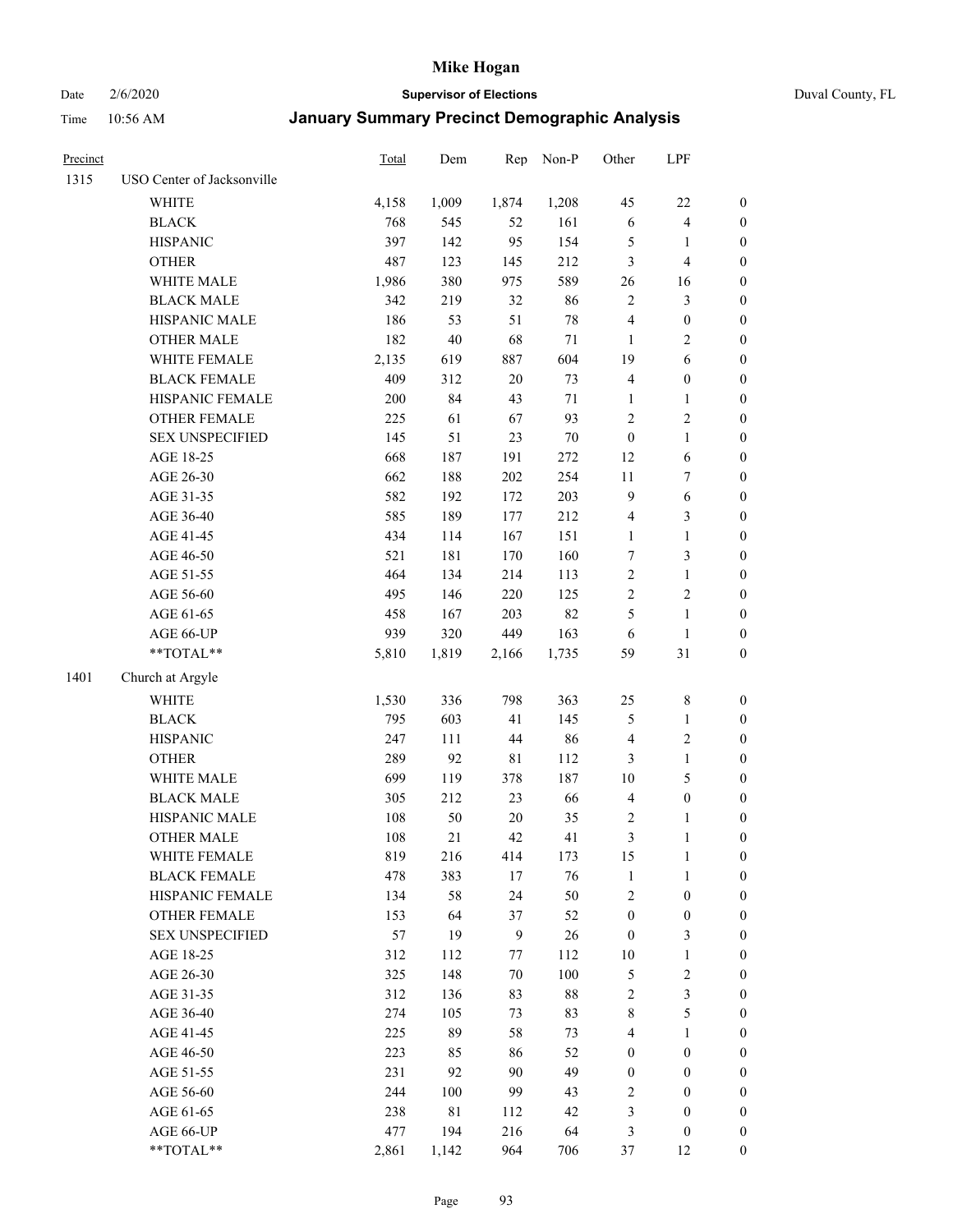| Precinct | | Total | Dem | Rep | Non-P | Other | LPF | |
|---|---|---|---|---|---|---|---|---|
| 1315 | USO Center of Jacksonville | | | | | | | |
| | WHITE | 4,158 | 1,009 | 1,874 | 1,208 | 45 | 22 | 0 |
| | BLACK | 768 | 545 | 52 | 161 | 6 | 4 | 0 |
| | HISPANIC | 397 | 142 | 95 | 154 | 5 | 1 | 0 |
| | OTHER | 487 | 123 | 145 | 212 | 3 | 4 | 0 |
| | WHITE MALE | 1,986 | 380 | 975 | 589 | 26 | 16 | 0 |
| | BLACK MALE | 342 | 219 | 32 | 86 | 2 | 3 | 0 |
| | HISPANIC MALE | 186 | 53 | 51 | 78 | 4 | 0 | 0 |
| | OTHER MALE | 182 | 40 | 68 | 71 | 1 | 2 | 0 |
| | WHITE FEMALE | 2,135 | 619 | 887 | 604 | 19 | 6 | 0 |
| | BLACK FEMALE | 409 | 312 | 20 | 73 | 4 | 0 | 0 |
| | HISPANIC FEMALE | 200 | 84 | 43 | 71 | 1 | 1 | 0 |
| | OTHER FEMALE | 225 | 61 | 67 | 93 | 2 | 2 | 0 |
| | SEX UNSPECIFIED | 145 | 51 | 23 | 70 | 0 | 1 | 0 |
| | AGE 18-25 | 668 | 187 | 191 | 272 | 12 | 6 | 0 |
| | AGE 26-30 | 662 | 188 | 202 | 254 | 11 | 7 | 0 |
| | AGE 31-35 | 582 | 192 | 172 | 203 | 9 | 6 | 0 |
| | AGE 36-40 | 585 | 189 | 177 | 212 | 4 | 3 | 0 |
| | AGE 41-45 | 434 | 114 | 167 | 151 | 1 | 1 | 0 |
| | AGE 46-50 | 521 | 181 | 170 | 160 | 7 | 3 | 0 |
| | AGE 51-55 | 464 | 134 | 214 | 113 | 2 | 1 | 0 |
| | AGE 56-60 | 495 | 146 | 220 | 125 | 2 | 2 | 0 |
| | AGE 61-65 | 458 | 167 | 203 | 82 | 5 | 1 | 0 |
| | AGE 66-UP | 939 | 320 | 449 | 163 | 6 | 1 | 0 |
| | **TOTAL** | 5,810 | 1,819 | 2,166 | 1,735 | 59 | 31 | 0 |
| 1401 | Church at Argyle | | | | | | | |
| | WHITE | 1,530 | 336 | 798 | 363 | 25 | 8 | 0 |
| | BLACK | 795 | 603 | 41 | 145 | 5 | 1 | 0 |
| | HISPANIC | 247 | 111 | 44 | 86 | 4 | 2 | 0 |
| | OTHER | 289 | 92 | 81 | 112 | 3 | 1 | 0 |
| | WHITE MALE | 699 | 119 | 378 | 187 | 10 | 5 | 0 |
| | BLACK MALE | 305 | 212 | 23 | 66 | 4 | 0 | 0 |
| | HISPANIC MALE | 108 | 50 | 20 | 35 | 2 | 1 | 0 |
| | OTHER MALE | 108 | 21 | 42 | 41 | 3 | 1 | 0 |
| | WHITE FEMALE | 819 | 216 | 414 | 173 | 15 | 1 | 0 |
| | BLACK FEMALE | 478 | 383 | 17 | 76 | 1 | 1 | 0 |
| | HISPANIC FEMALE | 134 | 58 | 24 | 50 | 2 | 0 | 0 |
| | OTHER FEMALE | 153 | 64 | 37 | 52 | 0 | 0 | 0 |
| | SEX UNSPECIFIED | 57 | 19 | 9 | 26 | 0 | 3 | 0 |
| | AGE 18-25 | 312 | 112 | 77 | 112 | 10 | 1 | 0 |
| | AGE 26-30 | 325 | 148 | 70 | 100 | 5 | 2 | 0 |
| | AGE 31-35 | 312 | 136 | 83 | 88 | 2 | 3 | 0 |
| | AGE 36-40 | 274 | 105 | 73 | 83 | 8 | 5 | 0 |
| | AGE 41-45 | 225 | 89 | 58 | 73 | 4 | 1 | 0 |
| | AGE 46-50 | 223 | 85 | 86 | 52 | 0 | 0 | 0 |
| | AGE 51-55 | 231 | 92 | 90 | 49 | 0 | 0 | 0 |
| | AGE 56-60 | 244 | 100 | 99 | 43 | 2 | 0 | 0 |
| | AGE 61-65 | 238 | 81 | 112 | 42 | 3 | 0 | 0 |
| | AGE 66-UP | 477 | 194 | 216 | 64 | 3 | 0 | 0 |
| | **TOTAL** | 2,861 | 1,142 | 964 | 706 | 37 | 12 | 0 |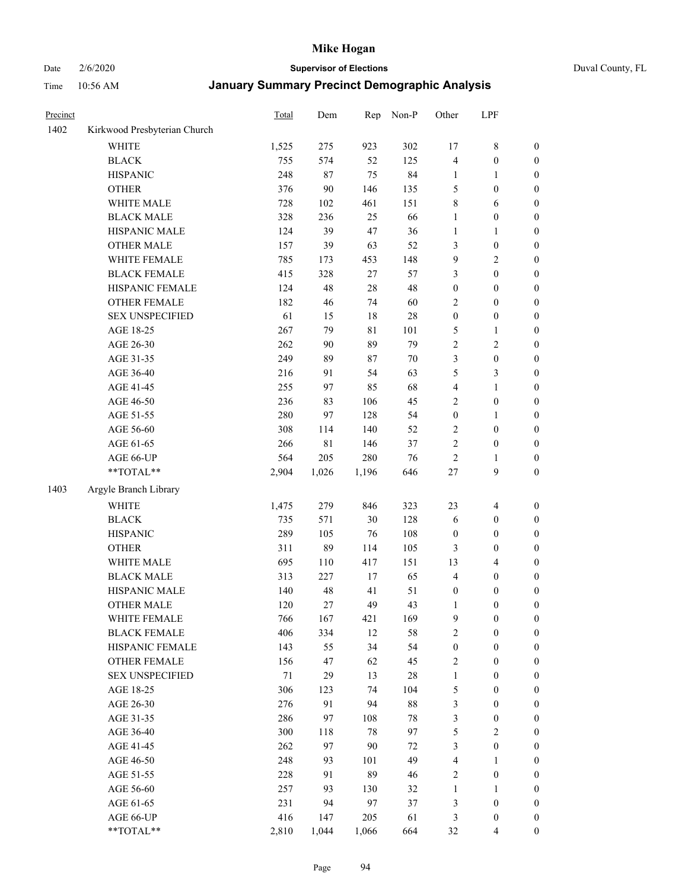# Mike Hogan

Date 2/6/2020 **Supervisor of Elections** Duval County, FL

Time 10:56 AM **January Summary Precinct Demographic Analysis**

| Precinct | | Total | Dem | Rep | Non-P | Other | LPF | |
|---|---|---|---|---|---|---|---|---|
| 1402 | Kirkwood Presbyterian Church | | | | | | | |
| | WHITE | 1,525 | 275 | 923 | 302 | 17 | 8 | 0 |
| | BLACK | 755 | 574 | 52 | 125 | 4 | 0 | 0 |
| | HISPANIC | 248 | 87 | 75 | 84 | 1 | 1 | 0 |
| | OTHER | 376 | 90 | 146 | 135 | 5 | 0 | 0 |
| | WHITE MALE | 728 | 102 | 461 | 151 | 8 | 6 | 0 |
| | BLACK MALE | 328 | 236 | 25 | 66 | 1 | 0 | 0 |
| | HISPANIC MALE | 124 | 39 | 47 | 36 | 1 | 1 | 0 |
| | OTHER MALE | 157 | 39 | 63 | 52 | 3 | 0 | 0 |
| | WHITE FEMALE | 785 | 173 | 453 | 148 | 9 | 2 | 0 |
| | BLACK FEMALE | 415 | 328 | 27 | 57 | 3 | 0 | 0 |
| | HISPANIC FEMALE | 124 | 48 | 28 | 48 | 0 | 0 | 0 |
| | OTHER FEMALE | 182 | 46 | 74 | 60 | 2 | 0 | 0 |
| | SEX UNSPECIFIED | 61 | 15 | 18 | 28 | 0 | 0 | 0 |
| | AGE 18-25 | 267 | 79 | 81 | 101 | 5 | 1 | 0 |
| | AGE 26-30 | 262 | 90 | 89 | 79 | 2 | 2 | 0 |
| | AGE 31-35 | 249 | 89 | 87 | 70 | 3 | 0 | 0 |
| | AGE 36-40 | 216 | 91 | 54 | 63 | 5 | 3 | 0 |
| | AGE 41-45 | 255 | 97 | 85 | 68 | 4 | 1 | 0 |
| | AGE 46-50 | 236 | 83 | 106 | 45 | 2 | 0 | 0 |
| | AGE 51-55 | 280 | 97 | 128 | 54 | 0 | 1 | 0 |
| | AGE 56-60 | 308 | 114 | 140 | 52 | 2 | 0 | 0 |
| | AGE 61-65 | 266 | 81 | 146 | 37 | 2 | 0 | 0 |
| | AGE 66-UP | 564 | 205 | 280 | 76 | 2 | 1 | 0 |
| | **TOTAL** | 2,904 | 1,026 | 1,196 | 646 | 27 | 9 | 0 |
| 1403 | Argyle Branch Library | | | | | | | |
| | WHITE | 1,475 | 279 | 846 | 323 | 23 | 4 | 0 |
| | BLACK | 735 | 571 | 30 | 128 | 6 | 0 | 0 |
| | HISPANIC | 289 | 105 | 76 | 108 | 0 | 0 | 0 |
| | OTHER | 311 | 89 | 114 | 105 | 3 | 0 | 0 |
| | WHITE MALE | 695 | 110 | 417 | 151 | 13 | 4 | 0 |
| | BLACK MALE | 313 | 227 | 17 | 65 | 4 | 0 | 0 |
| | HISPANIC MALE | 140 | 48 | 41 | 51 | 0 | 0 | 0 |
| | OTHER MALE | 120 | 27 | 49 | 43 | 1 | 0 | 0 |
| | WHITE FEMALE | 766 | 167 | 421 | 169 | 9 | 0 | 0 |
| | BLACK FEMALE | 406 | 334 | 12 | 58 | 2 | 0 | 0 |
| | HISPANIC FEMALE | 143 | 55 | 34 | 54 | 0 | 0 | 0 |
| | OTHER FEMALE | 156 | 47 | 62 | 45 | 2 | 0 | 0 |
| | SEX UNSPECIFIED | 71 | 29 | 13 | 28 | 1 | 0 | 0 |
| | AGE 18-25 | 306 | 123 | 74 | 104 | 5 | 0 | 0 |
| | AGE 26-30 | 276 | 91 | 94 | 88 | 3 | 0 | 0 |
| | AGE 31-35 | 286 | 97 | 108 | 78 | 3 | 0 | 0 |
| | AGE 36-40 | 300 | 118 | 78 | 97 | 5 | 2 | 0 |
| | AGE 41-45 | 262 | 97 | 90 | 72 | 3 | 0 | 0 |
| | AGE 46-50 | 248 | 93 | 101 | 49 | 4 | 1 | 0 |
| | AGE 51-55 | 228 | 91 | 89 | 46 | 2 | 0 | 0 |
| | AGE 56-60 | 257 | 93 | 130 | 32 | 1 | 1 | 0 |
| | AGE 61-65 | 231 | 94 | 97 | 37 | 3 | 0 | 0 |
| | AGE 66-UP | 416 | 147 | 205 | 61 | 3 | 0 | 0 |
| | **TOTAL** | 2,810 | 1,044 | 1,066 | 664 | 32 | 4 | 0 |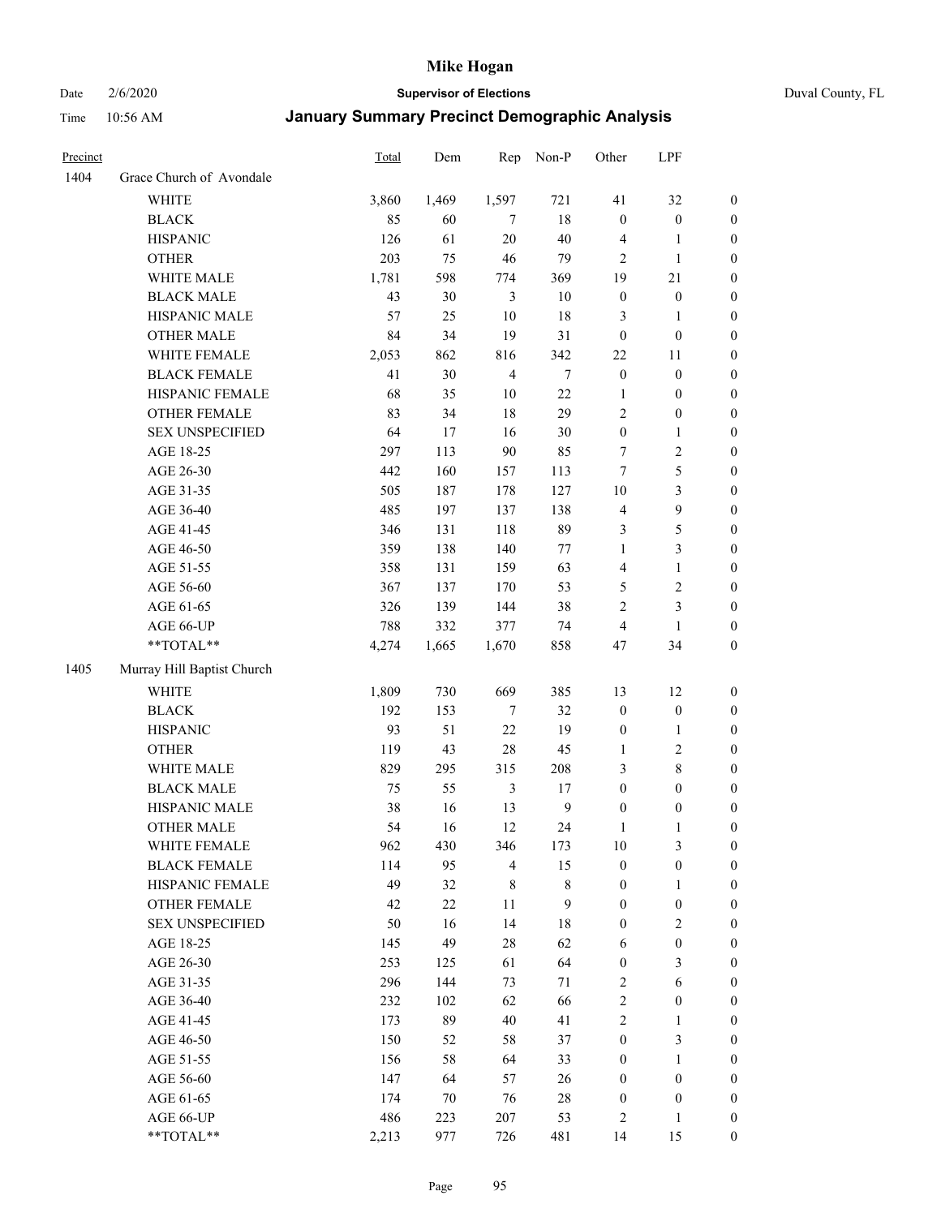# Mike Hogan

Date 2/6/2020 **Supervisor of Elections** Duval County, FL

Time 10:56 AM **January Summary Precinct Demographic Analysis**

| Precinct | | Total | Dem | Rep | Non-P | Other | LPF | |
|---|---|---|---|---|---|---|---|---|
| 1404 | Grace Church of Avondale | | | | | | | |
| | WHITE | 3,860 | 1,469 | 1,597 | 721 | 41 | 32 | 0 |
| | BLACK | 85 | 60 | 7 | 18 | 0 | 0 | 0 |
| | HISPANIC | 126 | 61 | 20 | 40 | 4 | 1 | 0 |
| | OTHER | 203 | 75 | 46 | 79 | 2 | 1 | 0 |
| | WHITE MALE | 1,781 | 598 | 774 | 369 | 19 | 21 | 0 |
| | BLACK MALE | 43 | 30 | 3 | 10 | 0 | 0 | 0 |
| | HISPANIC MALE | 57 | 25 | 10 | 18 | 3 | 1 | 0 |
| | OTHER MALE | 84 | 34 | 19 | 31 | 0 | 0 | 0 |
| | WHITE FEMALE | 2,053 | 862 | 816 | 342 | 22 | 11 | 0 |
| | BLACK FEMALE | 41 | 30 | 4 | 7 | 0 | 0 | 0 |
| | HISPANIC FEMALE | 68 | 35 | 10 | 22 | 1 | 0 | 0 |
| | OTHER FEMALE | 83 | 34 | 18 | 29 | 2 | 0 | 0 |
| | SEX UNSPECIFIED | 64 | 17 | 16 | 30 | 0 | 1 | 0 |
| | AGE 18-25 | 297 | 113 | 90 | 85 | 7 | 2 | 0 |
| | AGE 26-30 | 442 | 160 | 157 | 113 | 7 | 5 | 0 |
| | AGE 31-35 | 505 | 187 | 178 | 127 | 10 | 3 | 0 |
| | AGE 36-40 | 485 | 197 | 137 | 138 | 4 | 9 | 0 |
| | AGE 41-45 | 346 | 131 | 118 | 89 | 3 | 5 | 0 |
| | AGE 46-50 | 359 | 138 | 140 | 77 | 1 | 3 | 0 |
| | AGE 51-55 | 358 | 131 | 159 | 63 | 4 | 1 | 0 |
| | AGE 56-60 | 367 | 137 | 170 | 53 | 5 | 2 | 0 |
| | AGE 61-65 | 326 | 139 | 144 | 38 | 2 | 3 | 0 |
| | AGE 66-UP | 788 | 332 | 377 | 74 | 4 | 1 | 0 |
| | **TOTAL** | 4,274 | 1,665 | 1,670 | 858 | 47 | 34 | 0 |
| 1405 | Murray Hill Baptist Church | | | | | | | |
| | WHITE | 1,809 | 730 | 669 | 385 | 13 | 12 | 0 |
| | BLACK | 192 | 153 | 7 | 32 | 0 | 0 | 0 |
| | HISPANIC | 93 | 51 | 22 | 19 | 0 | 1 | 0 |
| | OTHER | 119 | 43 | 28 | 45 | 1 | 2 | 0 |
| | WHITE MALE | 829 | 295 | 315 | 208 | 3 | 8 | 0 |
| | BLACK MALE | 75 | 55 | 3 | 17 | 0 | 0 | 0 |
| | HISPANIC MALE | 38 | 16 | 13 | 9 | 0 | 0 | 0 |
| | OTHER MALE | 54 | 16 | 12 | 24 | 1 | 1 | 0 |
| | WHITE FEMALE | 962 | 430 | 346 | 173 | 10 | 3 | 0 |
| | BLACK FEMALE | 114 | 95 | 4 | 15 | 0 | 0 | 0 |
| | HISPANIC FEMALE | 49 | 32 | 8 | 8 | 0 | 1 | 0 |
| | OTHER FEMALE | 42 | 22 | 11 | 9 | 0 | 0 | 0 |
| | SEX UNSPECIFIED | 50 | 16 | 14 | 18 | 0 | 2 | 0 |
| | AGE 18-25 | 145 | 49 | 28 | 62 | 6 | 0 | 0 |
| | AGE 26-30 | 253 | 125 | 61 | 64 | 0 | 3 | 0 |
| | AGE 31-35 | 296 | 144 | 73 | 71 | 2 | 6 | 0 |
| | AGE 36-40 | 232 | 102 | 62 | 66 | 2 | 0 | 0 |
| | AGE 41-45 | 173 | 89 | 40 | 41 | 2 | 1 | 0 |
| | AGE 46-50 | 150 | 52 | 58 | 37 | 0 | 3 | 0 |
| | AGE 51-55 | 156 | 58 | 64 | 33 | 0 | 1 | 0 |
| | AGE 56-60 | 147 | 64 | 57 | 26 | 0 | 0 | 0 |
| | AGE 61-65 | 174 | 70 | 76 | 28 | 0 | 0 | 0 |
| | AGE 66-UP | 486 | 223 | 207 | 53 | 2 | 1 | 0 |
| | **TOTAL** | 2,213 | 977 | 726 | 481 | 14 | 15 | 0 |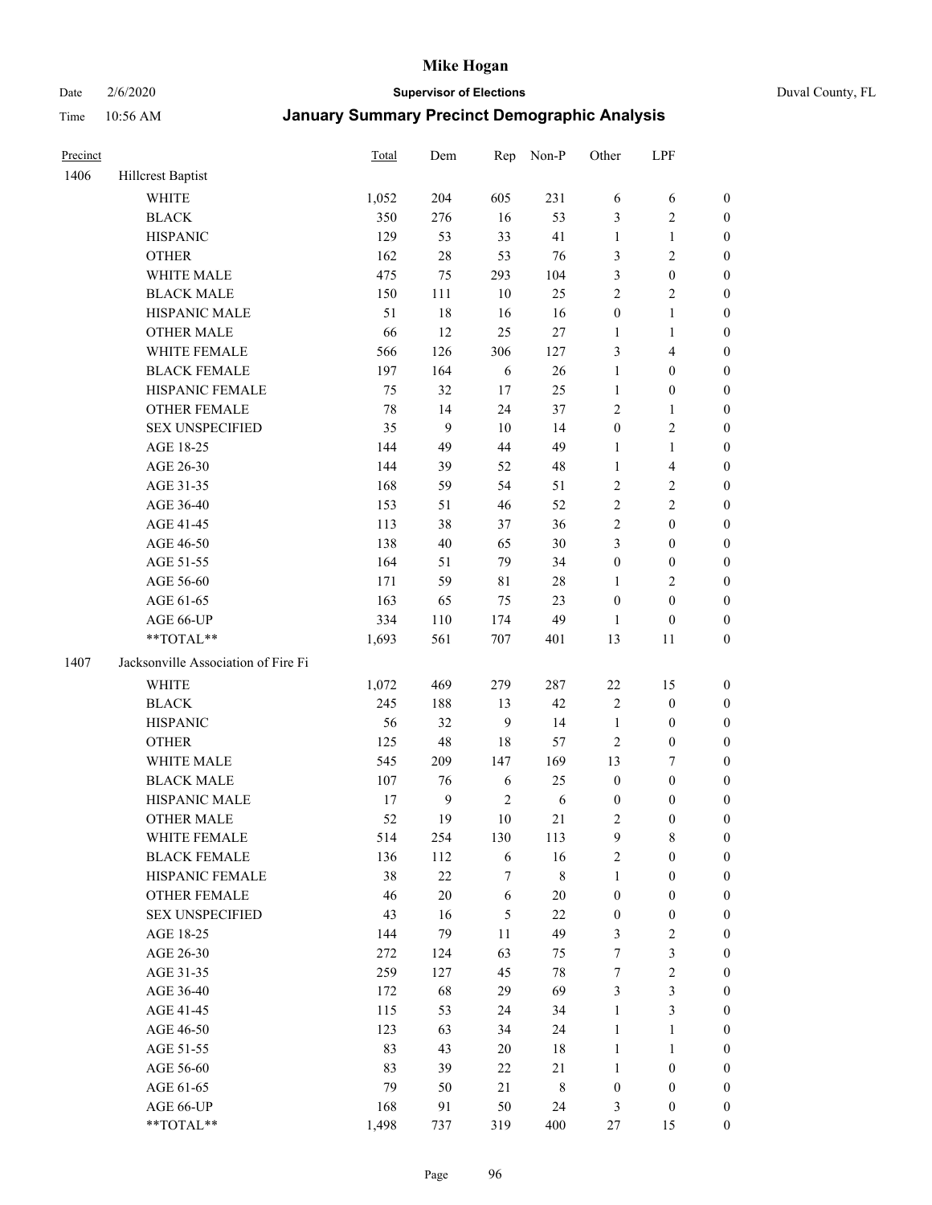| Precinct | | Total | Dem | Rep | Non-P | Other | LPF | |
|---|---|---|---|---|---|---|---|---|
| 1406 | Hillcrest Baptist | | | | | | | |
| | WHITE | 1,052 | 204 | 605 | 231 | 6 | 6 | 0 |
| | BLACK | 350 | 276 | 16 | 53 | 3 | 2 | 0 |
| | HISPANIC | 129 | 53 | 33 | 41 | 1 | 1 | 0 |
| | OTHER | 162 | 28 | 53 | 76 | 3 | 2 | 0 |
| | WHITE MALE | 475 | 75 | 293 | 104 | 3 | 0 | 0 |
| | BLACK MALE | 150 | 111 | 10 | 25 | 2 | 2 | 0 |
| | HISPANIC MALE | 51 | 18 | 16 | 16 | 0 | 1 | 0 |
| | OTHER MALE | 66 | 12 | 25 | 27 | 1 | 1 | 0 |
| | WHITE FEMALE | 566 | 126 | 306 | 127 | 3 | 4 | 0 |
| | BLACK FEMALE | 197 | 164 | 6 | 26 | 1 | 0 | 0 |
| | HISPANIC FEMALE | 75 | 32 | 17 | 25 | 1 | 0 | 0 |
| | OTHER FEMALE | 78 | 14 | 24 | 37 | 2 | 1 | 0 |
| | SEX UNSPECIFIED | 35 | 9 | 10 | 14 | 0 | 2 | 0 |
| | AGE 18-25 | 144 | 49 | 44 | 49 | 1 | 1 | 0 |
| | AGE 26-30 | 144 | 39 | 52 | 48 | 1 | 4 | 0 |
| | AGE 31-35 | 168 | 59 | 54 | 51 | 2 | 2 | 0 |
| | AGE 36-40 | 153 | 51 | 46 | 52 | 2 | 2 | 0 |
| | AGE 41-45 | 113 | 38 | 37 | 36 | 2 | 0 | 0 |
| | AGE 46-50 | 138 | 40 | 65 | 30 | 3 | 0 | 0 |
| | AGE 51-55 | 164 | 51 | 79 | 34 | 0 | 0 | 0 |
| | AGE 56-60 | 171 | 59 | 81 | 28 | 1 | 2 | 0 |
| | AGE 61-65 | 163 | 65 | 75 | 23 | 0 | 0 | 0 |
| | AGE 66-UP | 334 | 110 | 174 | 49 | 1 | 0 | 0 |
| | **TOTAL** | 1,693 | 561 | 707 | 401 | 13 | 11 | 0 |
| 1407 | Jacksonville Association of Fire Fi | | | | | | | |
| | WHITE | 1,072 | 469 | 279 | 287 | 22 | 15 | 0 |
| | BLACK | 245 | 188 | 13 | 42 | 2 | 0 | 0 |
| | HISPANIC | 56 | 32 | 9 | 14 | 1 | 0 | 0 |
| | OTHER | 125 | 48 | 18 | 57 | 2 | 0 | 0 |
| | WHITE MALE | 545 | 209 | 147 | 169 | 13 | 7 | 0 |
| | BLACK MALE | 107 | 76 | 6 | 25 | 0 | 0 | 0 |
| | HISPANIC MALE | 17 | 9 | 2 | 6 | 0 | 0 | 0 |
| | OTHER MALE | 52 | 19 | 10 | 21 | 2 | 0 | 0 |
| | WHITE FEMALE | 514 | 254 | 130 | 113 | 9 | 8 | 0 |
| | BLACK FEMALE | 136 | 112 | 6 | 16 | 2 | 0 | 0 |
| | HISPANIC FEMALE | 38 | 22 | 7 | 8 | 1 | 0 | 0 |
| | OTHER FEMALE | 46 | 20 | 6 | 20 | 0 | 0 | 0 |
| | SEX UNSPECIFIED | 43 | 16 | 5 | 22 | 0 | 0 | 0 |
| | AGE 18-25 | 144 | 79 | 11 | 49 | 3 | 2 | 0 |
| | AGE 26-30 | 272 | 124 | 63 | 75 | 7 | 3 | 0 |
| | AGE 31-35 | 259 | 127 | 45 | 78 | 7 | 2 | 0 |
| | AGE 36-40 | 172 | 68 | 29 | 69 | 3 | 3 | 0 |
| | AGE 41-45 | 115 | 53 | 24 | 34 | 1 | 3 | 0 |
| | AGE 46-50 | 123 | 63 | 34 | 24 | 1 | 1 | 0 |
| | AGE 51-55 | 83 | 43 | 20 | 18 | 1 | 1 | 0 |
| | AGE 56-60 | 83 | 39 | 22 | 21 | 1 | 0 | 0 |
| | AGE 61-65 | 79 | 50 | 21 | 8 | 0 | 0 | 0 |
| | AGE 66-UP | 168 | 91 | 50 | 24 | 3 | 0 | 0 |
| | **TOTAL** | 1,498 | 737 | 319 | 400 | 27 | 15 | 0 |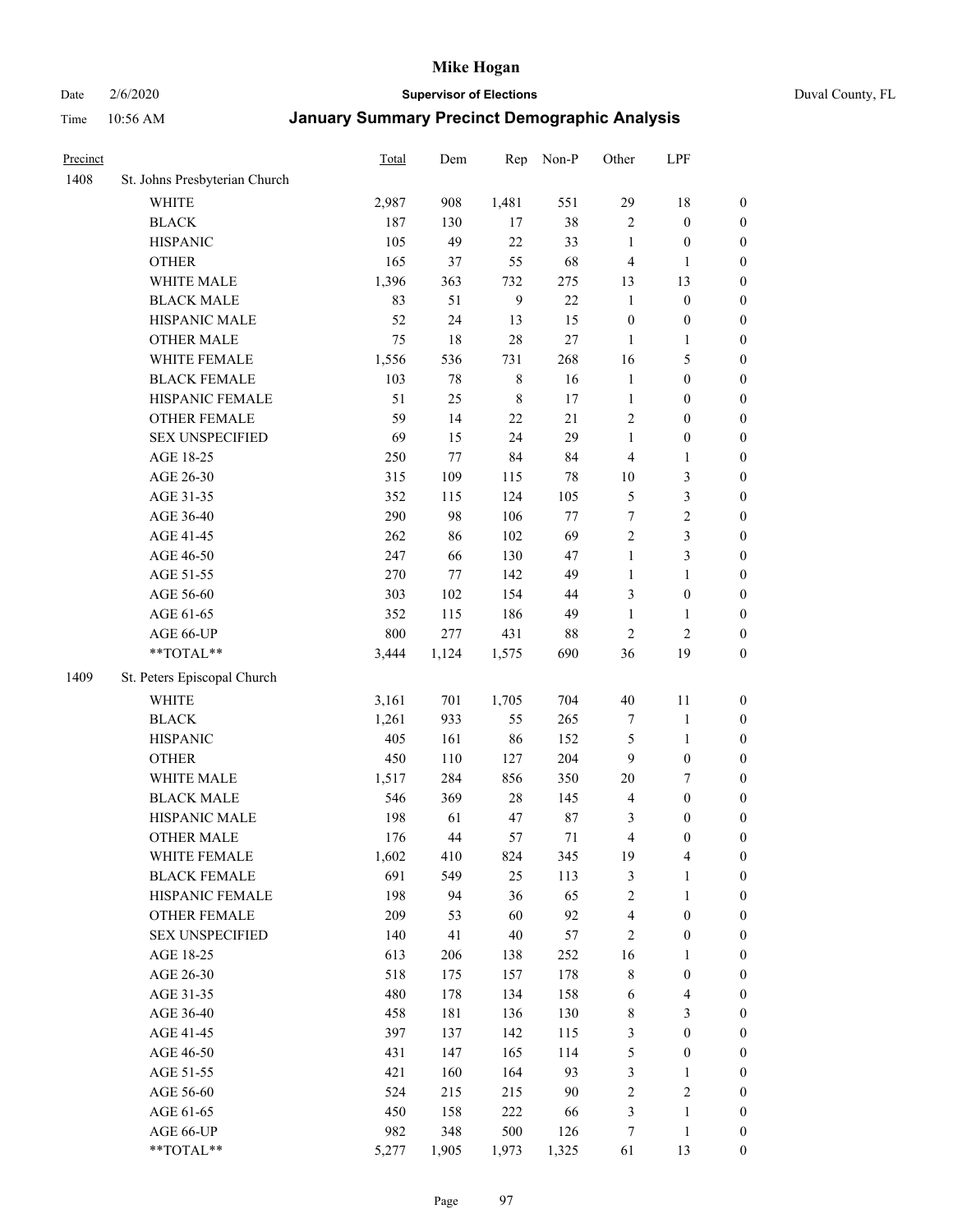# Mike Hogan

Date 2/6/2020 **Supervisor of Elections** Duval County, FL

Time 10:56 AM **January Summary Precinct Demographic Analysis**

| Precinct | | Total | Dem | Rep | Non-P | Other | LPF | |
|---|---|---|---|---|---|---|---|---|
| 1408 | St. Johns Presbyterian Church | | | | | | | |
| | WHITE | 2,987 | 908 | 1,481 | 551 | 29 | 18 | 0 |
| | BLACK | 187 | 130 | 17 | 38 | 2 | 0 | 0 |
| | HISPANIC | 105 | 49 | 22 | 33 | 1 | 0 | 0 |
| | OTHER | 165 | 37 | 55 | 68 | 4 | 1 | 0 |
| | WHITE MALE | 1,396 | 363 | 732 | 275 | 13 | 13 | 0 |
| | BLACK MALE | 83 | 51 | 9 | 22 | 1 | 0 | 0 |
| | HISPANIC MALE | 52 | 24 | 13 | 15 | 0 | 0 | 0 |
| | OTHER MALE | 75 | 18 | 28 | 27 | 1 | 1 | 0 |
| | WHITE FEMALE | 1,556 | 536 | 731 | 268 | 16 | 5 | 0 |
| | BLACK FEMALE | 103 | 78 | 8 | 16 | 1 | 0 | 0 |
| | HISPANIC FEMALE | 51 | 25 | 8 | 17 | 1 | 0 | 0 |
| | OTHER FEMALE | 59 | 14 | 22 | 21 | 2 | 0 | 0 |
| | SEX UNSPECIFIED | 69 | 15 | 24 | 29 | 1 | 0 | 0 |
| | AGE 18-25 | 250 | 77 | 84 | 84 | 4 | 1 | 0 |
| | AGE 26-30 | 315 | 109 | 115 | 78 | 10 | 3 | 0 |
| | AGE 31-35 | 352 | 115 | 124 | 105 | 5 | 3 | 0 |
| | AGE 36-40 | 290 | 98 | 106 | 77 | 7 | 2 | 0 |
| | AGE 41-45 | 262 | 86 | 102 | 69 | 2 | 3 | 0 |
| | AGE 46-50 | 247 | 66 | 130 | 47 | 1 | 3 | 0 |
| | AGE 51-55 | 270 | 77 | 142 | 49 | 1 | 1 | 0 |
| | AGE 56-60 | 303 | 102 | 154 | 44 | 3 | 0 | 0 |
| | AGE 61-65 | 352 | 115 | 186 | 49 | 1 | 1 | 0 |
| | AGE 66-UP | 800 | 277 | 431 | 88 | 2 | 2 | 0 |
| | **TOTAL** | 3,444 | 1,124 | 1,575 | 690 | 36 | 19 | 0 |
| 1409 | St. Peters Episcopal Church | | | | | | | |
| | WHITE | 3,161 | 701 | 1,705 | 704 | 40 | 11 | 0 |
| | BLACK | 1,261 | 933 | 55 | 265 | 7 | 1 | 0 |
| | HISPANIC | 405 | 161 | 86 | 152 | 5 | 1 | 0 |
| | OTHER | 450 | 110 | 127 | 204 | 9 | 0 | 0 |
| | WHITE MALE | 1,517 | 284 | 856 | 350 | 20 | 7 | 0 |
| | BLACK MALE | 546 | 369 | 28 | 145 | 4 | 0 | 0 |
| | HISPANIC MALE | 198 | 61 | 47 | 87 | 3 | 0 | 0 |
| | OTHER MALE | 176 | 44 | 57 | 71 | 4 | 0 | 0 |
| | WHITE FEMALE | 1,602 | 410 | 824 | 345 | 19 | 4 | 0 |
| | BLACK FEMALE | 691 | 549 | 25 | 113 | 3 | 1 | 0 |
| | HISPANIC FEMALE | 198 | 94 | 36 | 65 | 2 | 1 | 0 |
| | OTHER FEMALE | 209 | 53 | 60 | 92 | 4 | 0 | 0 |
| | SEX UNSPECIFIED | 140 | 41 | 40 | 57 | 2 | 0 | 0 |
| | AGE 18-25 | 613 | 206 | 138 | 252 | 16 | 1 | 0 |
| | AGE 26-30 | 518 | 175 | 157 | 178 | 8 | 0 | 0 |
| | AGE 31-35 | 480 | 178 | 134 | 158 | 6 | 4 | 0 |
| | AGE 36-40 | 458 | 181 | 136 | 130 | 8 | 3 | 0 |
| | AGE 41-45 | 397 | 137 | 142 | 115 | 3 | 0 | 0 |
| | AGE 46-50 | 431 | 147 | 165 | 114 | 5 | 0 | 0 |
| | AGE 51-55 | 421 | 160 | 164 | 93 | 3 | 1 | 0 |
| | AGE 56-60 | 524 | 215 | 215 | 90 | 2 | 2 | 0 |
| | AGE 61-65 | 450 | 158 | 222 | 66 | 3 | 1 | 0 |
| | AGE 66-UP | 982 | 348 | 500 | 126 | 7 | 1 | 0 |
| | **TOTAL** | 5,277 | 1,905 | 1,973 | 1,325 | 61 | 13 | 0 |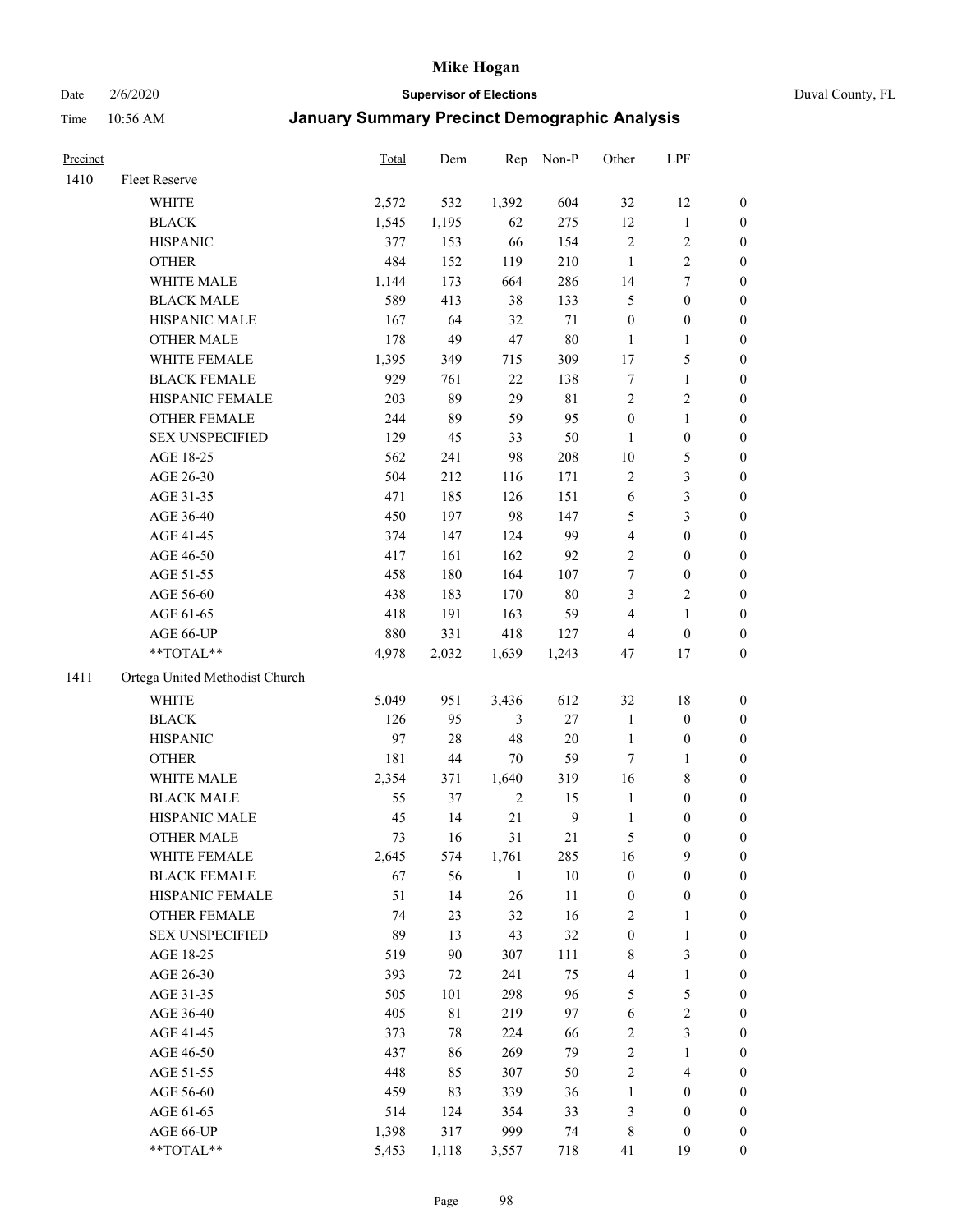# Mike Hogan

Date 2/6/2020 **Supervisor of Elections** Duval County, FL

Time 10:56 AM **January Summary Precinct Demographic Analysis**

| Precinct | | Total | Dem | Rep | Non-P | Other | LPF | |
|---|---|---|---|---|---|---|---|---|
| 1410 | Fleet Reserve | | | | | | | |
| | WHITE | 2,572 | 532 | 1,392 | 604 | 32 | 12 | 0 |
| | BLACK | 1,545 | 1,195 | 62 | 275 | 12 | 1 | 0 |
| | HISPANIC | 377 | 153 | 66 | 154 | 2 | 2 | 0 |
| | OTHER | 484 | 152 | 119 | 210 | 1 | 2 | 0 |
| | WHITE MALE | 1,144 | 173 | 664 | 286 | 14 | 7 | 0 |
| | BLACK MALE | 589 | 413 | 38 | 133 | 5 | 0 | 0 |
| | HISPANIC MALE | 167 | 64 | 32 | 71 | 0 | 0 | 0 |
| | OTHER MALE | 178 | 49 | 47 | 80 | 1 | 1 | 0 |
| | WHITE FEMALE | 1,395 | 349 | 715 | 309 | 17 | 5 | 0 |
| | BLACK FEMALE | 929 | 761 | 22 | 138 | 7 | 1 | 0 |
| | HISPANIC FEMALE | 203 | 89 | 29 | 81 | 2 | 2 | 0 |
| | OTHER FEMALE | 244 | 89 | 59 | 95 | 0 | 1 | 0 |
| | SEX UNSPECIFIED | 129 | 45 | 33 | 50 | 1 | 0 | 0 |
| | AGE 18-25 | 562 | 241 | 98 | 208 | 10 | 5 | 0 |
| | AGE 26-30 | 504 | 212 | 116 | 171 | 2 | 3 | 0 |
| | AGE 31-35 | 471 | 185 | 126 | 151 | 6 | 3 | 0 |
| | AGE 36-40 | 450 | 197 | 98 | 147 | 5 | 3 | 0 |
| | AGE 41-45 | 374 | 147 | 124 | 99 | 4 | 0 | 0 |
| | AGE 46-50 | 417 | 161 | 162 | 92 | 2 | 0 | 0 |
| | AGE 51-55 | 458 | 180 | 164 | 107 | 7 | 0 | 0 |
| | AGE 56-60 | 438 | 183 | 170 | 80 | 3 | 2 | 0 |
| | AGE 61-65 | 418 | 191 | 163 | 59 | 4 | 1 | 0 |
| | AGE 66-UP | 880 | 331 | 418 | 127 | 4 | 0 | 0 |
| | **TOTAL** | 4,978 | 2,032 | 1,639 | 1,243 | 47 | 17 | 0 |
| 1411 | Ortega United Methodist Church | | | | | | | |
| | WHITE | 5,049 | 951 | 3,436 | 612 | 32 | 18 | 0 |
| | BLACK | 126 | 95 | 3 | 27 | 1 | 0 | 0 |
| | HISPANIC | 97 | 28 | 48 | 20 | 1 | 0 | 0 |
| | OTHER | 181 | 44 | 70 | 59 | 7 | 1 | 0 |
| | WHITE MALE | 2,354 | 371 | 1,640 | 319 | 16 | 8 | 0 |
| | BLACK MALE | 55 | 37 | 2 | 15 | 1 | 0 | 0 |
| | HISPANIC MALE | 45 | 14 | 21 | 9 | 1 | 0 | 0 |
| | OTHER MALE | 73 | 16 | 31 | 21 | 5 | 0 | 0 |
| | WHITE FEMALE | 2,645 | 574 | 1,761 | 285 | 16 | 9 | 0 |
| | BLACK FEMALE | 67 | 56 | 1 | 10 | 0 | 0 | 0 |
| | HISPANIC FEMALE | 51 | 14 | 26 | 11 | 0 | 0 | 0 |
| | OTHER FEMALE | 74 | 23 | 32 | 16 | 2 | 1 | 0 |
| | SEX UNSPECIFIED | 89 | 13 | 43 | 32 | 0 | 1 | 0 |
| | AGE 18-25 | 519 | 90 | 307 | 111 | 8 | 3 | 0 |
| | AGE 26-30 | 393 | 72 | 241 | 75 | 4 | 1 | 0 |
| | AGE 31-35 | 505 | 101 | 298 | 96 | 5 | 5 | 0 |
| | AGE 36-40 | 405 | 81 | 219 | 97 | 6 | 2 | 0 |
| | AGE 41-45 | 373 | 78 | 224 | 66 | 2 | 3 | 0 |
| | AGE 46-50 | 437 | 86 | 269 | 79 | 2 | 1 | 0 |
| | AGE 51-55 | 448 | 85 | 307 | 50 | 2 | 4 | 0 |
| | AGE 56-60 | 459 | 83 | 339 | 36 | 1 | 0 | 0 |
| | AGE 61-65 | 514 | 124 | 354 | 33 | 3 | 0 | 0 |
| | AGE 66-UP | 1,398 | 317 | 999 | 74 | 8 | 0 | 0 |
| | **TOTAL** | 5,453 | 1,118 | 3,557 | 718 | 41 | 19 | 0 |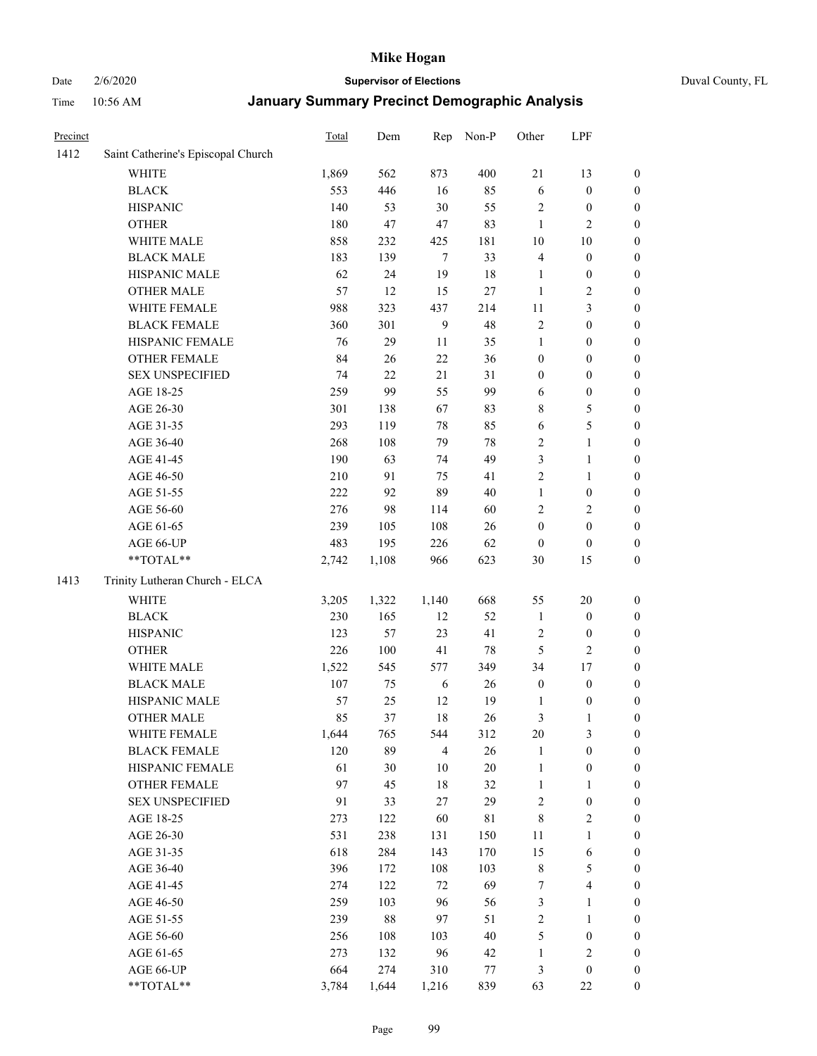# Mike Hogan

Date 2/6/2020 **Supervisor of Elections** Duval County, FL

Time 10:56 AM **January Summary Precinct Demographic Analysis**

| Precinct | | Total | Dem | Rep | Non-P | Other | LPF | |
|---|---|---|---|---|---|---|---|---|
| 1412 | Saint Catherine's Episcopal Church | | | | | | | |
| | WHITE | 1,869 | 562 | 873 | 400 | 21 | 13 | 0 |
| | BLACK | 553 | 446 | 16 | 85 | 6 | 0 | 0 |
| | HISPANIC | 140 | 53 | 30 | 55 | 2 | 0 | 0 |
| | OTHER | 180 | 47 | 47 | 83 | 1 | 2 | 0 |
| | WHITE MALE | 858 | 232 | 425 | 181 | 10 | 10 | 0 |
| | BLACK MALE | 183 | 139 | 7 | 33 | 4 | 0 | 0 |
| | HISPANIC MALE | 62 | 24 | 19 | 18 | 1 | 0 | 0 |
| | OTHER MALE | 57 | 12 | 15 | 27 | 1 | 2 | 0 |
| | WHITE FEMALE | 988 | 323 | 437 | 214 | 11 | 3 | 0 |
| | BLACK FEMALE | 360 | 301 | 9 | 48 | 2 | 0 | 0 |
| | HISPANIC FEMALE | 76 | 29 | 11 | 35 | 1 | 0 | 0 |
| | OTHER FEMALE | 84 | 26 | 22 | 36 | 0 | 0 | 0 |
| | SEX UNSPECIFIED | 74 | 22 | 21 | 31 | 0 | 0 | 0 |
| | AGE 18-25 | 259 | 99 | 55 | 99 | 6 | 0 | 0 |
| | AGE 26-30 | 301 | 138 | 67 | 83 | 8 | 5 | 0 |
| | AGE 31-35 | 293 | 119 | 78 | 85 | 6 | 5 | 0 |
| | AGE 36-40 | 268 | 108 | 79 | 78 | 2 | 1 | 0 |
| | AGE 41-45 | 190 | 63 | 74 | 49 | 3 | 1 | 0 |
| | AGE 46-50 | 210 | 91 | 75 | 41 | 2 | 1 | 0 |
| | AGE 51-55 | 222 | 92 | 89 | 40 | 1 | 0 | 0 |
| | AGE 56-60 | 276 | 98 | 114 | 60 | 2 | 2 | 0 |
| | AGE 61-65 | 239 | 105 | 108 | 26 | 0 | 0 | 0 |
| | AGE 66-UP | 483 | 195 | 226 | 62 | 0 | 0 | 0 |
| | **TOTAL** | 2,742 | 1,108 | 966 | 623 | 30 | 15 | 0 |
| 1413 | Trinity Lutheran Church - ELCA | | | | | | | |
| | WHITE | 3,205 | 1,322 | 1,140 | 668 | 55 | 20 | 0 |
| | BLACK | 230 | 165 | 12 | 52 | 1 | 0 | 0 |
| | HISPANIC | 123 | 57 | 23 | 41 | 2 | 0 | 0 |
| | OTHER | 226 | 100 | 41 | 78 | 5 | 2 | 0 |
| | WHITE MALE | 1,522 | 545 | 577 | 349 | 34 | 17 | 0 |
| | BLACK MALE | 107 | 75 | 6 | 26 | 0 | 0 | 0 |
| | HISPANIC MALE | 57 | 25 | 12 | 19 | 1 | 0 | 0 |
| | OTHER MALE | 85 | 37 | 18 | 26 | 3 | 1 | 0 |
| | WHITE FEMALE | 1,644 | 765 | 544 | 312 | 20 | 3 | 0 |
| | BLACK FEMALE | 120 | 89 | 4 | 26 | 1 | 0 | 0 |
| | HISPANIC FEMALE | 61 | 30 | 10 | 20 | 1 | 0 | 0 |
| | OTHER FEMALE | 97 | 45 | 18 | 32 | 1 | 1 | 0 |
| | SEX UNSPECIFIED | 91 | 33 | 27 | 29 | 2 | 0 | 0 |
| | AGE 18-25 | 273 | 122 | 60 | 81 | 8 | 2 | 0 |
| | AGE 26-30 | 531 | 238 | 131 | 150 | 11 | 1 | 0 |
| | AGE 31-35 | 618 | 284 | 143 | 170 | 15 | 6 | 0 |
| | AGE 36-40 | 396 | 172 | 108 | 103 | 8 | 5 | 0 |
| | AGE 41-45 | 274 | 122 | 72 | 69 | 7 | 4 | 0 |
| | AGE 46-50 | 259 | 103 | 96 | 56 | 3 | 1 | 0 |
| | AGE 51-55 | 239 | 88 | 97 | 51 | 2 | 1 | 0 |
| | AGE 56-60 | 256 | 108 | 103 | 40 | 5 | 0 | 0 |
| | AGE 61-65 | 273 | 132 | 96 | 42 | 1 | 2 | 0 |
| | AGE 66-UP | 664 | 274 | 310 | 77 | 3 | 0 | 0 |
| | **TOTAL** | 3,784 | 1,644 | 1,216 | 839 | 63 | 22 | 0 |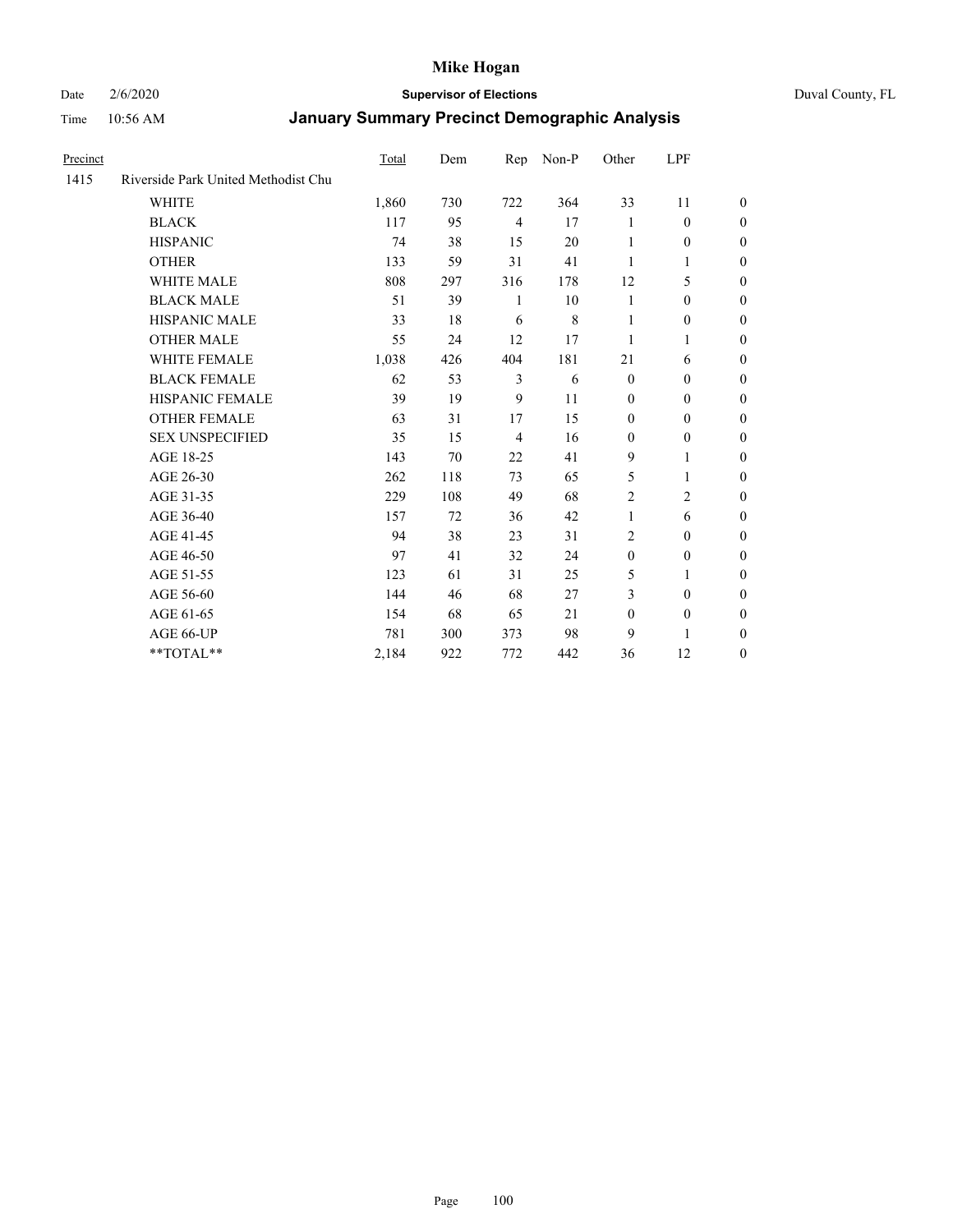# Mike Hogan

Date 2/6/2020 **Supervisor of Elections** Duval County, FL

Time 10:56 AM **January Summary Precinct Demographic Analysis**

| Precinct | | Total | Dem | Rep | Non-P | Other | LPF | |
|---|---|---|---|---|---|---|---|---|
| 1415 | Riverside Park United Methodist Chu | | | | | | | |
| | WHITE | 1,860 | 730 | 722 | 364 | 33 | 11 | 0 |
| | BLACK | 117 | 95 | 4 | 17 | 1 | 0 | 0 |
| | HISPANIC | 74 | 38 | 15 | 20 | 1 | 0 | 0 |
| | OTHER | 133 | 59 | 31 | 41 | 1 | 1 | 0 |
| | WHITE MALE | 808 | 297 | 316 | 178 | 12 | 5 | 0 |
| | BLACK MALE | 51 | 39 | 1 | 10 | 1 | 0 | 0 |
| | HISPANIC MALE | 33 | 18 | 6 | 8 | 1 | 0 | 0 |
| | OTHER MALE | 55 | 24 | 12 | 17 | 1 | 1 | 0 |
| | WHITE FEMALE | 1,038 | 426 | 404 | 181 | 21 | 6 | 0 |
| | BLACK FEMALE | 62 | 53 | 3 | 6 | 0 | 0 | 0 |
| | HISPANIC FEMALE | 39 | 19 | 9 | 11 | 0 | 0 | 0 |
| | OTHER FEMALE | 63 | 31 | 17 | 15 | 0 | 0 | 0 |
| | SEX UNSPECIFIED | 35 | 15 | 4 | 16 | 0 | 0 | 0 |
| | AGE 18-25 | 143 | 70 | 22 | 41 | 9 | 1 | 0 |
| | AGE 26-30 | 262 | 118 | 73 | 65 | 5 | 1 | 0 |
| | AGE 31-35 | 229 | 108 | 49 | 68 | 2 | 2 | 0 |
| | AGE 36-40 | 157 | 72 | 36 | 42 | 1 | 6 | 0 |
| | AGE 41-45 | 94 | 38 | 23 | 31 | 2 | 0 | 0 |
| | AGE 46-50 | 97 | 41 | 32 | 24 | 0 | 0 | 0 |
| | AGE 51-55 | 123 | 61 | 31 | 25 | 5 | 1 | 0 |
| | AGE 56-60 | 144 | 46 | 68 | 27 | 3 | 0 | 0 |
| | AGE 61-65 | 154 | 68 | 65 | 21 | 0 | 0 | 0 |
| | AGE 66-UP | 781 | 300 | 373 | 98 | 9 | 1 | 0 |
| | **TOTAL** | 2,184 | 922 | 772 | 442 | 36 | 12 | 0 |